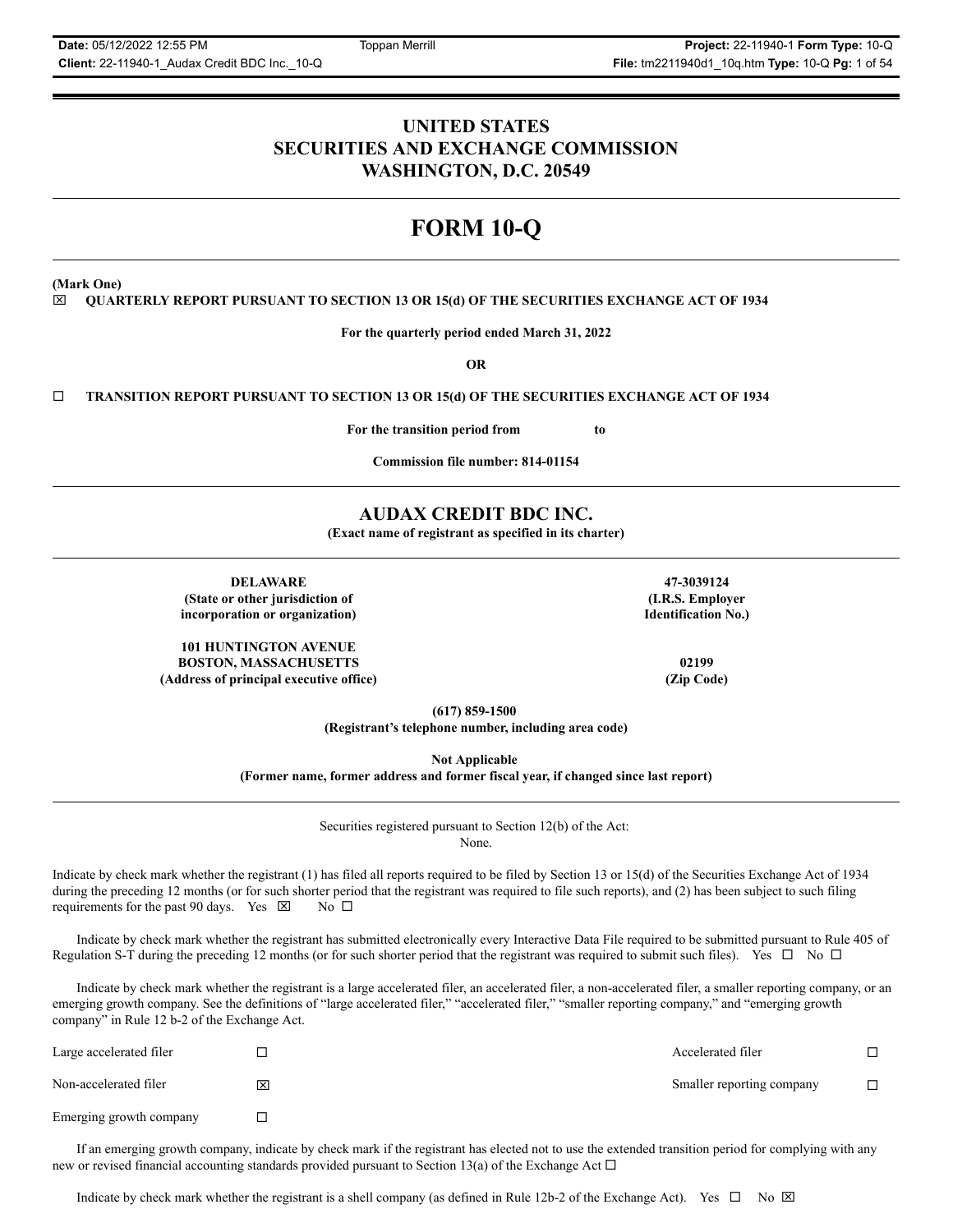# UNITED STATES
# SECURITIES AND EXCHANGE COMMISSION
# WASHINGTON, D.C. 20549

# FORM 10-Q

**(Mark One)**

☒ **QUARTERLY REPORT PURSUANT TO SECTION 13 OR 15(d) OF THE SECURITIES EXCHANGE ACT OF 1934**

**For the quarterly period ended March 31, 2022**

**OR**

☐ **TRANSITION REPORT PURSUANT TO SECTION 13 OR 15(d) OF THE SECURITIES EXCHANGE ACT OF 1934**

**For the transition period from to**

**Commission file number: 814-01154**

## AUDAX CREDIT BDC INC.

**(Exact name of registrant as specified in its charter)**

| | |
|---|---|
| **DELAWARE** | **47-3039124** |
| **(State or other jurisdiction of incorporation or organization)** | **(I.R.S. Employer Identification No.)** |
| **101 HUNTINGTON AVENUE BOSTON, MASSACHUSETTS** | **02199** |
| **(Address of principal executive office)** | **(Zip Code)** |

**(617) 859-1500**
**(Registrant's telephone number, including area code)**

**Not Applicable**
**(Former name, former address and former fiscal year, if changed since last report)**

Securities registered pursuant to Section 12(b) of the Act:
None.

Indicate by check mark whether the registrant (1) has filed all reports required to be filed by Section 13 or 15(d) of the Securities Exchange Act of 1934 during the preceding 12 months (or for such shorter period that the registrant was required to file such reports), and (2) has been subject to such filing requirements for the past 90 days. Yes ☒ No ☐

Indicate by check mark whether the registrant has submitted electronically every Interactive Data File required to be submitted pursuant to Rule 405 of Regulation S-T during the preceding 12 months (or for such shorter period that the registrant was required to submit such files). Yes ☐ No ☐

Indicate by check mark whether the registrant is a large accelerated filer, an accelerated filer, a non-accelerated filer, a smaller reporting company, or an emerging growth company. See the definitions of "large accelerated filer," "accelerated filer," "smaller reporting company," and "emerging growth company" in Rule 12 b-2 of the Exchange Act.

| | | | |
|---|---|---|---|
| Large accelerated filer | ☐ | Accelerated filer | ☐ |
| Non-accelerated filer | ☒ | Smaller reporting company | ☐ |
| Emerging growth company | ☐ | | |

If an emerging growth company, indicate by check mark if the registrant has elected not to use the extended transition period for complying with any new or revised financial accounting standards provided pursuant to Section 13(a) of the Exchange Act ☐

Indicate by check mark whether the registrant is a shell company (as defined in Rule 12b-2 of the Exchange Act). Yes ☐ No ☒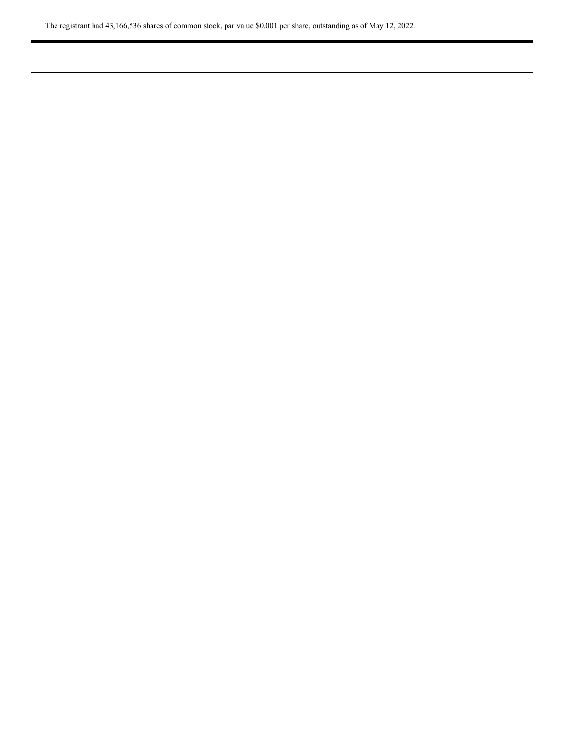The registrant had 43,166,536 shares of common stock, par value $0.001 per share, outstanding as of May 12, 2022.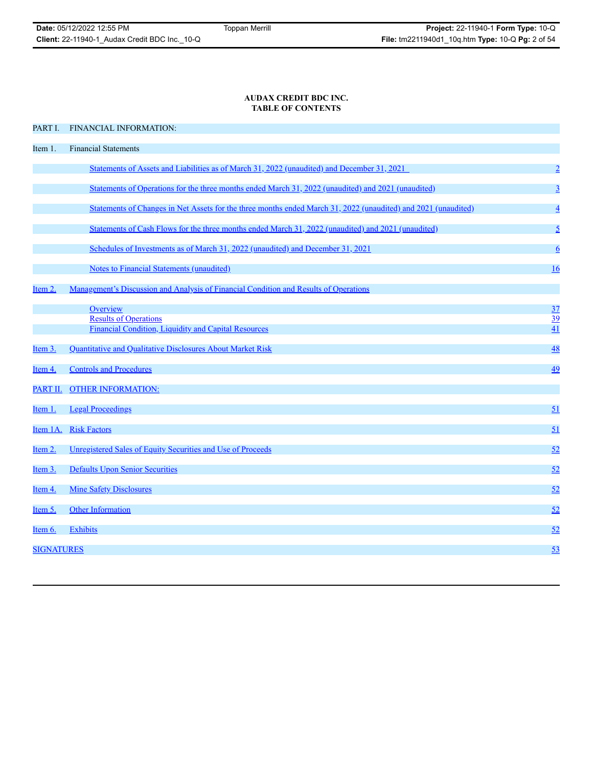# AUDAX CREDIT BDC INC.
## TABLE OF CONTENTS

| | | |
|---|---|---|
| PART I. | FINANCIAL INFORMATION: | |
| Item 1. | Financial Statements | |
| | Statements of Assets and Liabilities as of March 31, 2022 (unaudited) and December 31, 2021 | 2 |
| | Statements of Operations for the three months ended March 31, 2022 (unaudited) and 2021 (unaudited) | 3 |
| | Statements of Changes in Net Assets for the three months ended March 31, 2022 (unaudited) and 2021 (unaudited) | 4 |
| | Statements of Cash Flows for the three months ended March 31, 2022 (unaudited) and 2021 (unaudited) | 5 |
| | Schedules of Investments as of March 31, 2022 (unaudited) and December 31, 2021 | 6 |
| | Notes to Financial Statements (unaudited) | 16 |
| Item 2. | Management's Discussion and Analysis of Financial Condition and Results of Operations | |
| | Overview | 37 |
| | Results of Operations | 39 |
| | Financial Condition, Liquidity and Capital Resources | 41 |
| Item 3. | Quantitative and Qualitative Disclosures About Market Risk | 48 |
| Item 4. | Controls and Procedures | 49 |
| PART II. | OTHER INFORMATION: | |
| Item 1. | Legal Proceedings | 51 |
| Item 1A. | Risk Factors | 51 |
| Item 2. | Unregistered Sales of Equity Securities and Use of Proceeds | 52 |
| Item 3. | Defaults Upon Senior Securities | 52 |
| Item 4. | Mine Safety Disclosures | 52 |
| Item 5. | Other Information | 52 |
| Item 6. | Exhibits | 52 |
| SIGNATURES | | 53 |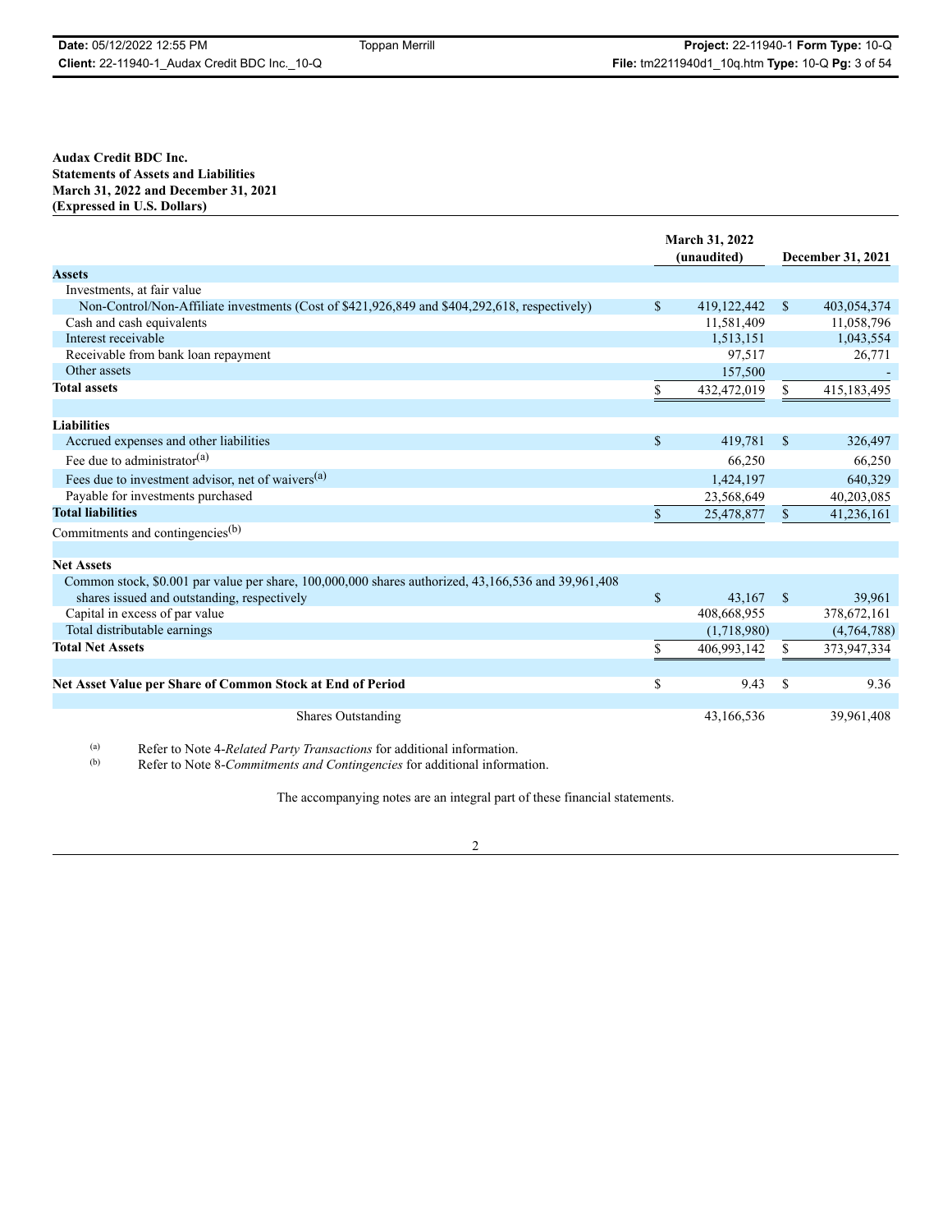**Audax Credit BDC Inc.**
**Statements of Assets and Liabilities**
**March 31, 2022 and December 31, 2021**
**(Expressed in U.S. Dollars)**

| | March 31, 2022 (unaudited) | December 31, 2021 |
|---|---|---|
| **Assets** | | |
| Investments, at fair value | | |
| Non-Control/Non-Affiliate investments (Cost of $421,926,849 and $404,292,618, respectively) | $ 419,122,442 | $ 403,054,374 |
| Cash and cash equivalents | 11,581,409 | 11,058,796 |
| Interest receivable | 1,513,151 | 1,043,554 |
| Receivable from bank loan repayment | 97,517 | 26,771 |
| Other assets | 157,500 | - |
| **Total assets** | $ 432,472,019 | $ 415,183,495 |
| | | |
| **Liabilities** | | |
| Accrued expenses and other liabilities | $ 419,781 | $ 326,497 |
| Fee due to administrator[(a)] | 66,250 | 66,250 |
| Fees due to investment advisor, net of waivers[(a)] | 1,424,197 | 640,329 |
| Payable for investments purchased | 23,568,649 | 40,203,085 |
| **Total liabilities** | $ 25,478,877 | $ 41,236,161 |
| Commitments and contingencies[(b)] | | |
| | | |
| **Net Assets** | | |
| Common stock, $0.001 par value per share, 100,000,000 shares authorized, 43,166,536 and 39,961,408 shares issued and outstanding, respectively | $ 43,167 | $ 39,961 |
| Capital in excess of par value | 408,668,955 | 378,672,161 |
| Total distributable earnings | (1,718,980) | (4,764,788) |
| **Total Net Assets** | $ 406,993,142 | $ 373,947,334 |
| | | |
| **Net Asset Value per Share of Common Stock at End of Period** | $ 9.43 | $ 9.36 |
| | | |
| Shares Outstanding | 43,166,536 | 39,961,408 |

(a) Refer to Note 4-*Related Party Transactions* for additional information.
(b) Refer to Note 8-*Commitments and Contingencies* for additional information.

The accompanying notes are an integral part of these financial statements.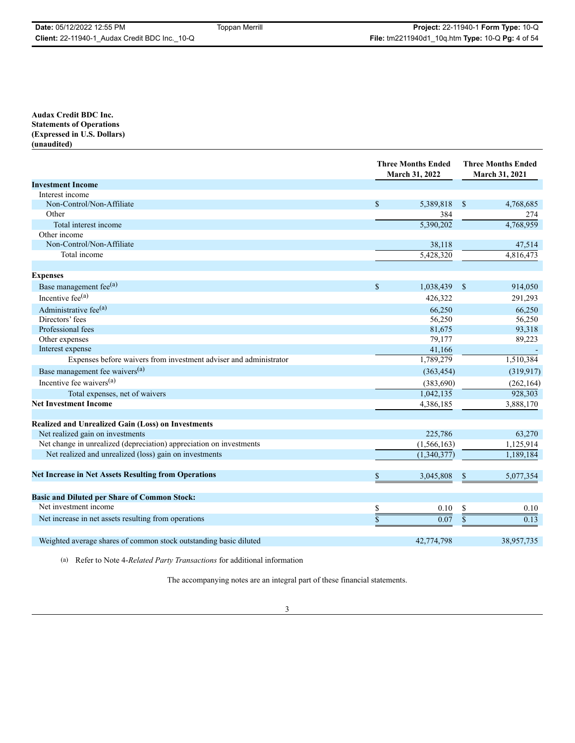**Audax Credit BDC Inc.**
**Statements of Operations**
**(Expressed in U.S. Dollars)**
**(unaudited)**

| | Three Months Ended March 31, 2022 | Three Months Ended March 31, 2021 |
|---|---|---|
| **Investment Income** | | |
| Interest income | | |
| Non-Control/Non-Affiliate | $ 5,389,818 | $ 4,768,685 |
| Other | 384 | 274 |
| Total interest income | 5,390,202 | 4,768,959 |
| Other income | | |
| Non-Control/Non-Affiliate | 38,118 | 47,514 |
| Total income | 5,428,320 | 4,816,473 |
| | | |
| **Expenses** | | |
| Base management fee[(a)] | $ 1,038,439 | $ 914,050 |
| Incentive fee[(a)] | 426,322 | 291,293 |
| Administrative fee[(a)] | 66,250 | 66,250 |
| Directors' fees | 56,250 | 56,250 |
| Professional fees | 81,675 | 93,318 |
| Other expenses | 79,177 | 89,223 |
| Interest expense | 41,166 | - |
| Expenses before waivers from investment adviser and administrator | 1,789,279 | 1,510,384 |
| Base management fee waivers[(a)] | (363,454) | (319,917) |
| Incentive fee waivers[(a)] | (383,690) | (262,164) |
| Total expenses, net of waivers | 1,042,135 | 928,303 |
| **Net Investment Income** | 4,386,185 | 3,888,170 |
| | | |
| **Realized and Unrealized Gain (Loss) on Investments** | | |
| Net realized gain on investments | 225,786 | 63,270 |
| Net change in unrealized (depreciation) appreciation on investments | (1,566,163) | 1,125,914 |
| Net realized and unrealized (loss) gain on investments | (1,340,377) | 1,189,184 |
| | | |
| **Net Increase in Net Assets Resulting from Operations** | $ 3,045,808 | $ 5,077,354 |
| | | |
| **Basic and Diluted per Share of Common Stock:** | | |
| Net investment income | $ 0.10 | $ 0.10 |
| Net increase in net assets resulting from operations | $ 0.07 | $ 0.13 |
| | | |
| Weighted average shares of common stock outstanding basic diluted | 42,774,798 | 38,957,735 |

(a) Refer to Note 4-*Related Party Transactions* for additional information

The accompanying notes are an integral part of these financial statements.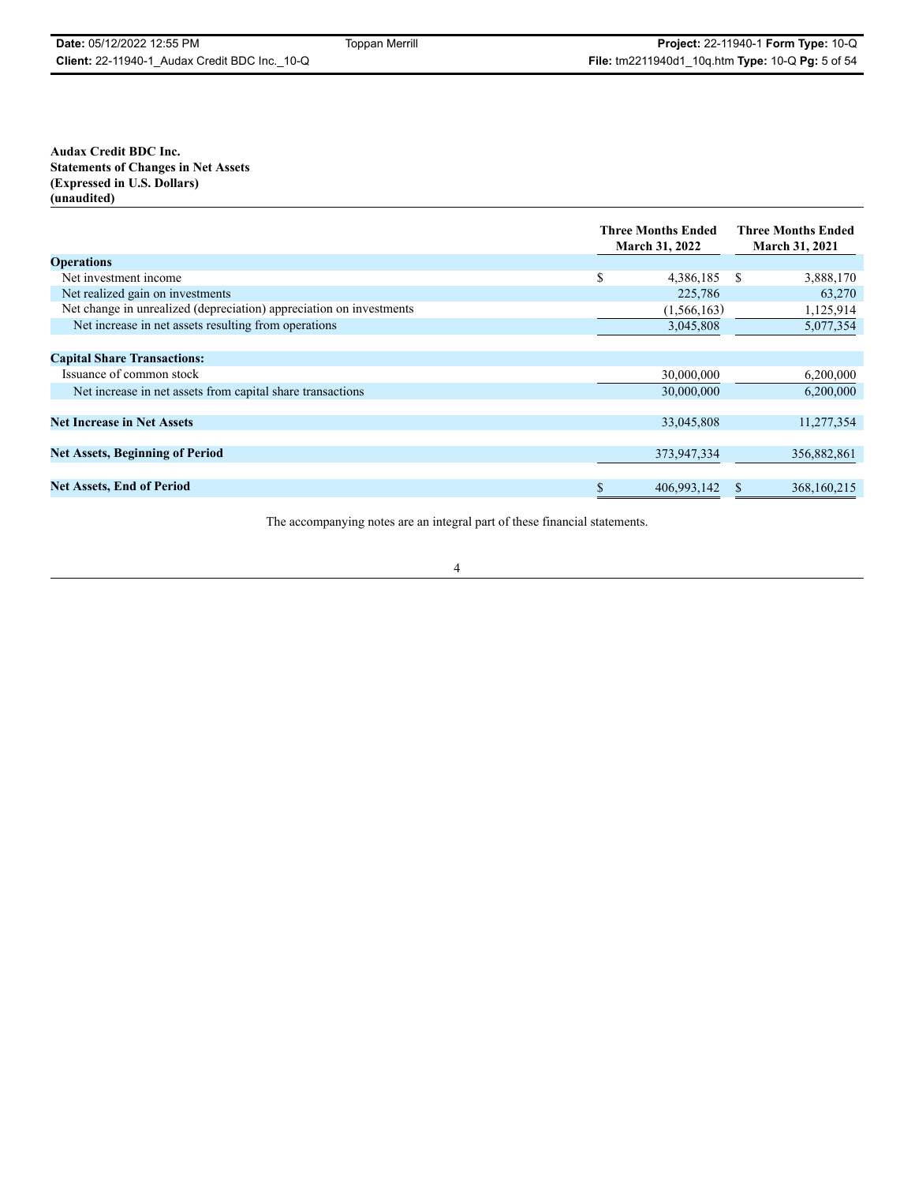**Audax Credit BDC Inc.**
**Statements of Changes in Net Assets**
**(Expressed in U.S. Dollars)**
**(unaudited)**

| | Three Months Ended March 31, 2022 | Three Months Ended March 31, 2021 |
|---|---|---|
| **Operations** | | |
| Net investment income | $ 4,386,185 | $ 3,888,170 |
| Net realized gain on investments | 225,786 | 63,270 |
| Net change in unrealized (depreciation) appreciation on investments | (1,566,163) | 1,125,914 |
| Net increase in net assets resulting from operations | 3,045,808 | 5,077,354 |
| | | |
| **Capital Share Transactions:** | | |
| Issuance of common stock | 30,000,000 | 6,200,000 |
| Net increase in net assets from capital share transactions | 30,000,000 | 6,200,000 |
| | | |
| **Net Increase in Net Assets** | 33,045,808 | 11,277,354 |
| | | |
| **Net Assets, Beginning of Period** | 373,947,334 | 356,882,861 |
| | | |
| **Net Assets, End of Period** | $ 406,993,142 | $ 368,160,215 |

The accompanying notes are an integral part of these financial statements.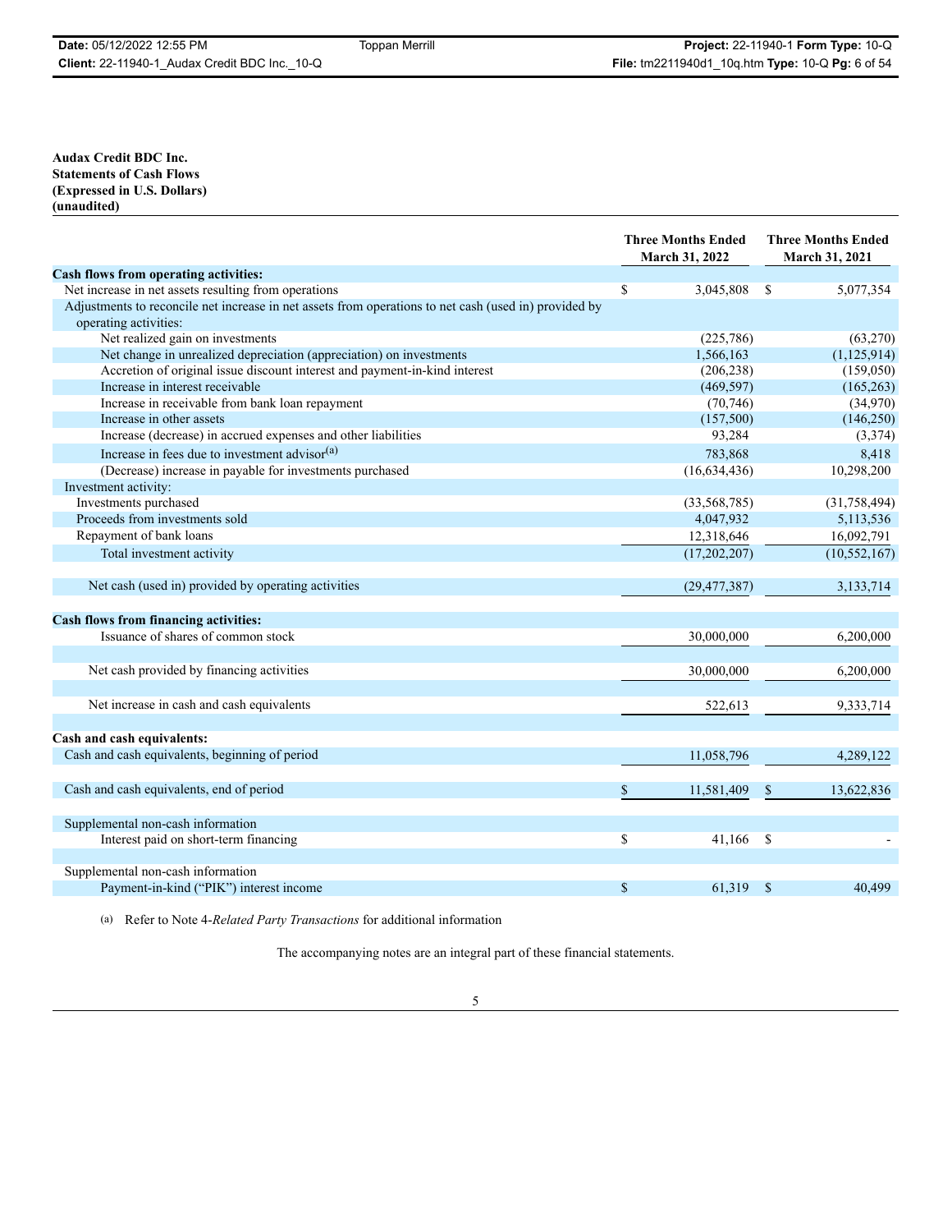**Audax Credit BDC Inc.**
**Statements of Cash Flows**
**(Expressed in U.S. Dollars)**
**(unaudited)**

| | Three Months Ended March 31, 2022 | Three Months Ended March 31, 2021 |
|---|---|---|
| **Cash flows from operating activities:** | | |
| Net increase in net assets resulting from operations | $ 3,045,808 | $ 5,077,354 |
| Adjustments to reconcile net increase in net assets from operations to net cash (used in) provided by operating activities: | | |
| Net realized gain on investments | (225,786) | (63,270) |
| Net change in unrealized depreciation (appreciation) on investments | 1,566,163 | (1,125,914) |
| Accretion of original issue discount interest and payment-in-kind interest | (206,238) | (159,050) |
| Increase in interest receivable | (469,597) | (165,263) |
| Increase in receivable from bank loan repayment | (70,746) | (34,970) |
| Increase in other assets | (157,500) | (146,250) |
| Increase (decrease) in accrued expenses and other liabilities | 93,284 | (3,374) |
| Increase in fees due to investment advisor[(a)] | 783,868 | 8,418 |
| (Decrease) increase in payable for investments purchased | (16,634,436) | 10,298,200 |
| Investment activity: | | |
| Investments purchased | (33,568,785) | (31,758,494) |
| Proceeds from investments sold | 4,047,932 | 5,113,536 |
| Repayment of bank loans | 12,318,646 | 16,092,791 |
| Total investment activity | (17,202,207) | (10,552,167) |
| Net cash (used in) provided by operating activities | (29,477,387) | 3,133,714 |
| **Cash flows from financing activities:** | | |
| Issuance of shares of common stock | 30,000,000 | 6,200,000 |
| Net cash provided by financing activities | 30,000,000 | 6,200,000 |
| Net increase in cash and cash equivalents | 522,613 | 9,333,714 |
| **Cash and cash equivalents:** | | |
| Cash and cash equivalents, beginning of period | 11,058,796 | 4,289,122 |
| Cash and cash equivalents, end of period | $ 11,581,409 | $ 13,622,836 |
| Supplemental non-cash information | | |
| Interest paid on short-term financing | $ 41,166 | $ - |
| Supplemental non-cash information | | |
| Payment-in-kind ("PIK") interest income | $ 61,319 | $ 40,499 |

(a) Refer to Note 4-*Related Party Transactions* for additional information

The accompanying notes are an integral part of these financial statements.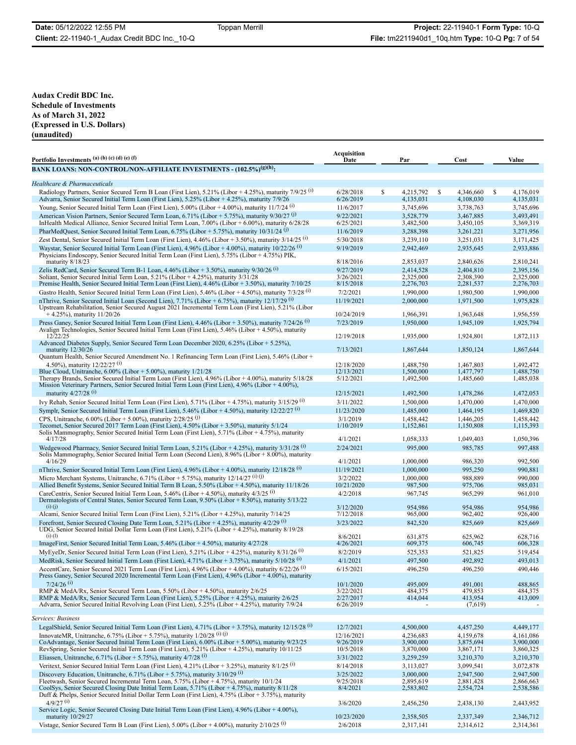**Audax Credit BDC Inc.**
**Schedule of Investments**
**As of March 31, 2022**
**(Expressed in U.S. Dollars)**
**(unaudited)**

| Portfolio Investments [(a) (b) (c) (d) (e) (f)] | Acquisition Date | Par | Cost | Value |
|---|---|---|---|---|
| **BANK LOANS: NON-CONTROL/NON-AFFILIATE INVESTMENTS - (102.5%)[(g)(h)]:** | | | | |
| *Healthcare & Pharmaceuticals* | | | | |
| Radiology Partners, Senior Secured Term B Loan (First Lien), 5.21% (Libor + 4.25%), maturity 7/9/25 [(i)] | 6/28/2018 | $ 4,215,792 | $ 4,346,660 | $ 4,176,019 |
| Advarra, Senior Secured Initial Term Loan (First Lien), 5.25% (Libor + 4.25%), maturity 7/9/26 | 6/26/2019 | 4,135,031 | 4,108,030 | 4,135,031 |
| Young, Senior Secured Initial Term Loan (First Lien), 5.00% (Libor + 4.00%), maturity 11/7/24 [(i)] | 11/6/2017 | 3,745,696 | 3,738,763 | 3,745,696 |
| American Vision Partners, Senior Secured Term Loan, 6.71% (Libor + 5.75%), maturity 9/30/27 [(j)] | 9/22/2021 | 3,528,779 | 3,467,885 | 3,493,491 |
| InHealth Medical Alliance, Senior Secured Initial Term Loan, 7.00% (Libor + 6.00%), maturity 6/28/28 | 6/25/2021 | 3,482,500 | 3,450,105 | 3,369,319 |
| PharMedQuest, Senior Secured Initial Term Loan, 6.75% (Libor + 5.75%), maturity 10/31/24 [(j)] | 11/6/2019 | 3,288,398 | 3,261,221 | 3,271,956 |
| Zest Dental, Senior Secured Initial Term Loan (First Lien), 4.46% (Libor + 3.50%), maturity 3/14/25 [(i)] | 5/30/2018 | 3,239,110 | 3,251,031 | 3,171,425 |
| Waystar, Senior Secured Initial Term Loan (First Lien), 4.96% (Libor + 4.00%), maturity 10/22/26 [(i)] | 9/19/2019 | 2,942,469 | 2,935,645 | 2,933,886 |
| Physicians Endoscopy, Senior Secured Initial Term Loan (First Lien), 5.75% (Libor + 4.75%) PIK, maturity 8/18/23 | 8/18/2016 | 2,853,037 | 2,840,626 | 2,810,241 |
| Zelis RedCard, Senior Secured Term B-1 Loan, 4.46% (Libor + 3.50%), maturity 9/30/26 [(i)] | 9/27/2019 | 2,414,528 | 2,404,810 | 2,395,156 |
| Soliant, Senior Secured Initial Term Loan, 5.21% (Libor + 4.25%), maturity 3/31/28 | 3/26/2021 | 2,325,000 | 2,308,390 | 2,325,000 |
| Premise Health, Senior Secured Initial Term Loan (First Lien), 4.46% (Libor + 3.50%), maturity 7/10/25 | 8/15/2018 | 2,276,703 | 2,281,537 | 2,276,703 |
| Gastro Health, Senior Secured Initial Term Loan (First Lien), 5.46% (Libor + 4.50%), maturity 7/3/28 [(i)] | 7/2/2021 | 1,990,000 | 1,980,500 | 1,990,000 |
| nThrive, Senior Secured Initial Loan (Second Lien), 7.71% (Libor + 6.75%), maturity 12/17/29 [(i)] | 11/19/2021 | 2,000,000 | 1,971,500 | 1,975,828 |
| Upstream Rehabilitation, Senior Secured August 2021 Incremental Term Loan (First Lien), 5.21% (Libor + 4.25%), maturity 11/20/26 | 10/24/2019 | 1,966,391 | 1,963,648 | 1,956,559 |
| Press Ganey, Senior Secured Initial Term Loan (First Lien), 4.46% (Libor + 3.50%), maturity 7/24/26 [(i)] | 7/23/2019 | 1,950,000 | 1,945,109 | 1,925,794 |
| Avalign Technologies, Senior Secured Initial Term Loan (First Lien), 5.46% (Libor + 4.50%), maturity 12/22/25 | 12/19/2018 | 1,935,000 | 1,924,801 | 1,872,113 |
| Advanced Diabetes Supply, Senior Secured Term Loan December 2020, 6.25% (Libor + 5.25%), maturity 12/30/26 | 7/13/2021 | 1,867,644 | 1,850,124 | 1,867,644 |
| Quantum Health, Senior Secured Amendment No. 1 Refinancing Term Loan (First Lien), 5.46% (Libor + 4.50%), maturity 12/22/27 [(i)] | 12/18/2020 | 1,488,750 | 1,467,803 | 1,492,472 |
| Blue Cloud, Unitranche, 6.00% (Libor + 5.00%), maturity 1/21/28 | 12/13/2021 | 1,500,000 | 1,477,797 | 1,488,750 |
| Therapy Brands, Senior Secured Initial Term Loan (First Lien), 4.96% (Libor + 4.00%), maturity 5/18/28 | 5/12/2021 | 1,492,500 | 1,485,660 | 1,485,038 |
| Mission Veterinary Partners, Senior Secured Initial Term Loan (First Lien), 4.96% (Libor + 4.00%), maturity 4/27/28 [(i)] | 12/15/2021 | 1,492,500 | 1,478,286 | 1,472,053 |
| Ivy Rehab, Senior Secured Initial Term Loan (First Lien), 5.71% (Libor + 4.75%), maturity 3/15/29 [(i)] | 3/11/2022 | 1,500,000 | 1,470,000 | 1,470,000 |
| Symplr, Senior Secured Initial Term Loan (First Lien), 5.46% (Libor + 4.50%), maturity 12/22/27 [(i)] | 11/23/2020 | 1,485,000 | 1,464,195 | 1,469,820 |
| CPS, Unitranche, 6.00% (Libor + 5.00%), maturity 2/28/25 [(j)] | 3/1/2019 | 1,458,442 | 1,446,205 | 1,458,442 |
| Tecomet, Senior Secured 2017 Term Loan (First Lien), 4.50% (Libor + 3.50%), maturity 5/1/24 | 1/10/2019 | 1,152,861 | 1,150,808 | 1,115,393 |
| Solis Mammography, Senior Secured Initial Term Loan (First Lien), 5.71% (Libor + 4.75%), maturity 4/17/28 | 4/1/2021 | 1,058,333 | 1,049,403 | 1,050,396 |
| Wedgewood Pharmacy, Senior Secured Initial Term Loan, 5.21% (Libor + 4.25%), maturity 3/31/28 [(i)] | 2/24/2021 | 995,000 | 985,785 | 997,488 |
| Solis Mammography, Senior Secured Initial Term Loan (Second Lien), 8.96% (Libor + 8.00%), maturity 4/16/29 | 4/1/2021 | 1,000,000 | 986,320 | 992,500 |
| nThrive, Senior Secured Initial Term Loan (First Lien), 4.96% (Libor + 4.00%), maturity 12/18/28 [(i)] | 11/19/2021 | 1,000,000 | 995,250 | 990,881 |
| Micro Merchant Systems, Unitranche, 6.71% (Libor + 5.75%), maturity 12/14/27 [(i) (j)] | 3/2/2022 | 1,000,000 | 988,889 | 990,000 |
| Allied Benefit Systems, Senior Secured Initial Term B Loan, 5.50% (Libor + 4.50%), maturity 11/18/26 | 10/21/2020 | 987,500 | 975,706 | 985,031 |
| CareCentrix, Senior Secured Initial Term Loan, 5.46% (Libor + 4.50%), maturity 4/3/25 [(i)] | 4/2/2018 | 967,745 | 965,299 | 961,010 |
| Dermatologists of Central States, Senior Secured Term Loan, 9.50% (Libor + 8.50%), maturity 5/13/22 [(i) (j)] | 3/12/2020 | 954,986 | 954,986 | 954,986 |
| Alcami, Senior Secured Initial Term Loan (First Lien), 5.21% (Libor + 4.25%), maturity 7/14/25 | 7/12/2018 | 965,000 | 962,402 | 926,400 |
| Forefront, Senior Secured Closing Date Term Loan, 5.21% (Libor + 4.25%), maturity 4/29/29 [(i)] | 3/23/2022 | 842,520 | 825,669 | 825,669 |
| UDG, Senior Secured Initial Dollar Term Loan (First Lien), 5.21% (Libor + 4.25%), maturity 8/19/28 [(i) (l)] | 8/6/2021 | 631,875 | 625,962 | 628,716 |
| ImageFirst, Senior Secured Initial Term Loan, 5.46% (Libor + 4.50%), maturity 4/27/28 | 4/26/2021 | 609,375 | 606,745 | 606,328 |
| MyEyeDr, Senior Secured Initial Term Loan (First Lien), 5.21% (Libor + 4.25%), maturity 8/31/26 [(i)] | 8/2/2019 | 525,353 | 521,825 | 519,454 |
| MedRisk, Senior Secured Initial Term Loan (First Lien), 4.71% (Libor + 3.75%), maturity 5/10/28 [(i)] | 4/1/2021 | 497,500 | 492,892 | 493,013 |
| AccentCare, Senior Secured 2021 Term Loan (First Lien), 4.96% (Libor + 4.00%), maturity 6/22/26 [(i)] | 6/15/2021 | 496,250 | 496,250 | 490,446 |
| Press Ganey, Senior Secured 2020 Incremental Term Loan (First Lien), 4.96% (Libor + 4.00%), maturity 7/24/26 [(i)] | 10/1/2020 | 495,009 | 491,001 | 488,865 |
| RMP & MedA/Rx, Senior Secured Term Loan, 5.50% (Libor + 4.50%), maturity 2/6/25 | 3/22/2021 | 484,375 | 479,853 | 484,375 |
| RMP & MedA/Rx, Senior Secured Term Loan (First Lien), 5.25% (Libor + 4.25%), maturity 2/6/25 | 2/27/2017 | 414,044 | 413,954 | 413,009 |
| Advarra, Senior Secured Initial Revolving Loan (First Lien), 5.25% (Libor + 4.25%), maturity 7/9/24 | 6/26/2019 | - | (7,619) | - |
| *Services: Business* | | | | |
| LegalShield, Senior Secured Initial Term Loan (First Lien), 4.71% (Libor + 3.75%), maturity 12/15/28 [(i)] | 12/7/2021 | 4,500,000 | 4,457,250 | 4,449,177 |
| InnovateMR, Unitranche, 6.75% (Libor + 5.75%), maturity 1/20/28 [(i) (j)] | 12/16/2021 | 4,236,683 | 4,159,678 | 4,161,086 |
| CoAdvantage, Senior Secured Initial Term Loan (First Lien), 6.00% (Libor + 5.00%), maturity 9/23/25 | 9/26/2019 | 3,900,000 | 3,875,694 | 3,900,000 |
| RevSpring, Senior Secured Initial Term Loan (First Lien), 5.21% (Libor + 4.25%), maturity 10/11/25 | 10/5/2018 | 3,870,000 | 3,867,171 | 3,860,325 |
| Eliassen, Unitranche, 6.71% (Libor + 5.75%), maturity 4/7/28 [(i)] | 3/31/2022 | 3,259,259 | 3,210,370 | 3,210,370 |
| Veritext, Senior Secured Initial Term Loan (First Lien), 4.21% (Libor + 3.25%), maturity 8/1/25 [(i)] | 8/14/2018 | 3,113,027 | 3,099,541 | 3,072,878 |
| Discovery Education, Unitranche, 6.71% (Libor + 5.75%), maturity 3/10/29 [(i)] | 3/25/2022 | 3,000,000 | 2,947,500 | 2,947,500 |
| Fleetwash, Senior Secured Incremental Term Loan, 5.75% (Libor + 4.75%), maturity 10/1/24 | 9/25/2018 | 2,895,619 | 2,881,428 | 2,866,663 |
| CoolSys, Senior Secured Closing Date Initial Term Loan, 5.71% (Libor + 4.75%), maturity 8/11/28 | 8/4/2021 | 2,583,802 | 2,554,724 | 2,538,586 |
| Duff & Phelps, Senior Secured Initial Dollar Term Loan (First Lien), 4.75% (Libor + 3.75%), maturity 4/9/27 [(i)] | 3/6/2020 | 2,456,250 | 2,438,130 | 2,443,952 |
| Service Logic, Senior Secured Closing Date Initial Term Loan (First Lien), 4.96% (Libor + 4.00%), maturity 10/29/27 | 10/23/2020 | 2,358,505 | 2,337,349 | 2,346,712 |
| Vistage, Senior Secured Term B Loan (First Lien), 5.00% (Libor + 4.00%), maturity 2/10/25 [(i)] | 2/6/2018 | 2,317,141 | 2,314,612 | 2,314,361 |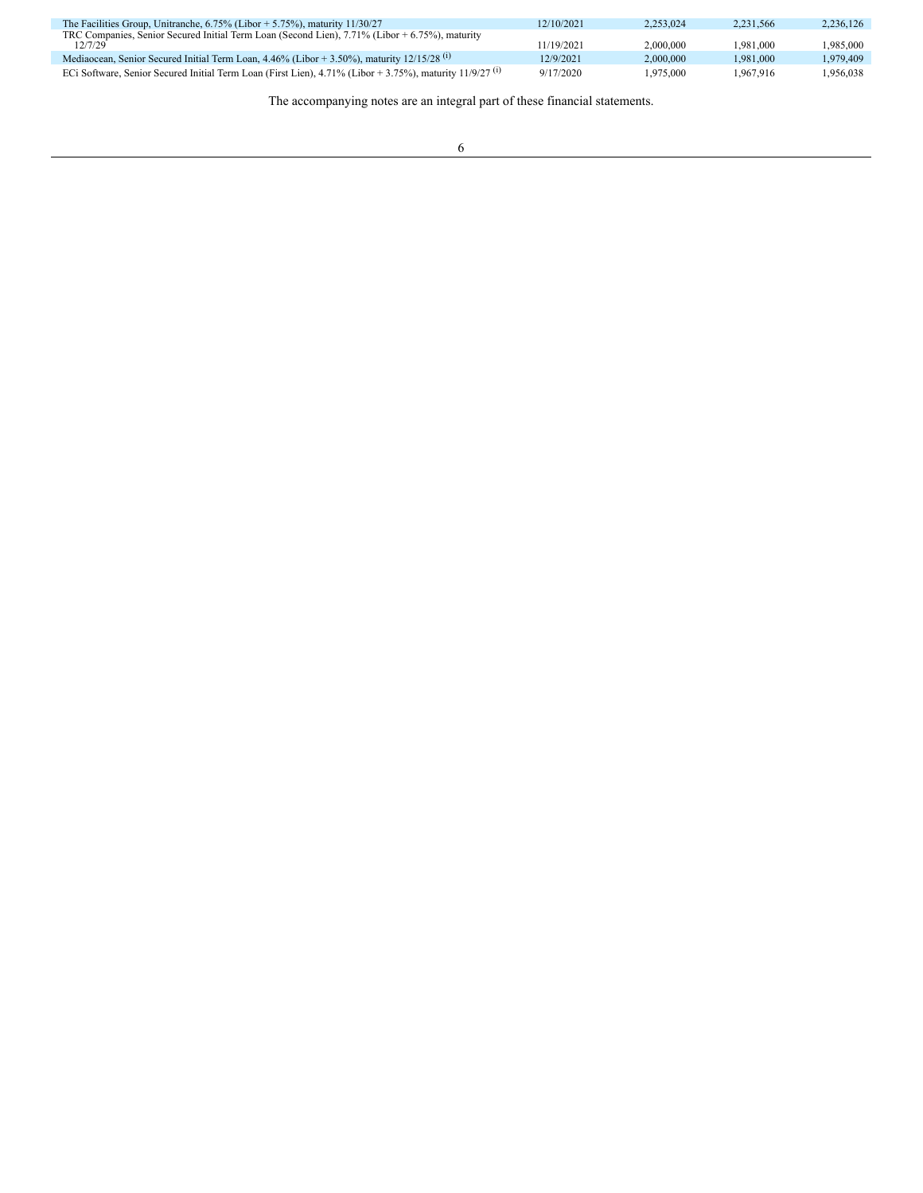| | | | | |
|---|---|---|---|---|
| The Facilities Group, Unitranche, 6.75% (Libor + 5.75%), maturity 11/30/27 | 12/10/2021 | 2,253,024 | 2,231,566 | 2,236,126 |
| TRC Companies, Senior Secured Initial Term Loan (Second Lien), 7.71% (Libor + 6.75%), maturity 12/7/29 | 11/19/2021 | 2,000,000 | 1,981,000 | 1,985,000 |
| Mediaocean, Senior Secured Initial Term Loan, 4.46% (Libor + 3.50%), maturity 12/15/28 [(i)] | 12/9/2021 | 2,000,000 | 1,981,000 | 1,979,409 |
| ECi Software, Senior Secured Initial Term Loan (First Lien), 4.71% (Libor + 3.75%), maturity 11/9/27 [(i)] | 9/17/2020 | 1,975,000 | 1,967,916 | 1,956,038 |

The accompanying notes are an integral part of these financial statements.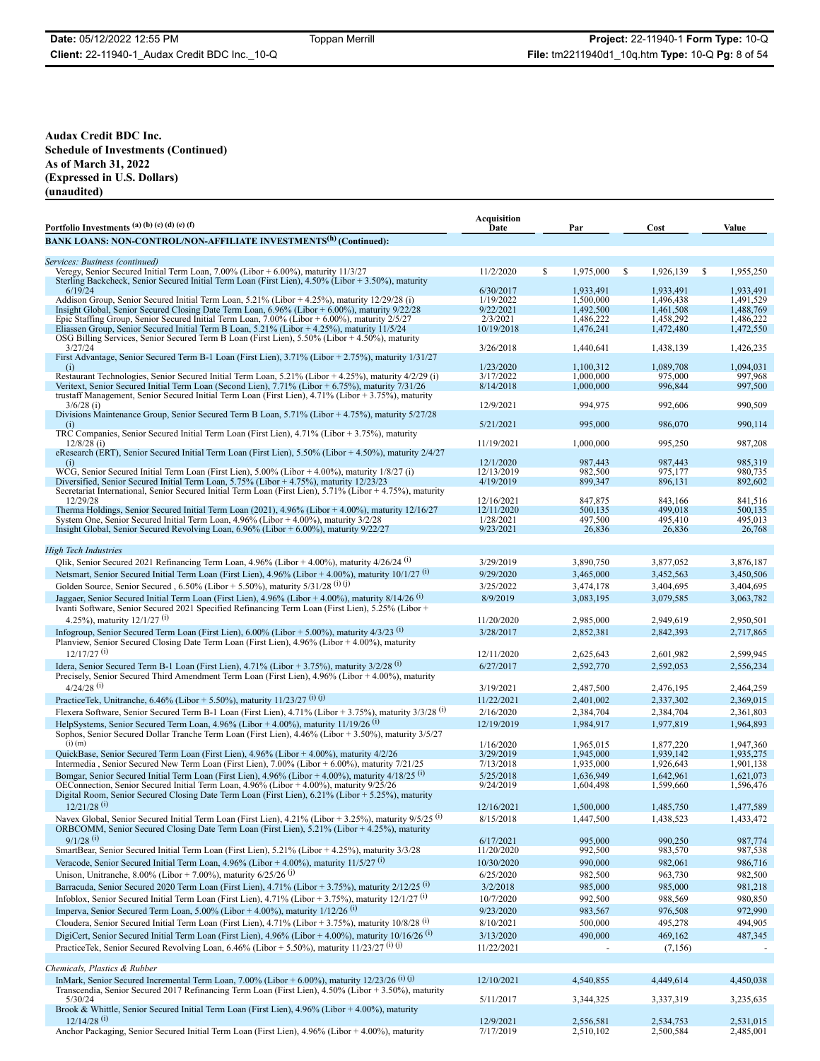**Audax Credit BDC Inc.**
**Schedule of Investments (Continued)**
**As of March 31, 2022**
**(Expressed in U.S. Dollars)**
**(unaudited)**

| Portfolio Investments (a) (b) (c) (d) (e) (f) | Acquisition Date | Par | Cost | Value |
|---|---|---|---|---|
| **BANK LOANS: NON-CONTROL/NON-AFFILIATE INVESTMENTS(h) (Continued):** | | | | |
| *Services: Business (continued)* | | | | |
| Veregy, Senior Secured Initial Term Loan, 7.00% (Libor + 6.00%), maturity 11/3/27 | 11/2/2020 | $ 1,975,000 | $ 1,926,139 | $ 1,955,250 |
| Sterling Backcheck, Senior Secured Initial Term Loan (First Lien), 4.50% (Libor + 3.50%), maturity 6/19/24 | 6/30/2017 | 1,933,491 | 1,933,491 | 1,933,491 |
| Addison Group, Senior Secured Initial Term Loan, 5.21% (Libor + 4.25%), maturity 12/29/28 (i) | 1/19/2022 | 1,500,000 | 1,496,438 | 1,491,529 |
| Insight Global, Senior Secured Closing Date Term Loan, 6.96% (Libor + 6.00%), maturity 9/22/28 | 9/22/2021 | 1,492,500 | 1,461,508 | 1,488,769 |
| Epic Staffing Group, Senior Secured Initial Term Loan, 7.00% (Libor + 6.00%), maturity 2/5/27 | 2/3/2021 | 1,486,222 | 1,458,292 | 1,486,222 |
| Eliassen Group, Senior Secured Initial Term B Loan, 5.21% (Libor + 4.25%), maturity 11/5/24 | 10/19/2018 | 1,476,241 | 1,472,480 | 1,472,550 |
| OSG Billing Services, Senior Secured Term B Loan (First Lien), 5.50% (Libor + 4.50%), maturity 3/27/24 | 3/26/2018 | 1,440,641 | 1,438,139 | 1,426,235 |
| First Advantage, Senior Secured Term B-1 Loan (First Lien), 3.71% (Libor + 2.75%), maturity 1/31/27 (i) | 1/23/2020 | 1,100,312 | 1,089,708 | 1,094,031 |
| Restaurant Technologies, Senior Secured Initial Term Loan, 5.21% (Libor + 4.25%), maturity 4/2/29 (i) | 3/17/2022 | 1,000,000 | 975,000 | 997,968 |
| Veritext, Senior Secured Initial Term Loan (Second Lien), 7.71% (Libor + 6.75%), maturity 7/31/26 | 8/14/2018 | 1,000,000 | 996,844 | 997,500 |
| trustaff Management, Senior Secured Initial Term Loan (First Lien), 4.71% (Libor + 3.75%), maturity 3/6/28 (i) | 12/9/2021 | 994,975 | 992,606 | 990,509 |
| Divisions Maintenance Group, Senior Secured Term B Loan, 5.71% (Libor + 4.75%), maturity 5/27/28 (i) | 5/21/2021 | 995,000 | 986,070 | 990,114 |
| TRC Companies, Senior Secured Initial Term Loan (First Lien), 4.71% (Libor + 3.75%), maturity 12/8/28 (i) | 11/19/2021 | 1,000,000 | 995,250 | 987,208 |
| eResearch (ERT), Senior Secured Initial Term Loan (First Lien), 5.50% (Libor + 4.50%), maturity 2/4/27 (i) | 12/1/2020 | 987,443 | 987,443 | 985,319 |
| WCG, Senior Secured Initial Term Loan (First Lien), 5.00% (Libor + 4.00%), maturity 1/8/27 (i) | 12/13/2019 | 982,500 | 975,177 | 980,735 |
| Diversified, Senior Secured Initial Term Loan, 5.75% (Libor + 4.75%), maturity 12/23/23 | 4/19/2019 | 899,347 | 896,131 | 892,602 |
| Secretariat International, Senior Secured Initial Term Loan (First Lien), 5.71% (Libor + 4.75%), maturity 12/29/28 | 12/16/2021 | 847,875 | 843,166 | 841,516 |
| Therma Holdings, Senior Secured Initial Term Loan (2021), 4.96% (Libor + 4.00%), maturity 12/16/27 | 12/11/2020 | 500,135 | 499,018 | 500,135 |
| System One, Senior Secured Initial Term Loan, 4.96% (Libor + 4.00%), maturity 3/2/28 | 1/28/2021 | 497,500 | 495,410 | 495,013 |
| Insight Global, Senior Secured Revolving Loan, 6.96% (Libor + 6.00%), maturity 9/22/27 | 9/23/2021 | 26,836 | 26,836 | 26,768 |
| *High Tech Industries* | | | | |
| Qlik, Senior Secured 2021 Refinancing Term Loan, 4.96% (Libor + 4.00%), maturity 4/26/24 (i) | 3/29/2019 | 3,890,750 | 3,877,052 | 3,876,187 |
| Netsmart, Senior Secured Initial Term Loan (First Lien), 4.96% (Libor + 4.00%), maturity 10/1/27 (i) | 9/29/2020 | 3,465,000 | 3,452,563 | 3,450,506 |
| Golden Source, Senior Secured , 6.50% (Libor + 5.50%), maturity 5/31/28 (i) (j) | 3/25/2022 | 3,474,178 | 3,404,695 | 3,404,695 |
| Jaggaer, Senior Secured Initial Term Loan (First Lien), 4.96% (Libor + 4.00%), maturity 8/14/26 (i) | 8/9/2019 | 3,083,195 | 3,079,585 | 3,063,782 |
| Ivanti Software, Senior Secured 2021 Specified Refinancing Term Loan (First Lien), 5.25% (Libor + 4.25%), maturity 12/1/27 (i) | 11/20/2020 | 2,985,000 | 2,949,619 | 2,950,501 |
| Infogroup, Senior Secured Term Loan (First Lien), 6.00% (Libor + 5.00%), maturity 4/3/23 (i) | 3/28/2017 | 2,852,381 | 2,842,393 | 2,717,865 |
| Planview, Senior Secured Closing Date Term Loan (First Lien), 4.96% (Libor + 4.00%), maturity 12/17/27 (i) | 12/11/2020 | 2,625,643 | 2,601,982 | 2,599,945 |
| Idera, Senior Secured Term B-1 Loan (First Lien), 4.71% (Libor + 3.75%), maturity 3/2/28 (i) | 6/27/2017 | 2,592,770 | 2,592,053 | 2,556,234 |
| Precisely, Senior Secured Third Amendment Term Loan (First Lien), 4.96% (Libor + 4.00%), maturity 4/24/28 (i) | 3/19/2021 | 2,487,500 | 2,476,195 | 2,464,259 |
| PracticeTek, Unitranche, 6.46% (Libor + 5.50%), maturity 11/23/27 (i) (j) | 11/22/2021 | 2,401,002 | 2,337,302 | 2,369,015 |
| Flexera Software, Senior Secured Term B-1 Loan (First Lien), 4.71% (Libor + 3.75%), maturity 3/3/28 (i) | 2/16/2020 | 2,384,704 | 2,384,704 | 2,361,803 |
| HelpSystems, Senior Secured Term Loan, 4.96% (Libor + 4.00%), maturity 11/19/26 (i) | 12/19/2019 | 1,984,917 | 1,977,819 | 1,964,893 |
| Sophos, Senior Secured Dollar Tranche Term Loan (First Lien), 4.46% (Libor + 3.50%), maturity 3/5/27 (i) (m) | 1/16/2020 | 1,965,015 | 1,877,220 | 1,947,360 |
| QuickBase, Senior Secured Term Loan (First Lien), 4.96% (Libor + 4.00%), maturity 4/2/26 | 3/29/2019 | 1,945,000 | 1,939,142 | 1,935,275 |
| Intermedia , Senior Secured New Term Loan (First Lien), 7.00% (Libor + 6.00%), maturity 7/21/25 | 7/13/2018 | 1,935,000 | 1,926,643 | 1,901,138 |
| Bomgar, Senior Secured Initial Term Loan (First Lien), 4.96% (Libor + 4.00%), maturity 4/18/25 (i) | 5/25/2018 | 1,636,949 | 1,642,961 | 1,621,073 |
| OEConnection, Senior Secured Initial Term Loan, 4.96% (Libor + 4.00%), maturity 9/25/26 | 9/24/2019 | 1,604,498 | 1,599,660 | 1,596,476 |
| Digital Room, Senior Secured Closing Date Term Loan (First Lien), 6.21% (Libor + 5.25%), maturity 12/21/28 (i) | 12/16/2021 | 1,500,000 | 1,485,750 | 1,477,589 |
| Navex Global, Senior Secured Initial Term Loan (First Lien), 4.21% (Libor + 3.25%), maturity 9/5/25 (i) | 8/15/2018 | 1,447,500 | 1,438,523 | 1,433,472 |
| ORBCOMM, Senior Secured Closing Date Term Loan (First Lien), 5.21% (Libor + 4.25%), maturity 9/1/28 (i) | 6/17/2021 | 995,000 | 990,250 | 987,774 |
| SmartBear, Senior Secured Initial Term Loan (First Lien), 5.21% (Libor + 4.25%), maturity 3/3/28 | 11/20/2020 | 992,500 | 983,570 | 987,538 |
| Veracode, Senior Secured Initial Term Loan, 4.96% (Libor + 4.00%), maturity 11/5/27 (i) | 10/30/2020 | 990,000 | 982,061 | 986,716 |
| Unison, Unitranche, 8.00% (Libor + 7.00%), maturity 6/25/26 (j) | 6/25/2020 | 982,500 | 963,730 | 982,500 |
| Barracuda, Senior Secured 2020 Term Loan (First Lien), 4.71% (Libor + 3.75%), maturity 2/12/25 (i) | 3/2/2018 | 985,000 | 985,000 | 981,218 |
| Infoblox, Senior Secured Initial Term Loan (First Lien), 4.71% (Libor + 3.75%), maturity 12/1/27 (i) | 10/7/2020 | 992,500 | 988,569 | 980,850 |
| Imperva, Senior Secured Term Loan, 5.00% (Libor + 4.00%), maturity 1/12/26 (i) | 9/23/2020 | 983,567 | 976,508 | 972,990 |
| Cloudera, Senior Secured Initial Term Loan, 4.71% (Libor + 3.75%), maturity 10/8/28 (i) | 8/10/2021 | 500,000 | 495,278 | 494,905 |
| DigiCert, Senior Secured Initial Term Loan, 4.96% (Libor + 4.00%), maturity 10/16/26 (i) | 3/13/2020 | 490,000 | 469,162 | 487,345 |
| PracticeTek, Senior Secured Revolving Loan, 6.46% (Libor + 5.50%), maturity 11/23/27 (i) (j) | 11/22/2021 | - | (7,156) | - |
| *Chemicals, Plastics & Rubber* | | | | |
| InMark, Senior Secured Incremental Term Loan, 7.00% (Libor + 6.00%), maturity 12/23/26 (i) (j) | 12/10/2021 | 4,540,855 | 4,449,614 | 4,450,038 |
| Transcendia, Senior Secured 2017 Refinancing Term Loan (First Lien), 4.50% (Libor + 3.50%), maturity 5/30/24 | 5/11/2017 | 3,344,325 | 3,337,319 | 3,235,635 |
| Brook & Whittle, Senior Secured Initial Term Loan (First Lien), 4.96% (Libor + 4.00%), maturity 12/14/28 (i) | 12/9/2021 | 2,556,581 | 2,534,753 | 2,531,015 |
| Anchor Packaging, Senior Secured Initial Term Loan (First Lien), 4.96% (Libor + 4.00%), maturity | 7/17/2019 | 2,510,102 | 2,500,584 | 2,485,001 |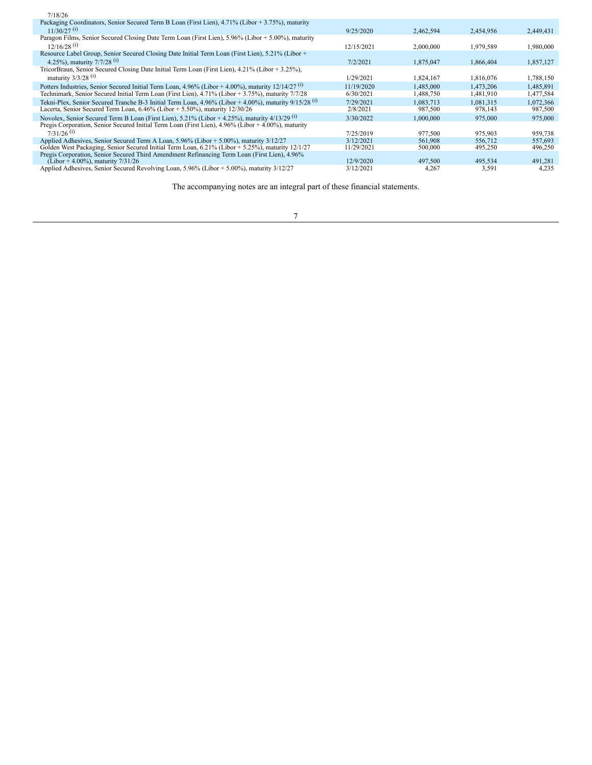| | | | | |
|---|---|---|---|---|
| 7/18/26 | | | | |
| Packaging Coordinators, Senior Secured Term B Loan (First Lien), 4.71% (Libor + 3.75%), maturity 11/30/27 (i) | 9/25/2020 | 2,462,594 | 2,454,956 | 2,449,431 |
| Paragon Films, Senior Secured Closing Date Term Loan (First Lien), 5.96% (Libor + 5.00%), maturity 12/16/28 (i) | 12/15/2021 | 2,000,000 | 1,979,589 | 1,980,000 |
| Resource Label Group, Senior Secured Closing Date Initial Term Loan (First Lien), 5.21% (Libor + 4.25%), maturity 7/7/28 (i) | 7/2/2021 | 1,875,047 | 1,866,404 | 1,857,127 |
| TricorBraun, Senior Secured Closing Date Initial Term Loan (First Lien), 4.21% (Libor + 3.25%), maturity 3/3/28 (i) | 1/29/2021 | 1,824,167 | 1,816,076 | 1,788,150 |
| Potters Industries, Senior Secured Initial Term Loan, 4.96% (Libor + 4.00%), maturity 12/14/27 (i) | 11/19/2020 | 1,485,000 | 1,473,206 | 1,485,891 |
| Technimark, Senior Secured Initial Term Loan (First Lien), 4.71% (Libor + 3.75%), maturity 7/7/28 | 6/30/2021 | 1,488,750 | 1,481,910 | 1,477,584 |
| Tekni-Plex, Senior Secured Tranche B-3 Initial Term Loan, 4.96% (Libor + 4.00%), maturity 9/15/28 (i) | 7/29/2021 | 1,083,713 | 1,081,315 | 1,072,366 |
| Lacerta, Senior Secured Term Loan, 6.46% (Libor + 5.50%), maturity 12/30/26 | 2/8/2021 | 987,500 | 978,143 | 987,500 |
| Novolex, Senior Secured Term B Loan (First Lien), 5.21% (Libor + 4.25%), maturity 4/13/29 (i) | 3/30/2022 | 1,000,000 | 975,000 | 975,000 |
| Pregis Corporation, Senior Secured Initial Term Loan (First Lien), 4.96% (Libor + 4.00%), maturity 7/31/26 (i) | 7/25/2019 | 977,500 | 975,903 | 959,738 |
| Applied Adhesives, Senior Secured Term A Loan, 5.96% (Libor + 5.00%), maturity 3/12/27 | 3/12/2021 | 561,908 | 556,712 | 557,693 |
| Golden West Packaging, Senior Secured Initial Term Loan, 6.21% (Libor + 5.25%), maturity 12/1/27 | 11/29/2021 | 500,000 | 495,250 | 496,250 |
| Pregis Corporation, Senior Secured Third Amendment Refinancing Term Loan (First Lien), 4.96% (Libor + 4.00%), maturity 7/31/26 | 12/9/2020 | 497,500 | 495,534 | 491,281 |
| Applied Adhesives, Senior Secured Revolving Loan, 5.96% (Libor + 5.00%), maturity 3/12/27 | 3/12/2021 | 4,267 | 3,591 | 4,235 |

The accompanying notes are an integral part of these financial statements.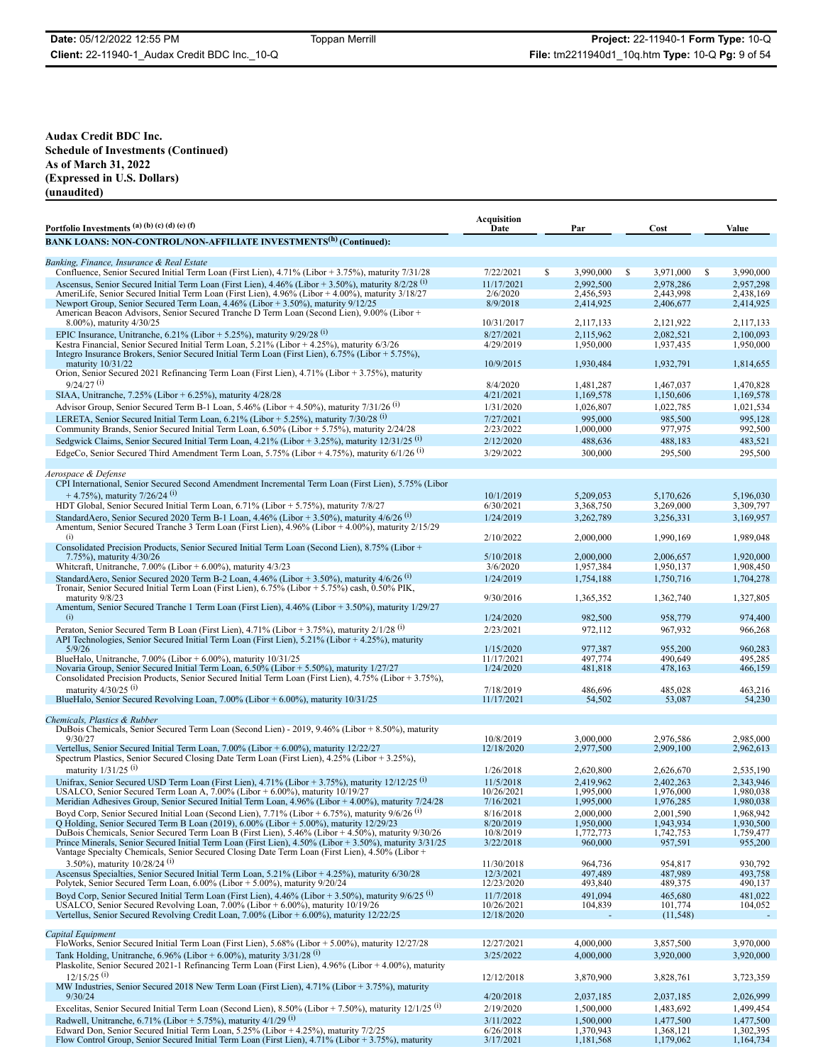**Audax Credit BDC Inc.**
**Schedule of Investments (Continued)**
**As of March 31, 2022**
**(Expressed in U.S. Dollars)**
**(unaudited)**

| Portfolio Investments [(a) (b) (c) (d) (e) (f)] | Acquisition Date | Par | Cost | Value |
|---|---|---|---|---|
| **BANK LOANS: NON-CONTROL/NON-AFFILIATE INVESTMENTS[(h)] (Continued):** | | | | |
| *Banking, Finance, Insurance & Real Estate* | | | | |
| Confluence, Senior Secured Initial Term Loan (First Lien), 4.71% (Libor + 3.75%), maturity 7/31/28 | 7/22/2021 | $ 3,990,000 | $ 3,971,000 | $ 3,990,000 |
| Ascensus, Senior Secured Initial Term Loan (First Lien), 4.46% (Libor + 3.50%), maturity 8/2/28 [(i)] | 11/17/2021 | 2,992,500 | 2,978,286 | 2,957,298 |
| AmeriLife, Senior Secured Initial Term Loan (First Lien), 4.96% (Libor + 4.00%), maturity 3/18/27 | 2/6/2020 | 2,456,593 | 2,443,998 | 2,438,169 |
| Newport Group, Senior Secured Term Loan, 4.46% (Libor + 3.50%), maturity 9/12/25 | 8/9/2018 | 2,414,925 | 2,406,677 | 2,414,925 |
| American Beacon Advisors, Senior Secured Tranche D Term Loan (Second Lien), 9.00% (Libor + 8.00%), maturity 4/30/25 | 10/31/2017 | 2,117,133 | 2,121,922 | 2,117,133 |
| EPIC Insurance, Unitranche, 6.21% (Libor + 5.25%), maturity 9/29/28 [(i)] | 8/27/2021 | 2,115,962 | 2,082,521 | 2,100,093 |
| Kestra Financial, Senior Secured Initial Term Loan, 5.21% (Libor + 4.25%), maturity 6/3/26 | 4/29/2019 | 1,950,000 | 1,937,435 | 1,950,000 |
| Integro Insurance Brokers, Senior Secured Initial Term Loan (First Lien), 6.75% (Libor + 5.75%), maturity 10/31/22 | 10/9/2015 | 1,930,484 | 1,932,791 | 1,814,655 |
| Orion, Senior Secured 2021 Refinancing Term Loan (First Lien), 4.71% (Libor + 3.75%), maturity 9/24/27 [(i)] | 8/4/2020 | 1,481,287 | 1,467,037 | 1,470,828 |
| SIAA, Unitranche, 7.25% (Libor + 6.25%), maturity 4/28/28 | 4/21/2021 | 1,169,578 | 1,150,606 | 1,169,578 |
| Advisor Group, Senior Secured Term B-1 Loan, 5.46% (Libor + 4.50%), maturity 7/31/26 [(i)] | 1/31/2020 | 1,026,807 | 1,022,785 | 1,021,534 |
| LERETA, Senior Secured Initial Term Loan, 6.21% (Libor + 5.25%), maturity 7/30/28 [(i)] | 7/27/2021 | 995,000 | 985,500 | 995,128 |
| Community Brands, Senior Secured Initial Term Loan, 6.50% (Libor + 5.75%), maturity 2/24/28 | 2/23/2022 | 1,000,000 | 977,975 | 992,500 |
| Sedgwick Claims, Senior Secured Initial Term Loan, 4.21% (Libor + 3.25%), maturity 12/31/25 [(i)] | 2/12/2020 | 488,636 | 488,183 | 483,521 |
| EdgeCo, Senior Secured Third Amendment Term Loan, 5.75% (Libor + 4.75%), maturity 6/1/26 [(i)] | 3/29/2022 | 300,000 | 295,500 | 295,500 |
| *Aerospace & Defense* | | | | |
| CPI International, Senior Secured Second Amendment Incremental Term Loan (First Lien), 5.75% (Libor + 4.75%), maturity 7/26/24 [(i)] | 10/1/2019 | 5,209,053 | 5,170,626 | 5,196,030 |
| HDT Global, Senior Secured Initial Term Loan, 6.71% (Libor + 5.75%), maturity 7/8/27 | 6/30/2021 | 3,368,750 | 3,269,000 | 3,309,797 |
| StandardAero, Senior Secured 2020 Term B-1 Loan, 4.46% (Libor + 3.50%), maturity 4/6/26 [(i)] | 1/24/2019 | 3,262,789 | 3,256,331 | 3,169,957 |
| Amentum, Senior Secured Tranche 3 Term Loan (First Lien), 4.96% (Libor + 4.00%), maturity 2/15/29 [(i)] | 2/10/2022 | 2,000,000 | 1,990,169 | 1,989,048 |
| Consolidated Precision Products, Senior Secured Initial Term Loan (Second Lien), 8.75% (Libor + 7.75%), maturity 4/30/26 | 5/10/2018 | 2,000,000 | 2,006,657 | 1,920,000 |
| Whitcraft, Unitranche, 7.00% (Libor + 6.00%), maturity 4/3/23 | 3/6/2020 | 1,957,384 | 1,950,137 | 1,908,450 |
| StandardAero, Senior Secured 2020 Term B-2 Loan, 4.46% (Libor + 3.50%), maturity 4/6/26 [(i)] | 1/24/2019 | 1,754,188 | 1,750,716 | 1,704,278 |
| Tronair, Senior Secured Initial Term Loan (First Lien), 6.75% (Libor + 5.75%) cash, 0.50% PIK, maturity 9/8/23 | 9/30/2016 | 1,365,352 | 1,362,740 | 1,327,805 |
| Amentum, Senior Secured Tranche 1 Term Loan (First Lien), 4.46% (Libor + 3.50%), maturity 1/29/27 [(i)] | 1/24/2020 | 982,500 | 958,779 | 974,400 |
| Peraton, Senior Secured Term B Loan (First Lien), 4.71% (Libor + 3.75%), maturity 2/1/28 [(i)] | 2/23/2021 | 972,112 | 967,932 | 966,268 |
| API Technologies, Senior Secured Initial Term Loan (First Lien), 5.21% (Libor + 4.25%), maturity 5/9/26 | 1/15/2020 | 977,387 | 955,200 | 960,283 |
| BlueHalo, Unitranche, 7.00% (Libor + 6.00%), maturity 10/31/25 | 11/17/2021 | 497,774 | 490,649 | 495,285 |
| Novaria Group, Senior Secured Initial Term Loan, 6.50% (Libor + 5.50%), maturity 1/27/27 | 1/24/2020 | 481,818 | 478,163 | 466,159 |
| Consolidated Precision Products, Senior Secured Initial Term Loan (First Lien), 4.75% (Libor + 3.75%), maturity 4/30/25 [(i)] | 7/18/2019 | 486,696 | 485,028 | 463,216 |
| BlueHalo, Senior Secured Revolving Loan, 7.00% (Libor + 6.00%), maturity 10/31/25 | 11/17/2021 | 54,502 | 53,087 | 54,230 |
| *Chemicals, Plastics & Rubber* | | | | |
| DuBois Chemicals, Senior Secured Term Loan (Second Lien) - 2019, 9.46% (Libor + 8.50%), maturity 9/30/27 | 10/8/2019 | 3,000,000 | 2,976,586 | 2,985,000 |
| Vertellus, Senior Secured Initial Term Loan, 7.00% (Libor + 6.00%), maturity 12/22/27 | 12/18/2020 | 2,977,500 | 2,909,100 | 2,962,613 |
| Spectrum Plastics, Senior Secured Closing Date Term Loan (First Lien), 4.25% (Libor + 3.25%), maturity 1/31/25 [(i)] | 1/26/2018 | 2,620,800 | 2,626,670 | 2,535,190 |
| Unifrax, Senior Secured USD Term Loan (First Lien), 4.71% (Libor + 3.75%), maturity 12/12/25 [(i)] | 11/5/2018 | 2,419,962 | 2,402,263 | 2,343,946 |
| USALCO, Senior Secured Term Loan A, 7.00% (Libor + 6.00%), maturity 10/19/27 | 10/26/2021 | 1,995,000 | 1,976,000 | 1,980,038 |
| Meridian Adhesives Group, Senior Secured Initial Term Loan, 4.96% (Libor + 4.00%), maturity 7/24/28 | 7/16/2021 | 1,995,000 | 1,976,285 | 1,980,038 |
| Boyd Corp, Senior Secured Initial Loan (Second Lien), 7.71% (Libor + 6.75%), maturity 9/6/26 [(i)] | 8/16/2018 | 2,000,000 | 2,001,590 | 1,968,942 |
| Q Holding, Senior Secured Term B Loan (2019), 6.00% (Libor + 5.00%), maturity 12/29/23 | 8/20/2019 | 1,950,000 | 1,943,934 | 1,930,500 |
| DuBois Chemicals, Senior Secured Term Loan B (First Lien), 5.46% (Libor + 4.50%), maturity 9/30/26 | 10/8/2019 | 1,772,773 | 1,742,753 | 1,759,477 |
| Prince Minerals, Senior Secured Initial Term Loan (First Lien), 4.50% (Libor + 3.50%), maturity 3/31/25 | 3/22/2018 | 960,000 | 957,591 | 955,200 |
| Vantage Specialty Chemicals, Senior Secured Closing Date Term Loan (First Lien), 4.50% (Libor + 3.50%), maturity 10/28/24 [(i)] | 11/30/2018 | 964,736 | 954,817 | 930,792 |
| Ascensus Specialties, Senior Secured Initial Term Loan, 5.21% (Libor + 4.25%), maturity 6/30/28 | 12/3/2021 | 497,489 | 487,989 | 493,758 |
| Polytek, Senior Secured Term Loan, 6.00% (Libor + 5.00%), maturity 9/20/24 | 12/23/2020 | 493,840 | 489,375 | 490,137 |
| Boyd Corp, Senior Secured Initial Term Loan (First Lien), 4.46% (Libor + 3.50%), maturity 9/6/25 [(i)] | 11/7/2018 | 491,094 | 465,680 | 481,022 |
| USALCO, Senior Secured Revolving Loan, 7.00% (Libor + 6.00%), maturity 10/19/26 | 10/26/2021 | 104,839 | 101,774 | 104,052 |
| Vertellus, Senior Secured Revolving Credit Loan, 7.00% (Libor + 6.00%), maturity 12/22/25 | 12/18/2020 | - | (11,548) | - |
| *Capital Equipment* | | | | |
| FloWorks, Senior Secured Initial Term Loan (First Lien), 5.68% (Libor + 5.00%), maturity 12/27/28 | 12/27/2021 | 4,000,000 | 3,857,500 | 3,970,000 |
| Tank Holding, Unitranche, 6.96% (Libor + 6.00%), maturity 3/31/28 [(i)] | 3/25/2022 | 4,000,000 | 3,920,000 | 3,920,000 |
| Plaskolite, Senior Secured 2021-1 Refinancing Term Loan (First Lien), 4.96% (Libor + 4.00%), maturity 12/15/25 [(i)] | 12/12/2018 | 3,870,900 | 3,828,761 | 3,723,359 |
| MW Industries, Senior Secured 2018 New Term Loan (First Lien), 4.71% (Libor + 3.75%), maturity 9/30/24 | 4/20/2018 | 2,037,185 | 2,037,185 | 2,026,999 |
| Excelitas, Senior Secured Initial Term Loan (Second Lien), 8.50% (Libor + 7.50%), maturity 12/1/25 [(i)] | 2/19/2020 | 1,500,000 | 1,483,692 | 1,499,454 |
| Radwell, Unitranche, 6.71% (Libor + 5.75%), maturity 4/1/29 [(i)] | 3/11/2022 | 1,500,000 | 1,477,500 | 1,477,500 |
| Edward Don, Senior Secured Initial Term Loan, 5.25% (Libor + 4.25%), maturity 7/2/25 | 6/26/2018 | 1,370,943 | 1,368,121 | 1,302,395 |
| Flow Control Group, Senior Secured Initial Term Loan (First Lien), 4.71% (Libor + 3.75%), maturity | 3/17/2021 | 1,181,568 | 1,179,062 | 1,164,734 |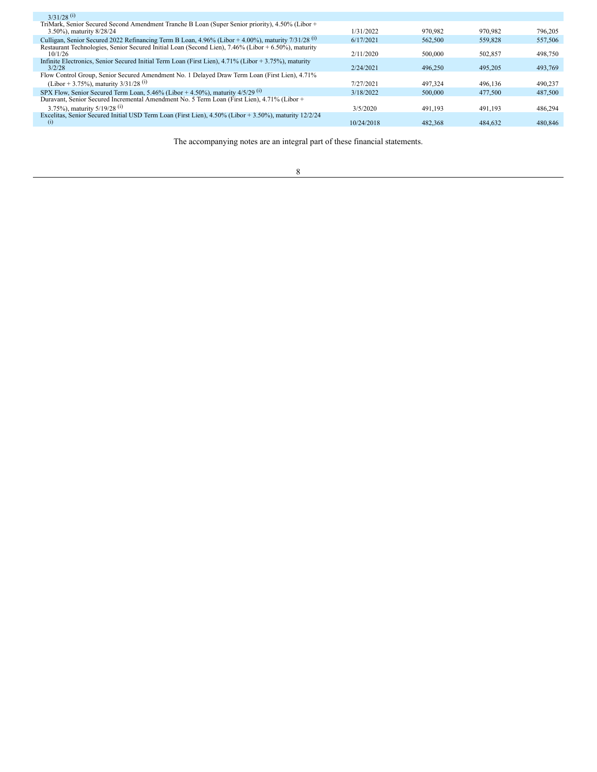| | | | | |
|---|---|---|---|---|
| 3/31/28 (i) | | | | |
| TriMark, Senior Secured Second Amendment Tranche B Loan (Super Senior priority), 4.50% (Libor + 3.50%), maturity 8/28/24 | 1/31/2022 | 970,982 | 970,982 | 796,205 |
| Culligan, Senior Secured 2022 Refinancing Term B Loan, 4.96% (Libor + 4.00%), maturity 7/31/28 (i) | 6/17/2021 | 562,500 | 559,828 | 557,506 |
| Restaurant Technologies, Senior Secured Initial Loan (Second Lien), 7.46% (Libor + 6.50%), maturity 10/1/26 | 2/11/2020 | 500,000 | 502,857 | 498,750 |
| Infinite Electronics, Senior Secured Initial Term Loan (First Lien), 4.71% (Libor + 3.75%), maturity 3/2/28 | 2/24/2021 | 496,250 | 495,205 | 493,769 |
| Flow Control Group, Senior Secured Amendment No. 1 Delayed Draw Term Loan (First Lien), 4.71% (Libor + 3.75%), maturity 3/31/28 (i) | 7/27/2021 | 497,324 | 496,136 | 490,237 |
| SPX Flow, Senior Secured Term Loan, 5.46% (Libor + 4.50%), maturity 4/5/29 (i) | 3/18/2022 | 500,000 | 477,500 | 487,500 |
| Duravant, Senior Secured Incremental Amendment No. 5 Term Loan (First Lien), 4.71% (Libor + 3.75%), maturity 5/19/28 (i) | 3/5/2020 | 491,193 | 491,193 | 486,294 |
| Excelitas, Senior Secured Initial USD Term Loan (First Lien), 4.50% (Libor + 3.50%), maturity 12/2/24 (i) | 10/24/2018 | 482,368 | 484,632 | 480,846 |

The accompanying notes are an integral part of these financial statements.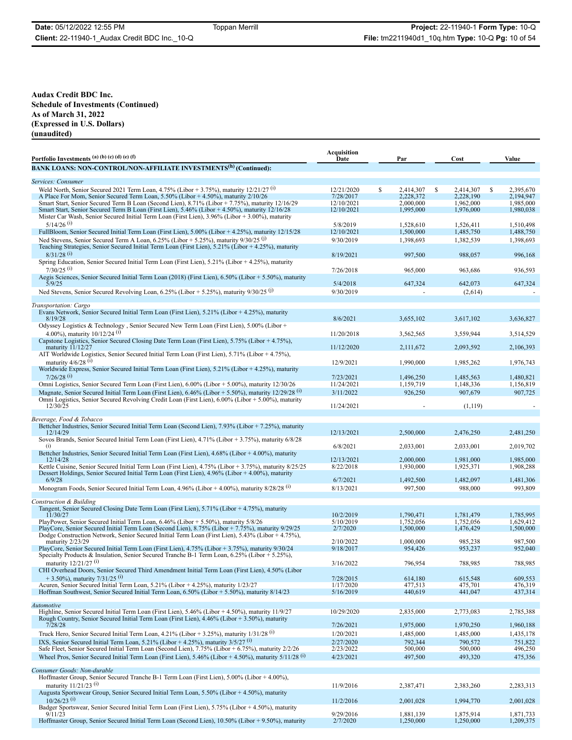**Audax Credit BDC Inc.**
**Schedule of Investments (Continued)**
**As of March 31, 2022**
**(Expressed in U.S. Dollars)**
**(unaudited)**

| Portfolio Investments [(a) (b) (c) (d) (e) (f)] | Acquisition Date | Par | Cost | Value |
|---|---|---|---|---|
| **BANK LOANS: NON-CONTROL/NON-AFFILIATE INVESTMENTS[(h)] (Continued):** | | | | |
| *Services: Consumer* | | | | |
| Weld North, Senior Secured 2021 Term Loan, 4.75% (Libor + 3.75%), maturity 12/21/27 [(i)] | 12/21/2020 | $ 2,414,307 | $ 2,414,307 | $ 2,395,670 |
| A Place For Mom, Senior Secured Term Loan, 5.50% (Libor + 4.50%), maturity 2/10/26 | 7/28/2017 | 2,228,372 | 2,228,190 | 2,194,947 |
| Smart Start, Senior Secured Term B Loan (Second Lien), 8.71% (Libor + 7.75%), maturity 12/16/29 | 12/10/2021 | 2,000,000 | 1,962,000 | 1,985,000 |
| Smart Start, Senior Secured Term B Loan (First Lien), 5.46% (Libor + 4.50%), maturity 12/16/28 | 12/10/2021 | 1,995,000 | 1,976,000 | 1,980,038 |
| Mister Car Wash, Senior Secured Initial Term Loan (First Lien), 3.96% (Libor + 3.00%), maturity 5/14/26 [(i)] | 5/8/2019 | 1,528,610 | 1,526,411 | 1,510,498 |
| FullBloom, Senior Secured Initial Term Loan (First Lien), 5.00% (Libor + 4.25%), maturity 12/15/28 | 12/10/2021 | 1,500,000 | 1,485,750 | 1,488,750 |
| Ned Stevens, Senior Secured Term A Loan, 6.25% (Libor + 5.25%), maturity 9/30/25 [(j)] | 9/30/2019 | 1,398,693 | 1,382,539 | 1,398,693 |
| Teaching Strategies, Senior Secured Initial Term Loan (First Lien), 5.21% (Libor + 4.25%), maturity 8/31/28 [(i)] | 8/19/2021 | 997,500 | 988,057 | 996,168 |
| Spring Education, Senior Secured Initial Term Loan (First Lien), 5.21% (Libor + 4.25%), maturity 7/30/25 [(i)] | 7/26/2018 | 965,000 | 963,686 | 936,593 |
| Aegis Sciences, Senior Secured Initial Term Loan (2018) (First Lien), 6.50% (Libor + 5.50%), maturity 5/9/25 | 5/4/2018 | 647,324 | 642,073 | 647,324 |
| Ned Stevens, Senior Secured Revolving Loan, 6.25% (Libor + 5.25%), maturity 9/30/25 [(j)] | 9/30/2019 | - | (2,614) | - |
| *Transportation: Cargo* | | | | |
| Evans Network, Senior Secured Initial Term Loan (First Lien), 5.21% (Libor + 4.25%), maturity 8/19/28 | 8/6/2021 | 3,655,102 | 3,617,102 | 3,636,827 |
| Odyssey Logistics & Technology , Senior Secured New Term Loan (First Lien), 5.00% (Libor + 4.00%), maturity 10/12/24 [(i)] | 11/20/2018 | 3,562,565 | 3,559,944 | 3,514,529 |
| Capstone Logistics, Senior Secured Closing Date Term Loan (First Lien), 5.75% (Libor + 4.75%), maturity 11/12/27 | 11/12/2020 | 2,111,672 | 2,093,592 | 2,106,393 |
| AIT Worldwide Logistics, Senior Secured Initial Term Loan (First Lien), 5.71% (Libor + 4.75%), maturity 4/6/28 [(i)] | 12/9/2021 | 1,990,000 | 1,985,262 | 1,976,743 |
| Worldwide Express, Senior Secured Initial Term Loan (First Lien), 5.21% (Libor + 4.25%), maturity 7/26/28 [(i)] | 7/23/2021 | 1,496,250 | 1,485,563 | 1,480,821 |
| Omni Logistics, Senior Secured Term Loan (First Lien), 6.00% (Libor + 5.00%), maturity 12/30/26 | 11/24/2021 | 1,159,719 | 1,148,336 | 1,156,819 |
| Magnate, Senior Secured Initial Term Loan (First Lien), 6.46% (Libor + 5.50%), maturity 12/29/28 [(i)] | 3/11/2022 | 926,250 | 907,679 | 907,725 |
| Omni Logistics, Senior Secured Revolving Credit Loan (First Lien), 6.00% (Libor + 5.00%), maturity 12/30/25 | 11/24/2021 | - | (1,119) | - |
| *Beverage, Food & Tobacco* | | | | |
| Bettcher Industries, Senior Secured Initial Term Loan (Second Lien), 7.93% (Libor + 7.25%), maturity 12/14/29 | 12/13/2021 | 2,500,000 | 2,476,250 | 2,481,250 |
| Sovos Brands, Senior Secured Initial Term Loan (First Lien), 4.71% (Libor + 3.75%), maturity 6/8/28 [(i)] | 6/8/2021 | 2,033,001 | 2,033,001 | 2,019,702 |
| Bettcher Industries, Senior Secured Initial Term Loan (First Lien), 4.68% (Libor + 4.00%), maturity 12/14/28 | 12/13/2021 | 2,000,000 | 1,981,000 | 1,985,000 |
| Kettle Cuisine, Senior Secured Initial Term Loan (First Lien), 4.75% (Libor + 3.75%), maturity 8/25/25 | 8/22/2018 | 1,930,000 | 1,925,371 | 1,908,288 |
| Dessert Holdings, Senior Secured Initial Term Loan (First Lien), 4.96% (Libor + 4.00%), maturity 6/9/28 | 6/7/2021 | 1,492,500 | 1,482,097 | 1,481,306 |
| Monogram Foods, Senior Secured Initial Term Loan, 4.96% (Libor + 4.00%), maturity 8/28/28 [(i)] | 8/13/2021 | 997,500 | 988,000 | 993,809 |
| *Construction & Building* | | | | |
| Tangent, Senior Secured Closing Date Term Loan (First Lien), 5.71% (Libor + 4.75%), maturity 11/30/27 | 10/2/2019 | 1,790,471 | 1,781,479 | 1,785,995 |
| PlayPower, Senior Secured Initial Term Loan, 6.46% (Libor + 5.50%), maturity 5/8/26 | 5/10/2019 | 1,752,056 | 1,752,056 | 1,629,412 |
| PlayCore, Senior Secured Initial Term Loan (Second Lien), 8.75% (Libor + 7.75%), maturity 9/29/25 | 2/7/2020 | 1,500,000 | 1,476,429 | 1,500,000 |
| Dodge Construction Network, Senior Secured Initial Term Loan (First Lien), 5.43% (Libor + 4.75%), maturity 2/23/29 | 2/10/2022 | 1,000,000 | 985,238 | 987,500 |
| PlayCore, Senior Secured Initial Term Loan (First Lien), 4.75% (Libor + 3.75%), maturity 9/30/24 | 9/18/2017 | 954,426 | 953,237 | 952,040 |
| Specialty Products & Insulation, Senior Secured Tranche B-1 Term Loan, 6.25% (Libor + 5.25%), maturity 12/21/27 [(i)] | 3/16/2022 | 796,954 | 788,985 | 788,985 |
| CHI Overhead Doors, Senior Secured Third Amendment Initial Term Loan (First Lien), 4.50% (Libor + 3.50%), maturity 7/31/25 [(i)] | 7/28/2015 | 614,180 | 615,548 | 609,553 |
| Acuren, Senior Secured Initial Term Loan, 5.21% (Libor + 4.25%), maturity 1/23/27 | 1/17/2020 | 477,513 | 475,701 | 476,319 |
| Hoffman Southwest, Senior Secured Initial Term Loan, 6.50% (Libor + 5.50%), maturity 8/14/23 | 5/16/2019 | 440,619 | 441,047 | 437,314 |
| *Automotive* | | | | |
| Highline, Senior Secured Initial Term Loan (First Lien), 5.46% (Libor + 4.50%), maturity 11/9/27 | 10/29/2020 | 2,835,000 | 2,773,083 | 2,785,388 |
| Rough Country, Senior Secured Initial Term Loan (First Lien), 4.46% (Libor + 3.50%), maturity 7/28/28 | 7/26/2021 | 1,975,000 | 1,970,250 | 1,960,188 |
| Truck Hero, Senior Secured Initial Term Loan, 4.21% (Libor + 3.25%), maturity 1/31/28 [(i)] | 1/20/2021 | 1,485,000 | 1,485,000 | 1,435,178 |
| IXS, Senior Secured Initial Term Loan, 5.21% (Libor + 4.25%), maturity 3/5/27 [(i)] | 2/27/2020 | 792,344 | 790,572 | 751,822 |
| Safe Fleet, Senior Secured Initial Term Loan (Second Lien), 7.75% (Libor + 6.75%), maturity 2/2/26 | 2/23/2022 | 500,000 | 500,000 | 496,250 |
| Wheel Pros, Senior Secured Initial Term Loan (First Lien), 5.46% (Libor + 4.50%), maturity 5/11/28 [(i)] | 4/23/2021 | 497,500 | 493,320 | 475,356 |
| *Consumer Goods: Non-durable* | | | | |
| Hoffmaster Group, Senior Secured Tranche B-1 Term Loan (First Lien), 5.00% (Libor + 4.00%), maturity 11/21/23 [(i)] | 11/9/2016 | 2,387,471 | 2,383,260 | 2,283,313 |
| Augusta Sportswear Group, Senior Secured Initial Term Loan, 5.50% (Libor + 4.50%), maturity 10/26/23 [(i)] | 11/2/2016 | 2,001,028 | 1,994,770 | 2,001,028 |
| Badger Sportswear, Senior Secured Initial Term Loan (First Lien), 5.75% (Libor + 4.50%), maturity 9/11/23 | 9/29/2016 | 1,881,139 | 1,875,914 | 1,871,733 |
| Hoffmaster Group, Senior Secured Initial Term Loan (Second Lien), 10.50% (Libor + 9.50%), maturity | 2/7/2020 | 1,250,000 | 1,250,000 | 1,209,375 |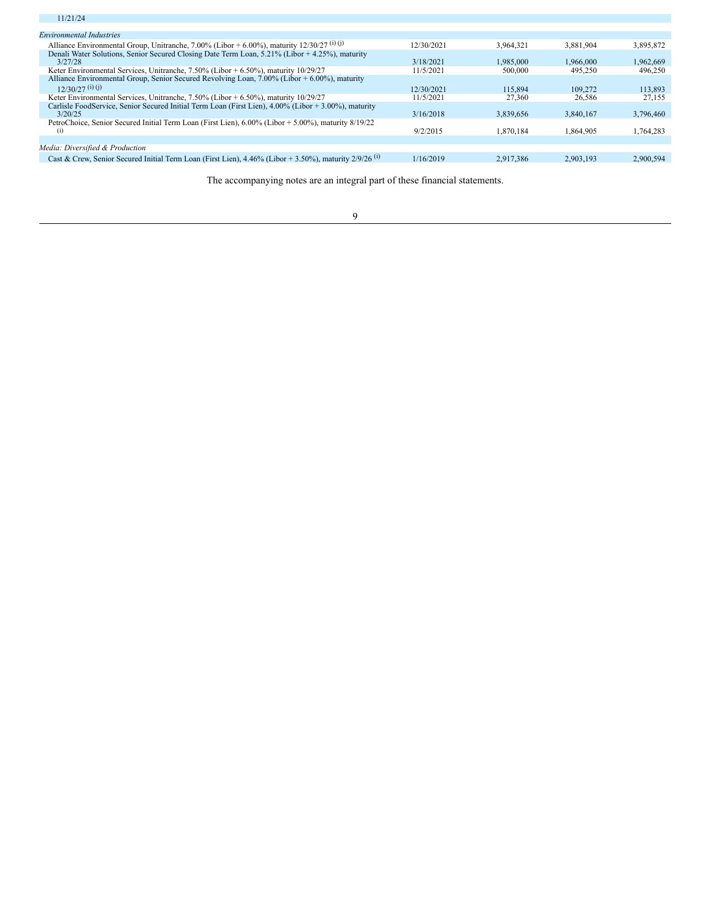| | | | | |
|---|---|---|---|---|
| 11/21/24 | | | | |
| *Environmental Industries* | | | | |
| Alliance Environmental Group, Unitranche, 7.00% (Libor + 6.00%), maturity 12/30/27 (i) (j) | 12/30/2021 | 3,964,321 | 3,881,904 | 3,895,872 |
| Denali Water Solutions, Senior Secured Closing Date Term Loan, 5.21% (Libor + 4.25%), maturity 3/27/28 | 3/18/2021 | 1,985,000 | 1,966,000 | 1,962,669 |
| Keter Environmental Services, Unitranche, 7.50% (Libor + 6.50%), maturity 10/29/27 | 11/5/2021 | 500,000 | 495,250 | 496,250 |
| Alliance Environmental Group, Senior Secured Revolving Loan, 7.00% (Libor + 6.00%), maturity 12/30/27 (i) (j) | 12/30/2021 | 115,894 | 109,272 | 113,893 |
| Keter Environmental Services, Unitranche, 7.50% (Libor + 6.50%), maturity 10/29/27 | 11/5/2021 | 27,360 | 26,586 | 27,155 |
| Carlisle FoodService, Senior Secured Initial Term Loan (First Lien), 4.00% (Libor + 3.00%), maturity 3/20/25 | 3/16/2018 | 3,839,656 | 3,840,167 | 3,796,460 |
| PetroChoice, Senior Secured Initial Term Loan (First Lien), 6.00% (Libor + 5.00%), maturity 8/19/22 (i) | 9/2/2015 | 1,870,184 | 1,864,905 | 1,764,283 |
| *Media: Diversified & Production* | | | | |
| Cast & Crew, Senior Secured Initial Term Loan (First Lien), 4.46% (Libor + 3.50%), maturity 2/9/26 (i) | 1/16/2019 | 2,917,386 | 2,903,193 | 2,900,594 |

The accompanying notes are an integral part of these financial statements.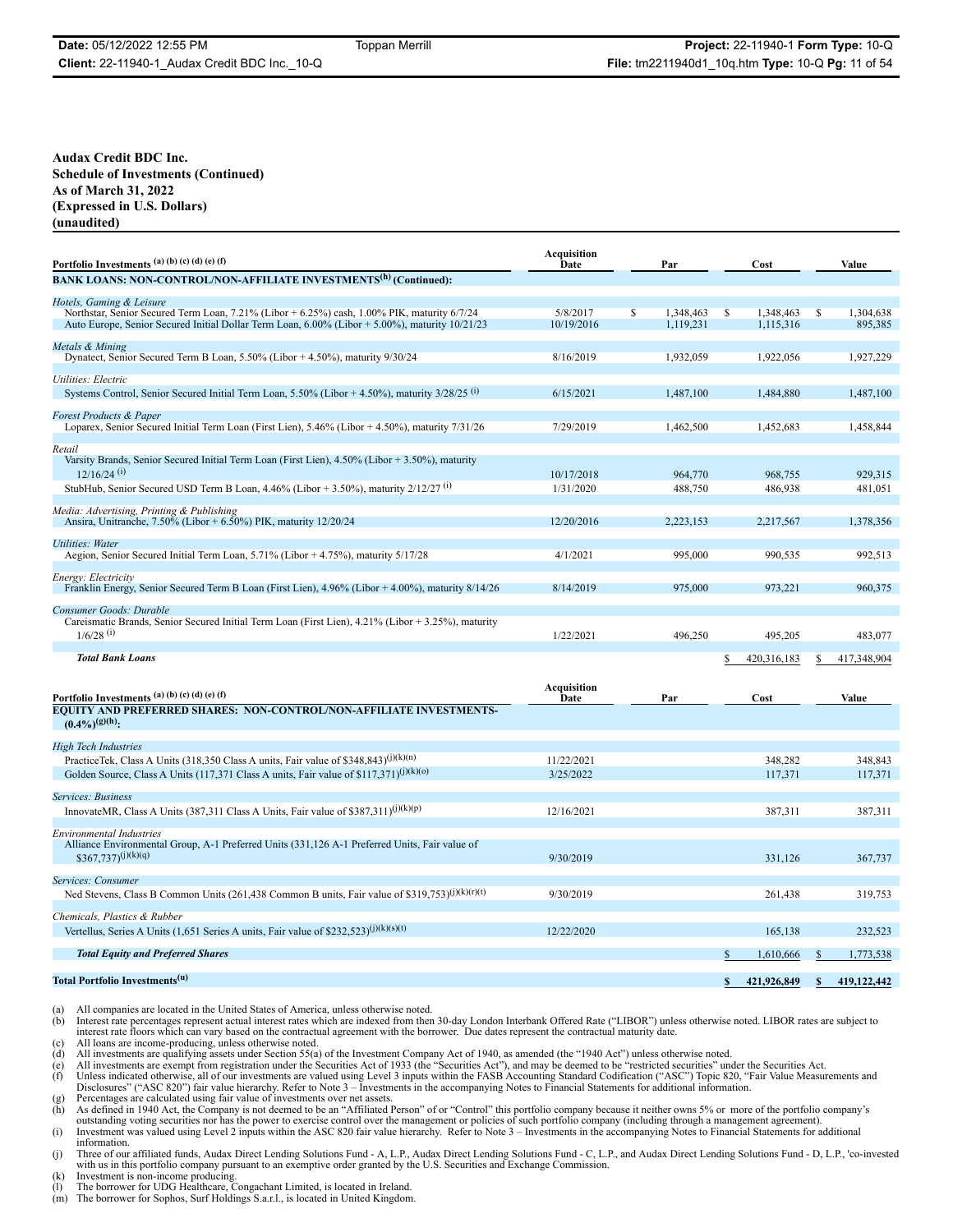**Audax Credit BDC Inc.**
**Schedule of Investments (Continued)**
**As of March 31, 2022**
**(Expressed in U.S. Dollars)**
**(unaudited)**

| Portfolio Investments (a) (b) (c) (d) (e) (f) | Acquisition Date | Par | Cost | Value |
|---|---|---|---|---|
| **BANK LOANS: NON-CONTROL/NON-AFFILIATE INVESTMENTS(h) (Continued):** | | | | |
| *Hotels, Gaming & Leisure* | | | | |
| Northstar, Senior Secured Term Loan, 7.21% (Libor + 6.25%) cash, 1.00% PIK, maturity 6/7/24 | 5/8/2017 | $ 1,348,463 | $ 1,348,463 | $ 1,304,638 |
| Auto Europe, Senior Secured Initial Dollar Term Loan, 6.00% (Libor + 5.00%), maturity 10/21/23 | 10/19/2016 | 1,119,231 | 1,115,316 | 895,385 |
| *Metals & Mining* | | | | |
| Dynatect, Senior Secured Term B Loan, 5.50% (Libor + 4.50%), maturity 9/30/24 | 8/16/2019 | 1,932,059 | 1,922,056 | 1,927,229 |
| *Utilities: Electric* | | | | |
| Systems Control, Senior Secured Initial Term Loan, 5.50% (Libor + 4.50%), maturity 3/28/25 (i) | 6/15/2021 | 1,487,100 | 1,484,880 | 1,487,100 |
| *Forest Products & Paper* | | | | |
| Loparex, Senior Secured Initial Term Loan (First Lien), 5.46% (Libor + 4.50%), maturity 7/31/26 | 7/29/2019 | 1,462,500 | 1,452,683 | 1,458,844 |
| *Retail* | | | | |
| Varsity Brands, Senior Secured Initial Term Loan (First Lien), 4.50% (Libor + 3.50%), maturity 12/16/24 (i) | 10/17/2018 | 964,770 | 968,755 | 929,315 |
| StubHub, Senior Secured USD Term B Loan, 4.46% (Libor + 3.50%), maturity 2/12/27 (i) | 1/31/2020 | 488,750 | 486,938 | 481,051 |
| *Media: Advertising, Printing & Publishing* | | | | |
| Ansira, Unitranche, 7.50% (Libor + 6.50%) PIK, maturity 12/20/24 | 12/20/2016 | 2,223,153 | 2,217,567 | 1,378,356 |
| *Utilities: Water* | | | | |
| Aegion, Senior Secured Initial Term Loan, 5.71% (Libor + 4.75%), maturity 5/17/28 | 4/1/2021 | 995,000 | 990,535 | 992,513 |
| *Energy: Electricity* | | | | |
| Franklin Energy, Senior Secured Term B Loan (First Lien), 4.96% (Libor + 4.00%), maturity 8/14/26 | 8/14/2019 | 975,000 | 973,221 | 960,375 |
| *Consumer Goods: Durable* | | | | |
| Careismatic Brands, Senior Secured Initial Term Loan (First Lien), 4.21% (Libor + 3.25%), maturity 1/6/28 (i) | 1/22/2021 | 496,250 | 495,205 | 483,077 |
| ***Total Bank Loans*** | | | $ 420,316,183 | $ 417,348,904 |

| Portfolio Investments (a) (b) (c) (d) (e) (f) | Acquisition Date | Par | Cost | Value |
|---|---|---|---|---|
| **EQUITY AND PREFERRED SHARES: NON-CONTROL/NON-AFFILIATE INVESTMENTS- (0.4%)(g)(h):** | | | | |
| *High Tech Industries* | | | | |
| PracticeTek, Class A Units (318,350 Class A units, Fair value of $348,843)(j)(k)(n) | 11/22/2021 | | 348,282 | 348,843 |
| Golden Source, Class A Units (117,371 Class A units, Fair value of $117,371)(j)(k)(o) | 3/25/2022 | | 117,371 | 117,371 |
| *Services: Business* | | | | |
| InnovateMR, Class A Units (387,311 Class A Units, Fair value of $387,311)(j)(k)(p) | 12/16/2021 | | 387,311 | 387,311 |
| *Environmental Industries* | | | | |
| Alliance Environmental Group, A-1 Preferred Units (331,126 A-1 Preferred Units, Fair value of $367,737)(j)(k)(q) | 9/30/2019 | | 331,126 | 367,737 |
| *Services: Consumer* | | | | |
| Ned Stevens, Class B Common Units (261,438 Common B units, Fair value of $319,753)(j)(k)(r)(t) | 9/30/2019 | | 261,438 | 319,753 |
| *Chemicals, Plastics & Rubber* | | | | |
| Vertellus, Series A Units (1,651 Series A units, Fair value of $232,523)(j)(k)(s)(t) | 12/22/2020 | | 165,138 | 232,523 |
| ***Total Equity and Preferred Shares*** | | | $ 1,610,666 | $ 1,773,538 |
| **Total Portfolio Investments(u)** | | | **$ 421,926,849** | **$ 419,122,442** |

(a) All companies are located in the United States of America, unless otherwise noted.
(b) Interest rate percentages represent actual interest rates which are indexed from then 30-day London Interbank Offered Rate ("LIBOR") unless otherwise noted. LIBOR rates are subject to interest rate floors which can vary based on the contractual agreement with the borrower. Due dates represent the contractual maturity date.
(c) All loans are income-producing, unless otherwise noted.
(d) All investments are qualifying assets under Section 55(a) of the Investment Company Act of 1940, as amended (the "1940 Act") unless otherwise noted.
(e) All investments are exempt from registration under the Securities Act of 1933 (the "Securities Act"), and may be deemed to be "restricted securities" under the Securities Act.
(f) Unless indicated otherwise, all of our investments are valued using Level 3 inputs within the FASB Accounting Standard Codification ("ASC") Topic 820, "Fair Value Measurements and Disclosures" ("ASC 820") fair value hierarchy. Refer to Note 3 – Investments in the accompanying Notes to Financial Statements for additional information.
(g) Percentages are calculated using fair value of investments over net assets.
(h) As defined in 1940 Act, the Company is not deemed to be an "Affiliated Person" of or "Control" this portfolio company because it neither owns 5% or more of the portfolio company's outstanding voting securities nor has the power to exercise control over the management or policies of such portfolio company (including through a management agreement).
(i) Investment was valued using Level 2 inputs within the ASC 820 fair value hierarchy. Refer to Note 3 – Investments in the accompanying Notes to Financial Statements for additional information.
(j) Three of our affiliated funds, Audax Direct Lending Solutions Fund - A, L.P., Audax Direct Lending Solutions Fund - C, L.P., and Audax Direct Lending Solutions Fund - D, L.P., 'co-invested with us in this portfolio company pursuant to an exemptive order granted by the U.S. Securities and Exchange Commission.
(k) Investment is non-income producing.
(l) The borrower for UDG Healthcare, Congachant Limited, is located in Ireland.
(m) The borrower for Sophos, Surf Holdings S.a.r.l., is located in United Kingdom.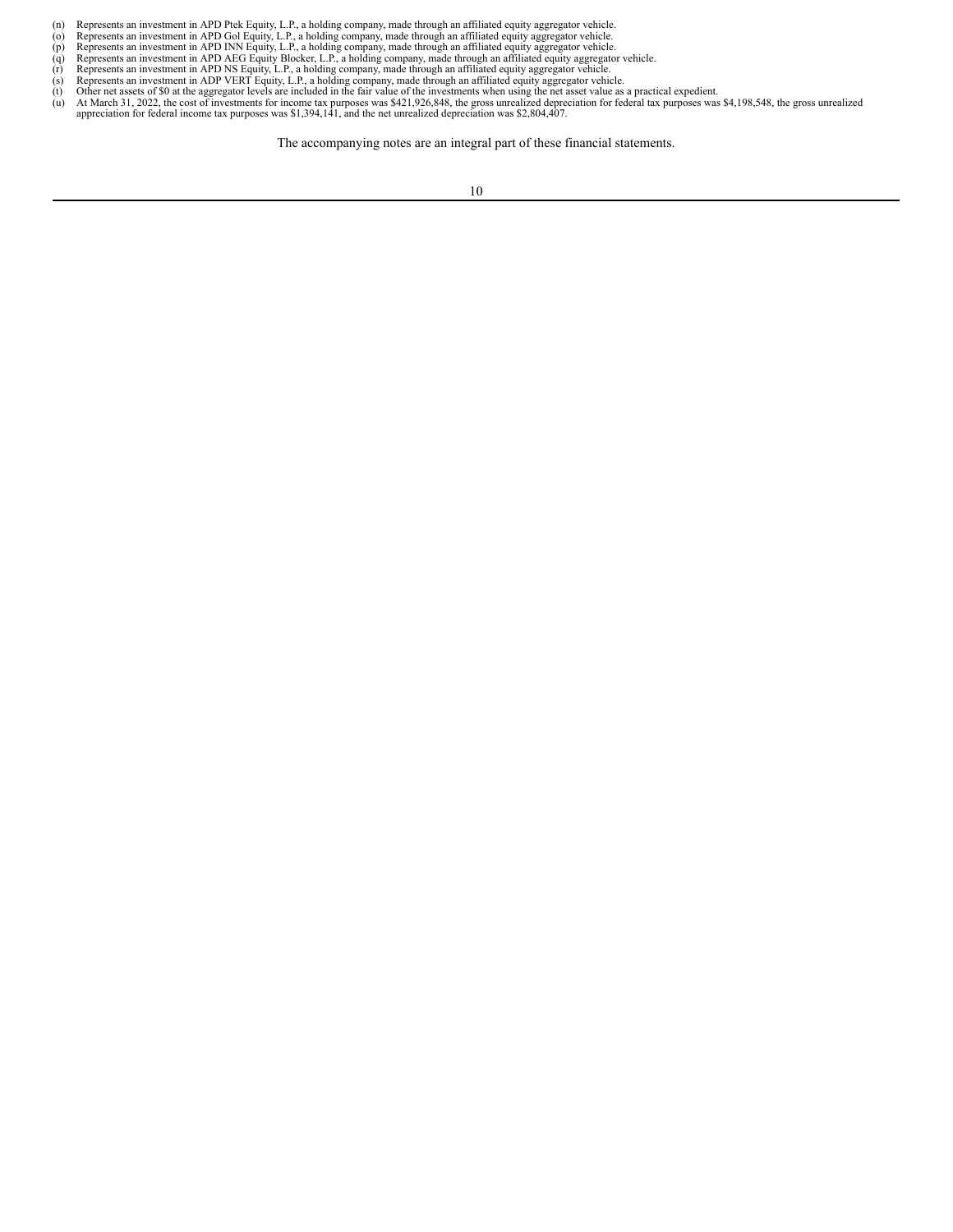(n) Represents an investment in APD Ptek Equity, L.P., a holding company, made through an affiliated equity aggregator vehicle.
(o) Represents an investment in APD Gol Equity, L.P., a holding company, made through an affiliated equity aggregator vehicle.
(p) Represents an investment in APD INN Equity, L.P., a holding company, made through an affiliated equity aggregator vehicle.
(q) Represents an investment in APD AEG Equity Blocker, L.P., a holding company, made through an affiliated equity aggregator vehicle.
(r) Represents an investment in APD NS Equity, L.P., a holding company, made through an affiliated equity aggregator vehicle.
(s) Represents an investment in ADP VERT Equity, L.P., a holding company, made through an affiliated equity aggregator vehicle.
(t) Other net assets of $0 at the aggregator levels are included in the fair value of the investments when using the net asset value as a practical expedient.
(u) At March 31, 2022, the cost of investments for income tax purposes was $421,926,848, the gross unrealized depreciation for federal tax purposes was $4,198,548, the gross unrealized appreciation for federal income tax purposes was $1,394,141, and the net unrealized depreciation was $2,804,407.

The accompanying notes are an integral part of these financial statements.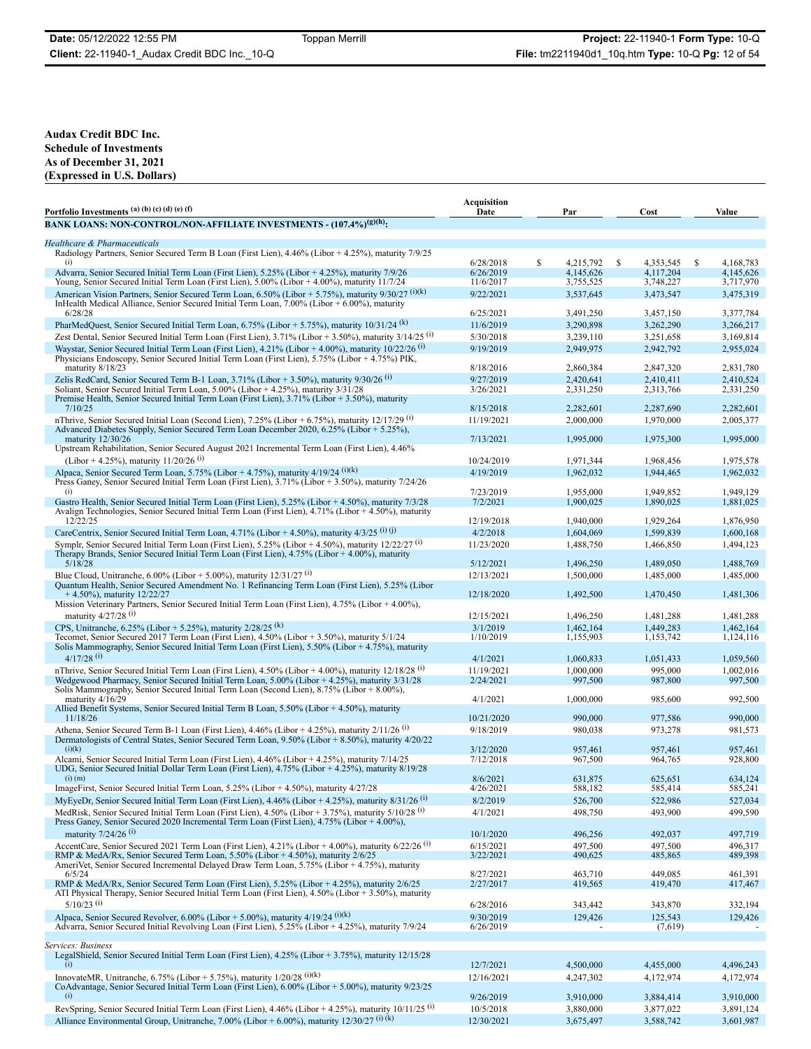**Audax Credit BDC Inc.**
**Schedule of Investments**
**As of December 31, 2021**
**(Expressed in U.S. Dollars)**

| Portfolio Investments [(a) (b) (c) (d) (e) (f)] | Acquisition Date | Par | Cost | Value |
|---|---|---|---|---|
| **BANK LOANS: NON-CONTROL/NON-AFFILIATE INVESTMENTS - (107.4%)[(g)(h)]:** | | | | |
| *Healthcare & Pharmaceuticals* | | | | |
| Radiology Partners, Senior Secured Term B Loan (First Lien), 4.46% (Libor + 4.25%), maturity 7/9/25 [(i)] | 6/28/2018 | $ 4,215,792 | $ 4,353,545 | $ 4,168,783 |
| Advarra, Senior Secured Initial Term Loan (First Lien), 5.25% (Libor + 4.25%), maturity 7/9/26 | 6/26/2019 | 4,145,626 | 4,117,204 | 4,145,626 |
| Young, Senior Secured Initial Term Loan (First Lien), 5.00% (Libor + 4.00%), maturity 11/7/24 | 11/6/2017 | 3,755,525 | 3,748,227 | 3,717,970 |
| American Vision Partners, Senior Secured Term Loan, 6.50% (Libor + 5.75%), maturity 9/30/27 [(i)(k)] | 9/22/2021 | 3,537,645 | 3,473,547 | 3,475,319 |
| InHealth Medical Alliance, Senior Secured Initial Term Loan, 7.00% (Libor + 6.00%), maturity 6/28/28 | 6/25/2021 | 3,491,250 | 3,457,150 | 3,377,784 |
| PharMedQuest, Senior Secured Initial Term Loan, 6.75% (Libor + 5.75%), maturity 10/31/24 [(k)] | 11/6/2019 | 3,290,898 | 3,262,290 | 3,266,217 |
| Zest Dental, Senior Secured Initial Term Loan (First Lien), 3.71% (Libor + 3.50%), maturity 3/14/25 [(i)] | 5/30/2018 | 3,239,110 | 3,251,658 | 3,169,814 |
| Waystar, Senior Secured Initial Term Loan (First Lien), 4.21% (Libor + 4.00%), maturity 10/22/26 [(i)] | 9/19/2019 | 2,949,975 | 2,942,792 | 2,955,024 |
| Physicians Endoscopy, Senior Secured Initial Term Loan (First Lien), 5.75% (Libor + 4.75%) PIK, maturity 8/18/23 | 8/18/2016 | 2,860,384 | 2,847,320 | 2,831,780 |
| Zelis RedCard, Senior Secured Term B-1 Loan, 3.71% (Libor + 3.50%), maturity 9/30/26 [(i)] | 9/27/2019 | 2,420,641 | 2,410,411 | 2,410,524 |
| Soliant, Senior Secured Initial Term Loan, 5.00% (Libor + 4.25%), maturity 3/31/28 | 3/26/2021 | 2,331,250 | 2,313,766 | 2,331,250 |
| Premise Health, Senior Secured Initial Term Loan (First Lien), 3.71% (Libor + 3.50%), maturity 7/10/25 | 8/15/2018 | 2,282,601 | 2,287,690 | 2,282,601 |
| nThrive, Senior Secured Initial Loan (Second Lien), 7.25% (Libor + 6.75%), maturity 12/17/29 [(i)] | 11/19/2021 | 2,000,000 | 1,970,000 | 2,005,377 |
| Advanced Diabetes Supply, Senior Secured Term Loan December 2020, 6.25% (Libor + 5.25%), maturity 12/30/26 | 7/13/2021 | 1,995,000 | 1,975,300 | 1,995,000 |
| Upstream Rehabilitation, Senior Secured August 2021 Incremental Term Loan (First Lien), 4.46% (Libor + 4.25%), maturity 11/20/26 [(i)] | 10/24/2019 | 1,971,344 | 1,968,456 | 1,975,578 |
| Alpaca, Senior Secured Term Loan, 5.75% (Libor + 4.75%), maturity 4/19/24 [(i)(k)] | 4/19/2019 | 1,962,032 | 1,944,465 | 1,962,032 |
| Press Ganey, Senior Secured Initial Term Loan (First Lien), 3.71% (Libor + 3.50%), maturity 7/24/26 [(i)] | 7/23/2019 | 1,955,000 | 1,949,852 | 1,949,129 |
| Gastro Health, Senior Secured Initial Term Loan (First Lien), 5.25% (Libor + 4.50%), maturity 7/3/28 | 7/2/2021 | 1,900,025 | 1,890,025 | 1,881,025 |
| Avalign Technologies, Senior Secured Initial Term Loan (First Lien), 4.71% (Libor + 4.50%), maturity 12/22/25 | 12/19/2018 | 1,940,000 | 1,929,264 | 1,876,950 |
| CareCentrix, Senior Secured Initial Term Loan, 4.71% (Libor + 4.50%), maturity 4/3/25 [(i) (j)] | 4/2/2018 | 1,604,069 | 1,599,839 | 1,600,168 |
| Symplr, Senior Secured Initial Term Loan (First Lien), 5.25% (Libor + 4.50%), maturity 12/22/27 [(i)] | 11/23/2020 | 1,488,750 | 1,466,850 | 1,494,123 |
| Therapy Brands, Senior Secured Initial Term Loan (First Lien), 4.75% (Libor + 4.00%), maturity 5/18/28 | 5/12/2021 | 1,496,250 | 1,489,050 | 1,488,769 |
| Blue Cloud, Unitranche, 6.00% (Libor + 5.00%), maturity 12/31/27 [(i)] | 12/13/2021 | 1,500,000 | 1,485,000 | 1,485,000 |
| Quantum Health, Senior Secured Amendment No. 1 Refinancing Term Loan (First Lien), 5.25% (Libor + 4.50%), maturity 12/22/27 | 12/18/2020 | 1,492,500 | 1,470,450 | 1,481,306 |
| Mission Veterinary Partners, Senior Secured Initial Term Loan (First Lien), 4.75% (Libor + 4.00%), maturity 4/27/28 [(i)] | 12/15/2021 | 1,496,250 | 1,481,288 | 1,481,288 |
| CPS, Unitranche, 6.25% (Libor + 5.25%), maturity 2/28/25 [(k)] | 3/1/2019 | 1,462,164 | 1,449,283 | 1,462,164 |
| Tecomet, Senior Secured 2017 Term Loan (First Lien), 4.50% (Libor + 3.50%), maturity 5/1/24 | 1/10/2019 | 1,155,903 | 1,153,742 | 1,124,116 |
| Solis Mammography, Senior Secured Initial Term Loan (First Lien), 5.50% (Libor + 4.75%), maturity 4/17/28 [(i)] | 4/1/2021 | 1,060,833 | 1,051,433 | 1,059,560 |
| nThrive, Senior Secured Initial Term Loan (First Lien), 4.50% (Libor + 4.00%), maturity 12/18/28 [(i)] | 11/19/2021 | 1,000,000 | 995,000 | 1,002,016 |
| Wedgewood Pharmacy, Senior Secured Initial Term Loan, 5.00% (Libor + 4.25%), maturity 3/31/28 | 2/24/2021 | 997,500 | 987,800 | 997,500 |
| Solis Mammography, Senior Secured Initial Term Loan (Second Lien), 8.75% (Libor + 8.00%), maturity 4/16/29 | 4/1/2021 | 1,000,000 | 985,600 | 992,500 |
| Allied Benefit Systems, Senior Secured Initial Term B Loan, 5.50% (Libor + 4.50%), maturity 11/18/26 | 10/21/2020 | 990,000 | 977,586 | 990,000 |
| Athena, Senior Secured Term B-1 Loan (First Lien), 4.46% (Libor + 4.25%), maturity 2/11/26 [(i)] | 9/18/2019 | 980,038 | 973,278 | 981,573 |
| Dermatologists of Central States, Senior Secured Term Loan, 9.50% (Libor + 8.50%), maturity 4/20/22 [(i)(k)] | 3/12/2020 | 957,461 | 957,461 | 957,461 |
| Alcami, Senior Secured Initial Term Loan (First Lien), 4.46% (Libor + 4.25%), maturity 7/14/25 | 7/12/2018 | 967,500 | 964,765 | 928,800 |
| UDG, Senior Secured Initial Dollar Term Loan (First Lien), 4.75% (Libor + 4.25%), maturity 8/19/28 [(i) (m)] | 8/6/2021 | 631,875 | 625,651 | 634,124 |
| ImageFirst, Senior Secured Initial Term Loan, 5.25% (Libor + 4.50%), maturity 4/27/28 | 4/26/2021 | 588,182 | 585,414 | 585,241 |
| MyEyeDr, Senior Secured Initial Term Loan (First Lien), 4.46% (Libor + 4.25%), maturity 8/31/26 [(i)] | 8/2/2019 | 526,700 | 522,986 | 527,034 |
| MedRisk, Senior Secured Initial Term Loan (First Lien), 4.50% (Libor + 3.75%), maturity 5/10/28 [(i)] | 4/1/2021 | 498,750 | 493,900 | 499,590 |
| Press Ganey, Senior Secured 2020 Incremental Term Loan (First Lien), 4.75% (Libor + 4.00%), maturity 7/24/26 [(i)] | 10/1/2020 | 496,256 | 492,037 | 497,719 |
| AccentCare, Senior Secured 2021 Term Loan (First Lien), 4.21% (Libor + 4.00%), maturity 6/22/26 [(i)] | 6/15/2021 | 497,500 | 497,500 | 496,317 |
| RMP & MedA/Rx, Senior Secured Term Loan, 5.50% (Libor + 4.50%), maturity 2/6/25 | 3/22/2021 | 490,625 | 485,865 | 489,398 |
| AmeriVet, Senior Secured Incremental Delayed Draw Term Loan, 5.75% (Libor + 4.75%), maturity 6/5/24 | 8/27/2021 | 463,710 | 449,085 | 461,391 |
| RMP & MedA/Rx, Senior Secured Term Loan (First Lien), 5.25% (Libor + 4.25%), maturity 2/6/25 | 2/27/2017 | 419,565 | 419,470 | 417,467 |
| ATI Physical Therapy, Senior Secured Initial Term Loan (First Lien), 4.50% (Libor + 3.50%), maturity 5/10/23 [(i)] | 6/28/2016 | 343,442 | 343,870 | 332,194 |
| Alpaca, Senior Secured Revolver, 6.00% (Libor + 5.00%), maturity 4/19/24 [(i)(k)] | 9/30/2019 | 129,426 | 125,543 | 129,426 |
| Advarra, Senior Secured Initial Revolving Loan (First Lien), 5.25% (Libor + 4.25%), maturity 7/9/24 | 6/26/2019 | - | (7,619) | - |
| *Services: Business* | | | | |
| LegalShield, Senior Secured Initial Term Loan (First Lien), 4.25% (Libor + 3.75%), maturity 12/15/28 [(i)] | 12/7/2021 | 4,500,000 | 4,455,000 | 4,496,243 |
| InnovateMR, Unitranche, 6.75% (Libor + 5.75%), maturity 1/20/28 [(i)(k)] | 12/16/2021 | 4,247,302 | 4,172,974 | 4,172,974 |
| CoAdvantage, Senior Secured Initial Term Loan (First Lien), 6.00% (Libor + 5.00%), maturity 9/23/25 [(i)] | 9/26/2019 | 3,910,000 | 3,884,414 | 3,910,000 |
| RevSpring, Senior Secured Initial Term Loan (First Lien), 4.46% (Libor + 4.25%), maturity 10/11/25 [(i)] | 10/5/2018 | 3,880,000 | 3,877,022 | 3,891,124 |
| Alliance Environmental Group, Unitranche, 7.00% (Libor + 6.00%), maturity 12/30/27 [(i) (k)] | 12/30/2021 | 3,675,497 | 3,588,742 | 3,601,987 |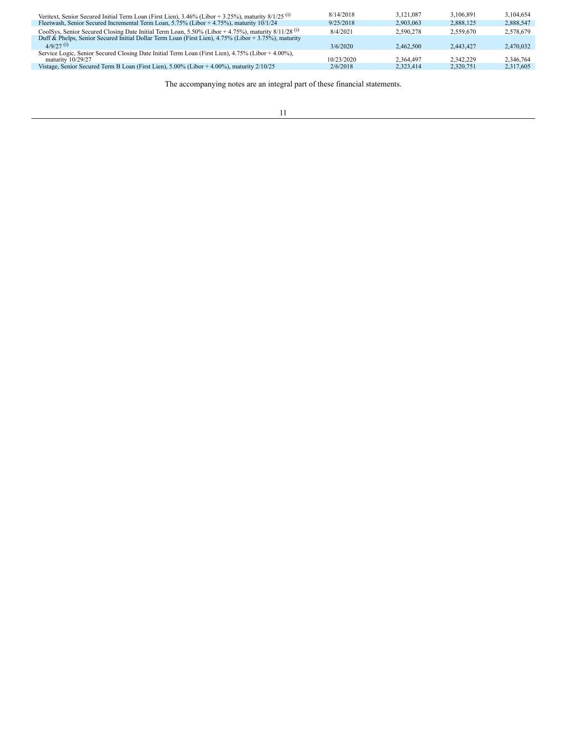| | | | | |
|---|---|---|---|---|
| Veritext, Senior Secured Initial Term Loan (First Lien), 3.46% (Libor + 3.25%), maturity 8/1/25 (i) | 8/14/2018 | 3,121,087 | 3,106,891 | 3,104,654 |
| Fleetwash, Senior Secured Incremental Term Loan, 5.75% (Libor + 4.75%), maturity 10/1/24 | 9/25/2018 | 2,903,063 | 2,888,125 | 2,888,547 |
| CoolSys, Senior Secured Closing Date Initial Term Loan, 5.50% (Libor + 4.75%), maturity 8/11/28 (i) | 8/4/2021 | 2,590,278 | 2,559,670 | 2,578,679 |
| Duff & Phelps, Senior Secured Initial Dollar Term Loan (First Lien), 4.75% (Libor + 3.75%), maturity 4/9/27 (i) | 3/6/2020 | 2,462,500 | 2,443,427 | 2,470,032 |
| Service Logic, Senior Secured Closing Date Initial Term Loan (First Lien), 4.75% (Libor + 4.00%), maturity 10/29/27 | 10/23/2020 | 2,364,497 | 2,342,229 | 2,346,764 |
| Vistage, Senior Secured Term B Loan (First Lien), 5.00% (Libor + 4.00%), maturity 2/10/25 | 2/6/2018 | 2,323,414 | 2,320,751 | 2,317,605 |

The accompanying notes are an integral part of these financial statements.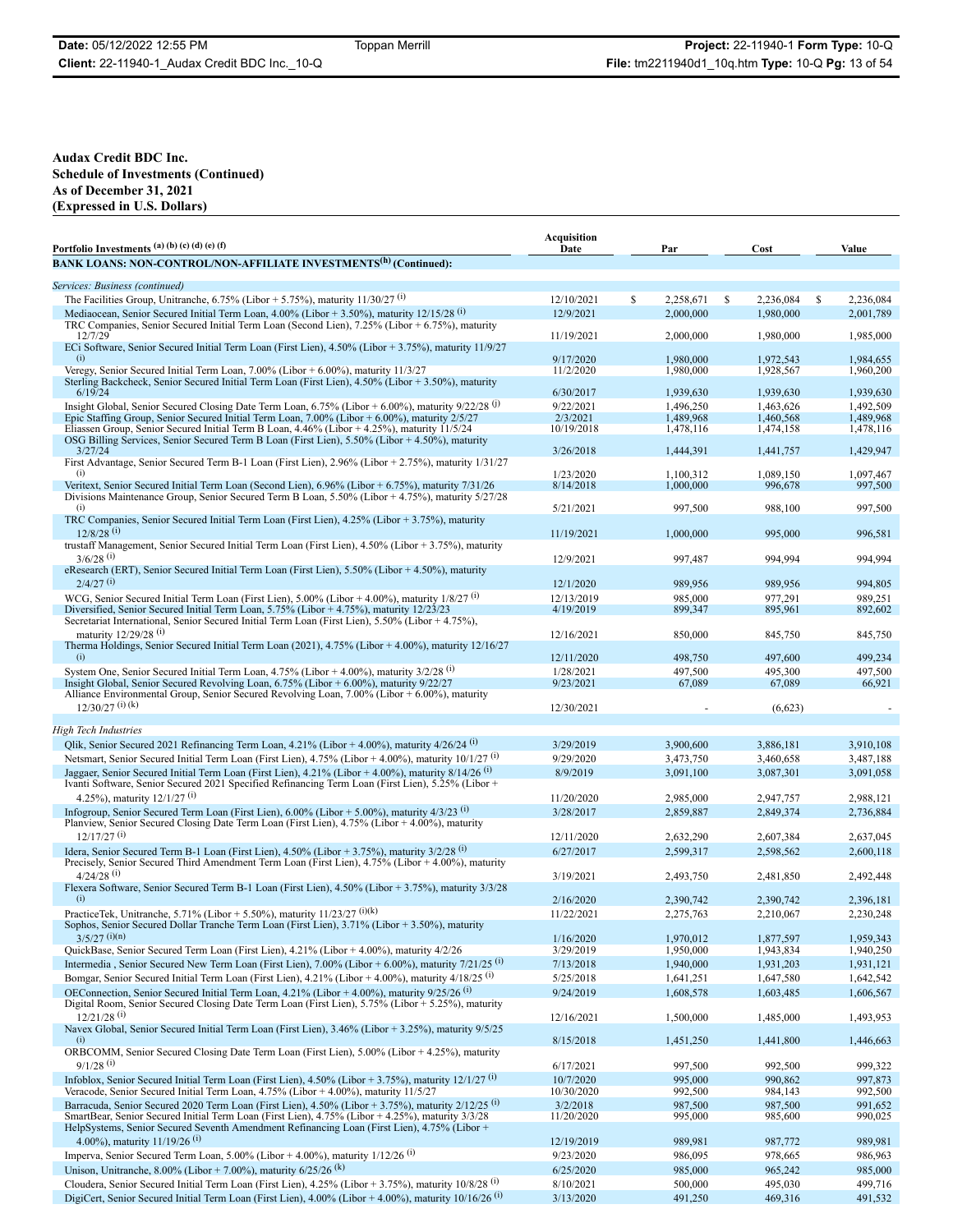**Audax Credit BDC Inc.**
**Schedule of Investments (Continued)**
**As of December 31, 2021**
**(Expressed in U.S. Dollars)**

| Portfolio Investments [(a) (b) (c) (d) (e) (f)] | Acquisition Date | Par | Cost | Value |
|---|---|---|---|---|
| **BANK LOANS: NON-CONTROL/NON-AFFILIATE INVESTMENTS[(h)] (Continued):** | | | | |
| *Services: Business (continued)* | | | | |
| The Facilities Group, Unitranche, 6.75% (Libor + 5.75%), maturity 11/30/27 [(i)] | 12/10/2021 | $ 2,258,671 | $ 2,236,084 | $ 2,236,084 |
| Mediaocean, Senior Secured Initial Term Loan, 4.00% (Libor + 3.50%), maturity 12/15/28 [(i)] | 12/9/2021 | 2,000,000 | 1,980,000 | 2,001,789 |
| TRC Companies, Senior Secured Initial Term Loan (Second Lien), 7.25% (Libor + 6.75%), maturity 12/7/29 | 11/19/2021 | 2,000,000 | 1,980,000 | 1,985,000 |
| ECi Software, Senior Secured Initial Term Loan (First Lien), 4.50% (Libor + 3.75%), maturity 11/9/27 [(i)] | 9/17/2020 | 1,980,000 | 1,972,543 | 1,984,655 |
| Veregy, Senior Secured Initial Term Loan, 7.00% (Libor + 6.00%), maturity 11/3/27 | 11/2/2020 | 1,980,000 | 1,928,567 | 1,960,200 |
| Sterling Backcheck, Senior Secured Initial Term Loan (First Lien), 4.50% (Libor + 3.50%), maturity 6/19/24 | 6/30/2017 | 1,939,630 | 1,939,630 | 1,939,630 |
| Insight Global, Senior Secured Closing Date Term Loan, 6.75% (Libor + 6.00%), maturity 9/22/28 [(j)] | 9/22/2021 | 1,496,250 | 1,463,626 | 1,492,509 |
| Epic Staffing Group, Senior Secured Initial Term Loan, 7.00% (Libor + 6.00%), maturity 2/5/27 | 2/3/2021 | 1,489,968 | 1,460,568 | 1,489,968 |
| Eliassen Group, Senior Secured Initial Term B Loan, 4.46% (Libor + 4.25%), maturity 11/5/24 | 10/19/2018 | 1,478,116 | 1,474,158 | 1,478,116 |
| OSG Billing Services, Senior Secured Term B Loan (First Lien), 5.50% (Libor + 4.50%), maturity 3/27/24 | 3/26/2018 | 1,444,391 | 1,441,757 | 1,429,947 |
| First Advantage, Senior Secured Term B-1 Loan (First Lien), 2.96% (Libor + 2.75%), maturity 1/31/27 [(i)] | 1/23/2020 | 1,100,312 | 1,089,150 | 1,097,467 |
| Veritext, Senior Secured Initial Term Loan (Second Lien), 6.96% (Libor + 6.75%), maturity 7/31/26 | 8/14/2018 | 1,000,000 | 996,678 | 997,500 |
| Divisions Maintenance Group, Senior Secured Term B Loan, 5.50% (Libor + 4.75%), maturity 5/27/28 [(i)] | 5/21/2021 | 997,500 | 988,100 | 997,500 |
| TRC Companies, Senior Secured Initial Term Loan (First Lien), 4.25% (Libor + 3.75%), maturity 12/8/28 [(i)] | 11/19/2021 | 1,000,000 | 995,000 | 996,581 |
| trustaff Management, Senior Secured Initial Term Loan (First Lien), 4.50% (Libor + 3.75%), maturity 3/6/28 [(i)] | 12/9/2021 | 997,487 | 994,994 | 994,994 |
| eResearch (ERT), Senior Secured Initial Term Loan (First Lien), 5.50% (Libor + 4.50%), maturity 2/4/27 [(i)] | 12/1/2020 | 989,956 | 989,956 | 994,805 |
| WCG, Senior Secured Initial Term Loan (First Lien), 5.00% (Libor + 4.00%), maturity 1/8/27 [(i)] | 12/13/2019 | 985,000 | 977,291 | 989,251 |
| Diversified, Senior Secured Initial Term Loan, 5.75% (Libor + 4.75%), maturity 12/23/23 | 4/19/2019 | 899,347 | 895,961 | 892,602 |
| Secretariat International, Senior Secured Initial Term Loan (First Lien), 5.50% (Libor + 4.75%), maturity 12/29/28 [(i)] | 12/16/2021 | 850,000 | 845,750 | 845,750 |
| Therma Holdings, Senior Secured Initial Term Loan (2021), 4.75% (Libor + 4.00%), maturity 12/16/27 [(i)] | 12/11/2020 | 498,750 | 497,600 | 499,234 |
| System One, Senior Secured Initial Term Loan, 4.75% (Libor + 4.00%), maturity 3/2/28 [(i)] | 1/28/2021 | 497,500 | 495,300 | 497,500 |
| Insight Global, Senior Secured Revolving Loan, 6.75% (Libor + 6.00%), maturity 9/22/27 | 9/23/2021 | 67,089 | 67,089 | 66,921 |
| Alliance Environmental Group, Senior Secured Revolving Loan, 7.00% (Libor + 6.00%), maturity 12/30/27 [(i) (k)] | 12/30/2021 | - | (6,623) | - |
| *High Tech Industries* | | | | |
| Qlik, Senior Secured 2021 Refinancing Term Loan, 4.21% (Libor + 4.00%), maturity 4/26/24 [(i)] | 3/29/2019 | 3,900,600 | 3,886,181 | 3,910,108 |
| Netsmart, Senior Secured Initial Term Loan (First Lien), 4.75% (Libor + 4.00%), maturity 10/1/27 [(i)] | 9/29/2020 | 3,473,750 | 3,460,658 | 3,487,188 |
| Jaggaer, Senior Secured Initial Term Loan (First Lien), 4.21% (Libor + 4.00%), maturity 8/14/26 [(i)] | 8/9/2019 | 3,091,100 | 3,087,301 | 3,091,058 |
| Ivanti Software, Senior Secured 2021 Specified Refinancing Term Loan (First Lien), 5.25% (Libor + 4.25%), maturity 12/1/27 [(i)] | 11/20/2020 | 2,985,000 | 2,947,757 | 2,988,121 |
| Infogroup, Senior Secured Term Loan (First Lien), 6.00% (Libor + 5.00%), maturity 4/3/23 [(i)] | 3/28/2017 | 2,859,887 | 2,849,374 | 2,736,884 |
| Planview, Senior Secured Closing Date Term Loan (First Lien), 4.75% (Libor + 4.00%), maturity 12/17/27 [(i)] | 12/11/2020 | 2,632,290 | 2,607,384 | 2,637,045 |
| Idera, Senior Secured Term B-1 Loan (First Lien), 4.50% (Libor + 3.75%), maturity 3/2/28 [(i)] | 6/27/2017 | 2,599,317 | 2,598,562 | 2,600,118 |
| Precisely, Senior Secured Third Amendment Term Loan (First Lien), 4.75% (Libor + 4.00%), maturity 4/24/28 [(i)] | 3/19/2021 | 2,493,750 | 2,481,850 | 2,492,448 |
| Flexera Software, Senior Secured Term B-1 Loan (First Lien), 4.50% (Libor + 3.75%), maturity 3/3/28 [(i)] | 2/16/2020 | 2,390,742 | 2,390,742 | 2,396,181 |
| PracticeTek, Unitranche, 5.71% (Libor + 5.50%), maturity 11/23/27 [(i)(k)] | 11/22/2021 | 2,275,763 | 2,210,067 | 2,230,248 |
| Sophos, Senior Secured Dollar Tranche Term Loan (First Lien), 3.71% (Libor + 3.50%), maturity 3/5/27 [(i)(n)] | 1/16/2020 | 1,970,012 | 1,877,597 | 1,959,343 |
| QuickBase, Senior Secured Term Loan (First Lien), 4.21% (Libor + 4.00%), maturity 4/2/26 | 3/29/2019 | 1,950,000 | 1,943,834 | 1,940,250 |
| Intermedia , Senior Secured New Term Loan (First Lien), 7.00% (Libor + 6.00%), maturity 7/21/25 [(i)] | 7/13/2018 | 1,940,000 | 1,931,203 | 1,931,121 |
| Bomgar, Senior Secured Initial Term Loan (First Lien), 4.21% (Libor + 4.00%), maturity 4/18/25 [(i)] | 5/25/2018 | 1,641,251 | 1,647,580 | 1,642,542 |
| OEConnection, Senior Secured Initial Term Loan, 4.21% (Libor + 4.00%), maturity 9/25/26 [(i)] | 9/24/2019 | 1,608,578 | 1,603,485 | 1,606,567 |
| Digital Room, Senior Secured Closing Date Term Loan (First Lien), 5.75% (Libor + 5.25%), maturity 12/21/28 [(i)] | 12/16/2021 | 1,500,000 | 1,485,000 | 1,493,953 |
| Navex Global, Senior Secured Initial Term Loan (First Lien), 3.46% (Libor + 3.25%), maturity 9/5/25 [(i)] | 8/15/2018 | 1,451,250 | 1,441,800 | 1,446,663 |
| ORBCOMM, Senior Secured Closing Date Term Loan (First Lien), 5.00% (Libor + 4.25%), maturity 9/1/28 [(i)] | 6/17/2021 | 997,500 | 992,500 | 999,322 |
| Infoblox, Senior Secured Initial Term Loan (First Lien), 4.50% (Libor + 3.75%), maturity 12/1/27 [(i)] | 10/7/2020 | 995,000 | 990,862 | 997,873 |
| Veracode, Senior Secured Initial Term Loan, 4.75% (Libor + 4.00%), maturity 11/5/27 | 10/30/2020 | 992,500 | 984,143 | 992,500 |
| Barracuda, Senior Secured 2020 Term Loan (First Lien), 4.50% (Libor + 3.75%), maturity 2/12/25 [(i)] | 3/2/2018 | 987,500 | 987,500 | 991,652 |
| SmartBear, Senior Secured Initial Term Loan, 4.75% (Libor + 4.25%), maturity 3/3/28 | 11/20/2020 | 995,000 | 985,600 | 990,025 |
| HelpSystems, Senior Secured Seventh Amendment Refinancing Loan (First Lien), 4.75% (Libor + 4.00%), maturity 11/19/26 [(i)] | 12/19/2019 | 989,981 | 987,772 | 989,981 |
| Imperva, Senior Secured Term Loan, 5.00% (Libor + 4.00%), maturity 1/12/26 [(i)] | 9/23/2020 | 986,095 | 978,665 | 986,963 |
| Unison, Unitranche, 8.00% (Libor + 7.00%), maturity 6/25/26 [(k)] | 6/25/2020 | 985,000 | 965,242 | 985,000 |
| Cloudera, Senior Secured Initial Term Loan (First Lien), 4.25% (Libor + 3.75%), maturity 10/8/28 [(i)] | 8/10/2021 | 500,000 | 495,030 | 499,716 |
| DigiCert, Senior Secured Initial Term Loan (First Lien), 4.00% (Libor + 4.00%), maturity 10/16/26 [(i)] | 3/13/2020 | 491,250 | 469,316 | 491,532 |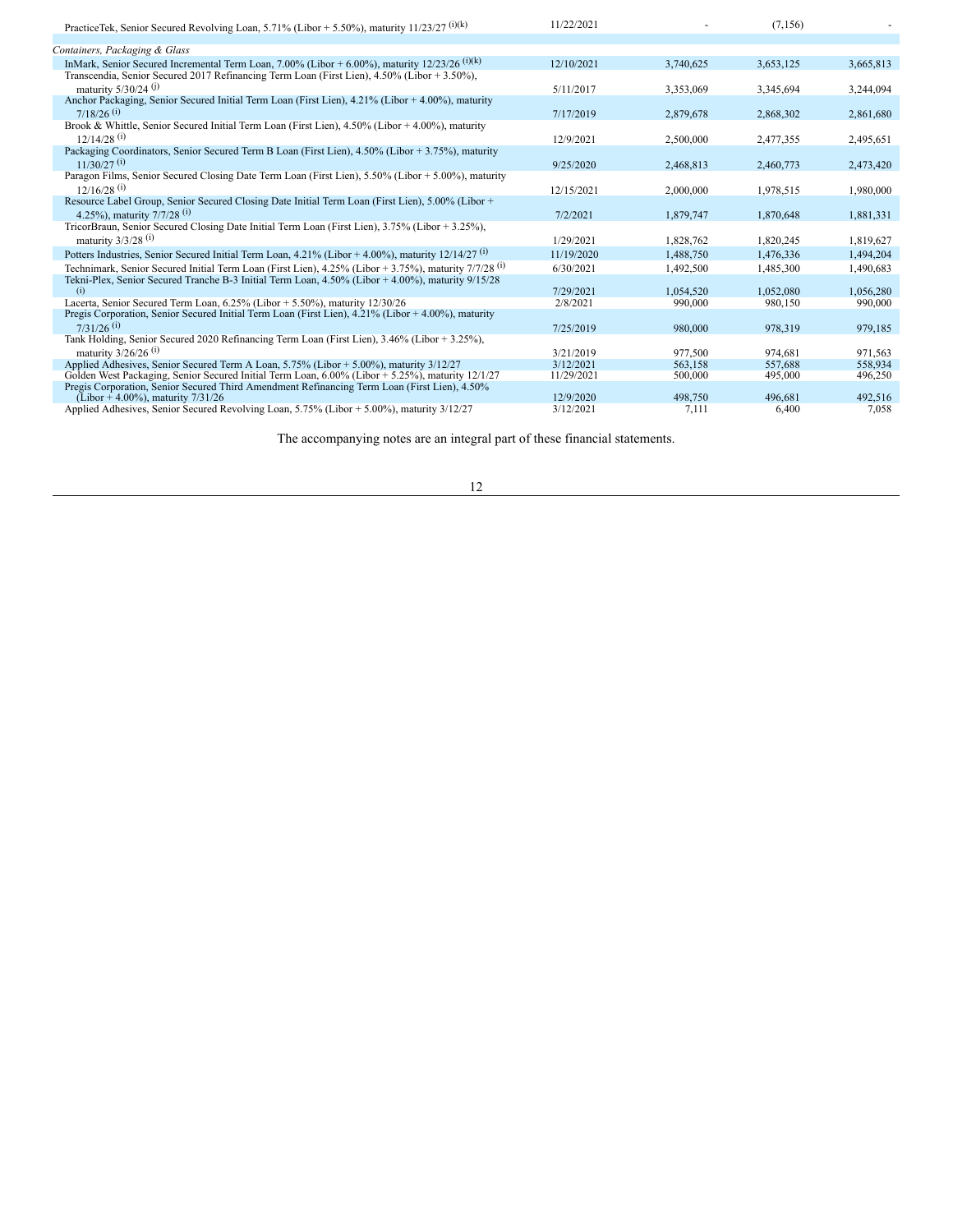| | | | | |
|---|---|---|---|---|
| PracticeTek, Senior Secured Revolving Loan, 5.71% (Libor + 5.50%), maturity 11/23/27 (i)(k) | 11/22/2021 | - | (7,156) | - |
| *Containers, Packaging & Glass* | | | | |
| InMark, Senior Secured Incremental Term Loan, 7.00% (Libor + 6.00%), maturity 12/23/26 (i)(k) | 12/10/2021 | 3,740,625 | 3,653,125 | 3,665,813 |
| Transcendia, Senior Secured 2017 Refinancing Term Loan (First Lien), 4.50% (Libor + 3.50%), maturity 5/30/24 (j) | 5/11/2017 | 3,353,069 | 3,345,694 | 3,244,094 |
| Anchor Packaging, Senior Secured Initial Term Loan (First Lien), 4.21% (Libor + 4.00%), maturity 7/18/26 (i) | 7/17/2019 | 2,879,678 | 2,868,302 | 2,861,680 |
| Brook & Whittle, Senior Secured Initial Term Loan (First Lien), 4.50% (Libor + 4.00%), maturity 12/14/28 (i) | 12/9/2021 | 2,500,000 | 2,477,355 | 2,495,651 |
| Packaging Coordinators, Senior Secured Term B Loan (First Lien), 4.50% (Libor + 3.75%), maturity 11/30/27 (i) | 9/25/2020 | 2,468,813 | 2,460,773 | 2,473,420 |
| Paragon Films, Senior Secured Closing Date Term Loan (First Lien), 5.50% (Libor + 5.00%), maturity 12/16/28 (i) | 12/15/2021 | 2,000,000 | 1,978,515 | 1,980,000 |
| Resource Label Group, Senior Secured Closing Date Initial Term Loan (First Lien), 5.00% (Libor + 4.25%), maturity 7/7/28 (i) | 7/2/2021 | 1,879,747 | 1,870,648 | 1,881,331 |
| TricorBraun, Senior Secured Closing Date Initial Term Loan (First Lien), 3.75% (Libor + 3.25%), maturity 3/3/28 (i) | 1/29/2021 | 1,828,762 | 1,820,245 | 1,819,627 |
| Potters Industries, Senior Secured Initial Term Loan, 4.21% (Libor + 4.00%), maturity 12/14/27 (i) | 11/19/2020 | 1,488,750 | 1,476,336 | 1,494,204 |
| Technimark, Senior Secured Initial Term Loan (First Lien), 4.25% (Libor + 3.75%), maturity 7/7/28 (i) | 6/30/2021 | 1,492,500 | 1,485,300 | 1,490,683 |
| Tekni-Plex, Senior Secured Tranche B-3 Initial Term Loan, 4.50% (Libor + 4.00%), maturity 9/15/28 (i) | 7/29/2021 | 1,054,520 | 1,052,080 | 1,056,280 |
| Lacerta, Senior Secured Term Loan, 6.25% (Libor + 5.50%), maturity 12/30/26 | 2/8/2021 | 990,000 | 980,150 | 990,000 |
| Pregis Corporation, Senior Secured Initial Term Loan (First Lien), 4.21% (Libor + 4.00%), maturity 7/31/26 (i) | 7/25/2019 | 980,000 | 978,319 | 979,185 |
| Tank Holding, Senior Secured 2020 Refinancing Term Loan (First Lien), 3.46% (Libor + 3.25%), maturity 3/26/26 (i) | 3/21/2019 | 977,500 | 974,681 | 971,563 |
| Applied Adhesives, Senior Secured Term A Loan, 5.75% (Libor + 5.00%), maturity 3/12/27 | 3/12/2021 | 563,158 | 557,688 | 558,934 |
| Golden West Packaging, Senior Secured Initial Term Loan, 6.00% (Libor + 5.25%), maturity 12/1/27 | 11/29/2021 | 500,000 | 495,000 | 496,250 |
| Pregis Corporation, Senior Secured Third Amendment Refinancing Term Loan (First Lien), 4.50% (Libor + 4.00%), maturity 7/31/26 | 12/9/2020 | 498,750 | 496,681 | 492,516 |
| Applied Adhesives, Senior Secured Revolving Loan, 5.75% (Libor + 5.00%), maturity 3/12/27 | 3/12/2021 | 7,111 | 6,400 | 7,058 |

The accompanying notes are an integral part of these financial statements.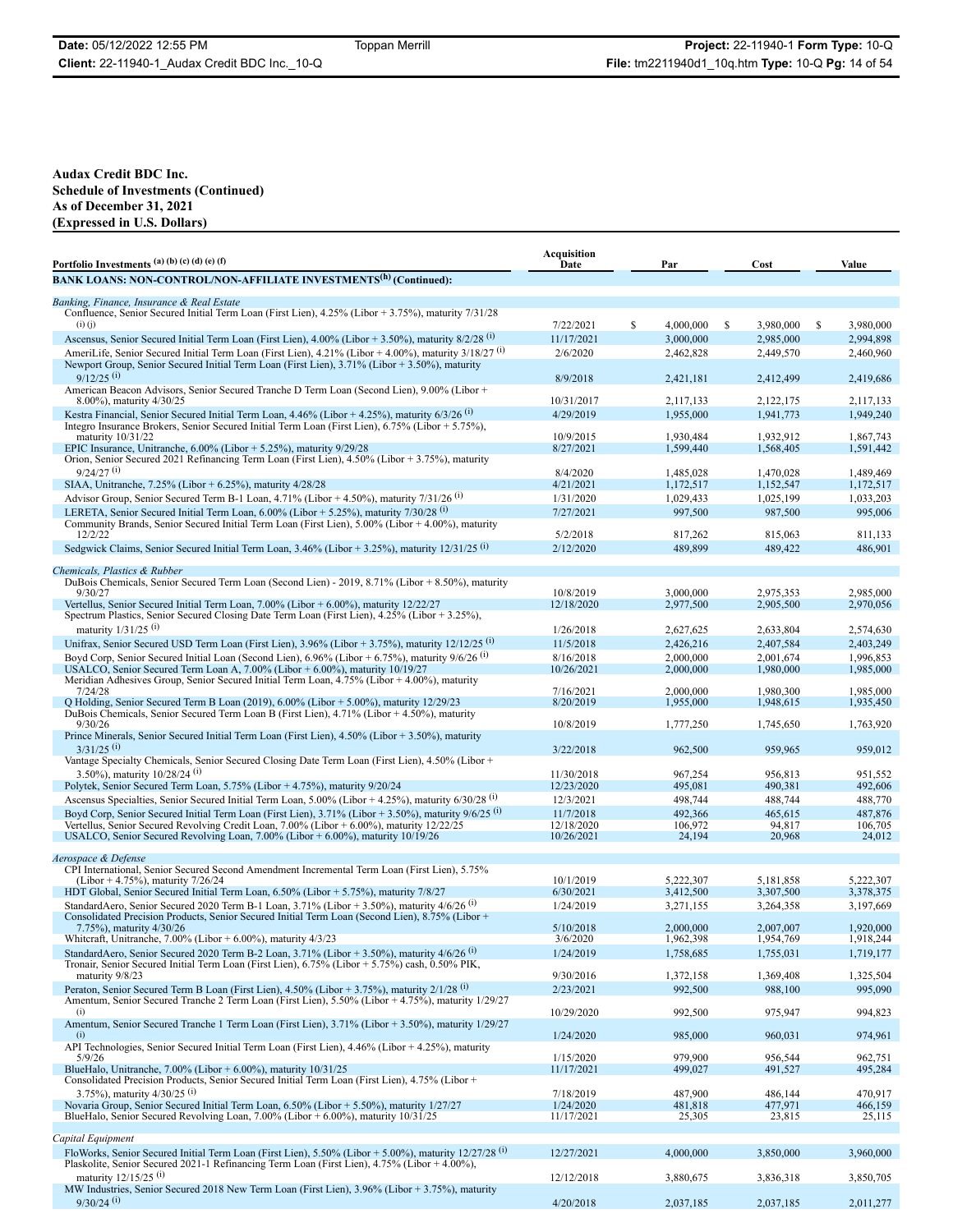**Audax Credit BDC Inc.**
**Schedule of Investments (Continued)**
**As of December 31, 2021**
**(Expressed in U.S. Dollars)**

| Portfolio Investments (a) (b) (c) (d) (e) (f) | Acquisition Date | Par | Cost | Value |
|---|---|---|---|---|
| **BANK LOANS: NON-CONTROL/NON-AFFILIATE INVESTMENTS(h) (Continued):** | | | | |
| *Banking, Finance, Insurance & Real Estate* | | | | |
| Confluence, Senior Secured Initial Term Loan (First Lien), 4.25% (Libor + 3.75%), maturity 7/31/28 (i) (j) | 7/22/2021 | $ 4,000,000 | $ 3,980,000 | $ 3,980,000 |
| Ascensus, Senior Secured Initial Term Loan (First Lien), 4.00% (Libor + 3.50%), maturity 8/2/28 (i) | 11/17/2021 | 3,000,000 | 2,985,000 | 2,994,898 |
| AmeriLife, Senior Secured Initial Term Loan (First Lien), 4.21% (Libor + 4.00%), maturity 3/18/27 (i) | 2/6/2020 | 2,462,828 | 2,449,570 | 2,460,960 |
| Newport Group, Senior Secured Initial Term Loan (First Lien), 3.71% (Libor + 3.50%), maturity 9/12/25 (i) | 8/9/2018 | 2,421,181 | 2,412,499 | 2,419,686 |
| American Beacon Advisors, Senior Secured Tranche D Term Loan (Second Lien), 9.00% (Libor + 8.00%), maturity 4/30/25 | 10/31/2017 | 2,117,133 | 2,122,175 | 2,117,133 |
| Kestra Financial, Senior Secured Initial Term Loan, 4.46% (Libor + 4.25%), maturity 6/3/26 (i) | 4/29/2019 | 1,955,000 | 1,941,773 | 1,949,240 |
| Integro Insurance Brokers, Senior Secured Initial Term Loan (First Lien), 6.75% (Libor + 5.75%), maturity 10/31/22 | 10/9/2015 | 1,930,484 | 1,932,912 | 1,867,743 |
| EPIC Insurance, Unitranche, 6.00% (Libor + 5.25%), maturity 9/29/28 | 8/27/2021 | 1,599,440 | 1,568,405 | 1,591,442 |
| Orion, Senior Secured 2021 Refinancing Term Loan (First Lien), 4.50% (Libor + 3.75%), maturity 9/24/27 (i) | 8/4/2020 | 1,485,028 | 1,470,028 | 1,489,469 |
| SIAA, Unitranche, 7.25% (Libor + 6.25%), maturity 4/28/28 | 4/21/2021 | 1,172,517 | 1,152,547 | 1,172,517 |
| Advisor Group, Senior Secured Term B-1 Loan, 4.71% (Libor + 4.50%), maturity 7/31/26 (i) | 1/31/2020 | 1,029,433 | 1,025,199 | 1,033,203 |
| LERETA, Senior Secured Initial Term Loan, 6.00% (Libor + 5.25%), maturity 7/30/28 (i) | 7/27/2021 | 997,500 | 987,500 | 995,006 |
| Community Brands, Senior Secured Initial Term Loan (First Lien), 5.00% (Libor + 4.00%), maturity 12/2/22 | 5/2/2018 | 817,262 | 815,063 | 811,133 |
| Sedgwick Claims, Senior Secured Initial Term Loan, 3.46% (Libor + 3.25%), maturity 12/31/25 (i) | 2/12/2020 | 489,899 | 489,422 | 486,901 |
| *Chemicals, Plastics & Rubber* | | | | |
| DuBois Chemicals, Senior Secured Term Loan (Second Lien) - 2019, 8.71% (Libor + 8.50%), maturity 9/30/27 | 10/8/2019 | 3,000,000 | 2,975,353 | 2,985,000 |
| Vertellus, Senior Secured Initial Term Loan, 7.00% (Libor + 6.00%), maturity 12/22/27 | 12/18/2020 | 2,977,500 | 2,905,500 | 2,970,056 |
| Spectrum Plastics, Senior Secured Closing Date Term Loan (First Lien), 4.25% (Libor + 3.25%), maturity 1/31/25 (i) | 1/26/2018 | 2,627,625 | 2,633,804 | 2,574,630 |
| Unifrax, Senior Secured USD Term Loan (First Lien), 3.96% (Libor + 3.75%), maturity 12/12/25 (i) | 11/5/2018 | 2,426,216 | 2,407,584 | 2,403,249 |
| Boyd Corp, Senior Secured Initial Loan (Second Lien), 6.96% (Libor + 6.75%), maturity 9/6/26 (i) | 8/16/2018 | 2,000,000 | 2,001,674 | 1,996,853 |
| USALCO, Senior Secured Term Loan A, 7.00% (Libor + 6.00%), maturity 10/19/27 | 10/26/2021 | 2,000,000 | 1,980,000 | 1,985,000 |
| Meridian Adhesives Group, Senior Secured Initial Term Loan, 4.75% (Libor + 4.00%), maturity 7/24/28 | 7/16/2021 | 2,000,000 | 1,980,300 | 1,985,000 |
| Q Holding, Senior Secured Term B Loan (2019), 6.00% (Libor + 5.00%), maturity 12/29/23 | 8/20/2019 | 1,955,000 | 1,948,615 | 1,935,450 |
| DuBois Chemicals, Senior Secured Term Loan B (First Lien), 4.71% (Libor + 4.50%), maturity 9/30/26 | 10/8/2019 | 1,777,250 | 1,745,650 | 1,763,920 |
| Prince Minerals, Senior Secured Initial Term Loan (First Lien), 4.50% (Libor + 3.50%), maturity 3/31/25 (i) | 3/22/2018 | 962,500 | 959,965 | 959,012 |
| Vantage Specialty Chemicals, Senior Secured Closing Date Term Loan (First Lien), 4.50% (Libor + 3.50%), maturity 10/28/24 (i) | 11/30/2018 | 967,254 | 956,813 | 951,552 |
| Polytek, Senior Secured Term Loan, 5.75% (Libor + 4.75%), maturity 9/20/24 | 12/23/2020 | 495,081 | 490,381 | 492,606 |
| Ascensus Specialties, Senior Secured Initial Term Loan, 5.00% (Libor + 4.25%), maturity 6/30/28 (i) | 12/3/2021 | 498,744 | 488,744 | 488,770 |
| Boyd Corp, Senior Secured Initial Term Loan (First Lien), 3.71% (Libor + 3.50%), maturity 9/6/25 (i) | 11/7/2018 | 492,366 | 465,615 | 487,876 |
| Vertellus, Senior Secured Revolving Credit Loan, 7.00% (Libor + 6.00%), maturity 12/22/25 | 12/18/2020 | 106,972 | 94,817 | 106,705 |
| USALCO, Senior Secured Revolving Loan, 7.00% (Libor + 6.00%), maturity 10/19/26 | 10/26/2021 | 24,194 | 20,968 | 24,012 |
| *Aerospace & Defense* | | | | |
| CPI International, Senior Secured Second Amendment Incremental Term Loan (First Lien), 5.75% (Libor + 4.75%), maturity 7/26/24 | 10/1/2019 | 5,222,307 | 5,181,858 | 5,222,307 |
| HDT Global, Senior Secured Initial Term Loan, 6.50% (Libor + 5.75%), maturity 7/8/27 | 6/30/2021 | 3,412,500 | 3,307,500 | 3,378,375 |
| StandardAero, Senior Secured 2020 Term B-1 Loan, 3.71% (Libor + 3.50%), maturity 4/6/26 (i) | 1/24/2019 | 3,271,155 | 3,264,358 | 3,197,669 |
| Consolidated Precision Products, Senior Secured Initial Term Loan (Second Lien), 8.75% (Libor + 7.75%), maturity 4/30/26 | 5/10/2018 | 2,000,000 | 2,007,007 | 1,920,000 |
| Whitcraft, Unitranche, 7.00% (Libor + 6.00%), maturity 4/3/23 | 3/6/2020 | 1,962,398 | 1,954,769 | 1,918,244 |
| StandardAero, Senior Secured 2020 Term B-2 Loan, 3.71% (Libor + 3.50%), maturity 4/6/26 (i) | 1/24/2019 | 1,758,685 | 1,755,031 | 1,719,177 |
| Tronair, Senior Secured Initial Term Loan (First Lien), 6.75% (Libor + 5.75%) cash, 0.50% PIK, maturity 9/8/23 | 9/30/2016 | 1,372,158 | 1,369,408 | 1,325,504 |
| Peraton, Senior Secured Term B Loan (First Lien), 4.50% (Libor + 3.75%), maturity 2/1/28 (i) | 2/23/2021 | 992,500 | 988,100 | 995,090 |
| Amentum, Senior Secured Tranche 2 Term Loan (First Lien), 5.50% (Libor + 4.75%), maturity 1/29/27 (i) | 10/29/2020 | 992,500 | 975,947 | 994,823 |
| Amentum, Senior Secured Tranche 1 Term Loan (First Lien), 3.71% (Libor + 3.50%), maturity 1/29/27 (i) | 1/24/2020 | 985,000 | 960,031 | 974,961 |
| API Technologies, Senior Secured Initial Term Loan (First Lien), 4.46% (Libor + 4.25%), maturity 5/9/26 | 1/15/2020 | 979,900 | 956,544 | 962,751 |
| BlueHalo, Unitranche, 7.00% (Libor + 6.00%), maturity 10/31/25 | 11/17/2021 | 499,027 | 491,527 | 495,284 |
| Consolidated Precision Products, Senior Secured Initial Term Loan (First Lien), 4.75% (Libor + 3.75%), maturity 4/30/25 (i) | 7/18/2019 | 487,900 | 486,144 | 470,917 |
| Novaria Group, Senior Secured Initial Term Loan, 6.50% (Libor + 5.50%), maturity 1/27/27 | 1/24/2020 | 481,818 | 477,971 | 466,159 |
| BlueHalo, Senior Secured Revolving Loan, 7.00% (Libor + 6.00%), maturity 10/31/25 | 11/17/2021 | 25,305 | 23,815 | 25,115 |
| *Capital Equipment* | | | | |
| FloWorks, Senior Secured Initial Term Loan (First Lien), 5.50% (Libor + 5.00%), maturity 12/27/28 (i) | 12/27/2021 | 4,000,000 | 3,850,000 | 3,960,000 |
| Plaskolite, Senior Secured 2021-1 Refinancing Term Loan (First Lien), 4.75% (Libor + 4.00%), maturity 12/15/25 (i) | 12/12/2018 | 3,880,675 | 3,836,318 | 3,850,705 |
| MW Industries, Senior Secured 2018 New Term Loan (First Lien), 3.96% (Libor + 3.75%), maturity 9/30/24 (i) | 4/20/2018 | 2,037,185 | 2,037,185 | 2,011,277 |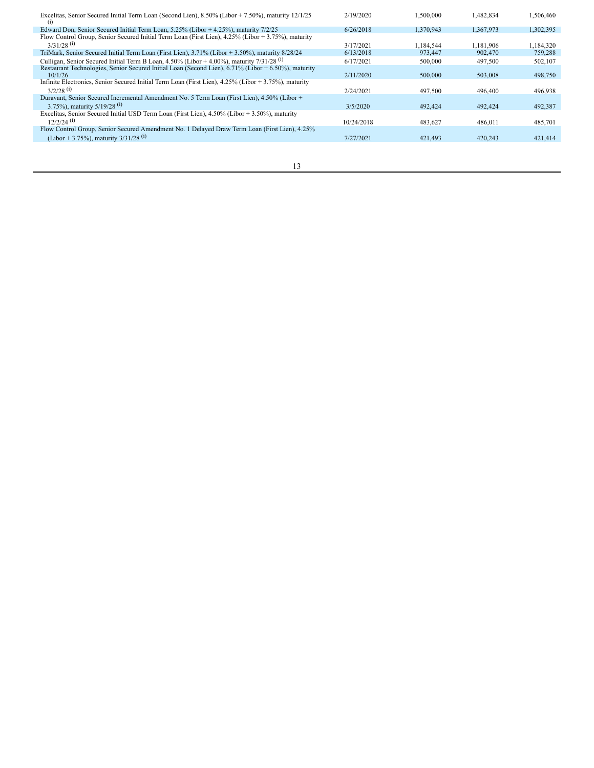| | | | | |
|---|---|---|---|---|
| Excelitas, Senior Secured Initial Term Loan (Second Lien), 8.50% (Libor + 7.50%), maturity 12/1/25 (i) | 2/19/2020 | 1,500,000 | 1,482,834 | 1,506,460 |
| Edward Don, Senior Secured Initial Term Loan, 5.25% (Libor + 4.25%), maturity 7/2/25 | 6/26/2018 | 1,370,943 | 1,367,973 | 1,302,395 |
| Flow Control Group, Senior Secured Initial Term Loan (First Lien), 4.25% (Libor + 3.75%), maturity 3/31/28 (i) | 3/17/2021 | 1,184,544 | 1,181,906 | 1,184,320 |
| TriMark, Senior Secured Initial Term Loan (First Lien), 3.71% (Libor + 3.50%), maturity 8/28/24 | 6/13/2018 | 973,447 | 902,470 | 759,288 |
| Culligan, Senior Secured Initial Term B Loan, 4.50% (Libor + 4.00%), maturity 7/31/28 (i) | 6/17/2021 | 500,000 | 497,500 | 502,107 |
| Restaurant Technologies, Senior Secured Initial Loan (Second Lien), 6.71% (Libor + 6.50%), maturity 10/1/26 | 2/11/2020 | 500,000 | 503,008 | 498,750 |
| Infinite Electronics, Senior Secured Initial Term Loan (First Lien), 4.25% (Libor + 3.75%), maturity 3/2/28 (i) | 2/24/2021 | 497,500 | 496,400 | 496,938 |
| Duravant, Senior Secured Incremental Amendment No. 5 Term Loan (First Lien), 4.50% (Libor + 3.75%), maturity 5/19/28 (i) | 3/5/2020 | 492,424 | 492,424 | 492,387 |
| Excelitas, Senior Secured Initial USD Term Loan (First Lien), 4.50% (Libor + 3.50%), maturity 12/2/24 (i) | 10/24/2018 | 483,627 | 486,011 | 485,701 |
| Flow Control Group, Senior Secured Amendment No. 1 Delayed Draw Term Loan (First Lien), 4.25% (Libor + 3.75%), maturity 3/31/28 (i) | 7/27/2021 | 421,493 | 420,243 | 421,414 |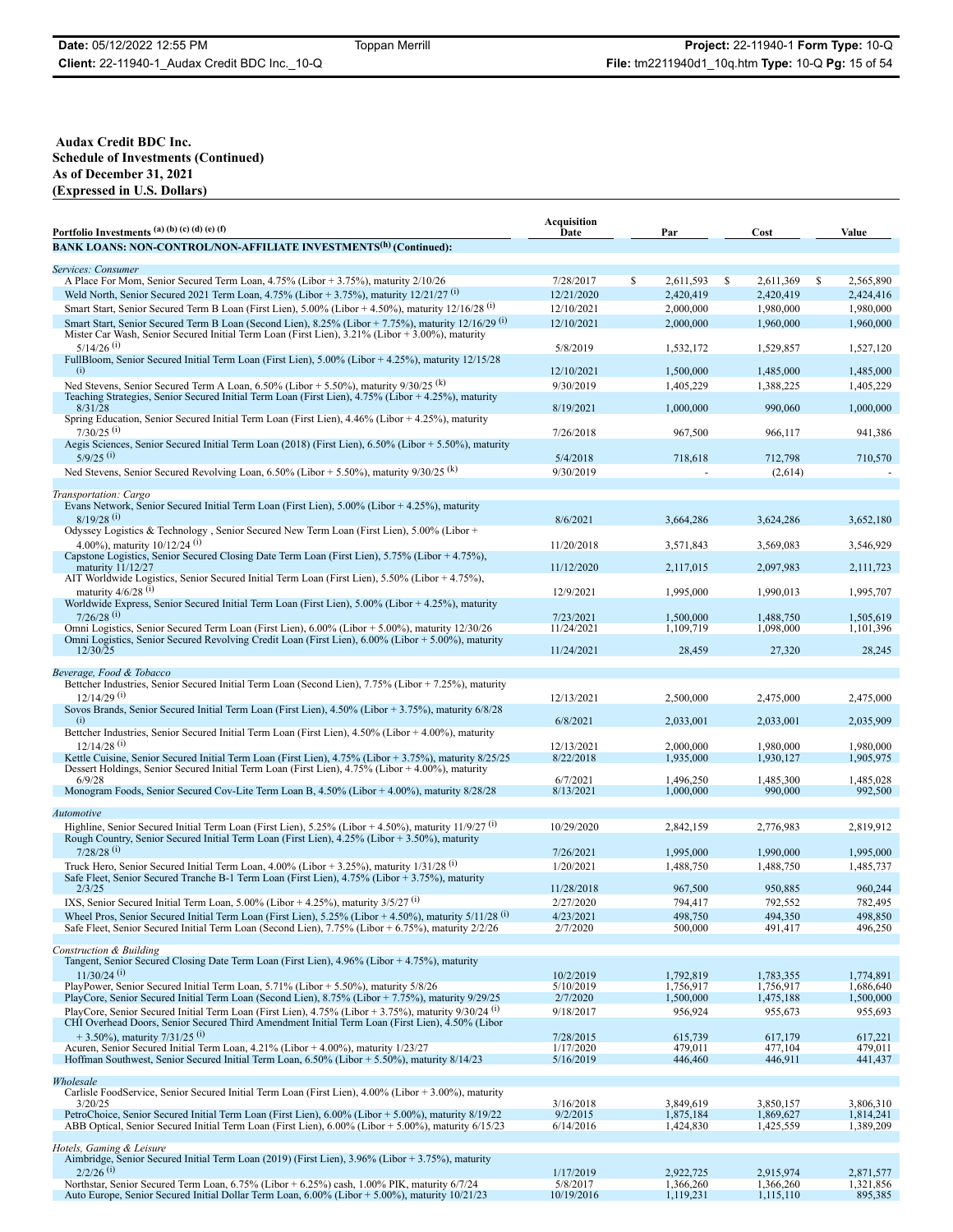**Audax Credit BDC Inc.**
**Schedule of Investments (Continued)**
**As of December 31, 2021**
**(Expressed in U.S. Dollars)**

| Portfolio Investments (a) (b) (c) (d) (e) (f) | Acquisition Date | Par | Cost | Value |
|---|---|---|---|---|
| **BANK LOANS: NON-CONTROL/NON-AFFILIATE INVESTMENTS(h) (Continued):** | | | | |
| *Services: Consumer* | | | | |
| A Place For Mom, Senior Secured Term Loan, 4.75% (Libor + 3.75%), maturity 2/10/26 | 7/28/2017 | $ 2,611,593 | $ 2,611,369 | $ 2,565,890 |
| Weld North, Senior Secured 2021 Term Loan, 4.75% (Libor + 3.75%), maturity 12/21/27 (i) | 12/21/2020 | 2,420,419 | 2,420,419 | 2,424,416 |
| Smart Start, Senior Secured Term B Loan (First Lien), 5.00% (Libor + 4.50%), maturity 12/16/28 (i) | 12/10/2021 | 2,000,000 | 1,980,000 | 1,980,000 |
| Smart Start, Senior Secured Term B Loan (Second Lien), 8.25% (Libor + 7.75%), maturity 12/16/29 (i) | 12/10/2021 | 2,000,000 | 1,960,000 | 1,960,000 |
| Mister Car Wash, Senior Secured Initial Term Loan (First Lien), 3.21% (Libor + 3.00%), maturity 5/14/26 (i) | 5/8/2019 | 1,532,172 | 1,529,857 | 1,527,120 |
| FullBloom, Senior Secured Initial Term Loan (First Lien), 5.00% (Libor + 4.25%), maturity 12/15/28 (i) | 12/10/2021 | 1,500,000 | 1,485,000 | 1,485,000 |
| Ned Stevens, Senior Secured Term A Loan, 6.50% (Libor + 5.50%), maturity 9/30/25 (k) | 9/30/2019 | 1,405,229 | 1,388,225 | 1,405,229 |
| Teaching Strategies, Senior Secured Initial Term Loan (First Lien), 4.75% (Libor + 4.25%), maturity 8/31/28 | 8/19/2021 | 1,000,000 | 990,060 | 1,000,000 |
| Spring Education, Senior Secured Initial Term Loan (First Lien), 4.46% (Libor + 4.25%), maturity 7/30/25 (i) | 7/26/2018 | 967,500 | 966,117 | 941,386 |
| Aegis Sciences, Senior Secured Initial Term Loan (2018) (First Lien), 6.50% (Libor + 5.50%), maturity 5/9/25 (i) | 5/4/2018 | 718,618 | 712,798 | 710,570 |
| Ned Stevens, Senior Secured Revolving Loan, 6.50% (Libor + 5.50%), maturity 9/30/25 (k) | 9/30/2019 | - | (2,614) | - |
| *Transportation: Cargo* | | | | |
| Evans Network, Senior Secured Initial Term Loan (First Lien), 5.00% (Libor + 4.25%), maturity 8/19/28 (i) | 8/6/2021 | 3,664,286 | 3,624,286 | 3,652,180 |
| Odyssey Logistics & Technology , Senior Secured New Term Loan (First Lien), 5.00% (Libor + 4.00%), maturity 10/12/24 (i) | 11/20/2018 | 3,571,843 | 3,569,083 | 3,546,929 |
| Capstone Logistics, Senior Secured Closing Date Term Loan (First Lien), 5.75% (Libor + 4.75%), maturity 11/12/27 | 11/12/2020 | 2,117,015 | 2,097,983 | 2,111,723 |
| AIT Worldwide Logistics, Senior Secured Initial Term Loan (First Lien), 5.50% (Libor + 4.75%), maturity 4/6/28 (i) | 12/9/2021 | 1,995,000 | 1,990,013 | 1,995,707 |
| Worldwide Express, Senior Secured Initial Term Loan (First Lien), 5.00% (Libor + 4.25%), maturity 7/26/28 (i) | 7/23/2021 | 1,500,000 | 1,488,750 | 1,505,619 |
| Omni Logistics, Senior Secured Term Loan (First Lien), 6.00% (Libor + 5.00%), maturity 12/30/26 | 11/24/2021 | 1,109,719 | 1,098,000 | 1,101,396 |
| Omni Logistics, Senior Secured Revolving Credit Loan (First Lien), 6.00% (Libor + 5.00%), maturity 12/30/25 | 11/24/2021 | 28,459 | 27,320 | 28,245 |
| *Beverage, Food & Tobacco* | | | | |
| Bettcher Industries, Senior Secured Initial Term Loan (Second Lien), 7.75% (Libor + 7.25%), maturity 12/14/29 (i) | 12/13/2021 | 2,500,000 | 2,475,000 | 2,475,000 |
| Sovos Brands, Senior Secured Initial Term Loan (First Lien), 4.50% (Libor + 3.75%), maturity 6/8/28 (i) | 6/8/2021 | 2,033,001 | 2,033,001 | 2,035,909 |
| Bettcher Industries, Senior Secured Initial Term Loan (First Lien), 4.50% (Libor + 4.00%), maturity 12/14/28 (i) | 12/13/2021 | 2,000,000 | 1,980,000 | 1,980,000 |
| Kettle Cuisine, Senior Secured Initial Term Loan (First Lien), 4.75% (Libor + 3.75%), maturity 8/25/25 | 8/22/2018 | 1,935,000 | 1,930,127 | 1,905,975 |
| Dessert Holdings, Senior Secured Initial Term Loan (First Lien), 4.75% (Libor + 4.00%), maturity 6/9/28 | 6/7/2021 | 1,496,250 | 1,485,300 | 1,485,028 |
| Monogram Foods, Senior Secured Cov-Lite Term Loan B, 4.50% (Libor + 4.00%), maturity 8/28/28 | 8/13/2021 | 1,000,000 | 990,000 | 992,500 |
| *Automotive* | | | | |
| Highline, Senior Secured Initial Term Loan (First Lien), 5.25% (Libor + 4.50%), maturity 11/9/27 (i) | 10/29/2020 | 2,842,159 | 2,776,983 | 2,819,912 |
| Rough Country, Senior Secured Initial Term Loan (First Lien), 4.25% (Libor + 3.50%), maturity 7/28/28 (i) | 7/26/2021 | 1,995,000 | 1,990,000 | 1,995,000 |
| Truck Hero, Senior Secured Initial Term Loan, 4.00% (Libor + 3.25%), maturity 1/31/28 (i) | 1/20/2021 | 1,488,750 | 1,488,750 | 1,485,737 |
| Safe Fleet, Senior Secured Tranche B-1 Term Loan (First Lien), 4.75% (Libor + 3.75%), maturity 2/3/25 | 11/28/2018 | 967,500 | 950,885 | 960,244 |
| IXS, Senior Secured Initial Term Loan, 5.00% (Libor + 4.25%), maturity 3/5/27 (i) | 2/27/2020 | 794,417 | 792,552 | 782,495 |
| Wheel Pros, Senior Secured Initial Term Loan (First Lien), 5.25% (Libor + 4.50%), maturity 5/11/28 (i) | 4/23/2021 | 498,750 | 494,350 | 498,850 |
| Safe Fleet, Senior Secured Initial Term Loan (Second Lien), 7.75% (Libor + 6.75%), maturity 2/2/26 | 2/7/2020 | 500,000 | 491,417 | 496,250 |
| *Construction & Building* | | | | |
| Tangent, Senior Secured Closing Date Term Loan (First Lien), 4.96% (Libor + 4.75%), maturity 11/30/24 (i) | 10/2/2019 | 1,792,819 | 1,783,355 | 1,774,891 |
| PlayPower, Senior Secured Initial Term Loan, 5.71% (Libor + 5.50%), maturity 5/8/26 | 5/10/2019 | 1,756,917 | 1,756,917 | 1,686,640 |
| PlayCore, Senior Secured Initial Term Loan (Second Lien), 8.75% (Libor + 7.75%), maturity 9/29/25 | 2/7/2020 | 1,500,000 | 1,475,188 | 1,500,000 |
| PlayCore, Senior Secured Initial Term Loan (First Lien), 4.75% (Libor + 3.75%), maturity 9/30/24 (i) | 9/18/2017 | 956,924 | 955,673 | 955,693 |
| CHI Overhead Doors, Senior Secured Third Amendment Initial Term Loan (First Lien), 4.50% (Libor + 3.50%), maturity 7/31/25 (i) | 7/28/2015 | 615,739 | 617,179 | 617,221 |
| Acuren, Senior Secured Initial Term Loan, 4.21% (Libor + 4.00%), maturity 1/23/27 | 1/17/2020 | 479,011 | 477,104 | 479,011 |
| Hoffman Southwest, Senior Secured Initial Term Loan, 6.50% (Libor + 5.50%), maturity 8/14/23 | 5/16/2019 | 446,460 | 446,911 | 441,437 |
| *Wholesale* | | | | |
| Carlisle FoodService, Senior Secured Initial Term Loan (First Lien), 4.00% (Libor + 3.00%), maturity 3/20/25 | 3/16/2018 | 3,849,619 | 3,850,157 | 3,806,310 |
| PetroChoice, Senior Secured Initial Term Loan (First Lien), 6.00% (Libor + 5.00%), maturity 8/19/22 | 9/2/2015 | 1,875,184 | 1,869,627 | 1,814,241 |
| ABB Optical, Senior Secured Initial Term Loan (First Lien), 6.00% (Libor + 5.00%), maturity 6/15/23 | 6/14/2016 | 1,424,830 | 1,425,559 | 1,389,209 |
| *Hotels, Gaming & Leisure* | | | | |
| Aimbridge, Senior Secured Initial Term Loan (2019) (First Lien), 3.96% (Libor + 3.75%), maturity 2/2/26 (i) | 1/17/2019 | 2,922,725 | 2,915,974 | 2,871,577 |
| Northstar, Senior Secured Term Loan, 6.75% (Libor + 6.25%) cash, 1.00% PIK, maturity 6/7/24 | 5/8/2017 | 1,366,260 | 1,366,260 | 1,321,856 |
| Auto Europe, Senior Secured Initial Dollar Term Loan, 6.00% (Libor + 5.00%), maturity 10/21/23 | 10/19/2016 | 1,119,231 | 1,115,110 | 895,385 |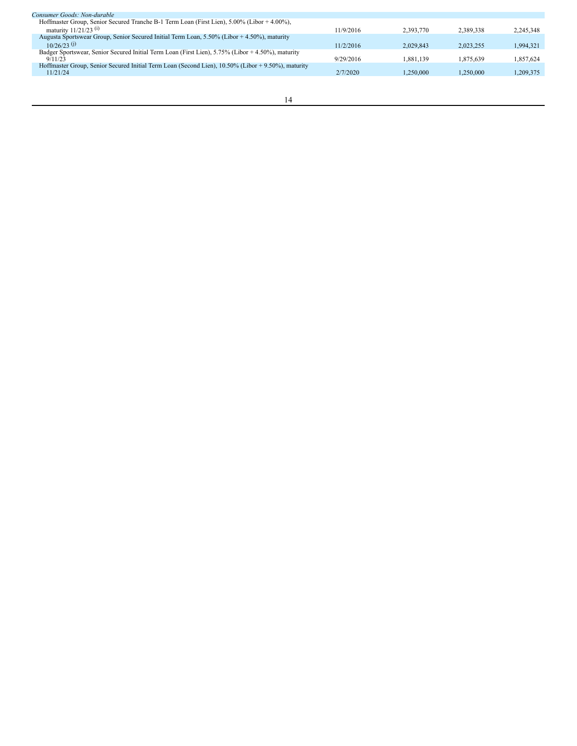| | | | | |
|---|---|---|---|---|
| *Consumer Goods: Non-durable* | | | | |
| Hoffmaster Group, Senior Secured Tranche B-1 Term Loan (First Lien), 5.00% (Libor + 4.00%), maturity 11/21/23 [(i)] | 11/9/2016 | 2,393,770 | 2,389,338 | 2,245,348 |
| Augusta Sportswear Group, Senior Secured Initial Term Loan, 5.50% (Libor + 4.50%), maturity 10/26/23 [(j)] | 11/2/2016 | 2,029,843 | 2,023,255 | 1,994,321 |
| Badger Sportswear, Senior Secured Initial Term Loan (First Lien), 5.75% (Libor + 4.50%), maturity 9/11/23 | 9/29/2016 | 1,881,139 | 1,875,639 | 1,857,624 |
| Hoffmaster Group, Senior Secured Initial Term Loan (Second Lien), 10.50% (Libor + 9.50%), maturity 11/21/24 | 2/7/2020 | 1,250,000 | 1,250,000 | 1,209,375 |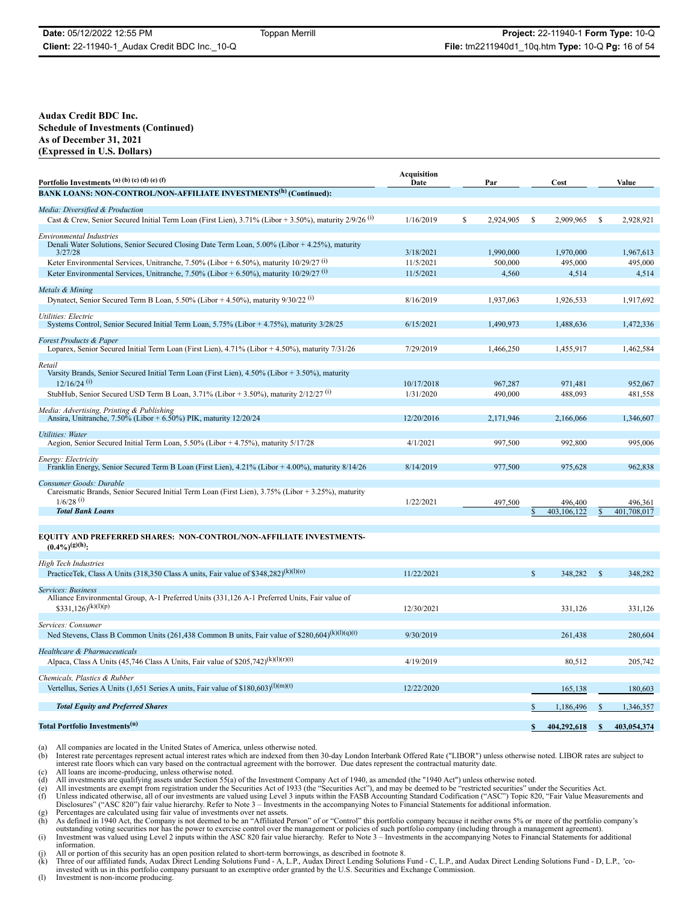**Audax Credit BDC Inc.**
**Schedule of Investments (Continued)**
**As of December 31, 2021**
**(Expressed in U.S. Dollars)**

| Portfolio Investments [(a) (b) (c) (d) (e) (f)] | Acquisition Date | Par | Cost | Value |
|---|---|---|---|---|
| **BANK LOANS: NON-CONTROL/NON-AFFILIATE INVESTMENTS[(h)] (Continued):** | | | | |
| *Media: Diversified & Production* | | | | |
| Cast & Crew, Senior Secured Initial Term Loan (First Lien), 3.71% (Libor + 3.50%), maturity 2/9/26 [(i)] | 1/16/2019 | $ 2,924,905 | $ 2,909,965 | $ 2,928,921 |
| *Environmental Industries* | | | | |
| Denali Water Solutions, Senior Secured Closing Date Term Loan, 5.00% (Libor + 4.25%), maturity 3/27/28 | 3/18/2021 | 1,990,000 | 1,970,000 | 1,967,613 |
| Keter Environmental Services, Unitranche, 7.50% (Libor + 6.50%), maturity 10/29/27 [(i)] | 11/5/2021 | 500,000 | 495,000 | 495,000 |
| Keter Environmental Services, Unitranche, 7.50% (Libor + 6.50%), maturity 10/29/27 [(i)] | 11/5/2021 | 4,560 | 4,514 | 4,514 |
| *Metals & Mining* | | | | |
| Dynatect, Senior Secured Term B Loan, 5.50% (Libor + 4.50%), maturity 9/30/22 [(i)] | 8/16/2019 | 1,937,063 | 1,926,533 | 1,917,692 |
| *Utilities: Electric* | | | | |
| Systems Control, Senior Secured Initial Term Loan, 5.75% (Libor + 4.75%), maturity 3/28/25 | 6/15/2021 | 1,490,973 | 1,488,636 | 1,472,336 |
| *Forest Products & Paper* | | | | |
| Loparex, Senior Secured Initial Term Loan (First Lien), 4.71% (Libor + 4.50%), maturity 7/31/26 | 7/29/2019 | 1,466,250 | 1,455,917 | 1,462,584 |
| *Retail* | | | | |
| Varsity Brands, Senior Secured Initial Term Loan (First Lien), 4.50% (Libor + 3.50%), maturity 12/16/24 [(i)] | 10/17/2018 | 967,287 | 971,481 | 952,067 |
| StubHub, Senior Secured USD Term B Loan, 3.71% (Libor + 3.50%), maturity 2/12/27 [(i)] | 1/31/2020 | 490,000 | 488,093 | 481,558 |
| *Media: Advertising, Printing & Publishing* | | | | |
| Ansira, Unitranche, 7.50% (Libor + 6.50%) PIK, maturity 12/20/24 | 12/20/2016 | 2,171,946 | 2,166,066 | 1,346,607 |
| *Utilities: Water* | | | | |
| Aegion, Senior Secured Initial Term Loan, 5.50% (Libor + 4.75%), maturity 5/17/28 | 4/1/2021 | 997,500 | 992,800 | 995,006 |
| *Energy: Electricity* | | | | |
| Franklin Energy, Senior Secured Term B Loan (First Lien), 4.21% (Libor + 4.00%), maturity 8/14/26 | 8/14/2019 | 977,500 | 975,628 | 962,838 |
| *Consumer Goods: Durable* | | | | |
| Careismatic Brands, Senior Secured Initial Term Loan (First Lien), 3.75% (Libor + 3.25%), maturity 1/6/28 [(i)] | 1/22/2021 | 497,500 | 496,400 | 496,361 |
| ***Total Bank Loans*** | | | $ 403,106,122 | $ 401,708,017 |
| | | | | |
| **EQUITY AND PREFERRED SHARES: NON-CONTROL/NON-AFFILIATE INVESTMENTS-(0.4%)[(g)(h)]:** | | | | |
| *High Tech Industries* | | | | |
| PracticeTek, Class A Units (318,350 Class A units, Fair value of $348,282)[(k)(l)(o)] | 11/22/2021 | | $ 348,282 | $ 348,282 |
| *Services: Business* | | | | |
| Alliance Environmental Group, A-1 Preferred Units (331,126 A-1 Preferred Units, Fair value of $331,126)[(k)(l)(p)] | 12/30/2021 | | 331,126 | 331,126 |
| *Services: Consumer* | | | | |
| Ned Stevens, Class B Common Units (261,438 Common B units, Fair value of $280,604)[(k)(l)(q)(t)] | 9/30/2019 | | 261,438 | 280,604 |
| *Healthcare & Pharmaceuticals* | | | | |
| Alpaca, Class A Units (45,746 Class A Units, Fair value of $205,742)[(k)(l)(r)(t)] | 4/19/2019 | | 80,512 | 205,742 |
| *Chemicals, Plastics & Rubber* | | | | |
| Vertellus, Series A Units (1,651 Series A units, Fair value of $180,603)[(l)(m)(t)] | 12/22/2020 | | 165,138 | 180,603 |
| ***Total Equity and Preferred Shares*** | | | $ 1,186,496 | $ 1,346,357 |
| **Total Portfolio Investments[(u)]** | | | **$ 404,292,618** | **$ 403,054,374** |

(a) All companies are located in the United States of America, unless otherwise noted.
(b) Interest rate percentages represent actual interest rates which are indexed from then 30-day London Interbank Offered Rate ("LIBOR") unless otherwise noted. LIBOR rates are subject to interest rate floors which can vary based on the contractual agreement with the borrower. Due dates represent the contractual maturity date.
(c) All loans are income-producing, unless otherwise noted.
(d) All investments are qualifying assets under Section 55(a) of the Investment Company Act of 1940, as amended (the "1940 Act") unless otherwise noted.
(e) All investments are exempt from registration under the Securities Act of 1933 (the "Securities Act"), and may be deemed to be "restricted securities" under the Securities Act.
(f) Unless indicated otherwise, all of our investments are valued using Level 3 inputs within the FASB Accounting Standard Codification ("ASC") Topic 820, "Fair Value Measurements and Disclosures" ("ASC 820") fair value hierarchy. Refer to Note 3 – Investments in the accompanying Notes to Financial Statements for additional information.
(g) Percentages are calculated using fair value of investments over net assets.
(h) As defined in 1940 Act, the Company is not deemed to be an "Affiliated Person" of or "Control" this portfolio company because it neither owns 5% or more of the portfolio company's outstanding voting securities nor has the power to exercise control over the management or policies of such portfolio company (including through a management agreement).
(i) Investment was valued using Level 2 inputs within the ASC 820 fair value hierarchy. Refer to Note 3 – Investments in the accompanying Notes to Financial Statements for additional information.
(j) All or portion of this security has an open position related to short-term borrowings, as described in footnote 8.
(k) Three of our affiliated funds, Audax Direct Lending Solutions Fund - A, L.P., Audax Direct Lending Solutions Fund - C, L.P., and Audax Direct Lending Solutions Fund - D, L.P., 'co-invested with us in this portfolio company pursuant to an exemptive order granted by the U.S. Securities and Exchange Commission.
(l) Investment is non-income producing.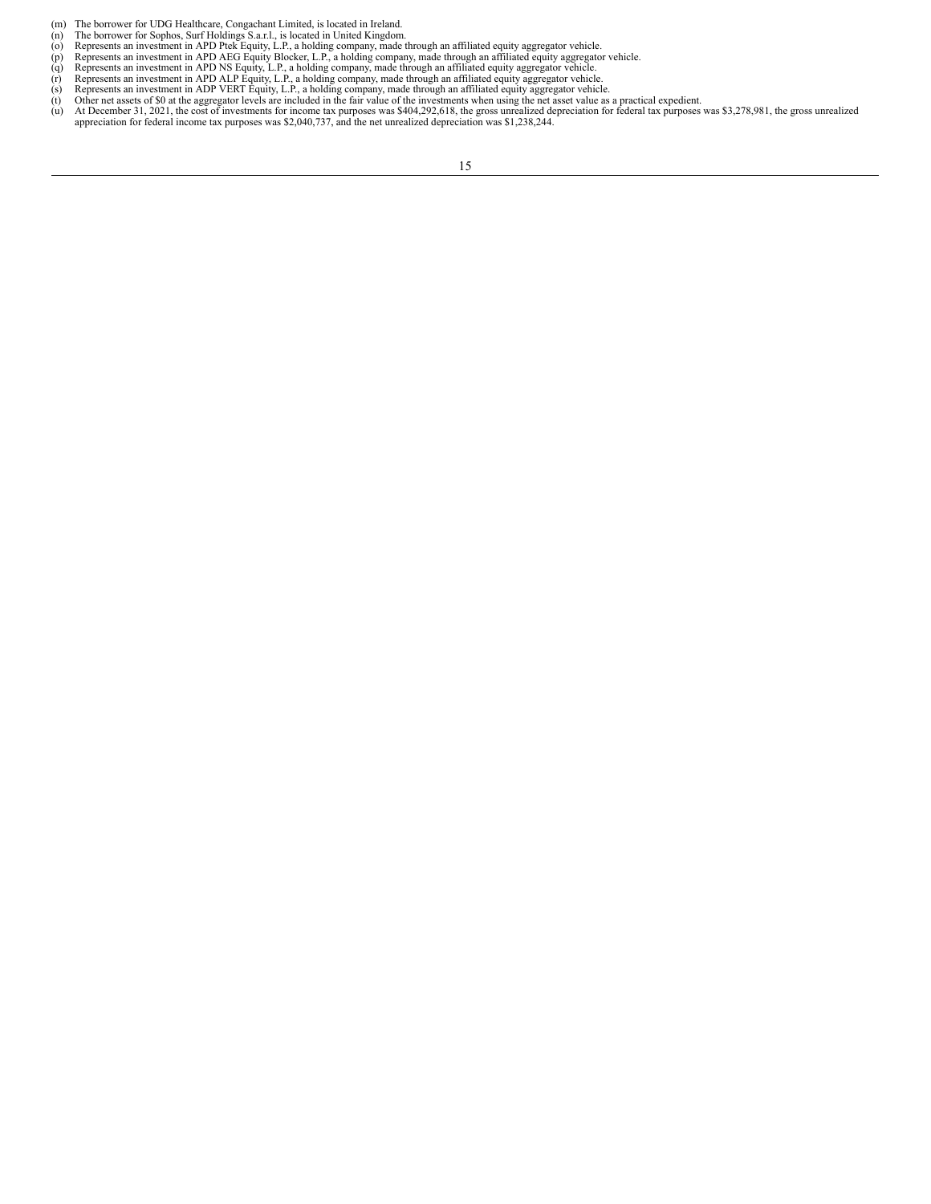(m) The borrower for UDG Healthcare, Congachant Limited, is located in Ireland.
(n) The borrower for Sophos, Surf Holdings S.a.r.l., is located in United Kingdom.
(o) Represents an investment in APD Ptek Equity, L.P., a holding company, made through an affiliated equity aggregator vehicle.
(p) Represents an investment in APD AEG Equity Blocker, L.P., a holding company, made through an affiliated equity aggregator vehicle.
(q) Represents an investment in APD NS Equity, L.P., a holding company, made through an affiliated equity aggregator vehicle.
(r) Represents an investment in APD ALP Equity, L.P., a holding company, made through an affiliated equity aggregator vehicle.
(s) Represents an investment in ADP VERT Equity, L.P., a holding company, made through an affiliated equity aggregator vehicle.
(t) Other net assets of $0 at the aggregator levels are included in the fair value of the investments when using the net asset value as a practical expedient.
(u) At December 31, 2021, the cost of investments for income tax purposes was $404,292,618, the gross unrealized depreciation for federal tax purposes was $3,278,981, the gross unrealized appreciation for federal income tax purposes was $2,040,737, and the net unrealized depreciation was $1,238,244.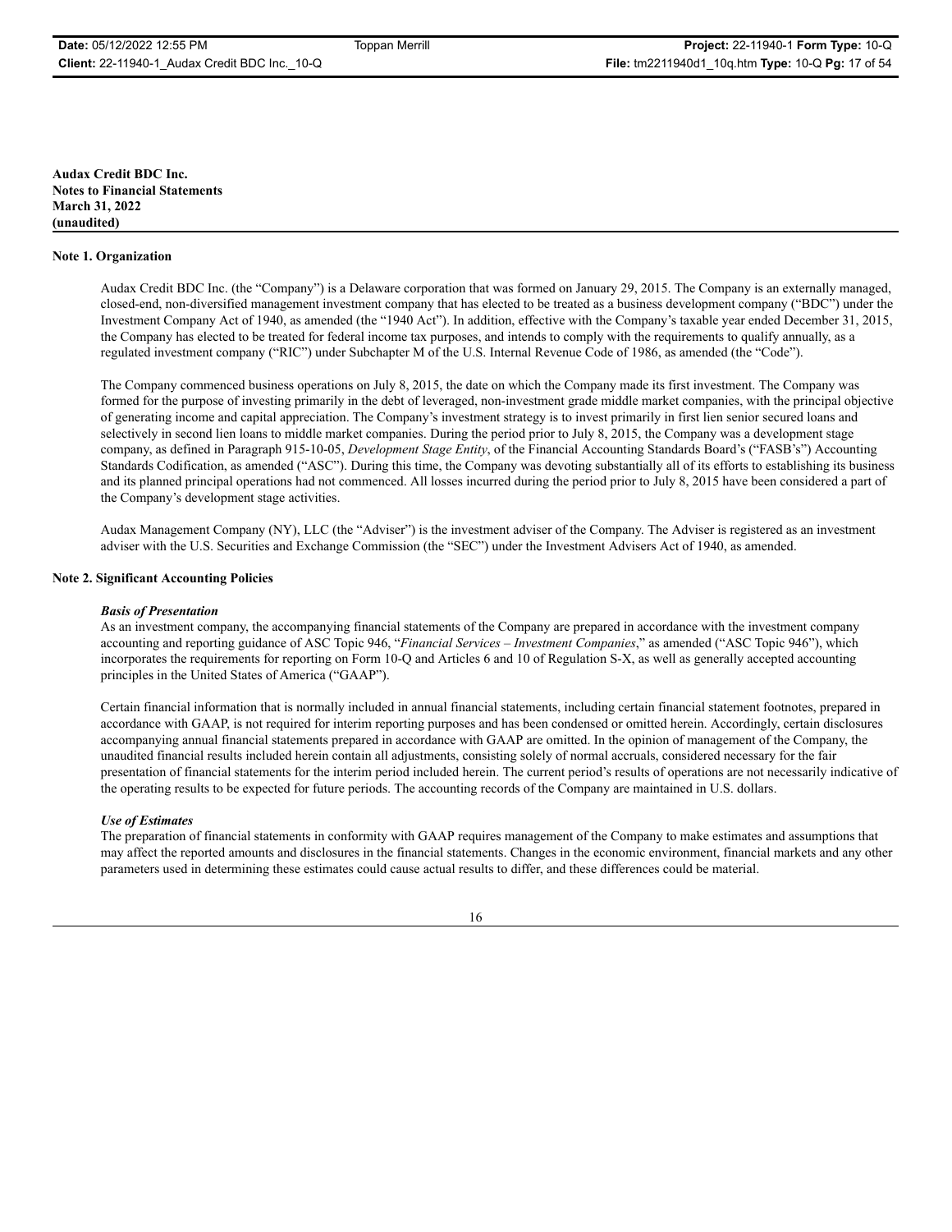**Audax Credit BDC Inc.**
**Notes to Financial Statements**
**March 31, 2022**
**(unaudited)**

**Note 1. Organization**

Audax Credit BDC Inc. (the "Company") is a Delaware corporation that was formed on January 29, 2015. The Company is an externally managed, closed-end, non-diversified management investment company that has elected to be treated as a business development company ("BDC") under the Investment Company Act of 1940, as amended (the "1940 Act"). In addition, effective with the Company's taxable year ended December 31, 2015, the Company has elected to be treated for federal income tax purposes, and intends to comply with the requirements to qualify annually, as a regulated investment company ("RIC") under Subchapter M of the U.S. Internal Revenue Code of 1986, as amended (the "Code").

The Company commenced business operations on July 8, 2015, the date on which the Company made its first investment. The Company was formed for the purpose of investing primarily in the debt of leveraged, non-investment grade middle market companies, with the principal objective of generating income and capital appreciation. The Company's investment strategy is to invest primarily in first lien senior secured loans and selectively in second lien loans to middle market companies. During the period prior to July 8, 2015, the Company was a development stage company, as defined in Paragraph 915-10-05, *Development Stage Entity*, of the Financial Accounting Standards Board's ("FASB's") Accounting Standards Codification, as amended ("ASC"). During this time, the Company was devoting substantially all of its efforts to establishing its business and its planned principal operations had not commenced. All losses incurred during the period prior to July 8, 2015 have been considered a part of the Company's development stage activities.

Audax Management Company (NY), LLC (the "Adviser") is the investment adviser of the Company. The Adviser is registered as an investment adviser with the U.S. Securities and Exchange Commission (the "SEC") under the Investment Advisers Act of 1940, as amended.

**Note 2. Significant Accounting Policies**

***Basis of Presentation***

As an investment company, the accompanying financial statements of the Company are prepared in accordance with the investment company accounting and reporting guidance of ASC Topic 946, "*Financial Services – Investment Companies*," as amended ("ASC Topic 946"), which incorporates the requirements for reporting on Form 10-Q and Articles 6 and 10 of Regulation S-X, as well as generally accepted accounting principles in the United States of America ("GAAP").

Certain financial information that is normally included in annual financial statements, including certain financial statement footnotes, prepared in accordance with GAAP, is not required for interim reporting purposes and has been condensed or omitted herein. Accordingly, certain disclosures accompanying annual financial statements prepared in accordance with GAAP are omitted. In the opinion of management of the Company, the unaudited financial results included herein contain all adjustments, consisting solely of normal accruals, considered necessary for the fair presentation of financial statements for the interim period included herein. The current period's results of operations are not necessarily indicative of the operating results to be expected for future periods. The accounting records of the Company are maintained in U.S. dollars.

***Use of Estimates***

The preparation of financial statements in conformity with GAAP requires management of the Company to make estimates and assumptions that may affect the reported amounts and disclosures in the financial statements. Changes in the economic environment, financial markets and any other parameters used in determining these estimates could cause actual results to differ, and these differences could be material.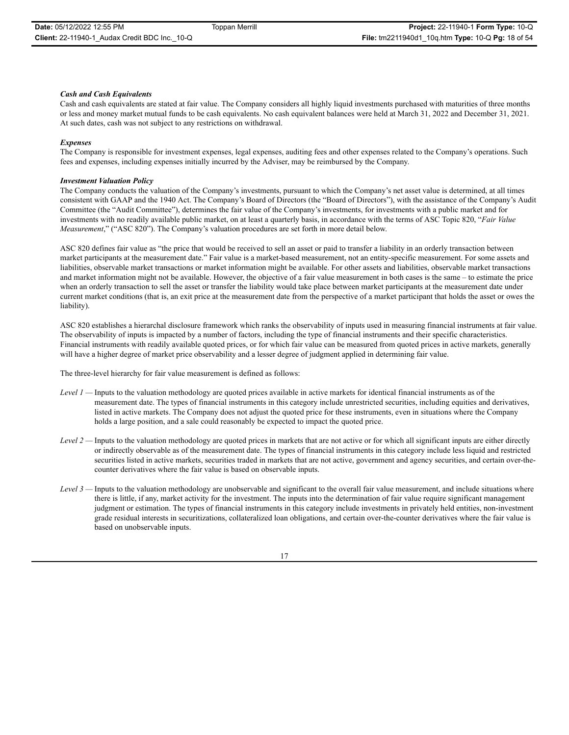***Cash and Cash Equivalents***

Cash and cash equivalents are stated at fair value. The Company considers all highly liquid investments purchased with maturities of three months or less and money market mutual funds to be cash equivalents. No cash equivalent balances were held at March 31, 2022 and December 31, 2021. At such dates, cash was not subject to any restrictions on withdrawal.

***Expenses***

The Company is responsible for investment expenses, legal expenses, auditing fees and other expenses related to the Company's operations. Such fees and expenses, including expenses initially incurred by the Adviser, may be reimbursed by the Company.

***Investment Valuation Policy***

The Company conducts the valuation of the Company's investments, pursuant to which the Company's net asset value is determined, at all times consistent with GAAP and the 1940 Act. The Company's Board of Directors (the "Board of Directors"), with the assistance of the Company's Audit Committee (the "Audit Committee"), determines the fair value of the Company's investments, for investments with a public market and for investments with no readily available public market, on at least a quarterly basis, in accordance with the terms of ASC Topic 820, "*Fair Value Measurement*," ("ASC 820"). The Company's valuation procedures are set forth in more detail below.

ASC 820 defines fair value as "the price that would be received to sell an asset or paid to transfer a liability in an orderly transaction between market participants at the measurement date." Fair value is a market-based measurement, not an entity-specific measurement. For some assets and liabilities, observable market transactions or market information might be available. For other assets and liabilities, observable market transactions and market information might not be available. However, the objective of a fair value measurement in both cases is the same – to estimate the price when an orderly transaction to sell the asset or transfer the liability would take place between market participants at the measurement date under current market conditions (that is, an exit price at the measurement date from the perspective of a market participant that holds the asset or owes the liability).

ASC 820 establishes a hierarchal disclosure framework which ranks the observability of inputs used in measuring financial instruments at fair value. The observability of inputs is impacted by a number of factors, including the type of financial instruments and their specific characteristics. Financial instruments with readily available quoted prices, or for which fair value can be measured from quoted prices in active markets, generally will have a higher degree of market price observability and a lesser degree of judgment applied in determining fair value.

The three-level hierarchy for fair value measurement is defined as follows:

*Level 1* — Inputs to the valuation methodology are quoted prices available in active markets for identical financial instruments as of the measurement date. The types of financial instruments in this category include unrestricted securities, including equities and derivatives, listed in active markets. The Company does not adjust the quoted price for these instruments, even in situations where the Company holds a large position, and a sale could reasonably be expected to impact the quoted price.

*Level 2* — Inputs to the valuation methodology are quoted prices in markets that are not active or for which all significant inputs are either directly or indirectly observable as of the measurement date. The types of financial instruments in this category include less liquid and restricted securities listed in active markets, securities traded in markets that are not active, government and agency securities, and certain over-the-counter derivatives where the fair value is based on observable inputs.

*Level 3* — Inputs to the valuation methodology are unobservable and significant to the overall fair value measurement, and include situations where there is little, if any, market activity for the investment. The inputs into the determination of fair value require significant management judgment or estimation. The types of financial instruments in this category include investments in privately held entities, non-investment grade residual interests in securitizations, collateralized loan obligations, and certain over-the-counter derivatives where the fair value is based on unobservable inputs.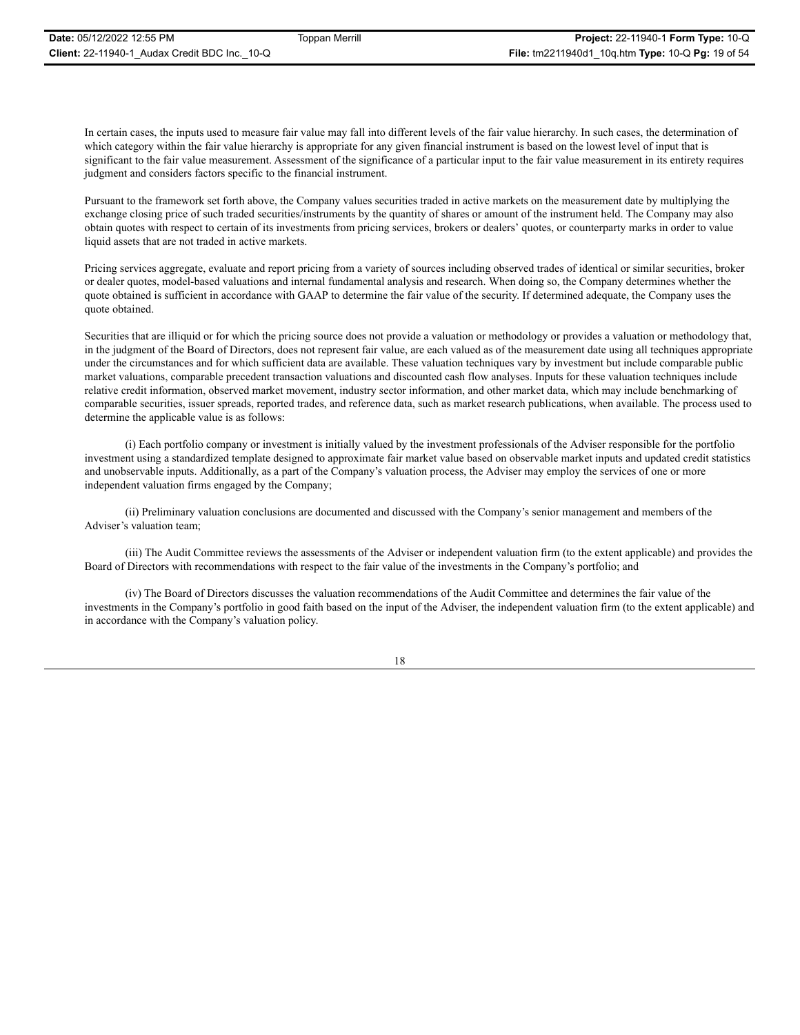In certain cases, the inputs used to measure fair value may fall into different levels of the fair value hierarchy. In such cases, the determination of which category within the fair value hierarchy is appropriate for any given financial instrument is based on the lowest level of input that is significant to the fair value measurement. Assessment of the significance of a particular input to the fair value measurement in its entirety requires judgment and considers factors specific to the financial instrument.

Pursuant to the framework set forth above, the Company values securities traded in active markets on the measurement date by multiplying the exchange closing price of such traded securities/instruments by the quantity of shares or amount of the instrument held. The Company may also obtain quotes with respect to certain of its investments from pricing services, brokers or dealers' quotes, or counterparty marks in order to value liquid assets that are not traded in active markets.

Pricing services aggregate, evaluate and report pricing from a variety of sources including observed trades of identical or similar securities, broker or dealer quotes, model-based valuations and internal fundamental analysis and research. When doing so, the Company determines whether the quote obtained is sufficient in accordance with GAAP to determine the fair value of the security. If determined adequate, the Company uses the quote obtained.

Securities that are illiquid or for which the pricing source does not provide a valuation or methodology or provides a valuation or methodology that, in the judgment of the Board of Directors, does not represent fair value, are each valued as of the measurement date using all techniques appropriate under the circumstances and for which sufficient data are available. These valuation techniques vary by investment but include comparable public market valuations, comparable precedent transaction valuations and discounted cash flow analyses. Inputs for these valuation techniques include relative credit information, observed market movement, industry sector information, and other market data, which may include benchmarking of comparable securities, issuer spreads, reported trades, and reference data, such as market research publications, when available. The process used to determine the applicable value is as follows:

(i) Each portfolio company or investment is initially valued by the investment professionals of the Adviser responsible for the portfolio investment using a standardized template designed to approximate fair market value based on observable market inputs and updated credit statistics and unobservable inputs. Additionally, as a part of the Company's valuation process, the Adviser may employ the services of one or more independent valuation firms engaged by the Company;

(ii) Preliminary valuation conclusions are documented and discussed with the Company's senior management and members of the Adviser's valuation team;

(iii) The Audit Committee reviews the assessments of the Adviser or independent valuation firm (to the extent applicable) and provides the Board of Directors with recommendations with respect to the fair value of the investments in the Company's portfolio; and

(iv) The Board of Directors discusses the valuation recommendations of the Audit Committee and determines the fair value of the investments in the Company's portfolio in good faith based on the input of the Adviser, the independent valuation firm (to the extent applicable) and in accordance with the Company's valuation policy.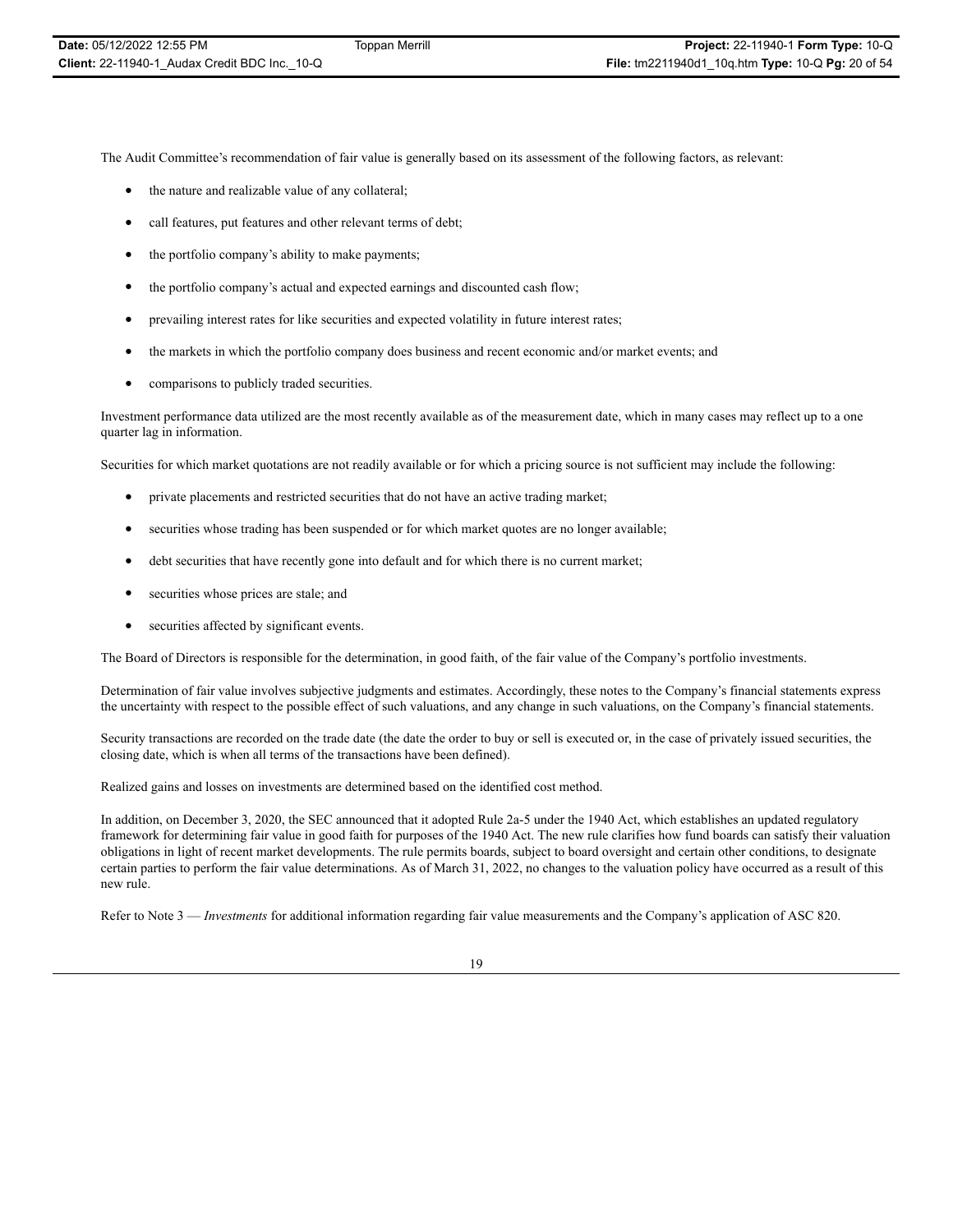The Audit Committee's recommendation of fair value is generally based on its assessment of the following factors, as relevant:

- the nature and realizable value of any collateral;
- call features, put features and other relevant terms of debt;
- the portfolio company's ability to make payments;
- the portfolio company's actual and expected earnings and discounted cash flow;
- prevailing interest rates for like securities and expected volatility in future interest rates;
- the markets in which the portfolio company does business and recent economic and/or market events; and
- comparisons to publicly traded securities.

Investment performance data utilized are the most recently available as of the measurement date, which in many cases may reflect up to a one quarter lag in information.

Securities for which market quotations are not readily available or for which a pricing source is not sufficient may include the following:

- private placements and restricted securities that do not have an active trading market;
- securities whose trading has been suspended or for which market quotes are no longer available;
- debt securities that have recently gone into default and for which there is no current market;
- securities whose prices are stale; and
- securities affected by significant events.

The Board of Directors is responsible for the determination, in good faith, of the fair value of the Company's portfolio investments.

Determination of fair value involves subjective judgments and estimates. Accordingly, these notes to the Company's financial statements express the uncertainty with respect to the possible effect of such valuations, and any change in such valuations, on the Company's financial statements.

Security transactions are recorded on the trade date (the date the order to buy or sell is executed or, in the case of privately issued securities, the closing date, which is when all terms of the transactions have been defined).

Realized gains and losses on investments are determined based on the identified cost method.

In addition, on December 3, 2020, the SEC announced that it adopted Rule 2a-5 under the 1940 Act, which establishes an updated regulatory framework for determining fair value in good faith for purposes of the 1940 Act. The new rule clarifies how fund boards can satisfy their valuation obligations in light of recent market developments. The rule permits boards, subject to board oversight and certain other conditions, to designate certain parties to perform the fair value determinations. As of March 31, 2022, no changes to the valuation policy have occurred as a result of this new rule.

Refer to Note 3 — *Investments* for additional information regarding fair value measurements and the Company's application of ASC 820.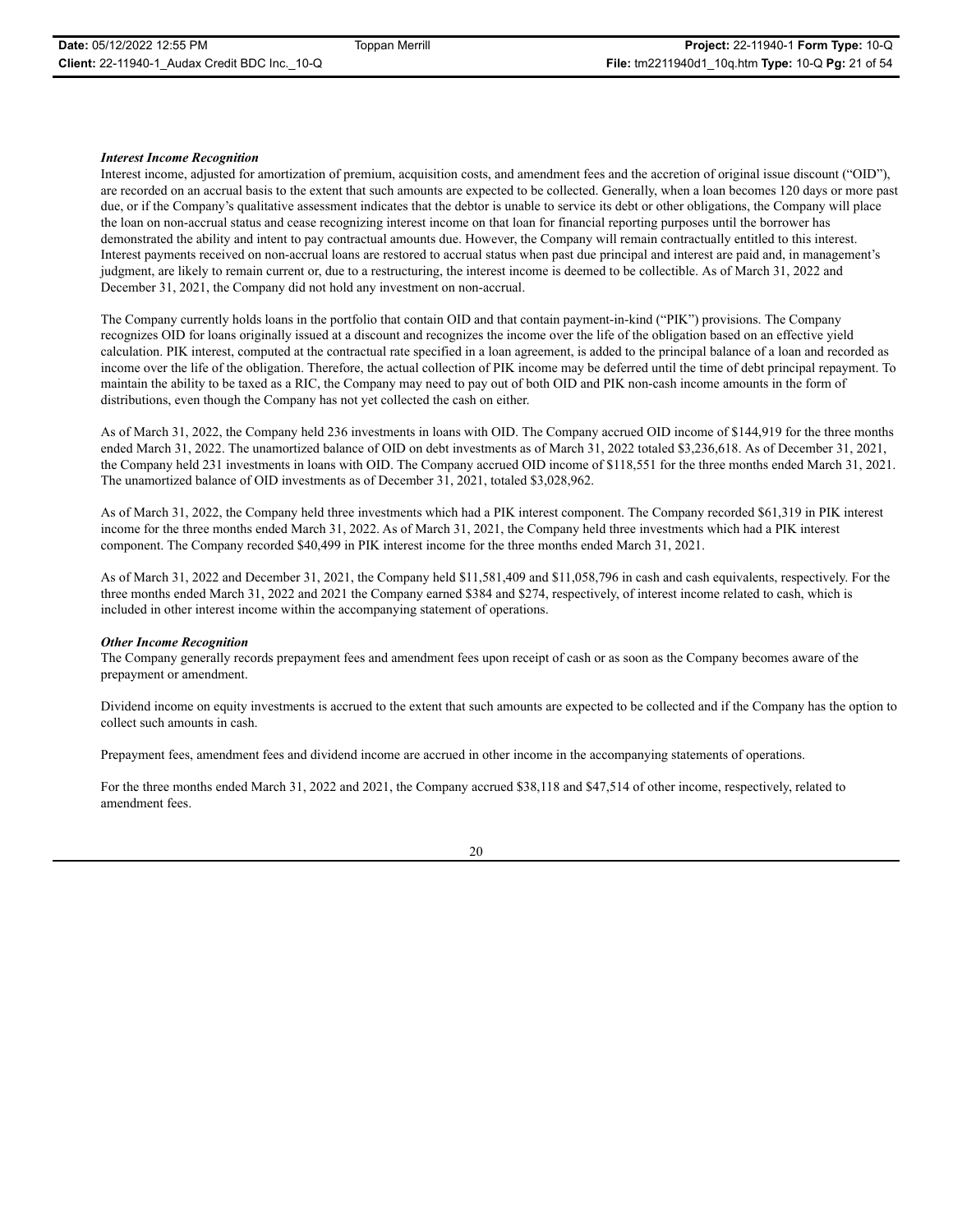***Interest Income Recognition***

Interest income, adjusted for amortization of premium, acquisition costs, and amendment fees and the accretion of original issue discount ("OID"), are recorded on an accrual basis to the extent that such amounts are expected to be collected. Generally, when a loan becomes 120 days or more past due, or if the Company's qualitative assessment indicates that the debtor is unable to service its debt or other obligations, the Company will place the loan on non-accrual status and cease recognizing interest income on that loan for financial reporting purposes until the borrower has demonstrated the ability and intent to pay contractual amounts due. However, the Company will remain contractually entitled to this interest. Interest payments received on non-accrual loans are restored to accrual status when past due principal and interest are paid and, in management's judgment, are likely to remain current or, due to a restructuring, the interest income is deemed to be collectible. As of March 31, 2022 and December 31, 2021, the Company did not hold any investment on non-accrual.

The Company currently holds loans in the portfolio that contain OID and that contain payment-in-kind ("PIK") provisions. The Company recognizes OID for loans originally issued at a discount and recognizes the income over the life of the obligation based on an effective yield calculation. PIK interest, computed at the contractual rate specified in a loan agreement, is added to the principal balance of a loan and recorded as income over the life of the obligation. Therefore, the actual collection of PIK income may be deferred until the time of debt principal repayment. To maintain the ability to be taxed as a RIC, the Company may need to pay out of both OID and PIK non-cash income amounts in the form of distributions, even though the Company has not yet collected the cash on either.

As of March 31, 2022, the Company held 236 investments in loans with OID. The Company accrued OID income of $144,919 for the three months ended March 31, 2022. The unamortized balance of OID on debt investments as of March 31, 2022 totaled $3,236,618. As of December 31, 2021, the Company held 231 investments in loans with OID. The Company accrued OID income of $118,551 for the three months ended March 31, 2021. The unamortized balance of OID investments as of December 31, 2021, totaled $3,028,962.

As of March 31, 2022, the Company held three investments which had a PIK interest component. The Company recorded $61,319 in PIK interest income for the three months ended March 31, 2022. As of March 31, 2021, the Company held three investments which had a PIK interest component. The Company recorded $40,499 in PIK interest income for the three months ended March 31, 2021.

As of March 31, 2022 and December 31, 2021, the Company held $11,581,409 and $11,058,796 in cash and cash equivalents, respectively. For the three months ended March 31, 2022 and 2021 the Company earned $384 and $274, respectively, of interest income related to cash, which is included in other interest income within the accompanying statement of operations.

***Other Income Recognition***

The Company generally records prepayment fees and amendment fees upon receipt of cash or as soon as the Company becomes aware of the prepayment or amendment.

Dividend income on equity investments is accrued to the extent that such amounts are expected to be collected and if the Company has the option to collect such amounts in cash.

Prepayment fees, amendment fees and dividend income are accrued in other income in the accompanying statements of operations.

For the three months ended March 31, 2022 and 2021, the Company accrued $38,118 and $47,514 of other income, respectively, related to amendment fees.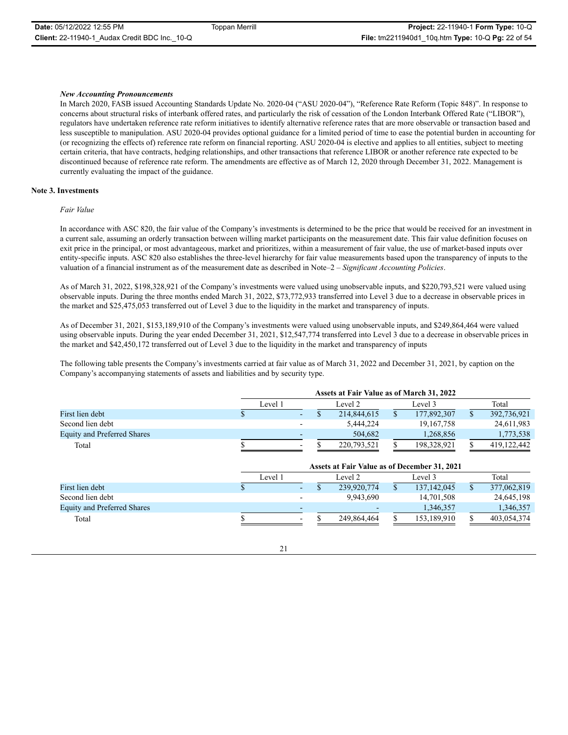***New Accounting Pronouncements***

In March 2020, FASB issued Accounting Standards Update No. 2020-04 ("ASU 2020-04"), "Reference Rate Reform (Topic 848)". In response to concerns about structural risks of interbank offered rates, and particularly the risk of cessation of the London Interbank Offered Rate ("LIBOR"), regulators have undertaken reference rate reform initiatives to identify alternative reference rates that are more observable or transaction based and less susceptible to manipulation. ASU 2020-04 provides optional guidance for a limited period of time to ease the potential burden in accounting for (or recognizing the effects of) reference rate reform on financial reporting. ASU 2020-04 is elective and applies to all entities, subject to meeting certain criteria, that have contracts, hedging relationships, and other transactions that reference LIBOR or another reference rate expected to be discontinued because of reference rate reform. The amendments are effective as of March 12, 2020 through December 31, 2022. Management is currently evaluating the impact of the guidance.

**Note 3. Investments**

*Fair Value*

In accordance with ASC 820, the fair value of the Company's investments is determined to be the price that would be received for an investment in a current sale, assuming an orderly transaction between willing market participants on the measurement date. This fair value definition focuses on exit price in the principal, or most advantageous, market and prioritizes, within a measurement of fair value, the use of market-based inputs over entity-specific inputs. ASC 820 also establishes the three-level hierarchy for fair value measurements based upon the transparency of inputs to the valuation of a financial instrument as of the measurement date as described in Note–2 – *Significant Accounting Policies*.

As of March 31, 2022, $198,328,921 of the Company's investments were valued using unobservable inputs, and $220,793,521 were valued using observable inputs. During the three months ended March 31, 2022, $73,772,933 transferred into Level 3 due to a decrease in observable prices in the market and $25,475,053 transferred out of Level 3 due to the liquidity in the market and transparency of inputs.

As of December 31, 2021, $153,189,910 of the Company's investments were valued using unobservable inputs, and $249,864,464 were valued using observable inputs. During the year ended December 31, 2021, $12,547,774 transferred into Level 3 due to a decrease in observable prices in the market and $42,450,172 transferred out of Level 3 due to the liquidity in the market and transparency of inputs

The following table presents the Company's investments carried at fair value as of March 31, 2022 and December 31, 2021, by caption on the Company's accompanying statements of assets and liabilities and by security type.

| | Assets at Fair Value as of March 31, 2022 | | | |
|---|---|---|---|---|
| | Level 1 | Level 2 | Level 3 | Total |
| First lien debt | $ - | $ 214,844,615 | $ 177,892,307 | $ 392,736,921 |
| Second lien debt | - | 5,444,224 | 19,167,758 | 24,611,983 |
| Equity and Preferred Shares | - | 504,682 | 1,268,856 | 1,773,538 |
| Total | $ - | $ 220,793,521 | $ 198,328,921 | $ 419,122,442 |

| | Assets at Fair Value as of December 31, 2021 | | | |
|---|---|---|---|---|
| | Level 1 | Level 2 | Level 3 | Total |
| First lien debt | $ - | $ 239,920,774 | $ 137,142,045 | $ 377,062,819 |
| Second lien debt | - | 9,943,690 | 14,701,508 | 24,645,198 |
| Equity and Preferred Shares | - | - | 1,346,357 | 1,346,357 |
| Total | $ - | $ 249,864,464 | $ 153,189,910 | $ 403,054,374 |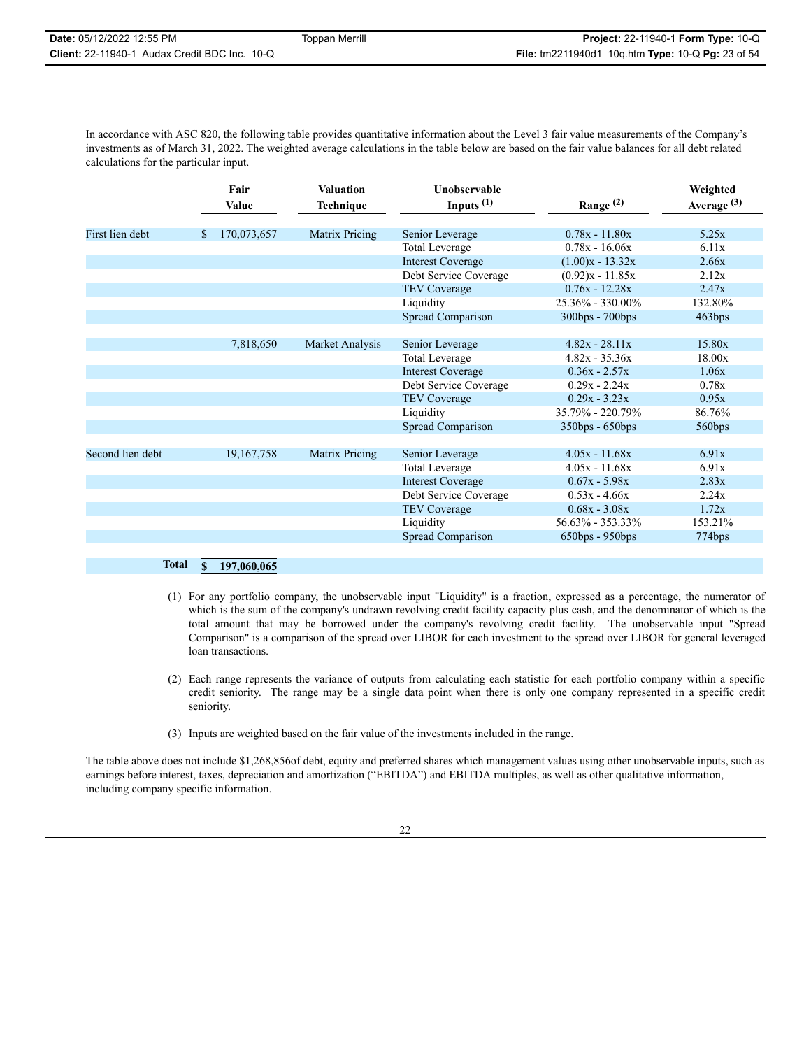In accordance with ASC 820, the following table provides quantitative information about the Level 3 fair value measurements of the Company's investments as of March 31, 2022. The weighted average calculations in the table below are based on the fair value balances for all debt related calculations for the particular input.

| | Fair Value | Valuation Technique | Unobservable Inputs (1) | Range (2) | Weighted Average (3) |
|---|---|---|---|---|---|
| First lien debt | $ 170,073,657 | Matrix Pricing | Senior Leverage | 0.78x - 11.80x | 5.25x |
| | | | Total Leverage | 0.78x - 16.06x | 6.11x |
| | | | Interest Coverage | (1.00)x - 13.32x | 2.66x |
| | | | Debt Service Coverage | (0.92)x - 11.85x | 2.12x |
| | | | TEV Coverage | 0.76x - 12.28x | 2.47x |
| | | | Liquidity | 25.36% - 330.00% | 132.80% |
| | | | Spread Comparison | 300bps - 700bps | 463bps |
| | 7,818,650 | Market Analysis | Senior Leverage | 4.82x - 28.11x | 15.80x |
| | | | Total Leverage | 4.82x - 35.36x | 18.00x |
| | | | Interest Coverage | 0.36x - 2.57x | 1.06x |
| | | | Debt Service Coverage | 0.29x - 2.24x | 0.78x |
| | | | TEV Coverage | 0.29x - 3.23x | 0.95x |
| | | | Liquidity | 35.79% - 220.79% | 86.76% |
| | | | Spread Comparison | 350bps - 650bps | 560bps |
| Second lien debt | 19,167,758 | Matrix Pricing | Senior Leverage | 4.05x - 11.68x | 6.91x |
| | | | Total Leverage | 4.05x - 11.68x | 6.91x |
| | | | Interest Coverage | 0.67x - 5.98x | 2.83x |
| | | | Debt Service Coverage | 0.53x - 4.66x | 2.24x |
| | | | TEV Coverage | 0.68x - 3.08x | 1.72x |
| | | | Liquidity | 56.63% - 353.33% | 153.21% |
| | | | Spread Comparison | 650bps - 950bps | 774bps |
| **Total** | **$ 197,060,065** | | | | |

(1) For any portfolio company, the unobservable input "Liquidity" is a fraction, expressed as a percentage, the numerator of which is the sum of the company's undrawn revolving credit facility capacity plus cash, and the denominator of which is the total amount that may be borrowed under the company's revolving credit facility. The unobservable input "Spread Comparison" is a comparison of the spread over LIBOR for each investment to the spread over LIBOR for general leveraged loan transactions.

(2) Each range represents the variance of outputs from calculating each statistic for each portfolio company within a specific credit seniority. The range may be a single data point when there is only one company represented in a specific credit seniority.

(3) Inputs are weighted based on the fair value of the investments included in the range.

The table above does not include $1,268,856of debt, equity and preferred shares which management values using other unobservable inputs, such as earnings before interest, taxes, depreciation and amortization ("EBITDA") and EBITDA multiples, as well as other qualitative information, including company specific information.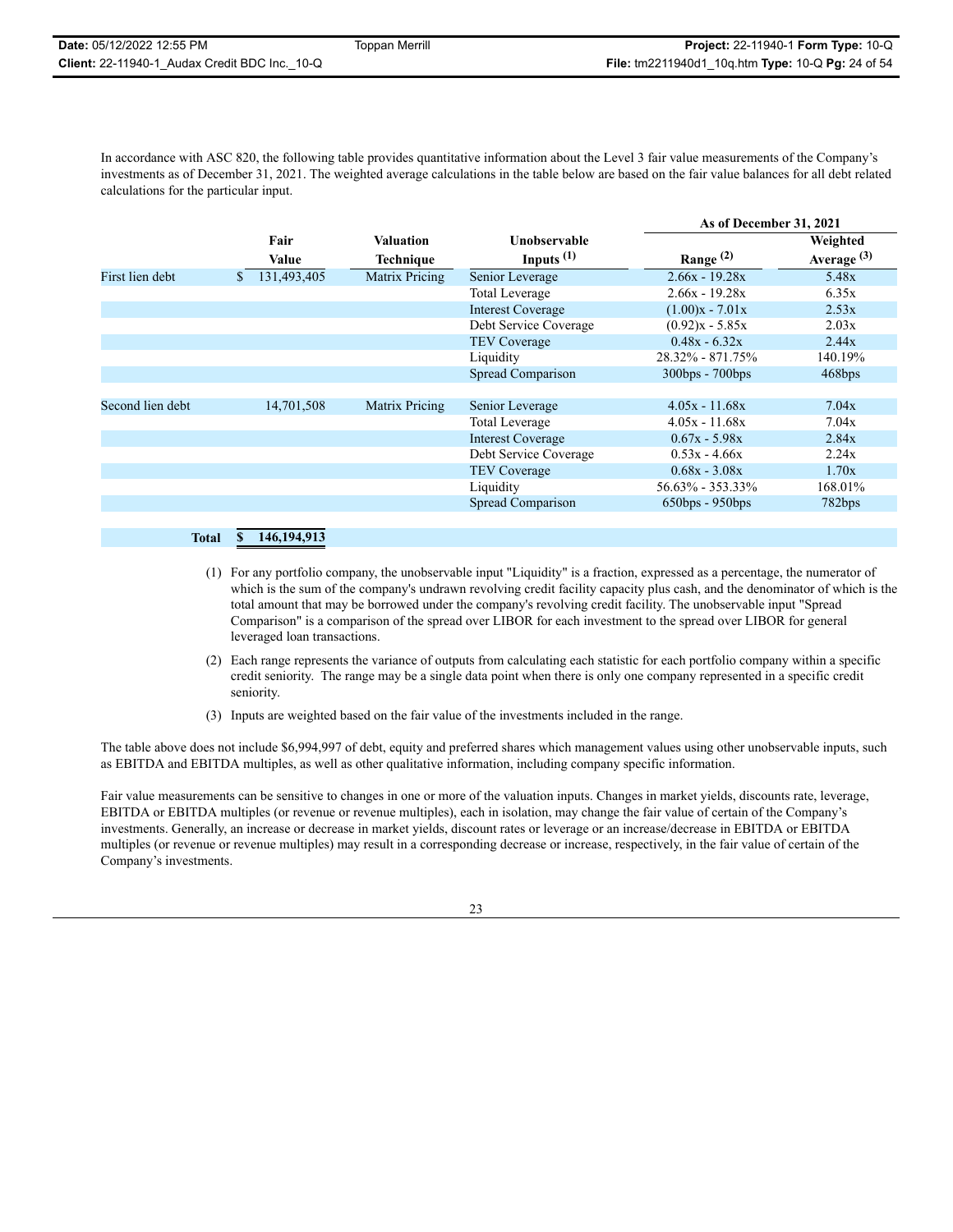In accordance with ASC 820, the following table provides quantitative information about the Level 3 fair value measurements of the Company's investments as of December 31, 2021. The weighted average calculations in the table below are based on the fair value balances for all debt related calculations for the particular input.

| | Fair Value | Valuation Technique | Unobservable Inputs (1) | As of December 31, 2021 | |
|---|---|---|---|---|---|
| | | | | Range (2) | Weighted Average (3) |
| First lien debt | $ 131,493,405 | Matrix Pricing | Senior Leverage | 2.66x - 19.28x | 5.48x |
| | | | Total Leverage | 2.66x - 19.28x | 6.35x |
| | | | Interest Coverage | (1.00)x - 7.01x | 2.53x |
| | | | Debt Service Coverage | (0.92)x - 5.85x | 2.03x |
| | | | TEV Coverage | 0.48x - 6.32x | 2.44x |
| | | | Liquidity | 28.32% - 871.75% | 140.19% |
| | | | Spread Comparison | 300bps - 700bps | 468bps |
| Second lien debt | 14,701,508 | Matrix Pricing | Senior Leverage | 4.05x - 11.68x | 7.04x |
| | | | Total Leverage | 4.05x - 11.68x | 7.04x |
| | | | Interest Coverage | 0.67x - 5.98x | 2.84x |
| | | | Debt Service Coverage | 0.53x - 4.66x | 2.24x |
| | | | TEV Coverage | 0.68x - 3.08x | 1.70x |
| | | | Liquidity | 56.63% - 353.33% | 168.01% |
| | | | Spread Comparison | 650bps - 950bps | 782bps |
| **Total** | **$ 146,194,913** | | | | |

(1) For any portfolio company, the unobservable input "Liquidity" is a fraction, expressed as a percentage, the numerator of which is the sum of the company's undrawn revolving credit facility capacity plus cash, and the denominator of which is the total amount that may be borrowed under the company's revolving credit facility. The unobservable input "Spread Comparison" is a comparison of the spread over LIBOR for each investment to the spread over LIBOR for general leveraged loan transactions.

(2) Each range represents the variance of outputs from calculating each statistic for each portfolio company within a specific credit seniority. The range may be a single data point when there is only one company represented in a specific credit seniority.

(3) Inputs are weighted based on the fair value of the investments included in the range.

The table above does not include $6,994,997 of debt, equity and preferred shares which management values using other unobservable inputs, such as EBITDA and EBITDA multiples, as well as other qualitative information, including company specific information.

Fair value measurements can be sensitive to changes in one or more of the valuation inputs. Changes in market yields, discounts rate, leverage, EBITDA or EBITDA multiples (or revenue or revenue multiples), each in isolation, may change the fair value of certain of the Company's investments. Generally, an increase or decrease in market yields, discount rates or leverage or an increase/decrease in EBITDA or EBITDA multiples (or revenue or revenue multiples) may result in a corresponding decrease or increase, respectively, in the fair value of certain of the Company's investments.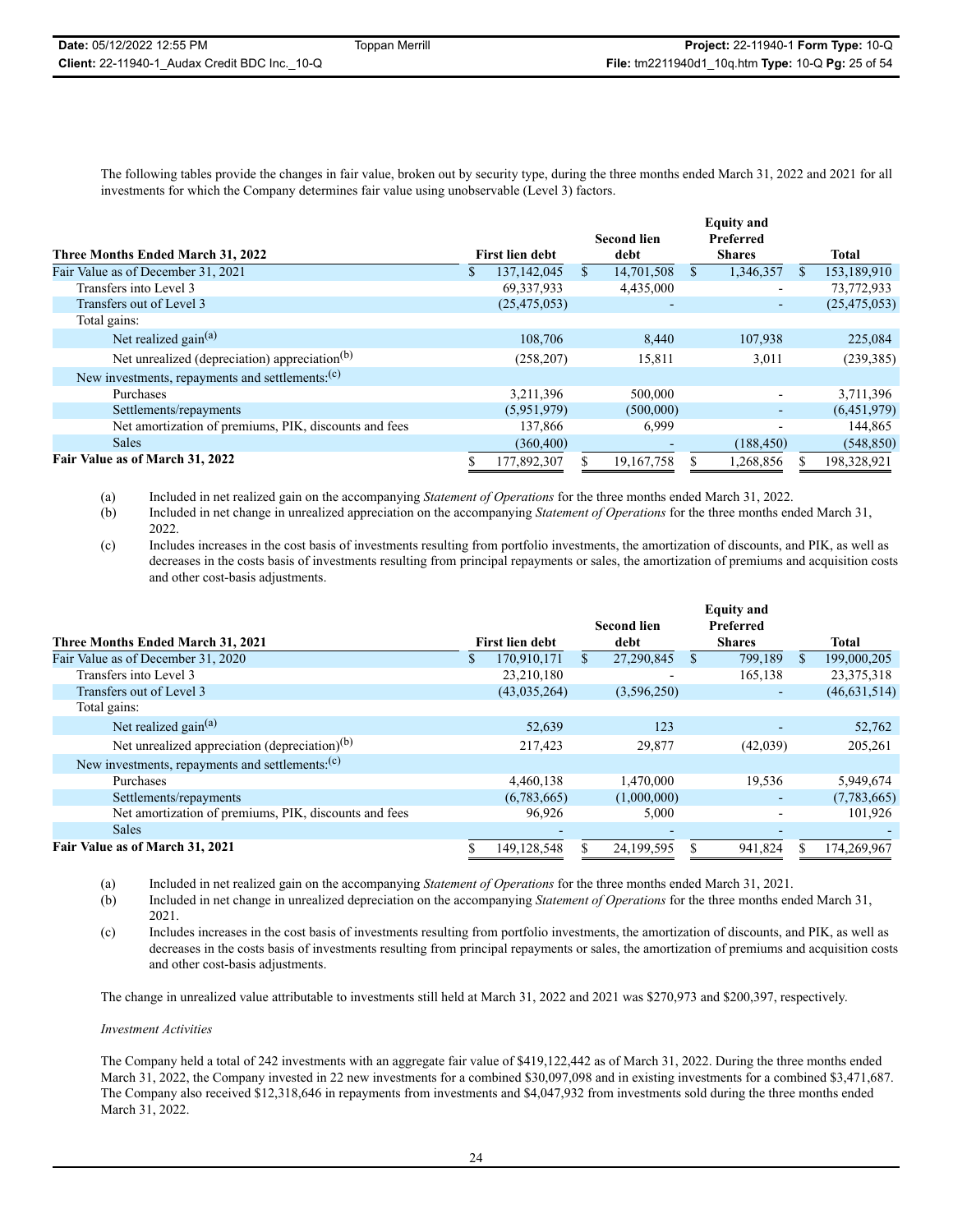The following tables provide the changes in fair value, broken out by security type, during the three months ended March 31, 2022 and 2021 for all investments for which the Company determines fair value using unobservable (Level 3) factors.

| Three Months Ended March 31, 2022 | First lien debt | Second lien debt | Equity and Preferred Shares | Total |
|---|---|---|---|---|
| Fair Value as of December 31, 2021 | $ 137,142,045 | $ 14,701,508 | $ 1,346,357 | $ 153,189,910 |
| Transfers into Level 3 | 69,337,933 | 4,435,000 | - | 73,772,933 |
| Transfers out of Level 3 | (25,475,053) | - | - | (25,475,053) |
| Total gains: | | | | |
| Net realized gain[(a)] | 108,706 | 8,440 | 107,938 | 225,084 |
| Net unrealized (depreciation) appreciation[(b)] | (258,207) | 15,811 | 3,011 | (239,385) |
| New investments, repayments and settlements:[(c)] | | | | |
| Purchases | 3,211,396 | 500,000 | - | 3,711,396 |
| Settlements/repayments | (5,951,979) | (500,000) | - | (6,451,979) |
| Net amortization of premiums, PIK, discounts and fees | 137,866 | 6,999 | - | 144,865 |
| Sales | (360,400) | - | (188,450) | (548,850) |
| **Fair Value as of March 31, 2022** | $ 177,892,307 | $ 19,167,758 | $ 1,268,856 | $ 198,328,921 |

(a) Included in net realized gain on the accompanying *Statement of Operations* for the three months ended March 31, 2022.

(b) Included in net change in unrealized appreciation on the accompanying *Statement of Operations* for the three months ended March 31, 2022.

(c) Includes increases in the cost basis of investments resulting from portfolio investments, the amortization of discounts, and PIK, as well as decreases in the costs basis of investments resulting from principal repayments or sales, the amortization of premiums and acquisition costs and other cost-basis adjustments.

| Three Months Ended March 31, 2021 | First lien debt | Second lien debt | Equity and Preferred Shares | Total |
|---|---|---|---|---|
| Fair Value as of December 31, 2020 | $ 170,910,171 | $ 27,290,845 | $ 799,189 | $ 199,000,205 |
| Transfers into Level 3 | 23,210,180 | - | 165,138 | 23,375,318 |
| Transfers out of Level 3 | (43,035,264) | (3,596,250) | - | (46,631,514) |
| Total gains: | | | | |
| Net realized gain[(a)] | 52,639 | 123 | - | 52,762 |
| Net unrealized appreciation (depreciation)[(b)] | 217,423 | 29,877 | (42,039) | 205,261 |
| New investments, repayments and settlements:[(c)] | | | | |
| Purchases | 4,460,138 | 1,470,000 | 19,536 | 5,949,674 |
| Settlements/repayments | (6,783,665) | (1,000,000) | - | (7,783,665) |
| Net amortization of premiums, PIK, discounts and fees | 96,926 | 5,000 | - | 101,926 |
| Sales | - | - | - | - |
| **Fair Value as of March 31, 2021** | $ 149,128,548 | $ 24,199,595 | $ 941,824 | $ 174,269,967 |

(a) Included in net realized gain on the accompanying *Statement of Operations* for the three months ended March 31, 2021.

(b) Included in net change in unrealized depreciation on the accompanying *Statement of Operations* for the three months ended March 31, 2021.

(c) Includes increases in the cost basis of investments resulting from portfolio investments, the amortization of discounts, and PIK, as well as decreases in the costs basis of investments resulting from principal repayments or sales, the amortization of premiums and acquisition costs and other cost-basis adjustments.

The change in unrealized value attributable to investments still held at March 31, 2022 and 2021 was $270,973 and $200,397, respectively.

*Investment Activities*

The Company held a total of 242 investments with an aggregate fair value of $419,122,442 as of March 31, 2022. During the three months ended March 31, 2022, the Company invested in 22 new investments for a combined $30,097,098 and in existing investments for a combined $3,471,687. The Company also received $12,318,646 in repayments from investments and $4,047,932 from investments sold during the three months ended March 31, 2022.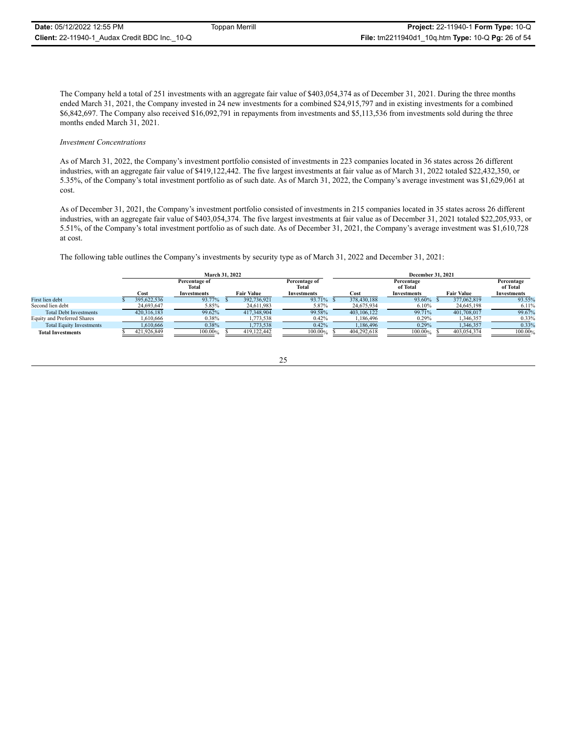The Company held a total of 251 investments with an aggregate fair value of $403,054,374 as of December 31, 2021. During the three months ended March 31, 2021, the Company invested in 24 new investments for a combined $24,915,797 and in existing investments for a combined $6,842,697. The Company also received $16,092,791 in repayments from investments and $5,113,536 from investments sold during the three months ended March 31, 2021.

*Investment Concentrations*

As of March 31, 2022, the Company's investment portfolio consisted of investments in 223 companies located in 36 states across 26 different industries, with an aggregate fair value of $419,122,442. The five largest investments at fair value as of March 31, 2022 totaled $22,432,350, or 5.35%, of the Company's total investment portfolio as of such date. As of March 31, 2022, the Company's average investment was $1,629,061 at cost.

As of December 31, 2021, the Company's investment portfolio consisted of investments in 215 companies located in 35 states across 26 different industries, with an aggregate fair value of $403,054,374. The five largest investments at fair value as of December 31, 2021 totaled $22,205,933, or 5.51%, of the Company's total investment portfolio as of such date. As of December 31, 2021, the Company's average investment was $1,610,728 at cost.

The following table outlines the Company's investments by security type as of March 31, 2022 and December 31, 2021:

| | March 31, 2022 | | | | December 31, 2021 | | | |
|---|---|---|---|---|---|---|---|---|
| | Cost | Percentage of Total Investments | Fair Value | Percentage of Total Investments | Cost | Percentage of Total Investments | Fair Value | Percentage of Total Investments |
| First lien debt | $ 395,622,536 | 93.77% | $ 392,736,921 | 93.71% | $ 378,430,188 | 93.60% | $ 377,062,819 | 93.55% |
| Second lien debt | 24,693,647 | 5.85% | 24,611,983 | 5.87% | 24,675,934 | 6.10% | 24,645,198 | 6.11% |
| Total Debt Investments | 420,316,183 | 99.62% | 417,348,904 | 99.58% | 403,106,122 | 99.71% | 401,708,017 | 99.67% |
| Equity and Preferred Shares | 1,610,666 | 0.38% | 1,773,538 | 0.42% | 1,186,496 | 0.29% | 1,346,357 | 0.33% |
| Total Equity Investments | 1,610,666 | 0.38% | 1,773,538 | 0.42% | 1,186,496 | 0.29% | 1,346,357 | 0.33% |
| **Total Investments** | $ 421,926,849 | 100.00% | $ 419,122,442 | 100.00% | $ 404,292,618 | 100.00% | $ 403,054,374 | 100.00% |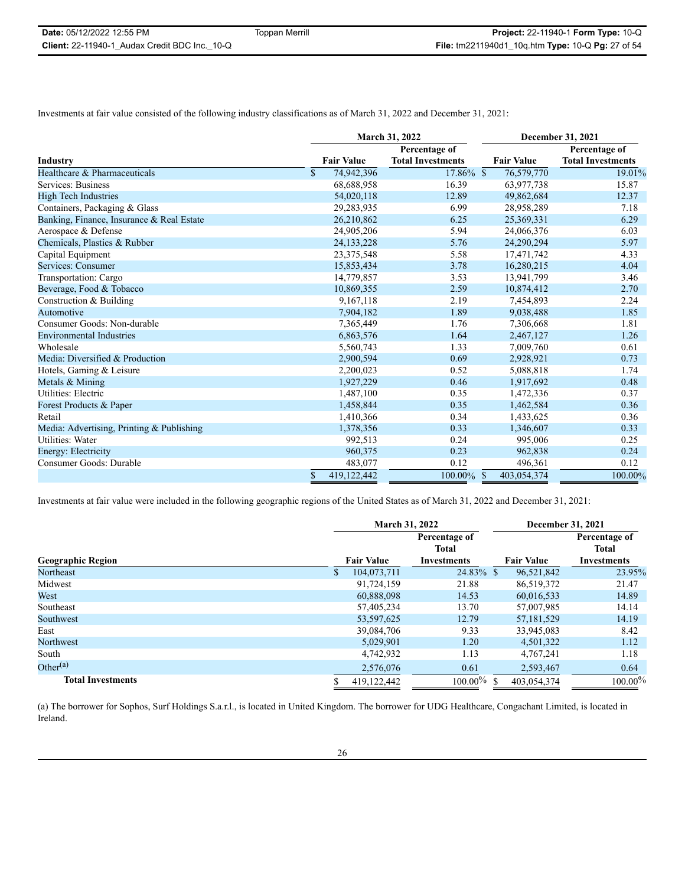Investments at fair value consisted of the following industry classifications as of March 31, 2022 and December 31, 2021:

| | March 31, 2022 | | December 31, 2021 | |
|---|---|---|---|---|
| Industry | Fair Value | Percentage of Total Investments | Fair Value | Percentage of Total Investments |
| Healthcare & Pharmaceuticals | $ 74,942,396 | 17.86% | $ 76,579,770 | 19.01% |
| Services: Business | 68,688,958 | 16.39 | 63,977,738 | 15.87 |
| High Tech Industries | 54,020,118 | 12.89 | 49,862,684 | 12.37 |
| Containers, Packaging & Glass | 29,283,935 | 6.99 | 28,958,289 | 7.18 |
| Banking, Finance, Insurance & Real Estate | 26,210,862 | 6.25 | 25,369,331 | 6.29 |
| Aerospace & Defense | 24,905,206 | 5.94 | 24,066,376 | 6.03 |
| Chemicals, Plastics & Rubber | 24,133,228 | 5.76 | 24,290,294 | 5.97 |
| Capital Equipment | 23,375,548 | 5.58 | 17,471,742 | 4.33 |
| Services: Consumer | 15,853,434 | 3.78 | 16,280,215 | 4.04 |
| Transportation: Cargo | 14,779,857 | 3.53 | 13,941,799 | 3.46 |
| Beverage, Food & Tobacco | 10,869,355 | 2.59 | 10,874,412 | 2.70 |
| Construction & Building | 9,167,118 | 2.19 | 7,454,893 | 2.24 |
| Automotive | 7,904,182 | 1.89 | 9,038,488 | 1.85 |
| Consumer Goods: Non-durable | 7,365,449 | 1.76 | 7,306,668 | 1.81 |
| Environmental Industries | 6,863,576 | 1.64 | 2,467,127 | 1.26 |
| Wholesale | 5,560,743 | 1.33 | 7,009,760 | 0.61 |
| Media: Diversified & Production | 2,900,594 | 0.69 | 2,928,921 | 0.73 |
| Hotels, Gaming & Leisure | 2,200,023 | 0.52 | 5,088,818 | 1.74 |
| Metals & Mining | 1,927,229 | 0.46 | 1,917,692 | 0.48 |
| Utilities: Electric | 1,487,100 | 0.35 | 1,472,336 | 0.37 |
| Forest Products & Paper | 1,458,844 | 0.35 | 1,462,584 | 0.36 |
| Retail | 1,410,366 | 0.34 | 1,433,625 | 0.36 |
| Media: Advertising, Printing & Publishing | 1,378,356 | 0.33 | 1,346,607 | 0.33 |
| Utilities: Water | 992,513 | 0.24 | 995,006 | 0.25 |
| Energy: Electricity | 960,375 | 0.23 | 962,838 | 0.24 |
| Consumer Goods: Durable | 483,077 | 0.12 | 496,361 | 0.12 |
| | $ 419,122,442 | 100.00% | $ 403,054,374 | 100.00% |

Investments at fair value were included in the following geographic regions of the United States as of March 31, 2022 and December 31, 2021:

| | March 31, 2022 | | December 31, 2021 | |
|---|---|---|---|---|
| Geographic Region | Fair Value | Percentage of Total Investments | Fair Value | Percentage of Total Investments |
| Northeast | $ 104,073,711 | 24.83% | $ 96,521,842 | 23.95% |
| Midwest | 91,724,159 | 21.88 | 86,519,372 | 21.47 |
| West | 60,888,098 | 14.53 | 60,016,533 | 14.89 |
| Southeast | 57,405,234 | 13.70 | 57,007,985 | 14.14 |
| Southwest | 53,597,625 | 12.79 | 57,181,529 | 14.19 |
| East | 39,084,706 | 9.33 | 33,945,083 | 8.42 |
| Northwest | 5,029,901 | 1.20 | 4,501,322 | 1.12 |
| South | 4,742,932 | 1.13 | 4,767,241 | 1.18 |
| Other[(a)] | 2,576,076 | 0.61 | 2,593,467 | 0.64 |
| **Total Investments** | $ 419,122,442 | 100.00% | $ 403,054,374 | 100.00% |

(a) The borrower for Sophos, Surf Holdings S.a.r.l., is located in United Kingdom. The borrower for UDG Healthcare, Congachant Limited, is located in Ireland.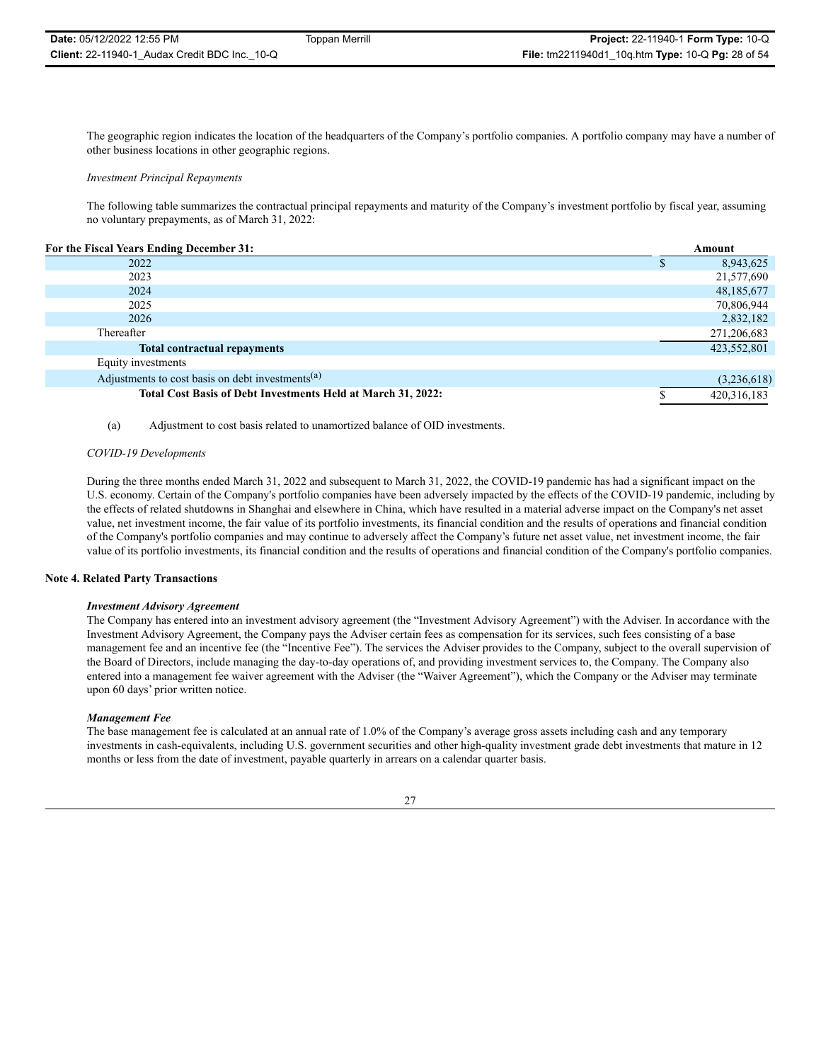The geographic region indicates the location of the headquarters of the Company's portfolio companies. A portfolio company may have a number of other business locations in other geographic regions.

*Investment Principal Repayments*

The following table summarizes the contractual principal repayments and maturity of the Company's investment portfolio by fiscal year, assuming no voluntary prepayments, as of March 31, 2022:

| For the Fiscal Years Ending December 31: | Amount |
|---|---|
| 2022 | $ 8,943,625 |
| 2023 | 21,577,690 |
| 2024 | 48,185,677 |
| 2025 | 70,806,944 |
| 2026 | 2,832,182 |
| Thereafter | 271,206,683 |
| **Total contractual repayments** | 423,552,801 |
| Equity investments | |
| Adjustments to cost basis on debt investments[(a)] | (3,236,618) |
| **Total Cost Basis of Debt Investments Held at March 31, 2022:** | $ 420,316,183 |

(a) Adjustment to cost basis related to unamortized balance of OID investments.

*COVID-19 Developments*

During the three months ended March 31, 2022 and subsequent to March 31, 2022, the COVID-19 pandemic has had a significant impact on the U.S. economy. Certain of the Company's portfolio companies have been adversely impacted by the effects of the COVID-19 pandemic, including by the effects of related shutdowns in Shanghai and elsewhere in China, which have resulted in a material adverse impact on the Company's net asset value, net investment income, the fair value of its portfolio investments, its financial condition and the results of operations and financial condition of the Company's portfolio companies and may continue to adversely affect the Company's future net asset value, net investment income, the fair value of its portfolio investments, its financial condition and the results of operations and financial condition of the Company's portfolio companies.

## Note 4. Related Party Transactions

***Investment Advisory Agreement***

The Company has entered into an investment advisory agreement (the "Investment Advisory Agreement") with the Adviser. In accordance with the Investment Advisory Agreement, the Company pays the Adviser certain fees as compensation for its services, such fees consisting of a base management fee and an incentive fee (the "Incentive Fee"). The services the Adviser provides to the Company, subject to the overall supervision of the Board of Directors, include managing the day-to-day operations of, and providing investment services to, the Company. The Company also entered into a management fee waiver agreement with the Adviser (the "Waiver Agreement"), which the Company or the Adviser may terminate upon 60 days' prior written notice.

***Management Fee***

The base management fee is calculated at an annual rate of 1.0% of the Company's average gross assets including cash and any temporary investments in cash-equivalents, including U.S. government securities and other high-quality investment grade debt investments that mature in 12 months or less from the date of investment, payable quarterly in arrears on a calendar quarter basis.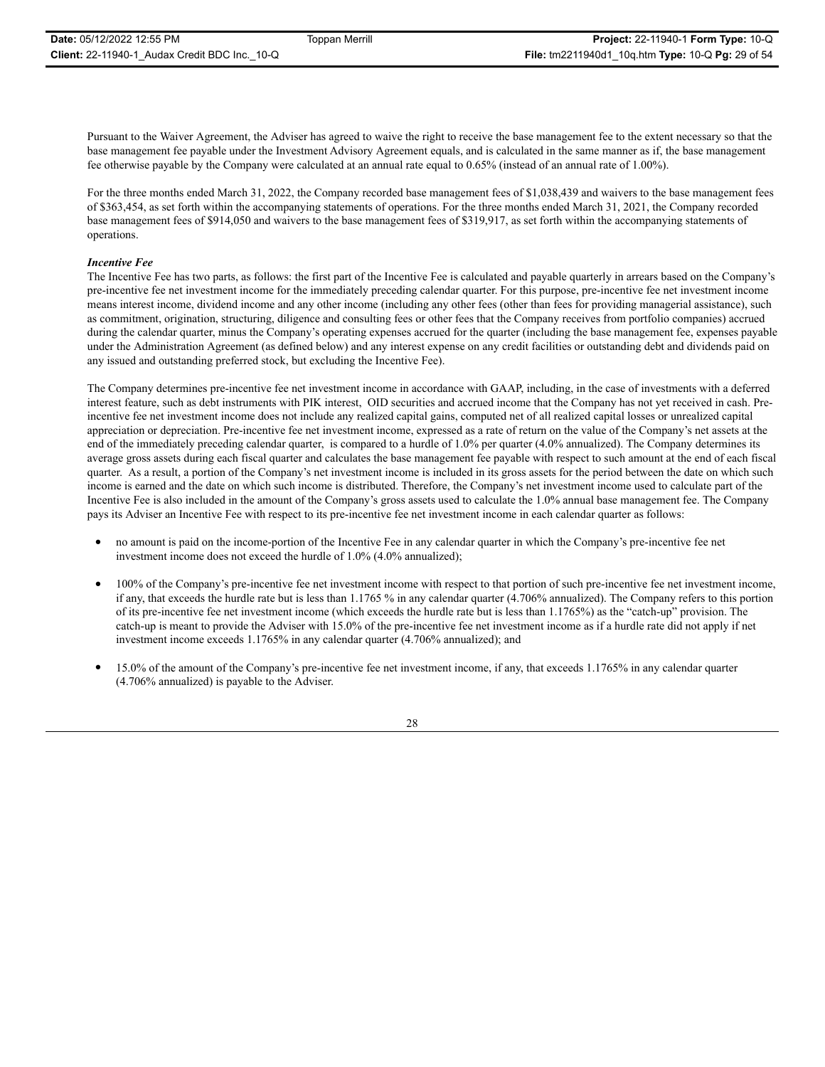Pursuant to the Waiver Agreement, the Adviser has agreed to waive the right to receive the base management fee to the extent necessary so that the base management fee payable under the Investment Advisory Agreement equals, and is calculated in the same manner as if, the base management fee otherwise payable by the Company were calculated at an annual rate equal to 0.65% (instead of an annual rate of 1.00%).

For the three months ended March 31, 2022, the Company recorded base management fees of $1,038,439 and waivers to the base management fees of $363,454, as set forth within the accompanying statements of operations. For the three months ended March 31, 2021, the Company recorded base management fees of $914,050 and waivers to the base management fees of $319,917, as set forth within the accompanying statements of operations.

***Incentive Fee***

The Incentive Fee has two parts, as follows: the first part of the Incentive Fee is calculated and payable quarterly in arrears based on the Company's pre-incentive fee net investment income for the immediately preceding calendar quarter. For this purpose, pre-incentive fee net investment income means interest income, dividend income and any other income (including any other fees (other than fees for providing managerial assistance), such as commitment, origination, structuring, diligence and consulting fees or other fees that the Company receives from portfolio companies) accrued during the calendar quarter, minus the Company's operating expenses accrued for the quarter (including the base management fee, expenses payable under the Administration Agreement (as defined below) and any interest expense on any credit facilities or outstanding debt and dividends paid on any issued and outstanding preferred stock, but excluding the Incentive Fee).

The Company determines pre-incentive fee net investment income in accordance with GAAP, including, in the case of investments with a deferred interest feature, such as debt instruments with PIK interest, OID securities and accrued income that the Company has not yet received in cash. Pre-incentive fee net investment income does not include any realized capital gains, computed net of all realized capital losses or unrealized capital appreciation or depreciation. Pre-incentive fee net investment income, expressed as a rate of return on the value of the Company's net assets at the end of the immediately preceding calendar quarter, is compared to a hurdle of 1.0% per quarter (4.0% annualized). The Company determines its average gross assets during each fiscal quarter and calculates the base management fee payable with respect to such amount at the end of each fiscal quarter. As a result, a portion of the Company's net investment income is included in its gross assets for the period between the date on which such income is earned and the date on which such income is distributed. Therefore, the Company's net investment income used to calculate part of the Incentive Fee is also included in the amount of the Company's gross assets used to calculate the 1.0% annual base management fee. The Company pays its Adviser an Incentive Fee with respect to its pre-incentive fee net investment income in each calendar quarter as follows:

- no amount is paid on the income-portion of the Incentive Fee in any calendar quarter in which the Company's pre-incentive fee net investment income does not exceed the hurdle of 1.0% (4.0% annualized);
- 100% of the Company's pre-incentive fee net investment income with respect to that portion of such pre-incentive fee net investment income, if any, that exceeds the hurdle rate but is less than 1.1765 % in any calendar quarter (4.706% annualized). The Company refers to this portion of its pre-incentive fee net investment income (which exceeds the hurdle rate but is less than 1.1765%) as the "catch-up" provision. The catch-up is meant to provide the Adviser with 15.0% of the pre-incentive fee net investment income as if a hurdle rate did not apply if net investment income exceeds 1.1765% in any calendar quarter (4.706% annualized); and
- 15.0% of the amount of the Company's pre-incentive fee net investment income, if any, that exceeds 1.1765% in any calendar quarter (4.706% annualized) is payable to the Adviser.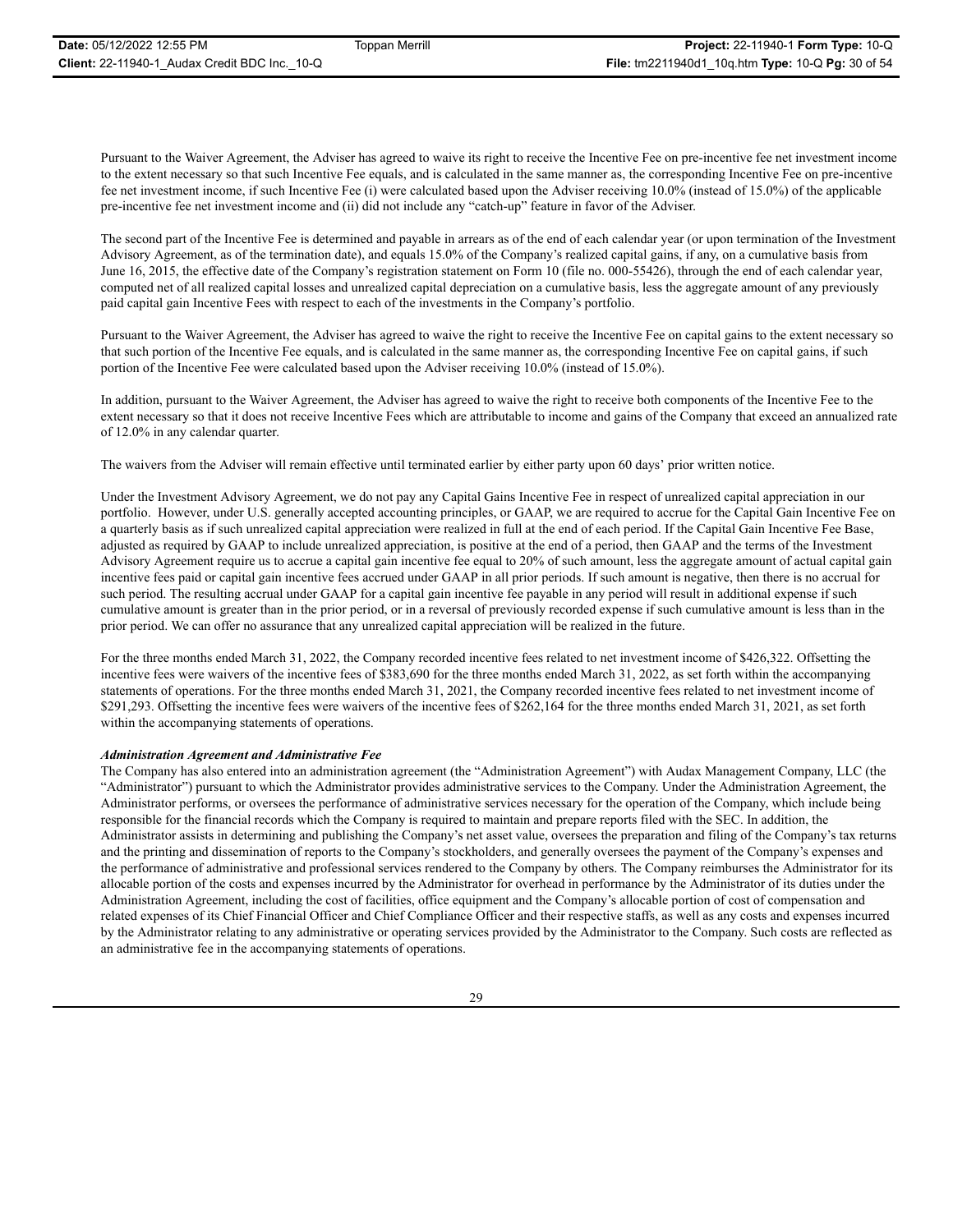Pursuant to the Waiver Agreement, the Adviser has agreed to waive its right to receive the Incentive Fee on pre-incentive fee net investment income to the extent necessary so that such Incentive Fee equals, and is calculated in the same manner as, the corresponding Incentive Fee on pre-incentive fee net investment income, if such Incentive Fee (i) were calculated based upon the Adviser receiving 10.0% (instead of 15.0%) of the applicable pre-incentive fee net investment income and (ii) did not include any "catch-up" feature in favor of the Adviser.

The second part of the Incentive Fee is determined and payable in arrears as of the end of each calendar year (or upon termination of the Investment Advisory Agreement, as of the termination date), and equals 15.0% of the Company's realized capital gains, if any, on a cumulative basis from June 16, 2015, the effective date of the Company's registration statement on Form 10 (file no. 000-55426), through the end of each calendar year, computed net of all realized capital losses and unrealized capital depreciation on a cumulative basis, less the aggregate amount of any previously paid capital gain Incentive Fees with respect to each of the investments in the Company's portfolio.

Pursuant to the Waiver Agreement, the Adviser has agreed to waive the right to receive the Incentive Fee on capital gains to the extent necessary so that such portion of the Incentive Fee equals, and is calculated in the same manner as, the corresponding Incentive Fee on capital gains, if such portion of the Incentive Fee were calculated based upon the Adviser receiving 10.0% (instead of 15.0%).

In addition, pursuant to the Waiver Agreement, the Adviser has agreed to waive the right to receive both components of the Incentive Fee to the extent necessary so that it does not receive Incentive Fees which are attributable to income and gains of the Company that exceed an annualized rate of 12.0% in any calendar quarter.

The waivers from the Adviser will remain effective until terminated earlier by either party upon 60 days' prior written notice.

Under the Investment Advisory Agreement, we do not pay any Capital Gains Incentive Fee in respect of unrealized capital appreciation in our portfolio. However, under U.S. generally accepted accounting principles, or GAAP, we are required to accrue for the Capital Gain Incentive Fee on a quarterly basis as if such unrealized capital appreciation were realized in full at the end of each period. If the Capital Gain Incentive Fee Base, adjusted as required by GAAP to include unrealized appreciation, is positive at the end of a period, then GAAP and the terms of the Investment Advisory Agreement require us to accrue a capital gain incentive fee equal to 20% of such amount, less the aggregate amount of actual capital gain incentive fees paid or capital gain incentive fees accrued under GAAP in all prior periods. If such amount is negative, then there is no accrual for such period. The resulting accrual under GAAP for a capital gain incentive fee payable in any period will result in additional expense if such cumulative amount is greater than in the prior period, or in a reversal of previously recorded expense if such cumulative amount is less than in the prior period. We can offer no assurance that any unrealized capital appreciation will be realized in the future.

For the three months ended March 31, 2022, the Company recorded incentive fees related to net investment income of $426,322. Offsetting the incentive fees were waivers of the incentive fees of $383,690 for the three months ended March 31, 2022, as set forth within the accompanying statements of operations. For the three months ended March 31, 2021, the Company recorded incentive fees related to net investment income of $291,293. Offsetting the incentive fees were waivers of the incentive fees of $262,164 for the three months ended March 31, 2021, as set forth within the accompanying statements of operations.

***Administration Agreement and Administrative Fee***

The Company has also entered into an administration agreement (the "Administration Agreement") with Audax Management Company, LLC (the "Administrator") pursuant to which the Administrator provides administrative services to the Company. Under the Administration Agreement, the Administrator performs, or oversees the performance of administrative services necessary for the operation of the Company, which include being responsible for the financial records which the Company is required to maintain and prepare reports filed with the SEC. In addition, the Administrator assists in determining and publishing the Company's net asset value, oversees the preparation and filing of the Company's tax returns and the printing and dissemination of reports to the Company's stockholders, and generally oversees the payment of the Company's expenses and the performance of administrative and professional services rendered to the Company by others. The Company reimburses the Administrator for its allocable portion of the costs and expenses incurred by the Administrator for overhead in performance by the Administrator of its duties under the Administration Agreement, including the cost of facilities, office equipment and the Company's allocable portion of cost of compensation and related expenses of its Chief Financial Officer and Chief Compliance Officer and their respective staffs, as well as any costs and expenses incurred by the Administrator relating to any administrative or operating services provided by the Administrator to the Company. Such costs are reflected as an administrative fee in the accompanying statements of operations.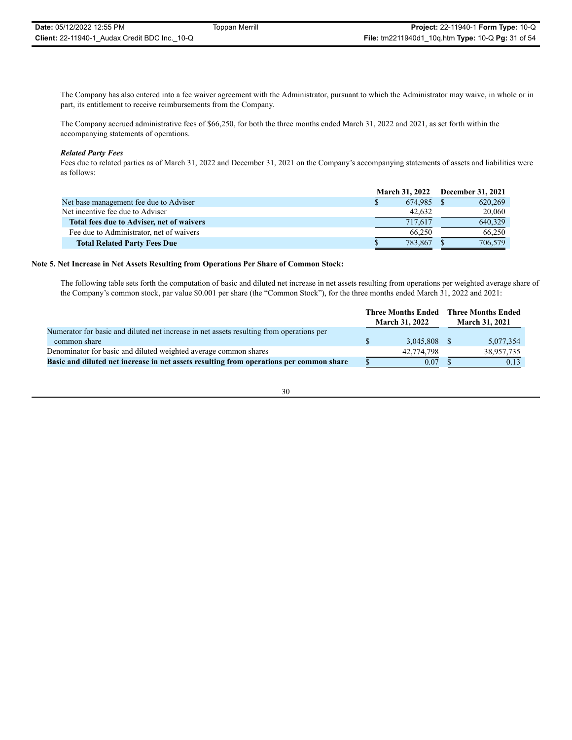The Company has also entered into a fee waiver agreement with the Administrator, pursuant to which the Administrator may waive, in whole or in part, its entitlement to receive reimbursements from the Company.

The Company accrued administrative fees of $66,250, for both the three months ended March 31, 2022 and 2021, as set forth within the accompanying statements of operations.

***Related Party Fees***

Fees due to related parties as of March 31, 2022 and December 31, 2021 on the Company's accompanying statements of assets and liabilities were as follows:

| | March 31, 2022 | December 31, 2021 |
|---|---|---|
| Net base management fee due to Adviser | $ 674,985 | $ 620,269 |
| Net incentive fee due to Adviser | 42,632 | 20,060 |
| **Total fees due to Adviser, net of waivers** | 717,617 | 640,329 |
| Fee due to Administrator, net of waivers | 66,250 | 66,250 |
| **Total Related Party Fees Due** | $ 783,867 | $ 706,579 |

**Note 5. Net Increase in Net Assets Resulting from Operations Per Share of Common Stock:**

The following table sets forth the computation of basic and diluted net increase in net assets resulting from operations per weighted average share of the Company's common stock, par value $0.001 per share (the "Common Stock"), for the three months ended March 31, 2022 and 2021:

| | Three Months Ended March 31, 2022 | Three Months Ended March 31, 2021 |
|---|---|---|
| Numerator for basic and diluted net increase in net assets resulting from operations per common share | $ 3,045,808 | $ 5,077,354 |
| Denominator for basic and diluted weighted average common shares | 42,774,798 | 38,957,735 |
| **Basic and diluted net increase in net assets resulting from operations per common share** | $ 0.07 | $ 0.13 |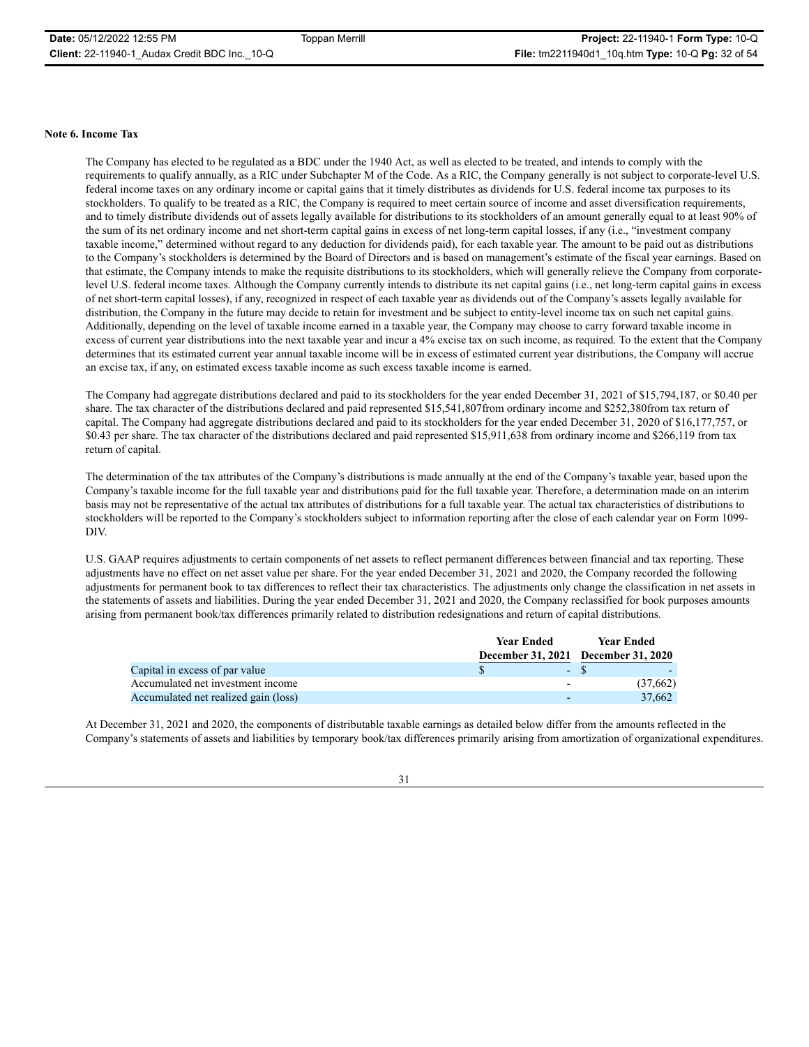**Note 6. Income Tax**

The Company has elected to be regulated as a BDC under the 1940 Act, as well as elected to be treated, and intends to comply with the requirements to qualify annually, as a RIC under Subchapter M of the Code. As a RIC, the Company generally is not subject to corporate-level U.S. federal income taxes on any ordinary income or capital gains that it timely distributes as dividends for U.S. federal income tax purposes to its stockholders. To qualify to be treated as a RIC, the Company is required to meet certain source of income and asset diversification requirements, and to timely distribute dividends out of assets legally available for distributions to its stockholders of an amount generally equal to at least 90% of the sum of its net ordinary income and net short-term capital gains in excess of net long-term capital losses, if any (i.e., "investment company taxable income," determined without regard to any deduction for dividends paid), for each taxable year. The amount to be paid out as distributions to the Company's stockholders is determined by the Board of Directors and is based on management's estimate of the fiscal year earnings. Based on that estimate, the Company intends to make the requisite distributions to its stockholders, which will generally relieve the Company from corporate-level U.S. federal income taxes. Although the Company currently intends to distribute its net capital gains (i.e., net long-term capital gains in excess of net short-term capital losses), if any, recognized in respect of each taxable year as dividends out of the Company's assets legally available for distribution, the Company in the future may decide to retain for investment and be subject to entity-level income tax on such net capital gains. Additionally, depending on the level of taxable income earned in a taxable year, the Company may choose to carry forward taxable income in excess of current year distributions into the next taxable year and incur a 4% excise tax on such income, as required. To the extent that the Company determines that its estimated current year annual taxable income will be in excess of estimated current year distributions, the Company will accrue an excise tax, if any, on estimated excess taxable income as such excess taxable income is earned.

The Company had aggregate distributions declared and paid to its stockholders for the year ended December 31, 2021 of $15,794,187, or $0.40 per share. The tax character of the distributions declared and paid represented $15,541,807from ordinary income and $252,380from tax return of capital. The Company had aggregate distributions declared and paid to its stockholders for the year ended December 31, 2020 of $16,177,757, or $0.43 per share. The tax character of the distributions declared and paid represented $15,911,638 from ordinary income and $266,119 from tax return of capital.

The determination of the tax attributes of the Company's distributions is made annually at the end of the Company's taxable year, based upon the Company's taxable income for the full taxable year and distributions paid for the full taxable year. Therefore, a determination made on an interim basis may not be representative of the actual tax attributes of distributions for a full taxable year. The actual tax characteristics of distributions to stockholders will be reported to the Company's stockholders subject to information reporting after the close of each calendar year on Form 1099-DIV.

U.S. GAAP requires adjustments to certain components of net assets to reflect permanent differences between financial and tax reporting. These adjustments have no effect on net asset value per share. For the year ended December 31, 2021 and 2020, the Company recorded the following adjustments for permanent book to tax differences to reflect their tax characteristics. The adjustments only change the classification in net assets in the statements of assets and liabilities. During the year ended December 31, 2021 and 2020, the Company reclassified for book purposes amounts arising from permanent book/tax differences primarily related to distribution redesignations and return of capital distributions.

| | Year Ended December 31, 2021 | Year Ended December 31, 2020 |
|---|---|---|
| Capital in excess of par value | $ - | $ - |
| Accumulated net investment income | - | (37,662) |
| Accumulated net realized gain (loss) | - | 37,662 |

At December 31, 2021 and 2020, the components of distributable taxable earnings as detailed below differ from the amounts reflected in the Company's statements of assets and liabilities by temporary book/tax differences primarily arising from amortization of organizational expenditures.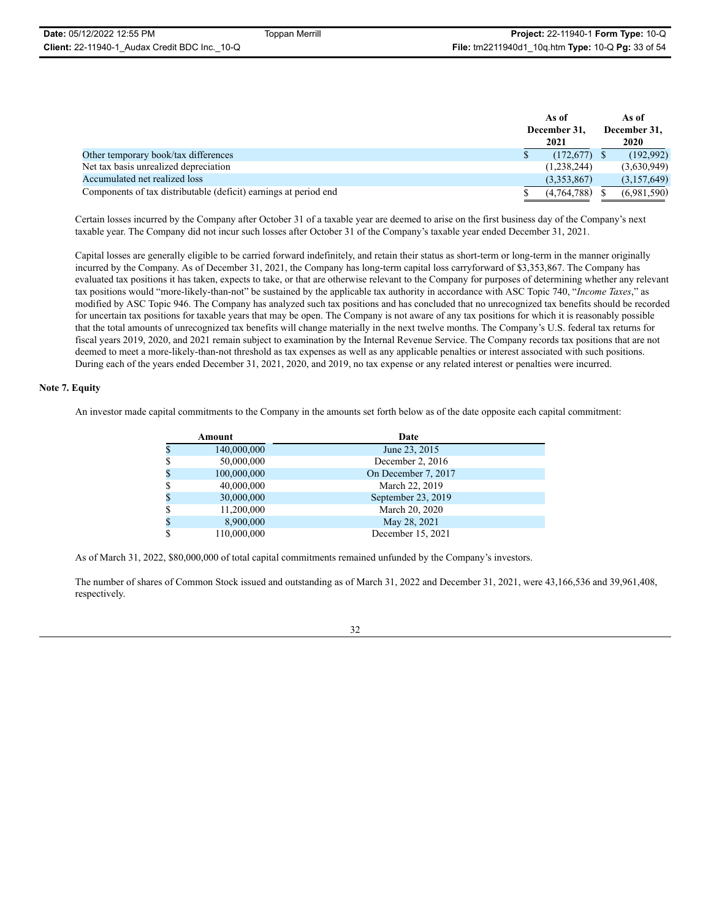| | As of December 31, 2021 | As of December 31, 2020 |
|---|---|---|
| Other temporary book/tax differences | $ (172,677) | $ (192,992) |
| Net tax basis unrealized depreciation | (1,238,244) | (3,630,949) |
| Accumulated net realized loss | (3,353,867) | (3,157,649) |
| Components of tax distributable (deficit) earnings at period end | $ (4,764,788) | $ (6,981,590) |

Certain losses incurred by the Company after October 31 of a taxable year are deemed to arise on the first business day of the Company's next taxable year. The Company did not incur such losses after October 31 of the Company's taxable year ended December 31, 2021.

Capital losses are generally eligible to be carried forward indefinitely, and retain their status as short-term or long-term in the manner originally incurred by the Company. As of December 31, 2021, the Company has long-term capital loss carryforward of $3,353,867. The Company has evaluated tax positions it has taken, expects to take, or that are otherwise relevant to the Company for purposes of determining whether any relevant tax positions would "more-likely-than-not" be sustained by the applicable tax authority in accordance with ASC Topic 740, "*Income Taxes*," as modified by ASC Topic 946. The Company has analyzed such tax positions and has concluded that no unrecognized tax benefits should be recorded for uncertain tax positions for taxable years that may be open. The Company is not aware of any tax positions for which it is reasonably possible that the total amounts of unrecognized tax benefits will change materially in the next twelve months. The Company's U.S. federal tax returns for fiscal years 2019, 2020, and 2021 remain subject to examination by the Internal Revenue Service. The Company records tax positions that are not deemed to meet a more-likely-than-not threshold as tax expenses as well as any applicable penalties or interest associated with such positions. During each of the years ended December 31, 2021, 2020, and 2019, no tax expense or any related interest or penalties were incurred.

### Note 7. Equity

An investor made capital commitments to the Company in the amounts set forth below as of the date opposite each capital commitment:

| Amount | Date |
|---|---|
| $ 140,000,000 | June 23, 2015 |
| $ 50,000,000 | December 2, 2016 |
| $ 100,000,000 | On December 7, 2017 |
| $ 40,000,000 | March 22, 2019 |
| $ 30,000,000 | September 23, 2019 |
| $ 11,200,000 | March 20, 2020 |
| $ 8,900,000 | May 28, 2021 |
| $ 110,000,000 | December 15, 2021 |

As of March 31, 2022, $80,000,000 of total capital commitments remained unfunded by the Company's investors.

The number of shares of Common Stock issued and outstanding as of March 31, 2022 and December 31, 2021, were 43,166,536 and 39,961,408, respectively.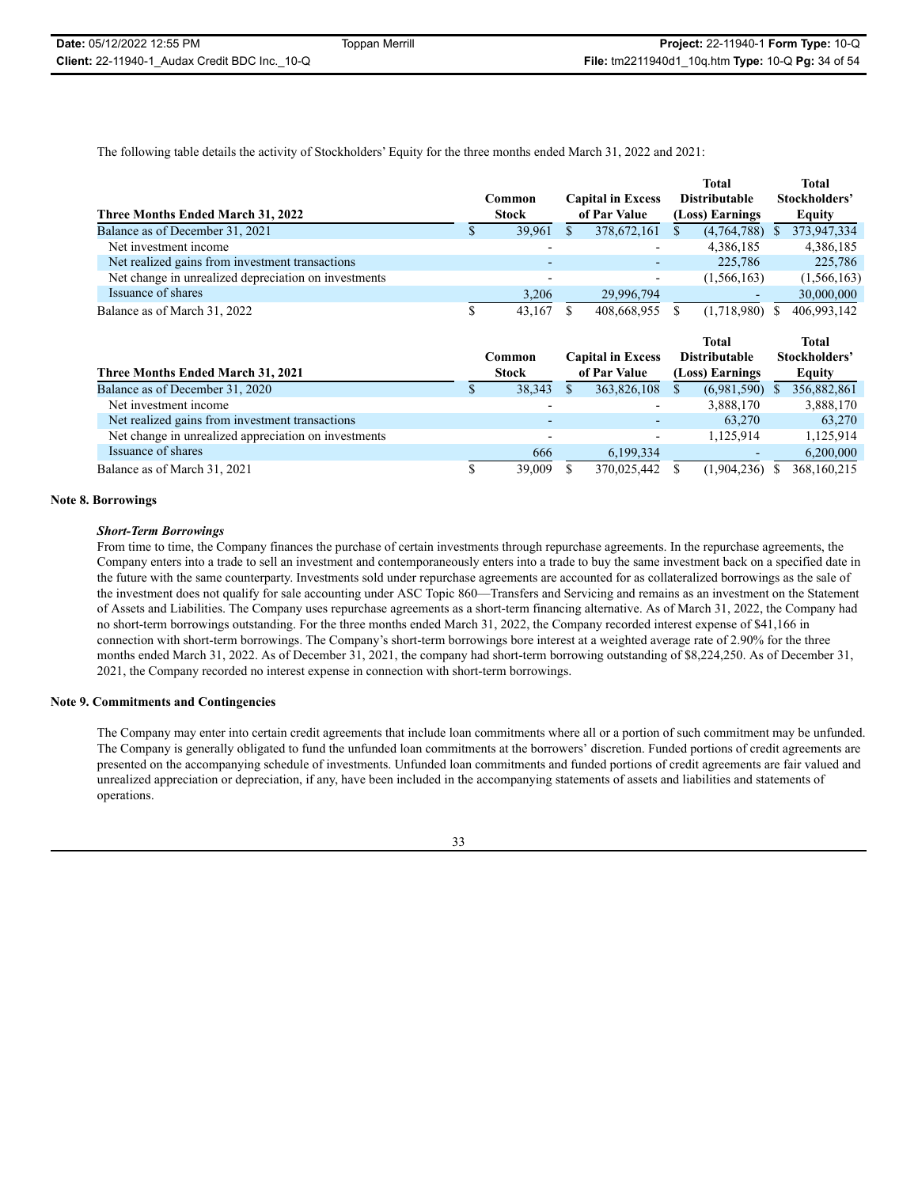The following table details the activity of Stockholders' Equity for the three months ended March 31, 2022 and 2021:

| Three Months Ended March 31, 2022 | Common Stock | Capital in Excess of Par Value | Total Distributable (Loss) Earnings | Total Stockholders' Equity |
|---|---|---|---|---|
| Balance as of December 31, 2021 | $ 39,961 | $ 378,672,161 | $ (4,764,788) | $ 373,947,334 |
| Net investment income | - | - | 4,386,185 | 4,386,185 |
| Net realized gains from investment transactions | - | - | 225,786 | 225,786 |
| Net change in unrealized depreciation on investments | - | - | (1,566,163) | (1,566,163) |
| Issuance of shares | 3,206 | 29,996,794 | - | 30,000,000 |
| Balance as of March 31, 2022 | $ 43,167 | $ 408,668,955 | $ (1,718,980) | $ 406,993,142 |

| Three Months Ended March 31, 2021 | Common Stock | Capital in Excess of Par Value | Total Distributable (Loss) Earnings | Total Stockholders' Equity |
|---|---|---|---|---|
| Balance as of December 31, 2020 | $ 38,343 | $ 363,826,108 | $ (6,981,590) | $ 356,882,861 |
| Net investment income | - | - | 3,888,170 | 3,888,170 |
| Net realized gains from investment transactions | - | - | 63,270 | 63,270 |
| Net change in unrealized appreciation on investments | - | - | 1,125,914 | 1,125,914 |
| Issuance of shares | 666 | 6,199,334 | - | 6,200,000 |
| Balance as of March 31, 2021 | $ 39,009 | $ 370,025,442 | $ (1,904,236) | $ 368,160,215 |

## Note 8. Borrowings

***Short-Term Borrowings***

From time to time, the Company finances the purchase of certain investments through repurchase agreements. In the repurchase agreements, the Company enters into a trade to sell an investment and contemporaneously enters into a trade to buy the same investment back on a specified date in the future with the same counterparty. Investments sold under repurchase agreements are accounted for as collateralized borrowings as the sale of the investment does not qualify for sale accounting under ASC Topic 860—Transfers and Servicing and remains as an investment on the Statement of Assets and Liabilities. The Company uses repurchase agreements as a short-term financing alternative. As of March 31, 2022, the Company had no short-term borrowings outstanding. For the three months ended March 31, 2022, the Company recorded interest expense of $41,166 in connection with short-term borrowings. The Company's short-term borrowings bore interest at a weighted average rate of 2.90% for the three months ended March 31, 2022. As of December 31, 2021, the company had short-term borrowing outstanding of $8,224,250. As of December 31, 2021, the Company recorded no interest expense in connection with short-term borrowings.

## Note 9. Commitments and Contingencies

The Company may enter into certain credit agreements that include loan commitments where all or a portion of such commitment may be unfunded. The Company is generally obligated to fund the unfunded loan commitments at the borrowers' discretion. Funded portions of credit agreements are presented on the accompanying schedule of investments. Unfunded loan commitments and funded portions of credit agreements are fair valued and unrealized appreciation or depreciation, if any, have been included in the accompanying statements of assets and liabilities and statements of operations.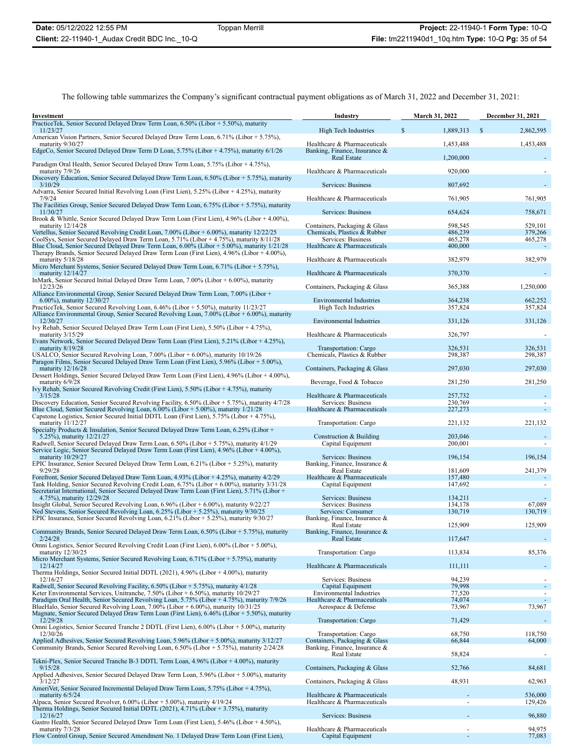The following table summarizes the Company's significant contractual payment obligations as of March 31, 2022 and December 31, 2021:

| Investment | Industry | March 31, 2022 | December 31, 2021 |
|---|---|---|---|
| PracticeTek, Senior Secured Delayed Draw Term Loan, 6.50% (Libor + 5.50%), maturity 11/23/27 | High Tech Industries | $ 1,889,313 | $ 2,862,595 |
| American Vision Partners, Senior Secured Delayed Draw Term Loan, 6.71% (Libor + 5.75%), maturity 9/30/27 | Healthcare & Pharmaceuticals | 1,453,488 | 1,453,488 |
| EdgeCo, Senior Secured Delayed Draw Term D Loan, 5.75% (Libor + 4.75%), maturity 6/1/26 | Banking, Finance, Insurance & Real Estate | 1,200,000 | - |
| Paradigm Oral Health, Senior Secured Delayed Draw Term Loan, 5.75% (Libor + 4.75%), maturity 7/9/26 | Healthcare & Pharmaceuticals | 920,000 | - |
| Discovery Education, Senior Secured Delayed Draw Term Loan, 6.50% (Libor + 5.75%), maturity 3/10/29 | Services: Business | 807,692 | - |
| Advarra, Senior Secured Initial Revolving Loan (First Lien), 5.25% (Libor + 4.25%), maturity 7/9/24 | Healthcare & Pharmaceuticals | 761,905 | 761,905 |
| The Facilities Group, Senior Secured Delayed Draw Term Loan, 6.75% (Libor + 5.75%), maturity 11/30/27 | Services: Business | 654,624 | 758,671 |
| Brook & Whittle, Senior Secured Delayed Draw Term Loan (First Lien), 4.96% (Libor + 4.00%), maturity 12/14/28 | Containers, Packaging & Glass | 598,545 | 529,101 |
| Vertellus, Senior Secured Revolving Credit Loan, 7.00% (Libor + 6.00%), maturity 12/22/25 | Chemicals, Plastics & Rubber | 486,239 | 379,266 |
| CoolSys, Senior Secured Delayed Draw Term Loan, 5.71% (Libor + 4.75%), maturity 8/11/28 | Services: Business | 465,278 | 465,278 |
| Blue Cloud, Senior Secured Delayed Draw Term Loan, 6.00% (Libor + 5.00%), maturity 1/21/28 | Healthcare & Pharmaceuticals | 400,000 | - |
| Therapy Brands, Senior Secured Delayed Draw Term Loan (First Lien), 4.96% (Libor + 4.00%), maturity 5/18/28 | Healthcare & Pharmaceuticals | 382,979 | 382,979 |
| Micro Merchant Systems, Senior Secured Delayed Draw Term Loan, 6.71% (Libor + 5.75%), maturity 12/14/27 | Healthcare & Pharmaceuticals | 370,370 | - |
| InMark, Senior Secured Initial Delayed Draw Term Loan, 7.00% (Libor + 6.00%), maturity 12/23/26 | Containers, Packaging & Glass | 365,388 | 1,250,000 |
| Alliance Environmental Group, Senior Secured Delayed Draw Term Loan, 7.00% (Libor + 6.00%), maturity 12/30/27 | Environmental Industries | 364,238 | 662,252 |
| PracticeTek, Senior Secured Revolving Loan, 6.46% (Libor + 5.50%), maturity 11/23/27 | High Tech Industries | 357,824 | 357,824 |
| Alliance Environmental Group, Senior Secured Revolving Loan, 7.00% (Libor + 6.00%), maturity 12/30/27 | Environmental Industries | 331,126 | 331,126 |
| Ivy Rehab, Senior Secured Delayed Draw Term Loan (First Lien), 5.50% (Libor + 4.75%), maturity 3/15/29 | Healthcare & Pharmaceuticals | 326,797 | - |
| Evans Network, Senior Secured Delayed Draw Term Loan (First Lien), 5.21% (Libor + 4.25%), maturity 8/19/28 | Transportation: Cargo | 326,531 | 326,531 |
| USALCO, Senior Secured Revolving Loan, 7.00% (Libor + 6.00%), maturity 10/19/26 | Chemicals, Plastics & Rubber | 298,387 | 298,387 |
| Paragon Films, Senior Secured Delayed Draw Term Loan (First Lien), 5.96% (Libor + 5.00%), maturity 12/16/28 | Containers, Packaging & Glass | 297,030 | 297,030 |
| Dessert Holdings, Senior Secured Delayed Draw Term Loan (First Lien), 4.96% (Libor + 4.00%), maturity 6/9/28 | Beverage, Food & Tobacco | 281,250 | 281,250 |
| Ivy Rehab, Senior Secured Revolving Credit (First Lien), 5.50% (Libor + 4.75%), maturity 3/15/28 | Healthcare & Pharmaceuticals | 257,732 | - |
| Discovery Education, Senior Secured Revolving Facility, 6.50% (Libor + 5.75%), maturity 4/7/28 | Services: Business | 230,769 | - |
| Blue Cloud, Senior Secured Revolving Loan, 6.00% (Libor + 5.00%), maturity 1/21/28 | Healthcare & Pharmaceuticals | 227,273 | - |
| Capstone Logistics, Senior Secured Initial DDTL Loan (First Lien), 5.75% (Libor + 4.75%), maturity 11/12/27 | Transportation: Cargo | 221,132 | 221,132 |
| Specialty Products & Insulation, Senior Secured Delayed Draw Term Loan, 6.25% (Libor + 5.25%), maturity 12/21/27 | Construction & Building | 203,046 | - |
| Radwell, Senior Secured Delayed Draw Term Loan, 6.50% (Libor + 5.75%), maturity 4/1/29 | Capital Equipment | 200,001 | - |
| Service Logic, Senior Secured Delayed Draw Term Loan (First Lien), 4.96% (Libor + 4.00%), maturity 10/29/27 | Services: Business | 196,154 | 196,154 |
| EPIC Insurance, Senior Secured Delayed Draw Term Loan, 6.21% (Libor + 5.25%), maturity 9/29/28 | Banking, Finance, Insurance & Real Estate | 181,609 | 241,379 |
| Forefront, Senior Secured Delayed Draw Term Loan, 4.93% (Libor + 4.25%), maturity 4/2/29 | Healthcare & Pharmaceuticals | 157,480 | - |
| Tank Holding, Senior Secured Revolving Credit Loan, 6.75% (Libor + 6.00%), maturity 3/31/28 | Capital Equipment | 147,692 | - |
| Secretariat International, Senior Secured Delayed Draw Term Loan (First Lien), 5.71% (Libor + 4.75%), maturity 12/29/28 | Services: Business | 134,211 | - |
| Insight Global, Senior Secured Revolving Loan, 6.96% (Libor + 6.00%), maturity 9/22/27 | Services: Business | 134,178 | 67,089 |
| Ned Stevens, Senior Secured Revolving Loan, 6.25% (Libor + 5.25%), maturity 9/30/25 | Services: Consumer | 130,719 | 130,719 |
| EPIC Insurance, Senior Secured Revolving Loan, 6.21% (Libor + 5.25%), maturity 9/30/27 | Banking, Finance, Insurance & Real Estate | 125,909 | 125,909 |
| Community Brands, Senior Secured Delayed Draw Term Loan, 6.50% (Libor + 5.75%), maturity 2/24/28 | Banking, Finance, Insurance & Real Estate | 117,647 | - |
| Omni Logistics, Senior Secured Revolving Credit Loan (First Lien), 6.00% (Libor + 5.00%), maturity 12/30/25 | Transportation: Cargo | 113,834 | 85,376 |
| Micro Merchant Systems, Senior Secured Revolving Loan, 6.71% (Libor + 5.75%), maturity 12/14/27 | Healthcare & Pharmaceuticals | 111,111 | - |
| Therma Holdings, Senior Secured Initial DDTL (2021), 4.96% (Libor + 4.00%), maturity 12/16/27 | Services: Business | 94,239 | - |
| Radwell, Senior Secured Revolving Facility, 6.50% (Libor + 5.75%), maturity 4/1/28 | Capital Equipment | 79,998 | - |
| Keter Environmental Services, Unitranche, 7.50% (Libor + 6.50%), maturity 10/29/27 | Environmental Industries | 77,520 | - |
| Paradigm Oral Health, Senior Secured Revolving Loan, 5.75% (Libor + 4.75%), maturity 7/9/26 | Healthcare & Pharmaceuticals | 74,074 | - |
| BlueHalo, Senior Secured Revolving Loan, 7.00% (Libor + 6.00%), maturity 10/31/25 | Aerospace & Defense | 73,967 | 73,967 |
| Magnate, Senior Secured Delayed Draw Term Loan (First Lien), 6.46% (Libor + 5.50%), maturity 12/29/28 | Transportation: Cargo | 71,429 | - |
| Omni Logistics, Senior Secured Tranche 2 DDTL (First Lien), 6.00% (Libor + 5.00%), maturity 12/30/26 | Transportation: Cargo | 68,750 | 118,750 |
| Applied Adhesives, Senior Secured Revolving Loan, 5.96% (Libor + 5.00%), maturity 3/12/27 | Containers, Packaging & Glass | 66,844 | 64,000 |
| Community Brands, Senior Secured Revolving Loan, 6.50% (Libor + 5.75%), maturity 2/24/28 | Banking, Finance, Insurance & Real Estate | 58,824 | - |
| Tekni-Plex, Senior Secured Tranche B-3 DDTL Term Loan, 4.96% (Libor + 4.00%), maturity 9/15/28 | Containers, Packaging & Glass | 52,766 | 84,681 |
| Applied Adhesives, Senior Secured Delayed Draw Term Loan, 5.96% (Libor + 5.00%), maturity 3/12/27 | Containers, Packaging & Glass | 48,931 | 62,963 |
| AmeriVet, Senior Secured Incremental Delayed Draw Term Loan, 5.75% (Libor + 4.75%), maturity 6/5/24 | Healthcare & Pharmaceuticals | - | 536,000 |
| Alpaca, Senior Secured Revolver, 6.00% (Libor + 5.00%), maturity 4/19/24 | Healthcare & Pharmaceuticals | - | 129,426 |
| Therma Holdings, Senior Secured Initial DDTL (2021), 4.71% (Libor + 3.75%), maturity 12/16/27 | Services: Business | - | 96,880 |
| Gastro Health, Senior Secured Delayed Draw Term Loan (First Lien), 5.46% (Libor + 4.50%), maturity 7/3/28 | Healthcare & Pharmaceuticals | - | 94,975 |
| Flow Control Group, Senior Secured Amendment No. 1 Delayed Draw Term Loan (First Lien), | Capital Equipment | - | 77,083 |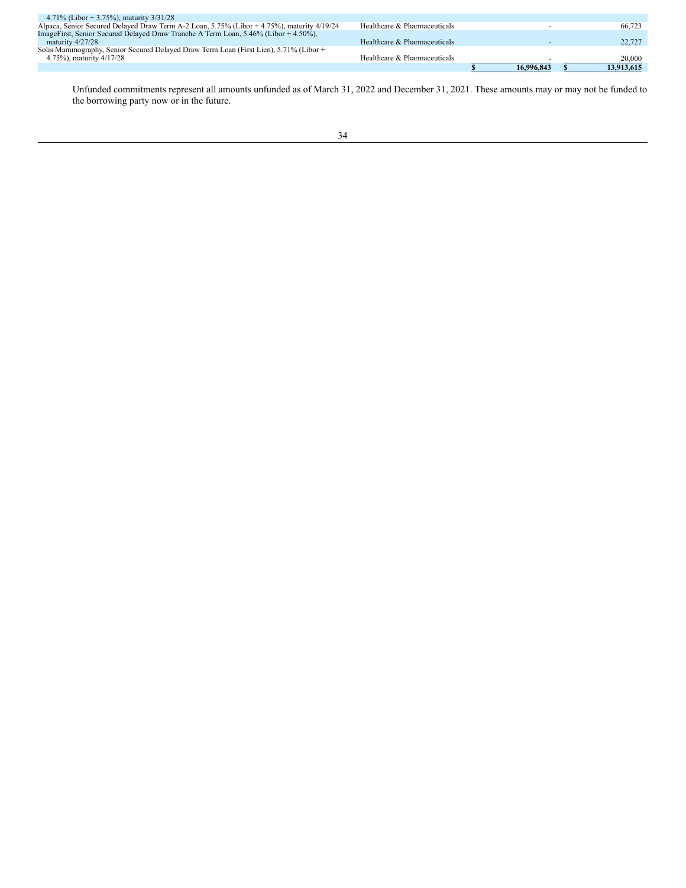| | | | |
|---|---|---|---|
| 4.71% (Libor + 3.75%), maturity 3/31/28 | | | |
| Alpaca, Senior Secured Delayed Draw Term A-2 Loan, 5.75% (Libor + 4.75%), maturity 4/19/24 | Healthcare & Pharmaceuticals | - | 66,723 |
| ImageFirst, Senior Secured Delayed Draw Tranche A Term Loan, 5.46% (Libor + 4.50%), maturity 4/27/28 | Healthcare & Pharmaceuticals | - | 22,727 |
| Solis Mammography, Senior Secured Delayed Draw Term Loan (First Lien), 5.71% (Libor + 4.75%), maturity 4/17/28 | Healthcare & Pharmaceuticals | - | 20,000 |
| | | **$ 16,996,843** | **$ 13,913,615** |

Unfunded commitments represent all amounts unfunded as of March 31, 2022 and December 31, 2021. These amounts may or may not be funded to the borrowing party now or in the future.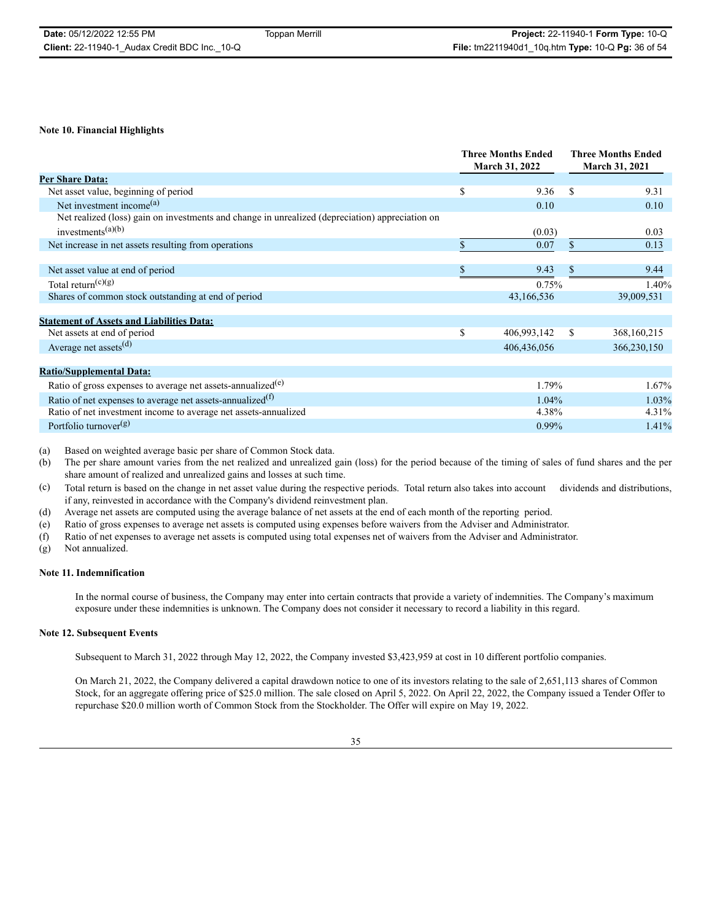### Note 10. Financial Highlights

| | Three Months Ended March 31, 2022 | Three Months Ended March 31, 2021 |
|---|---|---|
| **Per Share Data:** | | |
| Net asset value, beginning of period | $ 9.36 | $ 9.31 |
| Net investment income[(a)] | 0.10 | 0.10 |
| Net realized (loss) gain on investments and change in unrealized (depreciation) appreciation on investments[(a)(b)] | (0.03) | 0.03 |
| Net increase in net assets resulting from operations | $ 0.07 | $ 0.13 |
| Net asset value at end of period | $ 9.43 | $ 9.44 |
| Total return[(c)(g)] | 0.75% | 1.40% |
| Shares of common stock outstanding at end of period | 43,166,536 | 39,009,531 |
| **Statement of Assets and Liabilities Data:** | | |
| Net assets at end of period | $ 406,993,142 | $ 368,160,215 |
| Average net assets[(d)] | 406,436,056 | 366,230,150 |
| **Ratio/Supplemental Data:** | | |
| Ratio of gross expenses to average net assets-annualized[(e)] | 1.79% | 1.67% |
| Ratio of net expenses to average net assets-annualized[(f)] | 1.04% | 1.03% |
| Ratio of net investment income to average net assets-annualized | 4.38% | 4.31% |
| Portfolio turnover[(g)] | 0.99% | 1.41% |

(a) Based on weighted average basic per share of Common Stock data.

(b) The per share amount varies from the net realized and unrealized gain (loss) for the period because of the timing of sales of fund shares and the per share amount of realized and unrealized gains and losses at such time.

(c) Total return is based on the change in net asset value during the respective periods. Total return also takes into account dividends and distributions, if any, reinvested in accordance with the Company's dividend reinvestment plan.

(d) Average net assets are computed using the average balance of net assets at the end of each month of the reporting period.

(e) Ratio of gross expenses to average net assets is computed using expenses before waivers from the Adviser and Administrator.

(f) Ratio of net expenses to average net assets is computed using total expenses net of waivers from the Adviser and Administrator.

(g) Not annualized.

### Note 11. Indemnification

In the normal course of business, the Company may enter into certain contracts that provide a variety of indemnities. The Company's maximum exposure under these indemnities is unknown. The Company does not consider it necessary to record a liability in this regard.

### Note 12. Subsequent Events

Subsequent to March 31, 2022 through May 12, 2022, the Company invested $3,423,959 at cost in 10 different portfolio companies.

On March 21, 2022, the Company delivered a capital drawdown notice to one of its investors relating to the sale of 2,651,113 shares of Common Stock, for an aggregate offering price of $25.0 million. The sale closed on April 5, 2022. On April 22, 2022, the Company issued a Tender Offer to repurchase $20.0 million worth of Common Stock from the Stockholder. The Offer will expire on May 19, 2022.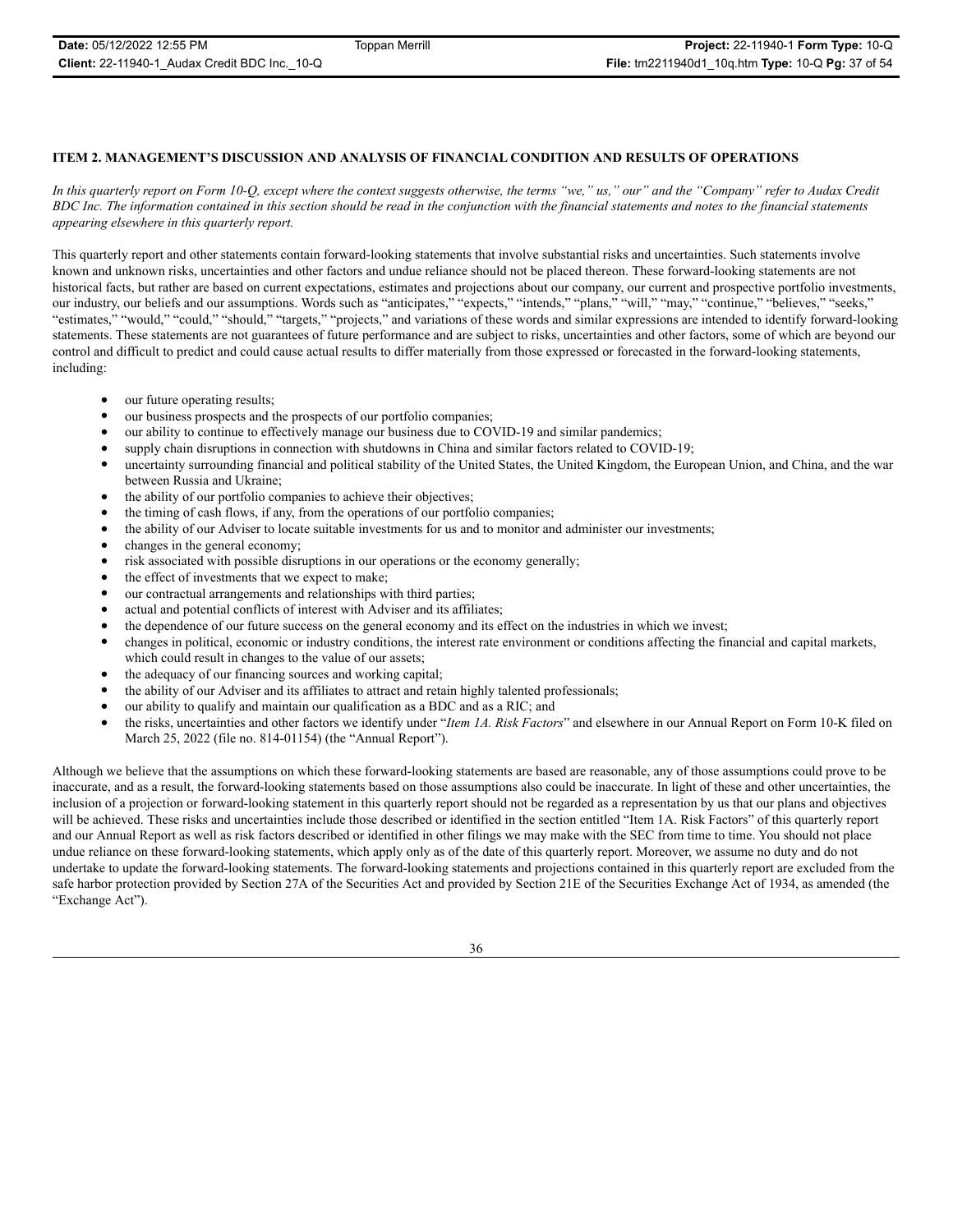## ITEM 2. MANAGEMENT'S DISCUSSION AND ANALYSIS OF FINANCIAL CONDITION AND RESULTS OF OPERATIONS

*In this quarterly report on Form 10-Q, except where the context suggests otherwise, the terms "we," us," our" and the "Company" refer to Audax Credit BDC Inc. The information contained in this section should be read in the conjunction with the financial statements and notes to the financial statements appearing elsewhere in this quarterly report.*

This quarterly report and other statements contain forward-looking statements that involve substantial risks and uncertainties. Such statements involve known and unknown risks, uncertainties and other factors and undue reliance should not be placed thereon. These forward-looking statements are not historical facts, but rather are based on current expectations, estimates and projections about our company, our current and prospective portfolio investments, our industry, our beliefs and our assumptions. Words such as "anticipates," "expects," "intends," "plans," "will," "may," "continue," "believes," "seeks," "estimates," "would," "could," "should," "targets," "projects," and variations of these words and similar expressions are intended to identify forward-looking statements. These statements are not guarantees of future performance and are subject to risks, uncertainties and other factors, some of which are beyond our control and difficult to predict and could cause actual results to differ materially from those expressed or forecasted in the forward-looking statements, including:

- our future operating results;
- our business prospects and the prospects of our portfolio companies;
- our ability to continue to effectively manage our business due to COVID-19 and similar pandemics;
- supply chain disruptions in connection with shutdowns in China and similar factors related to COVID-19;
- uncertainty surrounding financial and political stability of the United States, the United Kingdom, the European Union, and China, and the war between Russia and Ukraine;
- the ability of our portfolio companies to achieve their objectives;
- the timing of cash flows, if any, from the operations of our portfolio companies;
- the ability of our Adviser to locate suitable investments for us and to monitor and administer our investments;
- changes in the general economy;
- risk associated with possible disruptions in our operations or the economy generally;
- the effect of investments that we expect to make;
- our contractual arrangements and relationships with third parties;
- actual and potential conflicts of interest with Adviser and its affiliates;
- the dependence of our future success on the general economy and its effect on the industries in which we invest;
- changes in political, economic or industry conditions, the interest rate environment or conditions affecting the financial and capital markets, which could result in changes to the value of our assets;
- the adequacy of our financing sources and working capital;
- the ability of our Adviser and its affiliates to attract and retain highly talented professionals;
- our ability to qualify and maintain our qualification as a BDC and as a RIC; and
- the risks, uncertainties and other factors we identify under "*Item 1A. Risk Factors*" and elsewhere in our Annual Report on Form 10-K filed on March 25, 2022 (file no. 814-01154) (the "Annual Report").

Although we believe that the assumptions on which these forward-looking statements are based are reasonable, any of those assumptions could prove to be inaccurate, and as a result, the forward-looking statements based on those assumptions also could be inaccurate. In light of these and other uncertainties, the inclusion of a projection or forward-looking statement in this quarterly report should not be regarded as a representation by us that our plans and objectives will be achieved. These risks and uncertainties include those described or identified in the section entitled "Item 1A. Risk Factors" of this quarterly report and our Annual Report as well as risk factors described or identified in other filings we may make with the SEC from time to time. You should not place undue reliance on these forward-looking statements, which apply only as of the date of this quarterly report. Moreover, we assume no duty and do not undertake to update the forward-looking statements. The forward-looking statements and projections contained in this quarterly report are excluded from the safe harbor protection provided by Section 27A of the Securities Act and provided by Section 21E of the Securities Exchange Act of 1934, as amended (the "Exchange Act").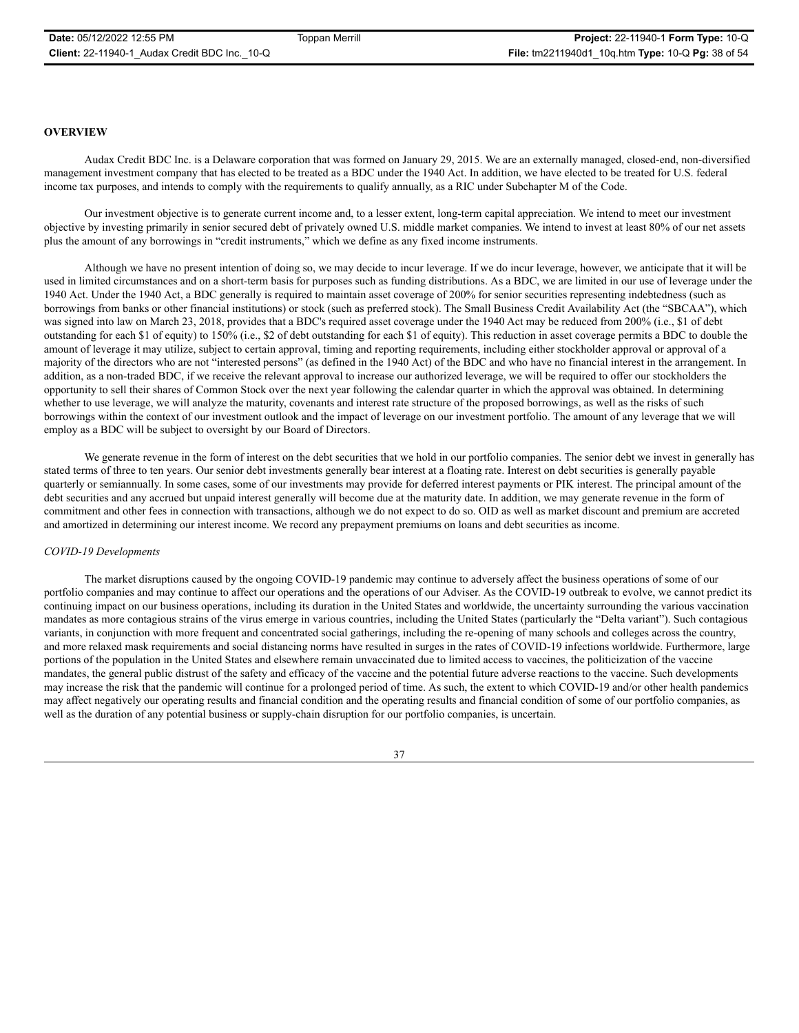**OVERVIEW**

Audax Credit BDC Inc. is a Delaware corporation that was formed on January 29, 2015. We are an externally managed, closed-end, non-diversified management investment company that has elected to be treated as a BDC under the 1940 Act. In addition, we have elected to be treated for U.S. federal income tax purposes, and intends to comply with the requirements to qualify annually, as a RIC under Subchapter M of the Code.

Our investment objective is to generate current income and, to a lesser extent, long-term capital appreciation. We intend to meet our investment objective by investing primarily in senior secured debt of privately owned U.S. middle market companies. We intend to invest at least 80% of our net assets plus the amount of any borrowings in "credit instruments," which we define as any fixed income instruments.

Although we have no present intention of doing so, we may decide to incur leverage. If we do incur leverage, however, we anticipate that it will be used in limited circumstances and on a short-term basis for purposes such as funding distributions. As a BDC, we are limited in our use of leverage under the 1940 Act. Under the 1940 Act, a BDC generally is required to maintain asset coverage of 200% for senior securities representing indebtedness (such as borrowings from banks or other financial institutions) or stock (such as preferred stock). The Small Business Credit Availability Act (the "SBCAA"), which was signed into law on March 23, 2018, provides that a BDC's required asset coverage under the 1940 Act may be reduced from 200% (i.e., $1 of debt outstanding for each $1 of equity) to 150% (i.e., $2 of debt outstanding for each $1 of equity). This reduction in asset coverage permits a BDC to double the amount of leverage it may utilize, subject to certain approval, timing and reporting requirements, including either stockholder approval or approval of a majority of the directors who are not "interested persons" (as defined in the 1940 Act) of the BDC and who have no financial interest in the arrangement. In addition, as a non-traded BDC, if we receive the relevant approval to increase our authorized leverage, we will be required to offer our stockholders the opportunity to sell their shares of Common Stock over the next year following the calendar quarter in which the approval was obtained. In determining whether to use leverage, we will analyze the maturity, covenants and interest rate structure of the proposed borrowings, as well as the risks of such borrowings within the context of our investment outlook and the impact of leverage on our investment portfolio. The amount of any leverage that we will employ as a BDC will be subject to oversight by our Board of Directors.

We generate revenue in the form of interest on the debt securities that we hold in our portfolio companies. The senior debt we invest in generally has stated terms of three to ten years. Our senior debt investments generally bear interest at a floating rate. Interest on debt securities is generally payable quarterly or semiannually. In some cases, some of our investments may provide for deferred interest payments or PIK interest. The principal amount of the debt securities and any accrued but unpaid interest generally will become due at the maturity date. In addition, we may generate revenue in the form of commitment and other fees in connection with transactions, although we do not expect to do so. OID as well as market discount and premium are accreted and amortized in determining our interest income. We record any prepayment premiums on loans and debt securities as income.

*COVID-19 Developments*

The market disruptions caused by the ongoing COVID-19 pandemic may continue to adversely affect the business operations of some of our portfolio companies and may continue to affect our operations and the operations of our Adviser. As the COVID-19 outbreak to evolve, we cannot predict its continuing impact on our business operations, including its duration in the United States and worldwide, the uncertainty surrounding the various vaccination mandates as more contagious strains of the virus emerge in various countries, including the United States (particularly the "Delta variant"). Such contagious variants, in conjunction with more frequent and concentrated social gatherings, including the re-opening of many schools and colleges across the country, and more relaxed mask requirements and social distancing norms have resulted in surges in the rates of COVID-19 infections worldwide. Furthermore, large portions of the population in the United States and elsewhere remain unvaccinated due to limited access to vaccines, the politicization of the vaccine mandates, the general public distrust of the safety and efficacy of the vaccine and the potential future adverse reactions to the vaccine. Such developments may increase the risk that the pandemic will continue for a prolonged period of time. As such, the extent to which COVID-19 and/or other health pandemics may affect negatively our operating results and financial condition and the operating results and financial condition of some of our portfolio companies, as well as the duration of any potential business or supply-chain disruption for our portfolio companies, is uncertain.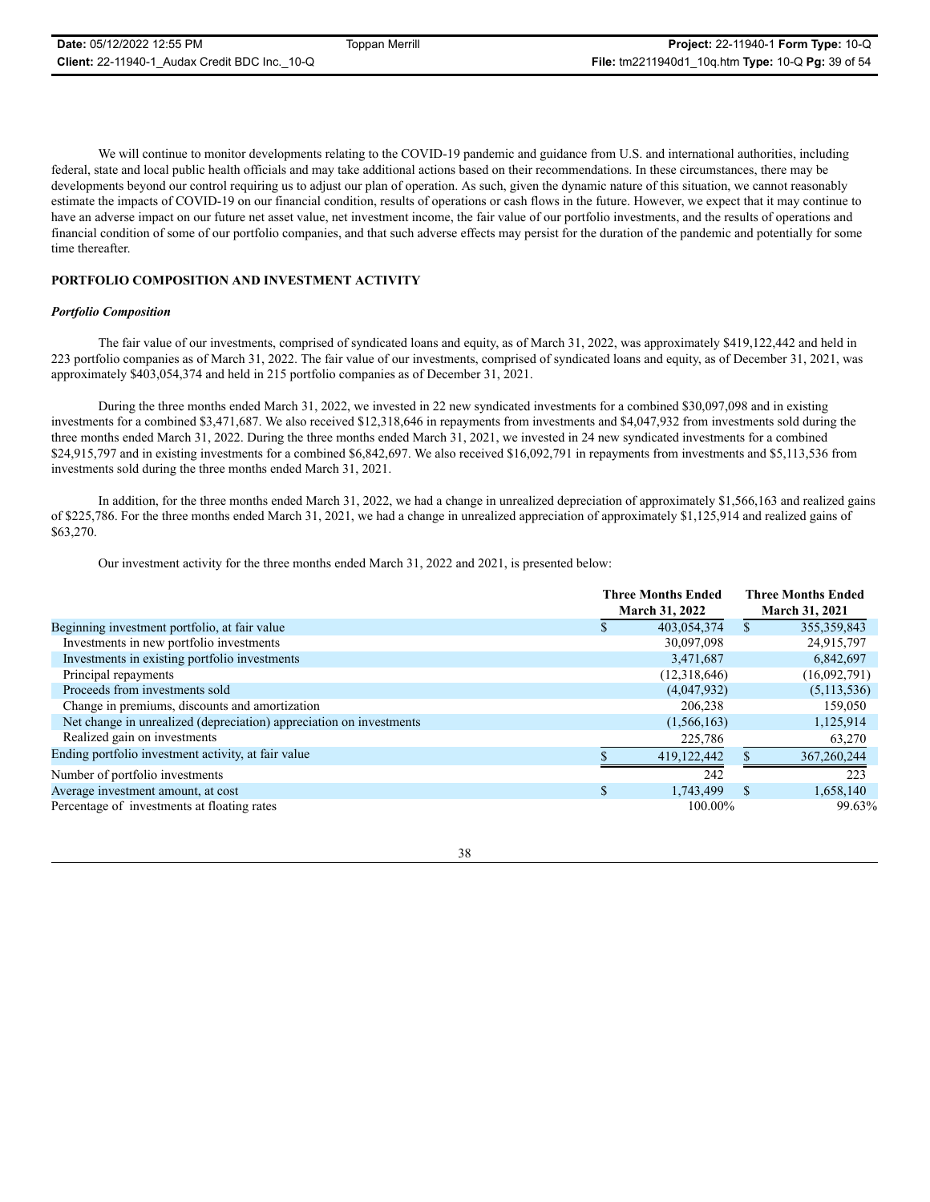We will continue to monitor developments relating to the COVID-19 pandemic and guidance from U.S. and international authorities, including federal, state and local public health officials and may take additional actions based on their recommendations. In these circumstances, there may be developments beyond our control requiring us to adjust our plan of operation. As such, given the dynamic nature of this situation, we cannot reasonably estimate the impacts of COVID-19 on our financial condition, results of operations or cash flows in the future. However, we expect that it may continue to have an adverse impact on our future net asset value, net investment income, the fair value of our portfolio investments, and the results of operations and financial condition of some of our portfolio companies, and that such adverse effects may persist for the duration of the pandemic and potentially for some time thereafter.

## PORTFOLIO COMPOSITION AND INVESTMENT ACTIVITY

### *Portfolio Composition*

The fair value of our investments, comprised of syndicated loans and equity, as of March 31, 2022, was approximately $419,122,442 and held in 223 portfolio companies as of March 31, 2022. The fair value of our investments, comprised of syndicated loans and equity, as of December 31, 2021, was approximately $403,054,374 and held in 215 portfolio companies as of December 31, 2021.

During the three months ended March 31, 2022, we invested in 22 new syndicated investments for a combined $30,097,098 and in existing investments for a combined $3,471,687. We also received $12,318,646 in repayments from investments and $4,047,932 from investments sold during the three months ended March 31, 2022. During the three months ended March 31, 2021, we invested in 24 new syndicated investments for a combined $24,915,797 and in existing investments for a combined $6,842,697. We also received $16,092,791 in repayments from investments and $5,113,536 from investments sold during the three months ended March 31, 2021.

In addition, for the three months ended March 31, 2022, we had a change in unrealized depreciation of approximately $1,566,163 and realized gains of $225,786. For the three months ended March 31, 2021, we had a change in unrealized appreciation of approximately $1,125,914 and realized gains of $63,270.

Our investment activity for the three months ended March 31, 2022 and 2021, is presented below:

| | Three Months Ended March 31, 2022 | Three Months Ended March 31, 2021 |
|---|---|---|
| Beginning investment portfolio, at fair value | $ 403,054,374 | $ 355,359,843 |
| Investments in new portfolio investments | 30,097,098 | 24,915,797 |
| Investments in existing portfolio investments | 3,471,687 | 6,842,697 |
| Principal repayments | (12,318,646) | (16,092,791) |
| Proceeds from investments sold | (4,047,932) | (5,113,536) |
| Change in premiums, discounts and amortization | 206,238 | 159,050 |
| Net change in unrealized (depreciation) appreciation on investments | (1,566,163) | 1,125,914 |
| Realized gain on investments | 225,786 | 63,270 |
| Ending portfolio investment activity, at fair value | $ 419,122,442 | $ 367,260,244 |
| Number of portfolio investments | 242 | 223 |
| Average investment amount, at cost | $ 1,743,499 | $ 1,658,140 |
| Percentage of investments at floating rates | 100.00% | 99.63% |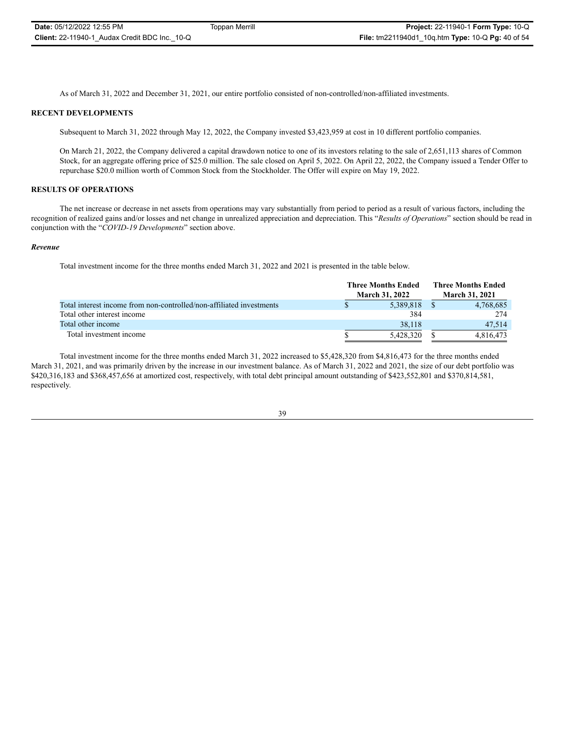As of March 31, 2022 and December 31, 2021, our entire portfolio consisted of non-controlled/non-affiliated investments.

## RECENT DEVELOPMENTS

Subsequent to March 31, 2022 through May 12, 2022, the Company invested $3,423,959 at cost in 10 different portfolio companies.

On March 21, 2022, the Company delivered a capital drawdown notice to one of its investors relating to the sale of 2,651,113 shares of Common Stock, for an aggregate offering price of $25.0 million. The sale closed on April 5, 2022. On April 22, 2022, the Company issued a Tender Offer to repurchase $20.0 million worth of Common Stock from the Stockholder. The Offer will expire on May 19, 2022.

## RESULTS OF OPERATIONS

The net increase or decrease in net assets from operations may vary substantially from period to period as a result of various factors, including the recognition of realized gains and/or losses and net change in unrealized appreciation and depreciation. This "*Results of Operations*" section should be read in conjunction with the "*COVID-19 Developments*" section above.

### *Revenue*

Total investment income for the three months ended March 31, 2022 and 2021 is presented in the table below.

| | Three Months Ended March 31, 2022 | Three Months Ended March 31, 2021 |
|---|---|---|
| Total interest income from non-controlled/non-affiliated investments | $ 5,389,818 | $ 4,768,685 |
| Total other interest income | 384 | 274 |
| Total other income | 38,118 | 47,514 |
| Total investment income | $ 5,428,320 | $ 4,816,473 |

Total investment income for the three months ended March 31, 2022 increased to $5,428,320 from $4,816,473 for the three months ended March 31, 2021, and was primarily driven by the increase in our investment balance. As of March 31, 2022 and 2021, the size of our debt portfolio was $420,316,183 and $368,457,656 at amortized cost, respectively, with total debt principal amount outstanding of $423,552,801 and $370,814,581, respectively.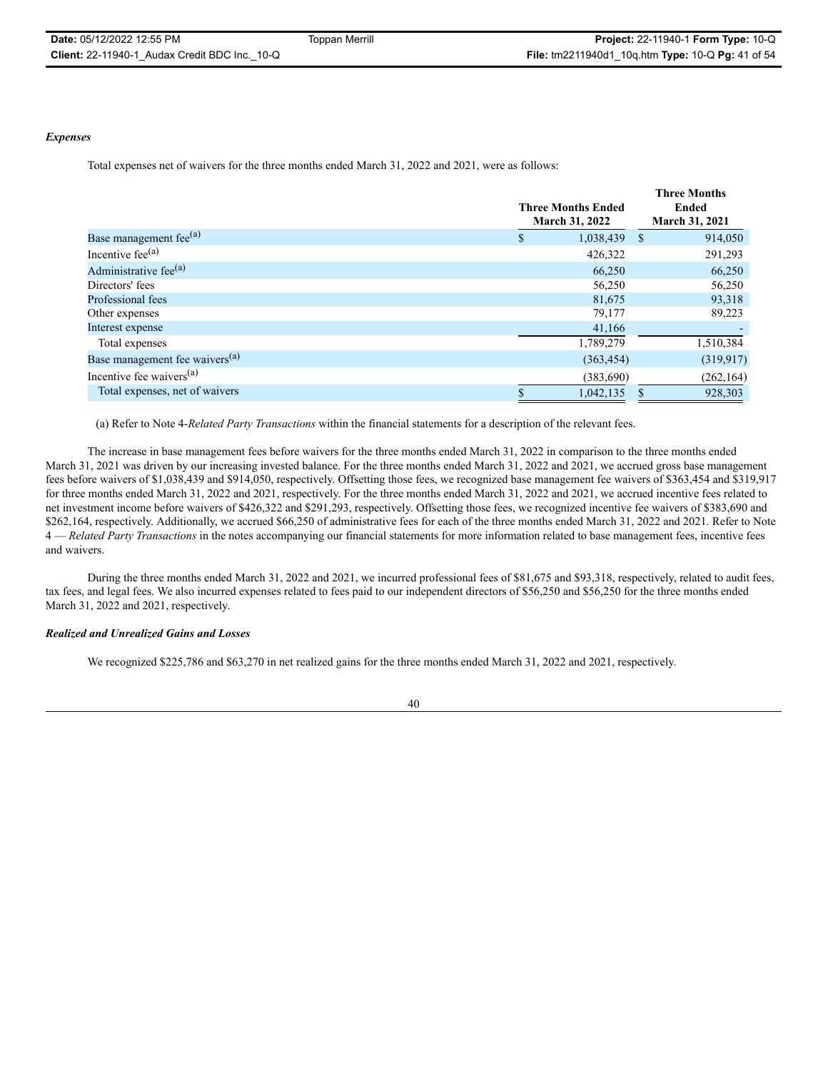***Expenses***

Total expenses net of waivers for the three months ended March 31, 2022 and 2021, were as follows:

| | Three Months Ended March 31, 2022 | Three Months Ended March 31, 2021 |
|---|---|---|
| Base management fee[(a)] | $ 1,038,439 | $ 914,050 |
| Incentive fee[(a)] | 426,322 | 291,293 |
| Administrative fee[(a)] | 66,250 | 66,250 |
| Directors' fees | 56,250 | 56,250 |
| Professional fees | 81,675 | 93,318 |
| Other expenses | 79,177 | 89,223 |
| Interest expense | 41,166 | - |
| Total expenses | 1,789,279 | 1,510,384 |
| Base management fee waivers[(a)] | (363,454) | (319,917) |
| Incentive fee waivers[(a)] | (383,690) | (262,164) |
| Total expenses, net of waivers | $ 1,042,135 | $ 928,303 |

(a) Refer to Note 4-*Related Party Transactions* within the financial statements for a description of the relevant fees.

The increase in base management fees before waivers for the three months ended March 31, 2022 in comparison to the three months ended March 31, 2021 was driven by our increasing invested balance. For the three months ended March 31, 2022 and 2021, we accrued gross base management fees before waivers of $1,038,439 and $914,050, respectively. Offsetting those fees, we recognized base management fee waivers of $363,454 and $319,917 for three months ended March 31, 2022 and 2021, respectively. For the three months ended March 31, 2022 and 2021, we accrued incentive fees related to net investment income before waivers of $426,322 and $291,293, respectively. Offsetting those fees, we recognized incentive fee waivers of $383,690 and $262,164, respectively. Additionally, we accrued $66,250 of administrative fees for each of the three months ended March 31, 2022 and 2021. Refer to Note 4 — *Related Party Transactions* in the notes accompanying our financial statements for more information related to base management fees, incentive fees and waivers.

During the three months ended March 31, 2022 and 2021, we incurred professional fees of $81,675 and $93,318, respectively, related to audit fees, tax fees, and legal fees. We also incurred expenses related to fees paid to our independent directors of $56,250 and $56,250 for the three months ended March 31, 2022 and 2021, respectively.

***Realized and Unrealized Gains and Losses***

We recognized $225,786 and $63,270 in net realized gains for the three months ended March 31, 2022 and 2021, respectively.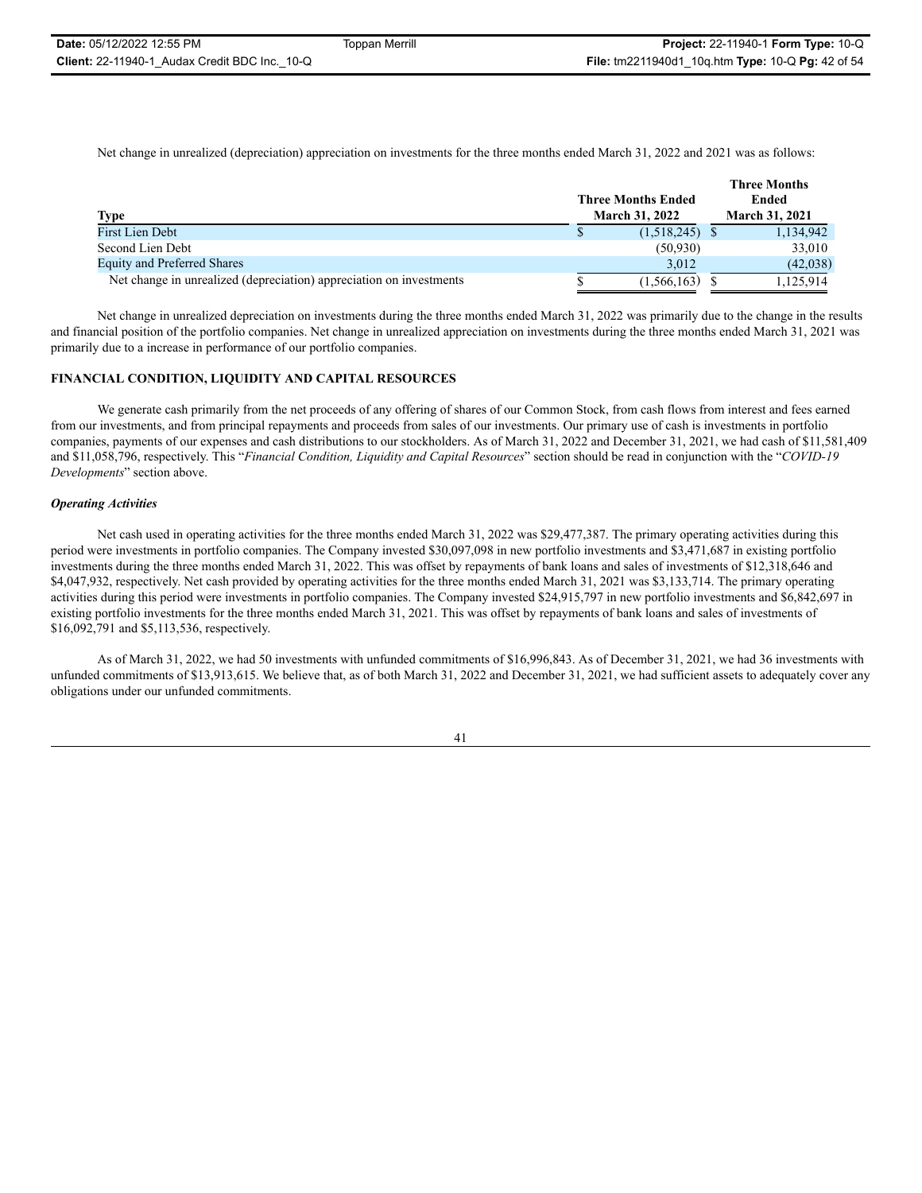Net change in unrealized (depreciation) appreciation on investments for the three months ended March 31, 2022 and 2021 was as follows:

| Type | Three Months Ended March 31, 2022 | Three Months Ended March 31, 2021 |
|---|---|---|
| First Lien Debt | $ (1,518,245) | $ 1,134,942 |
| Second Lien Debt | (50,930) | 33,010 |
| Equity and Preferred Shares | 3,012 | (42,038) |
| Net change in unrealized (depreciation) appreciation on investments | $ (1,566,163) | $ 1,125,914 |

Net change in unrealized depreciation on investments during the three months ended March 31, 2022 was primarily due to the change in the results and financial position of the portfolio companies. Net change in unrealized appreciation on investments during the three months ended March 31, 2021 was primarily due to a increase in performance of our portfolio companies.

## FINANCIAL CONDITION, LIQUIDITY AND CAPITAL RESOURCES

We generate cash primarily from the net proceeds of any offering of shares of our Common Stock, from cash flows from interest and fees earned from our investments, and from principal repayments and proceeds from sales of our investments. Our primary use of cash is investments in portfolio companies, payments of our expenses and cash distributions to our stockholders. As of March 31, 2022 and December 31, 2021, we had cash of $11,581,409 and $11,058,796, respectively. This "*Financial Condition, Liquidity and Capital Resources*" section should be read in conjunction with the "*COVID-19 Developments*" section above.

### *Operating Activities*

Net cash used in operating activities for the three months ended March 31, 2022 was $29,477,387. The primary operating activities during this period were investments in portfolio companies. The Company invested $30,097,098 in new portfolio investments and $3,471,687 in existing portfolio investments during the three months ended March 31, 2022. This was offset by repayments of bank loans and sales of investments of $12,318,646 and $4,047,932, respectively. Net cash provided by operating activities for the three months ended March 31, 2021 was $3,133,714. The primary operating activities during this period were investments in portfolio companies. The Company invested $24,915,797 in new portfolio investments and $6,842,697 in existing portfolio investments for the three months ended March 31, 2021. This was offset by repayments of bank loans and sales of investments of $16,092,791 and $5,113,536, respectively.

As of March 31, 2022, we had 50 investments with unfunded commitments of $16,996,843. As of December 31, 2021, we had 36 investments with unfunded commitments of $13,913,615. We believe that, as of both March 31, 2022 and December 31, 2021, we had sufficient assets to adequately cover any obligations under our unfunded commitments.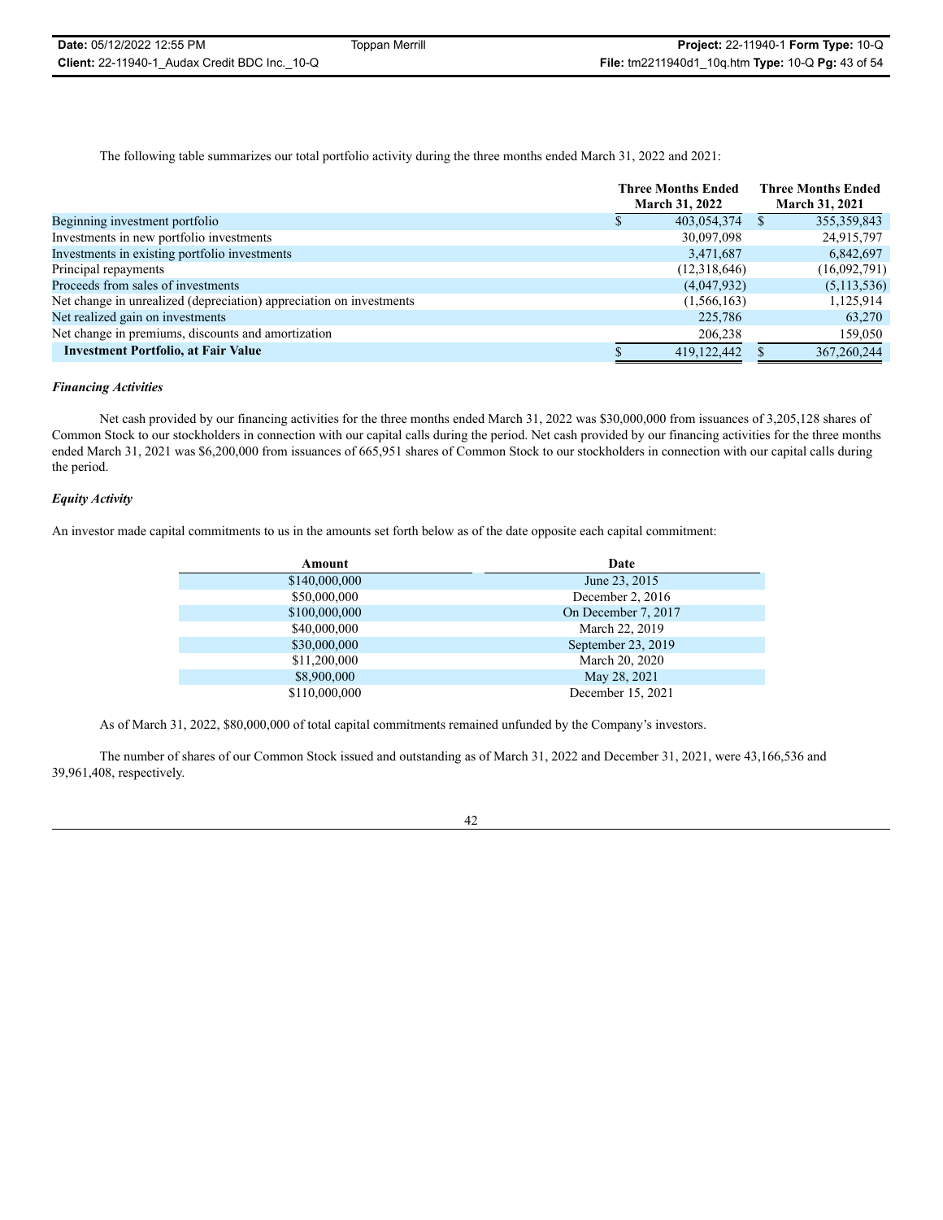The following table summarizes our total portfolio activity during the three months ended March 31, 2022 and 2021:

| | Three Months Ended March 31, 2022 | Three Months Ended March 31, 2021 |
|---|---|---|
| Beginning investment portfolio | $ 403,054,374 | $ 355,359,843 |
| Investments in new portfolio investments | 30,097,098 | 24,915,797 |
| Investments in existing portfolio investments | 3,471,687 | 6,842,697 |
| Principal repayments | (12,318,646) | (16,092,791) |
| Proceeds from sales of investments | (4,047,932) | (5,113,536) |
| Net change in unrealized (depreciation) appreciation on investments | (1,566,163) | 1,125,914 |
| Net realized gain on investments | 225,786 | 63,270 |
| Net change in premiums, discounts and amortization | 206,238 | 159,050 |
| **Investment Portfolio, at Fair Value** | $ 419,122,442 | $ 367,260,244 |

***Financing Activities***

Net cash provided by our financing activities for the three months ended March 31, 2022 was $30,000,000 from issuances of 3,205,128 shares of Common Stock to our stockholders in connection with our capital calls during the period. Net cash provided by our financing activities for the three months ended March 31, 2021 was $6,200,000 from issuances of 665,951 shares of Common Stock to our stockholders in connection with our capital calls during the period.

***Equity Activity***

An investor made capital commitments to us in the amounts set forth below as of the date opposite each capital commitment:

| Amount | Date |
|---|---|
| $140,000,000 | June 23, 2015 |
| $50,000,000 | December 2, 2016 |
| $100,000,000 | On December 7, 2017 |
| $40,000,000 | March 22, 2019 |
| $30,000,000 | September 23, 2019 |
| $11,200,000 | March 20, 2020 |
| $8,900,000 | May 28, 2021 |
| $110,000,000 | December 15, 2021 |

As of March 31, 2022, $80,000,000 of total capital commitments remained unfunded by the Company's investors.

The number of shares of our Common Stock issued and outstanding as of March 31, 2022 and December 31, 2021, were 43,166,536 and 39,961,408, respectively.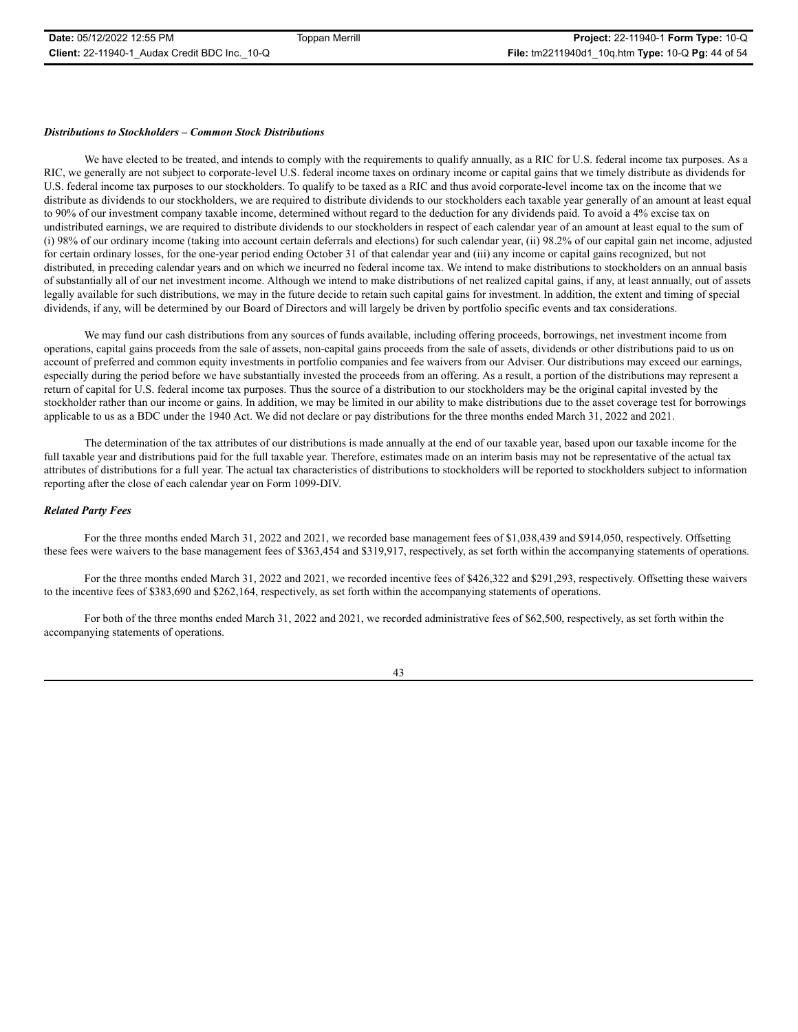***Distributions to Stockholders – Common Stock Distributions***

We have elected to be treated, and intends to comply with the requirements to qualify annually, as a RIC for U.S. federal income tax purposes. As a RIC, we generally are not subject to corporate-level U.S. federal income taxes on ordinary income or capital gains that we timely distribute as dividends for U.S. federal income tax purposes to our stockholders. To qualify to be taxed as a RIC and thus avoid corporate-level income tax on the income that we distribute as dividends to our stockholders, we are required to distribute dividends to our stockholders each taxable year generally of an amount at least equal to 90% of our investment company taxable income, determined without regard to the deduction for any dividends paid. To avoid a 4% excise tax on undistributed earnings, we are required to distribute dividends to our stockholders in respect of each calendar year of an amount at least equal to the sum of (i) 98% of our ordinary income (taking into account certain deferrals and elections) for such calendar year, (ii) 98.2% of our capital gain net income, adjusted for certain ordinary losses, for the one-year period ending October 31 of that calendar year and (iii) any income or capital gains recognized, but not distributed, in preceding calendar years and on which we incurred no federal income tax. We intend to make distributions to stockholders on an annual basis of substantially all of our net investment income. Although we intend to make distributions of net realized capital gains, if any, at least annually, out of assets legally available for such distributions, we may in the future decide to retain such capital gains for investment. In addition, the extent and timing of special dividends, if any, will be determined by our Board of Directors and will largely be driven by portfolio specific events and tax considerations.

We may fund our cash distributions from any sources of funds available, including offering proceeds, borrowings, net investment income from operations, capital gains proceeds from the sale of assets, non-capital gains proceeds from the sale of assets, dividends or other distributions paid to us on account of preferred and common equity investments in portfolio companies and fee waivers from our Adviser. Our distributions may exceed our earnings, especially during the period before we have substantially invested the proceeds from an offering. As a result, a portion of the distributions may represent a return of capital for U.S. federal income tax purposes. Thus the source of a distribution to our stockholders may be the original capital invested by the stockholder rather than our income or gains. In addition, we may be limited in our ability to make distributions due to the asset coverage test for borrowings applicable to us as a BDC under the 1940 Act. We did not declare or pay distributions for the three months ended March 31, 2022 and 2021.

The determination of the tax attributes of our distributions is made annually at the end of our taxable year, based upon our taxable income for the full taxable year and distributions paid for the full taxable year. Therefore, estimates made on an interim basis may not be representative of the actual tax attributes of distributions for a full year. The actual tax characteristics of distributions to stockholders will be reported to stockholders subject to information reporting after the close of each calendar year on Form 1099-DIV.

***Related Party Fees***

For the three months ended March 31, 2022 and 2021, we recorded base management fees of $1,038,439 and $914,050, respectively. Offsetting these fees were waivers to the base management fees of $363,454 and $319,917, respectively, as set forth within the accompanying statements of operations.

For the three months ended March 31, 2022 and 2021, we recorded incentive fees of $426,322 and $291,293, respectively. Offsetting these waivers to the incentive fees of $383,690 and $262,164, respectively, as set forth within the accompanying statements of operations.

For both of the three months ended March 31, 2022 and 2021, we recorded administrative fees of $62,500, respectively, as set forth within the accompanying statements of operations.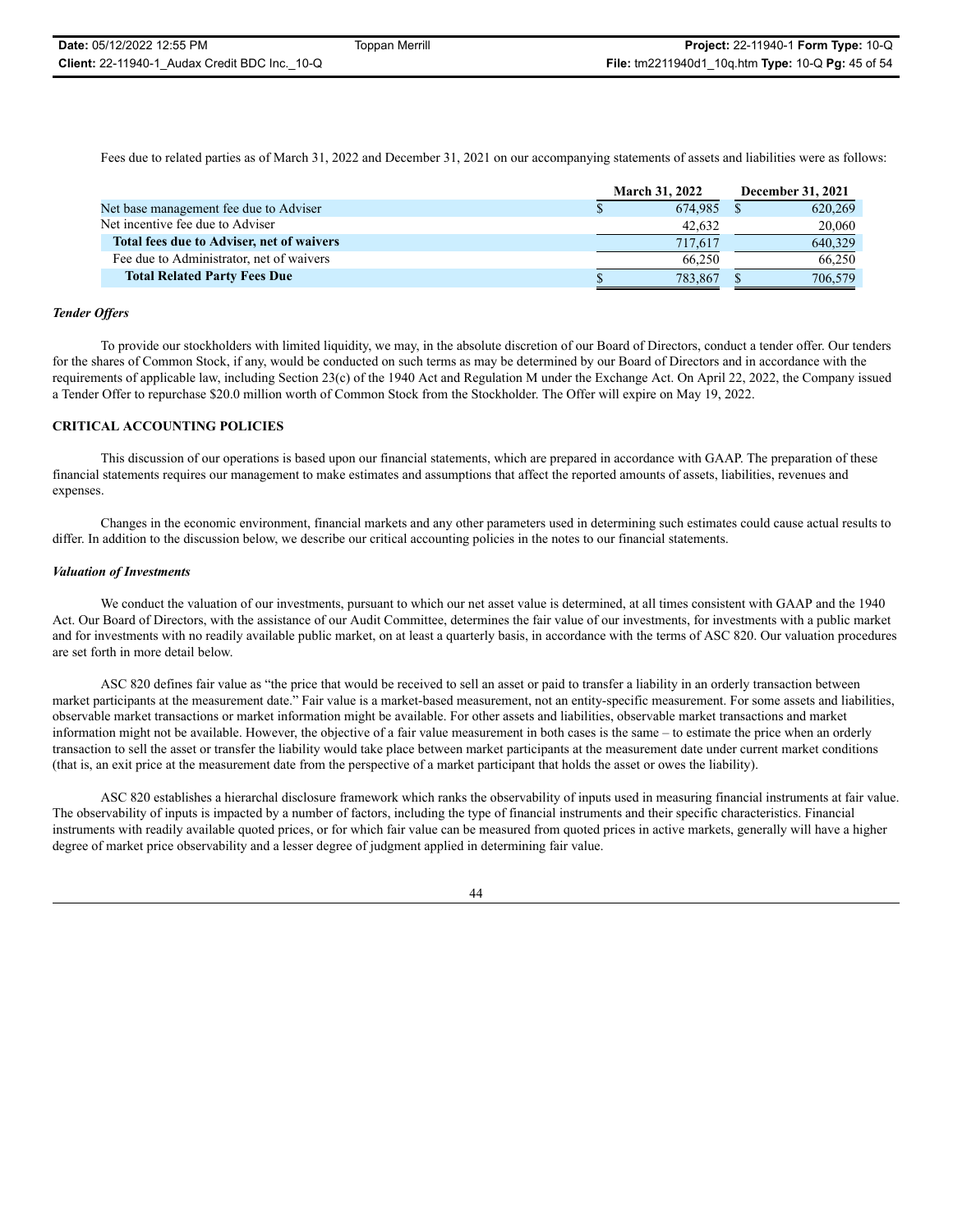Fees due to related parties as of March 31, 2022 and December 31, 2021 on our accompanying statements of assets and liabilities were as follows:

| | March 31, 2022 | December 31, 2021 |
|---|---|---|
| Net base management fee due to Adviser | $ 674,985 | $ 620,269 |
| Net incentive fee due to Adviser | 42,632 | 20,060 |
| **Total fees due to Adviser, net of waivers** | 717,617 | 640,329 |
| Fee due to Administrator, net of waivers | 66,250 | 66,250 |
| **Total Related Party Fees Due** | $ 783,867 | $ 706,579 |

***Tender Offers***

To provide our stockholders with limited liquidity, we may, in the absolute discretion of our Board of Directors, conduct a tender offer. Our tenders for the shares of Common Stock, if any, would be conducted on such terms as may be determined by our Board of Directors and in accordance with the requirements of applicable law, including Section 23(c) of the 1940 Act and Regulation M under the Exchange Act. On April 22, 2022, the Company issued a Tender Offer to repurchase $20.0 million worth of Common Stock from the Stockholder. The Offer will expire on May 19, 2022.

## CRITICAL ACCOUNTING POLICIES

This discussion of our operations is based upon our financial statements, which are prepared in accordance with GAAP. The preparation of these financial statements requires our management to make estimates and assumptions that affect the reported amounts of assets, liabilities, revenues and expenses.

Changes in the economic environment, financial markets and any other parameters used in determining such estimates could cause actual results to differ. In addition to the discussion below, we describe our critical accounting policies in the notes to our financial statements.

***Valuation of Investments***

We conduct the valuation of our investments, pursuant to which our net asset value is determined, at all times consistent with GAAP and the 1940 Act. Our Board of Directors, with the assistance of our Audit Committee, determines the fair value of our investments, for investments with a public market and for investments with no readily available public market, on at least a quarterly basis, in accordance with the terms of ASC 820. Our valuation procedures are set forth in more detail below.

ASC 820 defines fair value as "the price that would be received to sell an asset or paid to transfer a liability in an orderly transaction between market participants at the measurement date." Fair value is a market-based measurement, not an entity-specific measurement. For some assets and liabilities, observable market transactions or market information might be available. For other assets and liabilities, observable market transactions and market information might not be available. However, the objective of a fair value measurement in both cases is the same – to estimate the price when an orderly transaction to sell the asset or transfer the liability would take place between market participants at the measurement date under current market conditions (that is, an exit price at the measurement date from the perspective of a market participant that holds the asset or owes the liability).

ASC 820 establishes a hierarchal disclosure framework which ranks the observability of inputs used in measuring financial instruments at fair value. The observability of inputs is impacted by a number of factors, including the type of financial instruments and their specific characteristics. Financial instruments with readily available quoted prices, or for which fair value can be measured from quoted prices in active markets, generally will have a higher degree of market price observability and a lesser degree of judgment applied in determining fair value.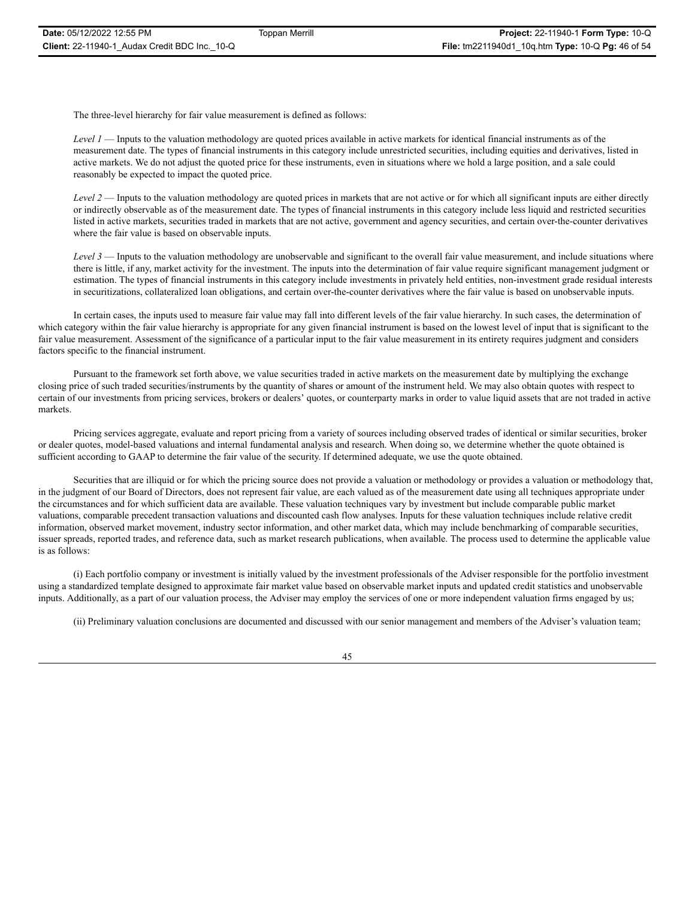The three-level hierarchy for fair value measurement is defined as follows:

*Level 1* — Inputs to the valuation methodology are quoted prices available in active markets for identical financial instruments as of the measurement date. The types of financial instruments in this category include unrestricted securities, including equities and derivatives, listed in active markets. We do not adjust the quoted price for these instruments, even in situations where we hold a large position, and a sale could reasonably be expected to impact the quoted price.

*Level 2* — Inputs to the valuation methodology are quoted prices in markets that are not active or for which all significant inputs are either directly or indirectly observable as of the measurement date. The types of financial instruments in this category include less liquid and restricted securities listed in active markets, securities traded in markets that are not active, government and agency securities, and certain over-the-counter derivatives where the fair value is based on observable inputs.

*Level 3* — Inputs to the valuation methodology are unobservable and significant to the overall fair value measurement, and include situations where there is little, if any, market activity for the investment. The inputs into the determination of fair value require significant management judgment or estimation. The types of financial instruments in this category include investments in privately held entities, non-investment grade residual interests in securitizations, collateralized loan obligations, and certain over-the-counter derivatives where the fair value is based on unobservable inputs.

In certain cases, the inputs used to measure fair value may fall into different levels of the fair value hierarchy. In such cases, the determination of which category within the fair value hierarchy is appropriate for any given financial instrument is based on the lowest level of input that is significant to the fair value measurement. Assessment of the significance of a particular input to the fair value measurement in its entirety requires judgment and considers factors specific to the financial instrument.

Pursuant to the framework set forth above, we value securities traded in active markets on the measurement date by multiplying the exchange closing price of such traded securities/instruments by the quantity of shares or amount of the instrument held. We may also obtain quotes with respect to certain of our investments from pricing services, brokers or dealers' quotes, or counterparty marks in order to value liquid assets that are not traded in active markets.

Pricing services aggregate, evaluate and report pricing from a variety of sources including observed trades of identical or similar securities, broker or dealer quotes, model-based valuations and internal fundamental analysis and research. When doing so, we determine whether the quote obtained is sufficient according to GAAP to determine the fair value of the security. If determined adequate, we use the quote obtained.

Securities that are illiquid or for which the pricing source does not provide a valuation or methodology or provides a valuation or methodology that, in the judgment of our Board of Directors, does not represent fair value, are each valued as of the measurement date using all techniques appropriate under the circumstances and for which sufficient data are available. These valuation techniques vary by investment but include comparable public market valuations, comparable precedent transaction valuations and discounted cash flow analyses. Inputs for these valuation techniques include relative credit information, observed market movement, industry sector information, and other market data, which may include benchmarking of comparable securities, issuer spreads, reported trades, and reference data, such as market research publications, when available. The process used to determine the applicable value is as follows:

(i) Each portfolio company or investment is initially valued by the investment professionals of the Adviser responsible for the portfolio investment using a standardized template designed to approximate fair market value based on observable market inputs and updated credit statistics and unobservable inputs. Additionally, as a part of our valuation process, the Adviser may employ the services of one or more independent valuation firms engaged by us;

(ii) Preliminary valuation conclusions are documented and discussed with our senior management and members of the Adviser's valuation team;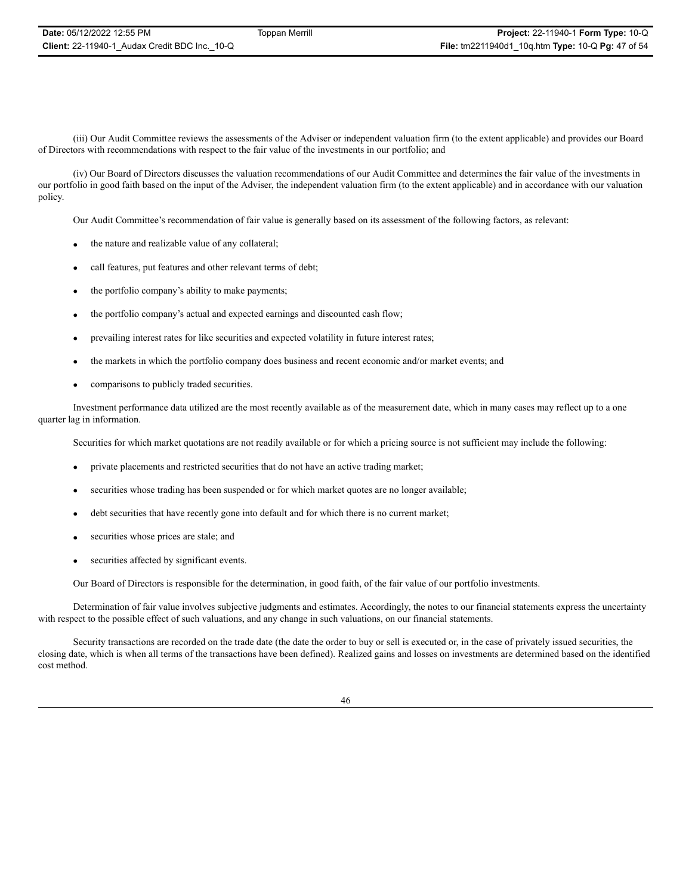(iii) Our Audit Committee reviews the assessments of the Adviser or independent valuation firm (to the extent applicable) and provides our Board of Directors with recommendations with respect to the fair value of the investments in our portfolio; and

(iv) Our Board of Directors discusses the valuation recommendations of our Audit Committee and determines the fair value of the investments in our portfolio in good faith based on the input of the Adviser, the independent valuation firm (to the extent applicable) and in accordance with our valuation policy.

Our Audit Committee's recommendation of fair value is generally based on its assessment of the following factors, as relevant:

- the nature and realizable value of any collateral;
- call features, put features and other relevant terms of debt;
- the portfolio company's ability to make payments;
- the portfolio company's actual and expected earnings and discounted cash flow;
- prevailing interest rates for like securities and expected volatility in future interest rates;
- the markets in which the portfolio company does business and recent economic and/or market events; and
- comparisons to publicly traded securities.

Investment performance data utilized are the most recently available as of the measurement date, which in many cases may reflect up to a one quarter lag in information.

Securities for which market quotations are not readily available or for which a pricing source is not sufficient may include the following:

- private placements and restricted securities that do not have an active trading market;
- securities whose trading has been suspended or for which market quotes are no longer available;
- debt securities that have recently gone into default and for which there is no current market;
- securities whose prices are stale; and
- securities affected by significant events.

Our Board of Directors is responsible for the determination, in good faith, of the fair value of our portfolio investments.

Determination of fair value involves subjective judgments and estimates. Accordingly, the notes to our financial statements express the uncertainty with respect to the possible effect of such valuations, and any change in such valuations, on our financial statements.

Security transactions are recorded on the trade date (the date the order to buy or sell is executed or, in the case of privately issued securities, the closing date, which is when all terms of the transactions have been defined). Realized gains and losses on investments are determined based on the identified cost method.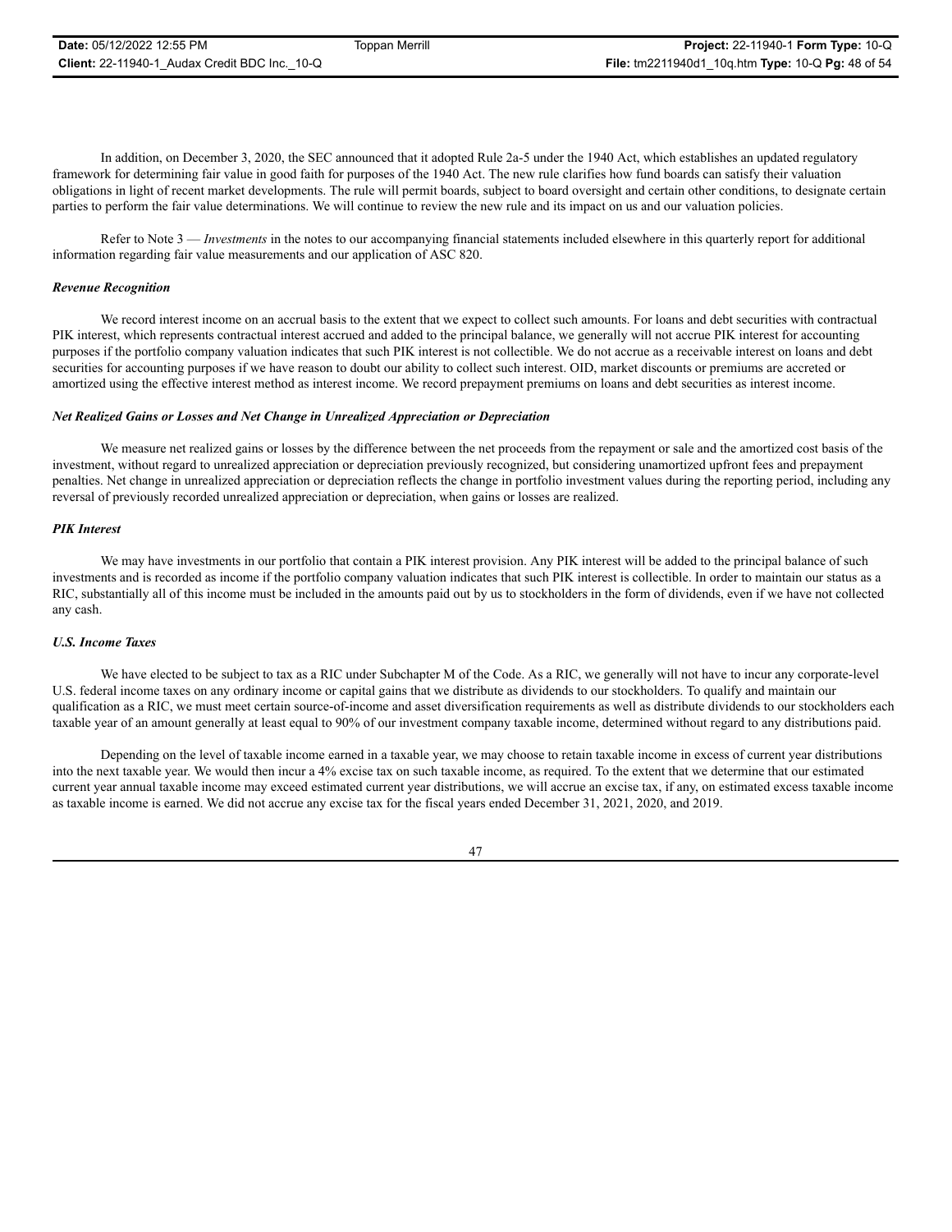In addition, on December 3, 2020, the SEC announced that it adopted Rule 2a-5 under the 1940 Act, which establishes an updated regulatory framework for determining fair value in good faith for purposes of the 1940 Act. The new rule clarifies how fund boards can satisfy their valuation obligations in light of recent market developments. The rule will permit boards, subject to board oversight and certain other conditions, to designate certain parties to perform the fair value determinations. We will continue to review the new rule and its impact on us and our valuation policies.

Refer to Note 3 — *Investments* in the notes to our accompanying financial statements included elsewhere in this quarterly report for additional information regarding fair value measurements and our application of ASC 820.

***Revenue Recognition***

We record interest income on an accrual basis to the extent that we expect to collect such amounts. For loans and debt securities with contractual PIK interest, which represents contractual interest accrued and added to the principal balance, we generally will not accrue PIK interest for accounting purposes if the portfolio company valuation indicates that such PIK interest is not collectible. We do not accrue as a receivable interest on loans and debt securities for accounting purposes if we have reason to doubt our ability to collect such interest. OID, market discounts or premiums are accreted or amortized using the effective interest method as interest income. We record prepayment premiums on loans and debt securities as interest income.

***Net Realized Gains or Losses and Net Change in Unrealized Appreciation or Depreciation***

We measure net realized gains or losses by the difference between the net proceeds from the repayment or sale and the amortized cost basis of the investment, without regard to unrealized appreciation or depreciation previously recognized, but considering unamortized upfront fees and prepayment penalties. Net change in unrealized appreciation or depreciation reflects the change in portfolio investment values during the reporting period, including any reversal of previously recorded unrealized appreciation or depreciation, when gains or losses are realized.

***PIK Interest***

We may have investments in our portfolio that contain a PIK interest provision. Any PIK interest will be added to the principal balance of such investments and is recorded as income if the portfolio company valuation indicates that such PIK interest is collectible. In order to maintain our status as a RIC, substantially all of this income must be included in the amounts paid out by us to stockholders in the form of dividends, even if we have not collected any cash.

***U.S. Income Taxes***

We have elected to be subject to tax as a RIC under Subchapter M of the Code. As a RIC, we generally will not have to incur any corporate-level U.S. federal income taxes on any ordinary income or capital gains that we distribute as dividends to our stockholders. To qualify and maintain our qualification as a RIC, we must meet certain source-of-income and asset diversification requirements as well as distribute dividends to our stockholders each taxable year of an amount generally at least equal to 90% of our investment company taxable income, determined without regard to any distributions paid.

Depending on the level of taxable income earned in a taxable year, we may choose to retain taxable income in excess of current year distributions into the next taxable year. We would then incur a 4% excise tax on such taxable income, as required. To the extent that we determine that our estimated current year annual taxable income may exceed estimated current year distributions, we will accrue an excise tax, if any, on estimated excess taxable income as taxable income is earned. We did not accrue any excise tax for the fiscal years ended December 31, 2021, 2020, and 2019.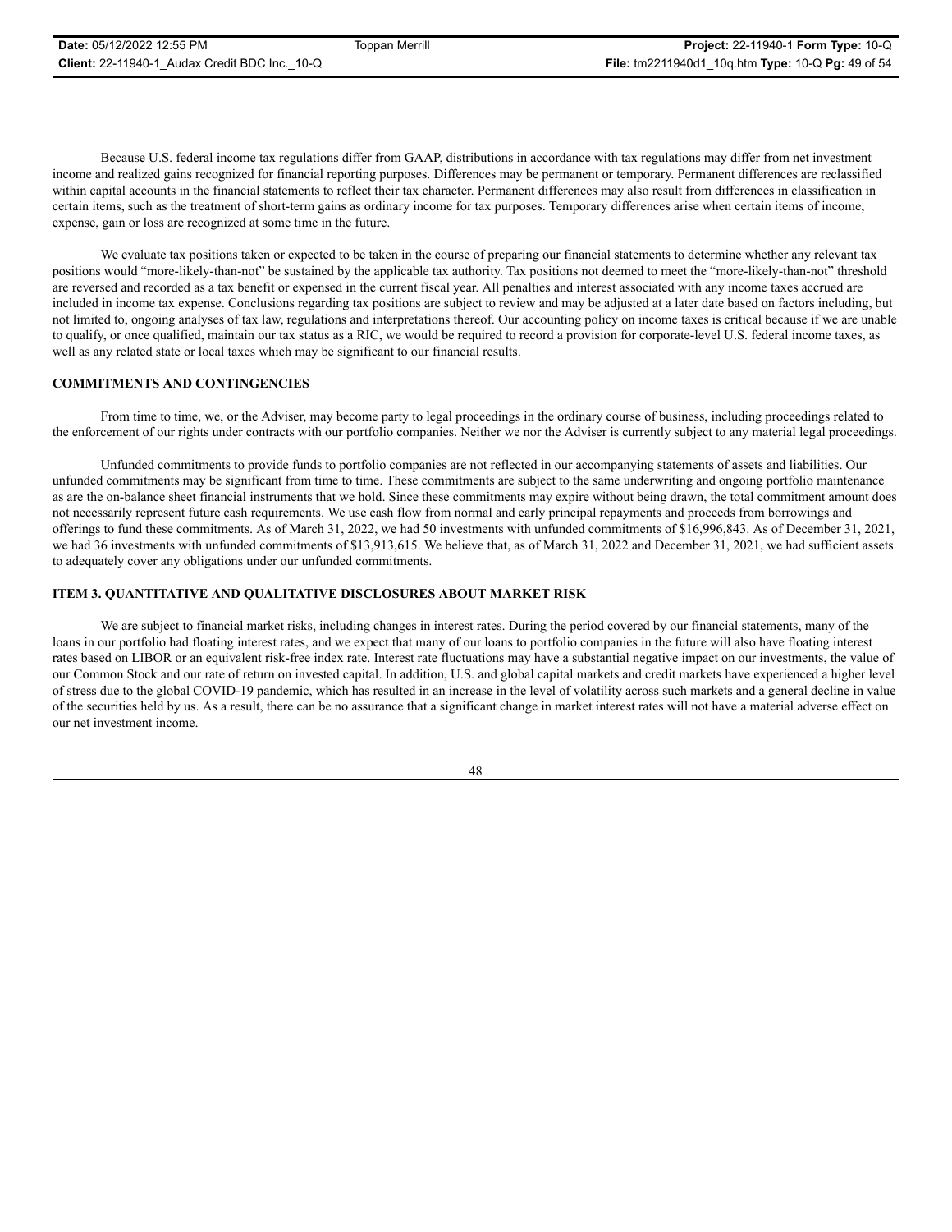Because U.S. federal income tax regulations differ from GAAP, distributions in accordance with tax regulations may differ from net investment income and realized gains recognized for financial reporting purposes. Differences may be permanent or temporary. Permanent differences are reclassified within capital accounts in the financial statements to reflect their tax character. Permanent differences may also result from differences in classification in certain items, such as the treatment of short-term gains as ordinary income for tax purposes. Temporary differences arise when certain items of income, expense, gain or loss are recognized at some time in the future.

We evaluate tax positions taken or expected to be taken in the course of preparing our financial statements to determine whether any relevant tax positions would "more-likely-than-not" be sustained by the applicable tax authority. Tax positions not deemed to meet the "more-likely-than-not" threshold are reversed and recorded as a tax benefit or expensed in the current fiscal year. All penalties and interest associated with any income taxes accrued are included in income tax expense. Conclusions regarding tax positions are subject to review and may be adjusted at a later date based on factors including, but not limited to, ongoing analyses of tax law, regulations and interpretations thereof. Our accounting policy on income taxes is critical because if we are unable to qualify, or once qualified, maintain our tax status as a RIC, we would be required to record a provision for corporate-level U.S. federal income taxes, as well as any related state or local taxes which may be significant to our financial results.

**COMMITMENTS AND CONTINGENCIES**

From time to time, we, or the Adviser, may become party to legal proceedings in the ordinary course of business, including proceedings related to the enforcement of our rights under contracts with our portfolio companies. Neither we nor the Adviser is currently subject to any material legal proceedings.

Unfunded commitments to provide funds to portfolio companies are not reflected in our accompanying statements of assets and liabilities. Our unfunded commitments may be significant from time to time. These commitments are subject to the same underwriting and ongoing portfolio maintenance as are the on-balance sheet financial instruments that we hold. Since these commitments may expire without being drawn, the total commitment amount does not necessarily represent future cash requirements. We use cash flow from normal and early principal repayments and proceeds from borrowings and offerings to fund these commitments. As of March 31, 2022, we had 50 investments with unfunded commitments of $16,996,843. As of December 31, 2021, we had 36 investments with unfunded commitments of $13,913,615. We believe that, as of March 31, 2022 and December 31, 2021, we had sufficient assets to adequately cover any obligations under our unfunded commitments.

**ITEM 3. QUANTITATIVE AND QUALITATIVE DISCLOSURES ABOUT MARKET RISK**

We are subject to financial market risks, including changes in interest rates. During the period covered by our financial statements, many of the loans in our portfolio had floating interest rates, and we expect that many of our loans to portfolio companies in the future will also have floating interest rates based on LIBOR or an equivalent risk-free index rate. Interest rate fluctuations may have a substantial negative impact on our investments, the value of our Common Stock and our rate of return on invested capital. In addition, U.S. and global capital markets and credit markets have experienced a higher level of stress due to the global COVID-19 pandemic, which has resulted in an increase in the level of volatility across such markets and a general decline in value of the securities held by us. As a result, there can be no assurance that a significant change in market interest rates will not have a material adverse effect on our net investment income.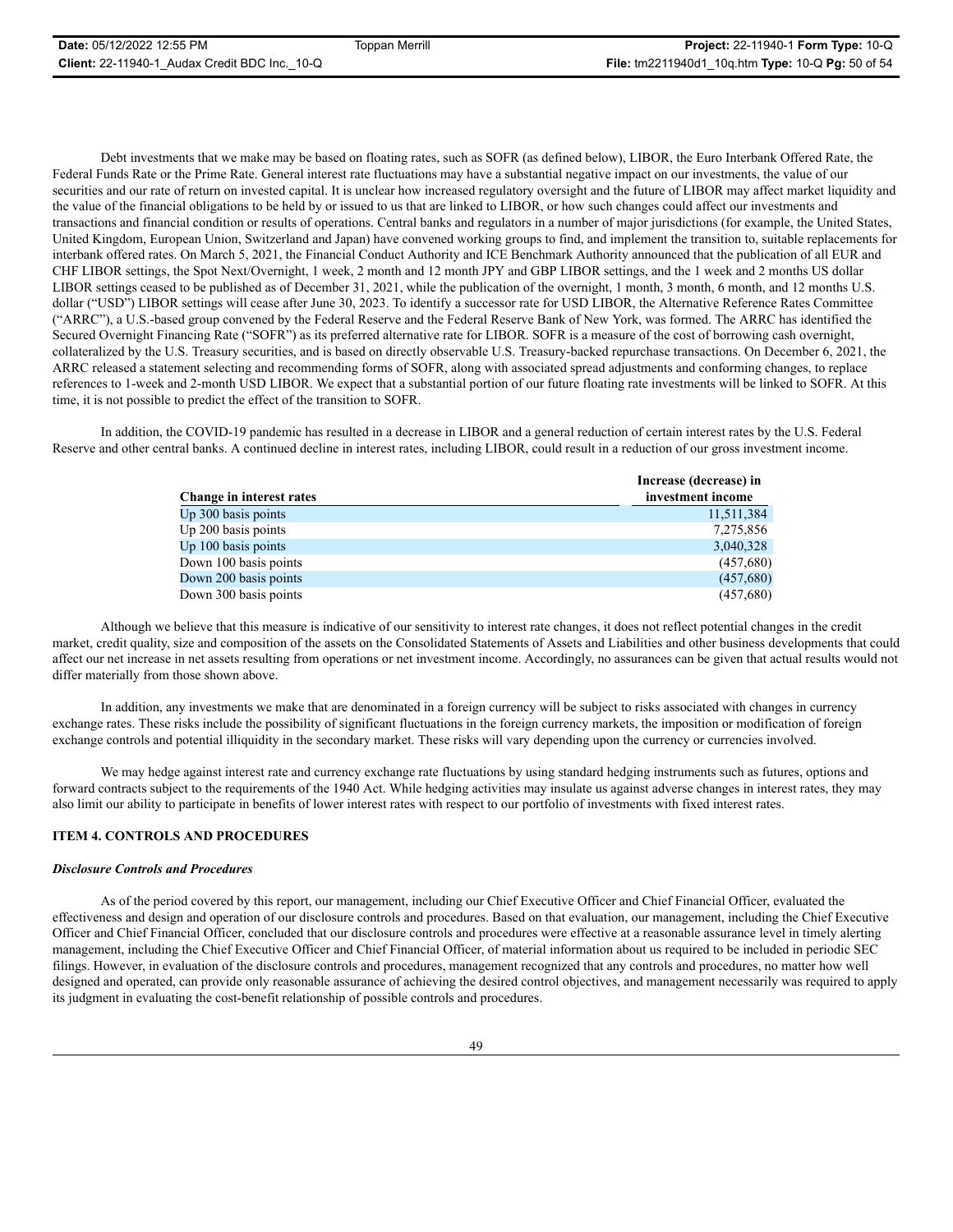Debt investments that we make may be based on floating rates, such as SOFR (as defined below), LIBOR, the Euro Interbank Offered Rate, the Federal Funds Rate or the Prime Rate. General interest rate fluctuations may have a substantial negative impact on our investments, the value of our securities and our rate of return on invested capital. It is unclear how increased regulatory oversight and the future of LIBOR may affect market liquidity and the value of the financial obligations to be held by or issued to us that are linked to LIBOR, or how such changes could affect our investments and transactions and financial condition or results of operations. Central banks and regulators in a number of major jurisdictions (for example, the United States, United Kingdom, European Union, Switzerland and Japan) have convened working groups to find, and implement the transition to, suitable replacements for interbank offered rates. On March 5, 2021, the Financial Conduct Authority and ICE Benchmark Authority announced that the publication of all EUR and CHF LIBOR settings, the Spot Next/Overnight, 1 week, 2 month and 12 month JPY and GBP LIBOR settings, and the 1 week and 2 months US dollar LIBOR settings ceased to be published as of December 31, 2021, while the publication of the overnight, 1 month, 3 month, 6 month, and 12 months U.S. dollar ("USD") LIBOR settings will cease after June 30, 2023. To identify a successor rate for USD LIBOR, the Alternative Reference Rates Committee ("ARRC"), a U.S.-based group convened by the Federal Reserve and the Federal Reserve Bank of New York, was formed. The ARRC has identified the Secured Overnight Financing Rate ("SOFR") as its preferred alternative rate for LIBOR. SOFR is a measure of the cost of borrowing cash overnight, collateralized by the U.S. Treasury securities, and is based on directly observable U.S. Treasury-backed repurchase transactions. On December 6, 2021, the ARRC released a statement selecting and recommending forms of SOFR, along with associated spread adjustments and conforming changes, to replace references to 1-week and 2-month USD LIBOR. We expect that a substantial portion of our future floating rate investments will be linked to SOFR. At this time, it is not possible to predict the effect of the transition to SOFR.

In addition, the COVID-19 pandemic has resulted in a decrease in LIBOR and a general reduction of certain interest rates by the U.S. Federal Reserve and other central banks. A continued decline in interest rates, including LIBOR, could result in a reduction of our gross investment income.

| Change in interest rates | Increase (decrease) in investment income |
|---|---|
| Up 300 basis points | 11,511,384 |
| Up 200 basis points | 7,275,856 |
| Up 100 basis points | 3,040,328 |
| Down 100 basis points | (457,680) |
| Down 200 basis points | (457,680) |
| Down 300 basis points | (457,680) |

Although we believe that this measure is indicative of our sensitivity to interest rate changes, it does not reflect potential changes in the credit market, credit quality, size and composition of the assets on the Consolidated Statements of Assets and Liabilities and other business developments that could affect our net increase in net assets resulting from operations or net investment income. Accordingly, no assurances can be given that actual results would not differ materially from those shown above.

In addition, any investments we make that are denominated in a foreign currency will be subject to risks associated with changes in currency exchange rates. These risks include the possibility of significant fluctuations in the foreign currency markets, the imposition or modification of foreign exchange controls and potential illiquidity in the secondary market. These risks will vary depending upon the currency or currencies involved.

We may hedge against interest rate and currency exchange rate fluctuations by using standard hedging instruments such as futures, options and forward contracts subject to the requirements of the 1940 Act. While hedging activities may insulate us against adverse changes in interest rates, they may also limit our ability to participate in benefits of lower interest rates with respect to our portfolio of investments with fixed interest rates.

## ITEM 4. CONTROLS AND PROCEDURES

***Disclosure Controls and Procedures***

As of the period covered by this report, our management, including our Chief Executive Officer and Chief Financial Officer, evaluated the effectiveness and design and operation of our disclosure controls and procedures. Based on that evaluation, our management, including the Chief Executive Officer and Chief Financial Officer, concluded that our disclosure controls and procedures were effective at a reasonable assurance level in timely alerting management, including the Chief Executive Officer and Chief Financial Officer, of material information about us required to be included in periodic SEC filings. However, in evaluation of the disclosure controls and procedures, management recognized that any controls and procedures, no matter how well designed and operated, can provide only reasonable assurance of achieving the desired control objectives, and management necessarily was required to apply its judgment in evaluating the cost-benefit relationship of possible controls and procedures.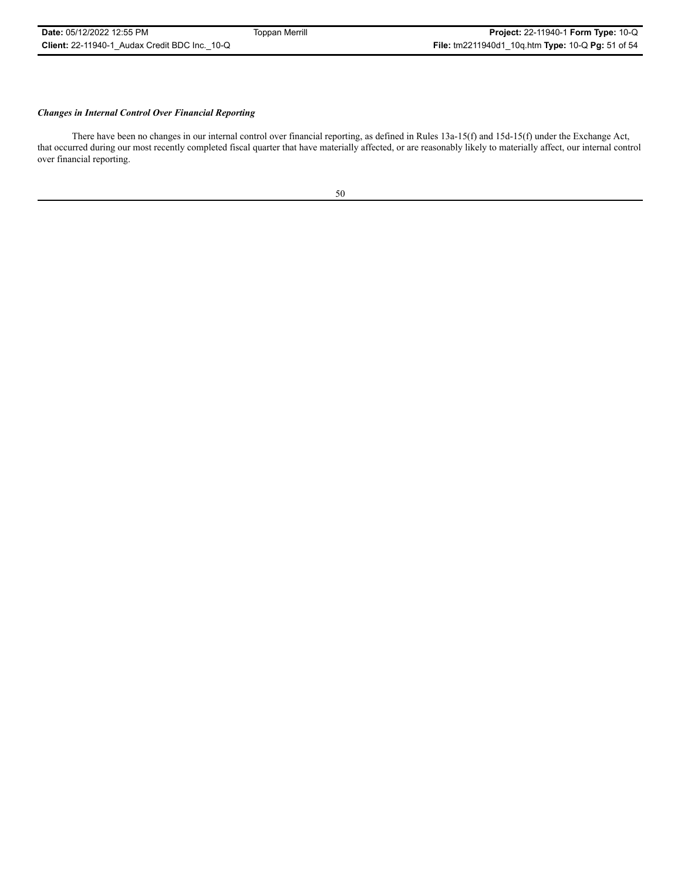***Changes in Internal Control Over Financial Reporting***

There have been no changes in our internal control over financial reporting, as defined in Rules 13a-15(f) and 15d-15(f) under the Exchange Act, that occurred during our most recently completed fiscal quarter that have materially affected, or are reasonably likely to materially affect, our internal control over financial reporting.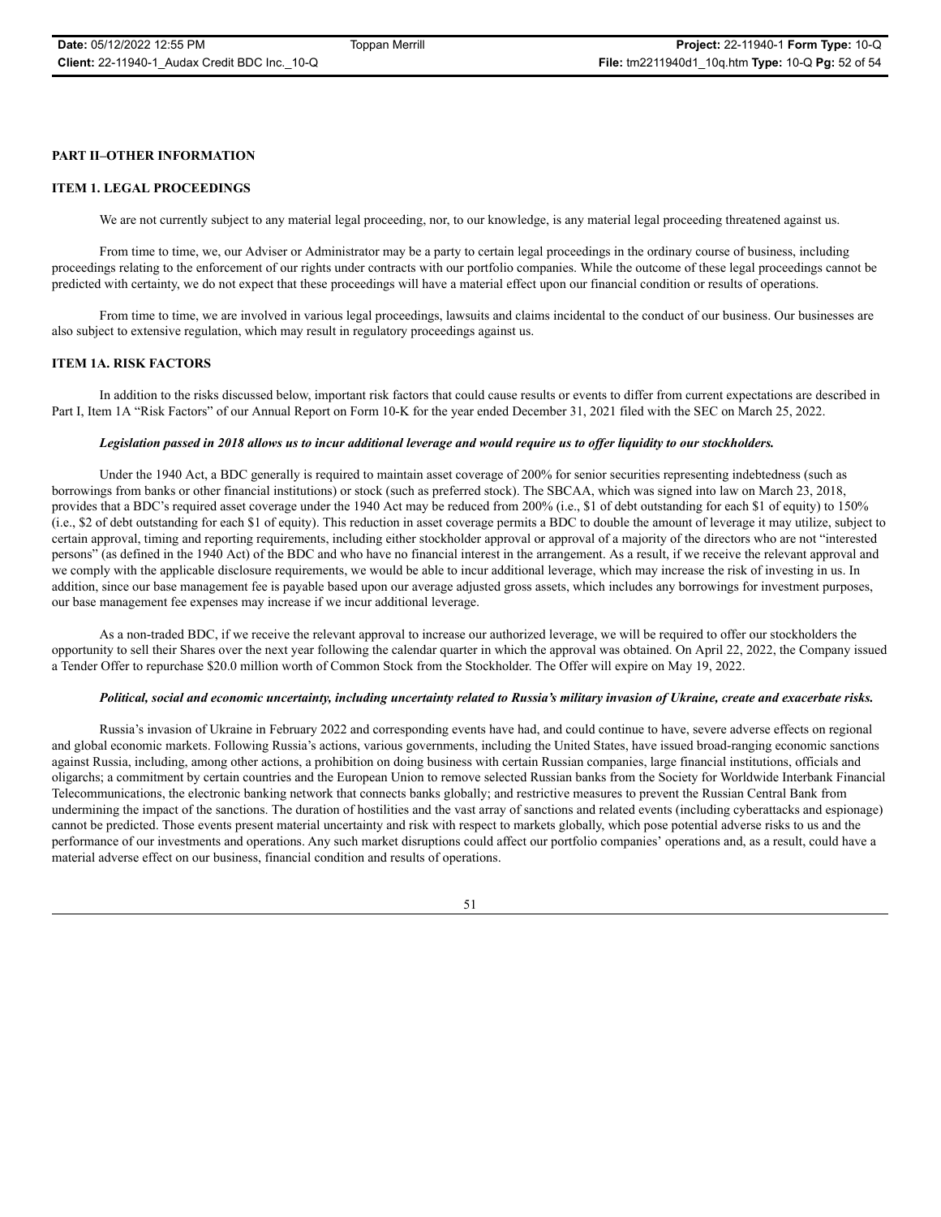## PART II–OTHER INFORMATION

### ITEM 1. LEGAL PROCEEDINGS

We are not currently subject to any material legal proceeding, nor, to our knowledge, is any material legal proceeding threatened against us.

From time to time, we, our Adviser or Administrator may be a party to certain legal proceedings in the ordinary course of business, including proceedings relating to the enforcement of our rights under contracts with our portfolio companies. While the outcome of these legal proceedings cannot be predicted with certainty, we do not expect that these proceedings will have a material effect upon our financial condition or results of operations.

From time to time, we are involved in various legal proceedings, lawsuits and claims incidental to the conduct of our business. Our businesses are also subject to extensive regulation, which may result in regulatory proceedings against us.

### ITEM 1A. RISK FACTORS

In addition to the risks discussed below, important risk factors that could cause results or events to differ from current expectations are described in Part I, Item 1A "Risk Factors" of our Annual Report on Form 10-K for the year ended December 31, 2021 filed with the SEC on March 25, 2022.

***Legislation passed in 2018 allows us to incur additional leverage and would require us to offer liquidity to our stockholders.***

Under the 1940 Act, a BDC generally is required to maintain asset coverage of 200% for senior securities representing indebtedness (such as borrowings from banks or other financial institutions) or stock (such as preferred stock). The SBCAA, which was signed into law on March 23, 2018, provides that a BDC's required asset coverage under the 1940 Act may be reduced from 200% (i.e., $1 of debt outstanding for each $1 of equity) to 150% (i.e., $2 of debt outstanding for each $1 of equity). This reduction in asset coverage permits a BDC to double the amount of leverage it may utilize, subject to certain approval, timing and reporting requirements, including either stockholder approval or approval of a majority of the directors who are not "interested persons" (as defined in the 1940 Act) of the BDC and who have no financial interest in the arrangement. As a result, if we receive the relevant approval and we comply with the applicable disclosure requirements, we would be able to incur additional leverage, which may increase the risk of investing in us. In addition, since our base management fee is payable based upon our average adjusted gross assets, which includes any borrowings for investment purposes, our base management fee expenses may increase if we incur additional leverage.

As a non-traded BDC, if we receive the relevant approval to increase our authorized leverage, we will be required to offer our stockholders the opportunity to sell their Shares over the next year following the calendar quarter in which the approval was obtained. On April 22, 2022, the Company issued a Tender Offer to repurchase $20.0 million worth of Common Stock from the Stockholder. The Offer will expire on May 19, 2022.

***Political, social and economic uncertainty, including uncertainty related to Russia's military invasion of Ukraine, create and exacerbate risks.***

Russia's invasion of Ukraine in February 2022 and corresponding events have had, and could continue to have, severe adverse effects on regional and global economic markets. Following Russia's actions, various governments, including the United States, have issued broad-ranging economic sanctions against Russia, including, among other actions, a prohibition on doing business with certain Russian companies, large financial institutions, officials and oligarchs; a commitment by certain countries and the European Union to remove selected Russian banks from the Society for Worldwide Interbank Financial Telecommunications, the electronic banking network that connects banks globally; and restrictive measures to prevent the Russian Central Bank from undermining the impact of the sanctions. The duration of hostilities and the vast array of sanctions and related events (including cyberattacks and espionage) cannot be predicted. Those events present material uncertainty and risk with respect to markets globally, which pose potential adverse risks to us and the performance of our investments and operations. Any such market disruptions could affect our portfolio companies' operations and, as a result, could have a material adverse effect on our business, financial condition and results of operations.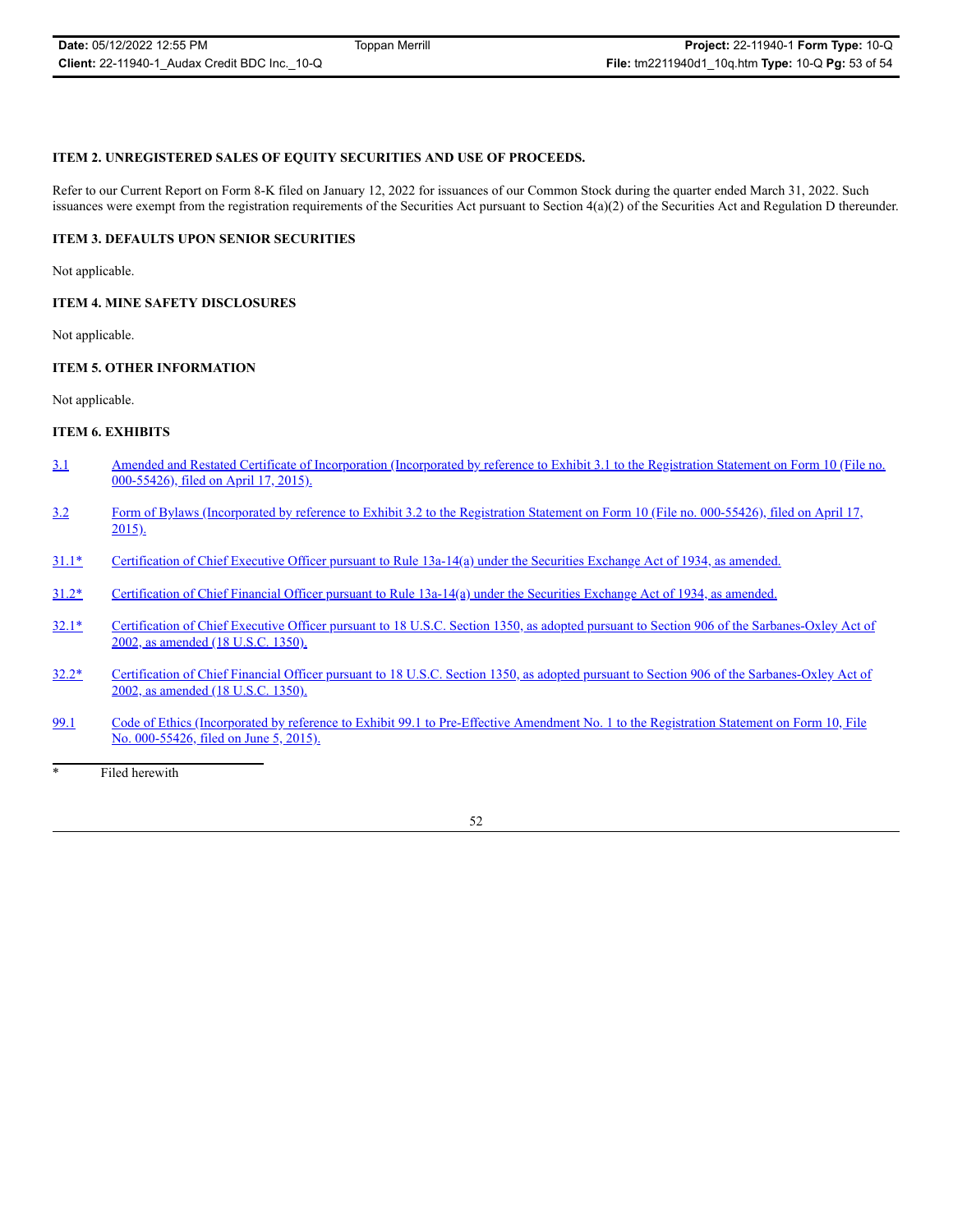### ITEM 2. UNREGISTERED SALES OF EQUITY SECURITIES AND USE OF PROCEEDS.

Refer to our Current Report on Form 8-K filed on January 12, 2022 for issuances of our Common Stock during the quarter ended March 31, 2022. Such issuances were exempt from the registration requirements of the Securities Act pursuant to Section 4(a)(2) of the Securities Act and Regulation D thereunder.

### ITEM 3. DEFAULTS UPON SENIOR SECURITIES

Not applicable.

### ITEM 4. MINE SAFETY DISCLOSURES

Not applicable.

### ITEM 5. OTHER INFORMATION

Not applicable.

### ITEM 6. EXHIBITS

| | |
|---|---|
| 3.1 | Amended and Restated Certificate of Incorporation (Incorporated by reference to Exhibit 3.1 to the Registration Statement on Form 10 (File no. 000-55426), filed on April 17, 2015). |
| 3.2 | Form of Bylaws (Incorporated by reference to Exhibit 3.2 to the Registration Statement on Form 10 (File no. 000-55426), filed on April 17, 2015). |
| 31.1* | Certification of Chief Executive Officer pursuant to Rule 13a-14(a) under the Securities Exchange Act of 1934, as amended. |
| 31.2* | Certification of Chief Financial Officer pursuant to Rule 13a-14(a) under the Securities Exchange Act of 1934, as amended. |
| 32.1* | Certification of Chief Executive Officer pursuant to 18 U.S.C. Section 1350, as adopted pursuant to Section 906 of the Sarbanes-Oxley Act of 2002, as amended (18 U.S.C. 1350). |
| 32.2* | Certification of Chief Financial Officer pursuant to 18 U.S.C. Section 1350, as adopted pursuant to Section 906 of the Sarbanes-Oxley Act of 2002, as amended (18 U.S.C. 1350). |
| 99.1 | Code of Ethics (Incorporated by reference to Exhibit 99.1 to Pre-Effective Amendment No. 1 to the Registration Statement on Form 10, File No. 000-55426, filed on June 5, 2015). |

\* Filed herewith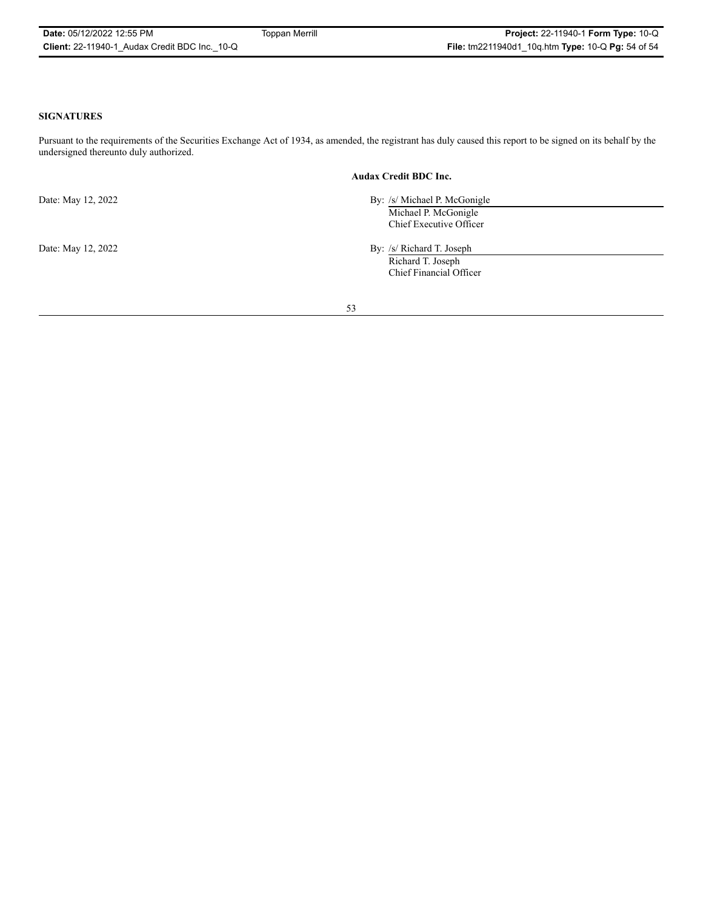**SIGNATURES**

Pursuant to the requirements of the Securities Exchange Act of 1934, as amended, the registrant has duly caused this report to be signed on its behalf by the undersigned thereunto duly authorized.

**Audax Credit BDC Inc.**

Date: May 12, 2022

By: /s/ Michael P. McGonigle
Michael P. McGonigle
Chief Executive Officer

Date: May 12, 2022

By: /s/ Richard T. Joseph
Richard T. Joseph
Chief Financial Officer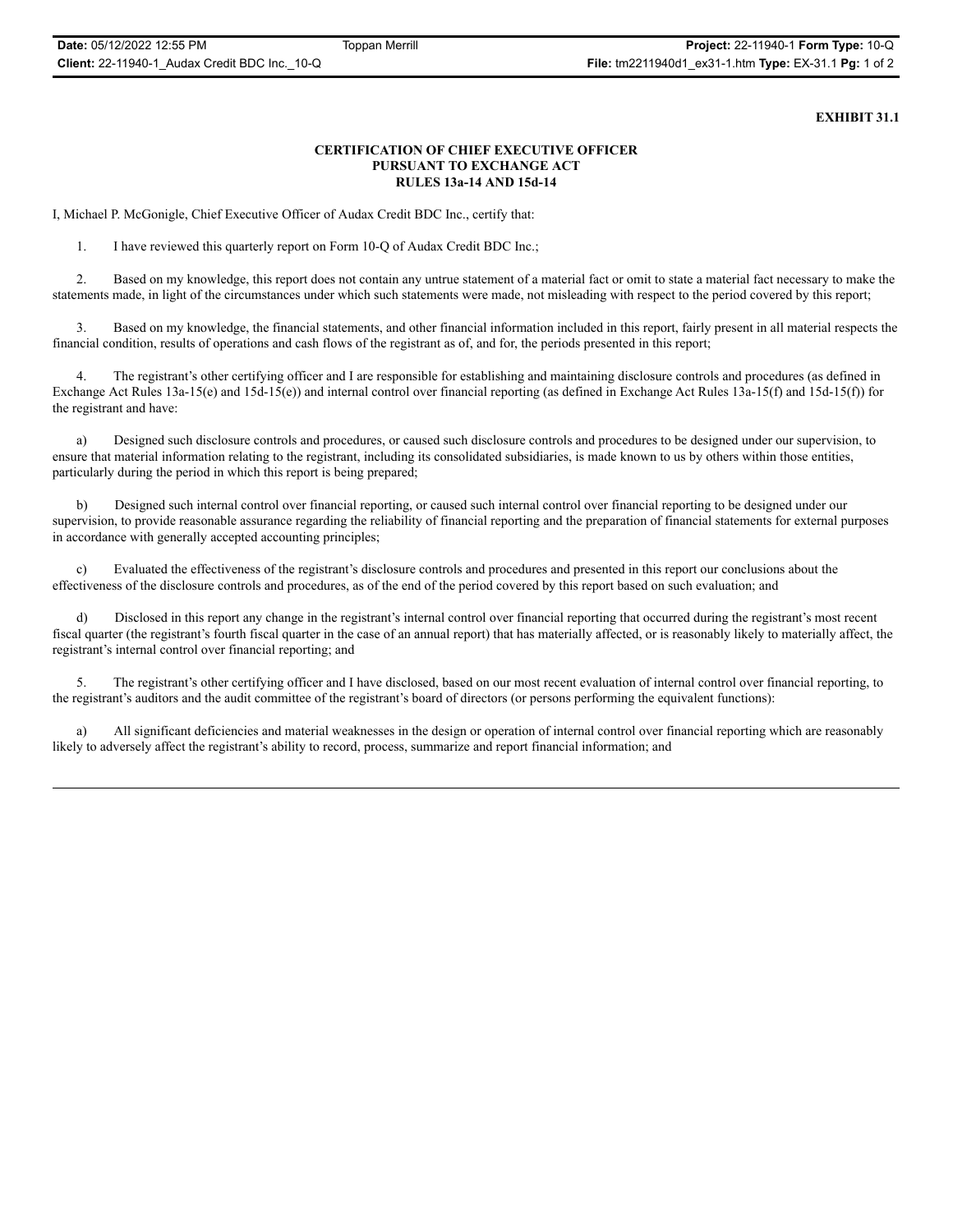**EXHIBIT 31.1**

**CERTIFICATION OF CHIEF EXECUTIVE OFFICER**
**PURSUANT TO EXCHANGE ACT**
**RULES 13a-14 AND 15d-14**

I, Michael P. McGonigle, Chief Executive Officer of Audax Credit BDC Inc., certify that:

1. I have reviewed this quarterly report on Form 10-Q of Audax Credit BDC Inc.;

2. Based on my knowledge, this report does not contain any untrue statement of a material fact or omit to state a material fact necessary to make the statements made, in light of the circumstances under which such statements were made, not misleading with respect to the period covered by this report;

3. Based on my knowledge, the financial statements, and other financial information included in this report, fairly present in all material respects the financial condition, results of operations and cash flows of the registrant as of, and for, the periods presented in this report;

4. The registrant's other certifying officer and I are responsible for establishing and maintaining disclosure controls and procedures (as defined in Exchange Act Rules 13a-15(e) and 15d-15(e)) and internal control over financial reporting (as defined in Exchange Act Rules 13a-15(f) and 15d-15(f)) for the registrant and have:

a) Designed such disclosure controls and procedures, or caused such disclosure controls and procedures to be designed under our supervision, to ensure that material information relating to the registrant, including its consolidated subsidiaries, is made known to us by others within those entities, particularly during the period in which this report is being prepared;

b) Designed such internal control over financial reporting, or caused such internal control over financial reporting to be designed under our supervision, to provide reasonable assurance regarding the reliability of financial reporting and the preparation of financial statements for external purposes in accordance with generally accepted accounting principles;

c) Evaluated the effectiveness of the registrant's disclosure controls and procedures and presented in this report our conclusions about the effectiveness of the disclosure controls and procedures, as of the end of the period covered by this report based on such evaluation; and

d) Disclosed in this report any change in the registrant's internal control over financial reporting that occurred during the registrant's most recent fiscal quarter (the registrant's fourth fiscal quarter in the case of an annual report) that has materially affected, or is reasonably likely to materially affect, the registrant's internal control over financial reporting; and

5. The registrant's other certifying officer and I have disclosed, based on our most recent evaluation of internal control over financial reporting, to the registrant's auditors and the audit committee of the registrant's board of directors (or persons performing the equivalent functions):

a) All significant deficiencies and material weaknesses in the design or operation of internal control over financial reporting which are reasonably likely to adversely affect the registrant's ability to record, process, summarize and report financial information; and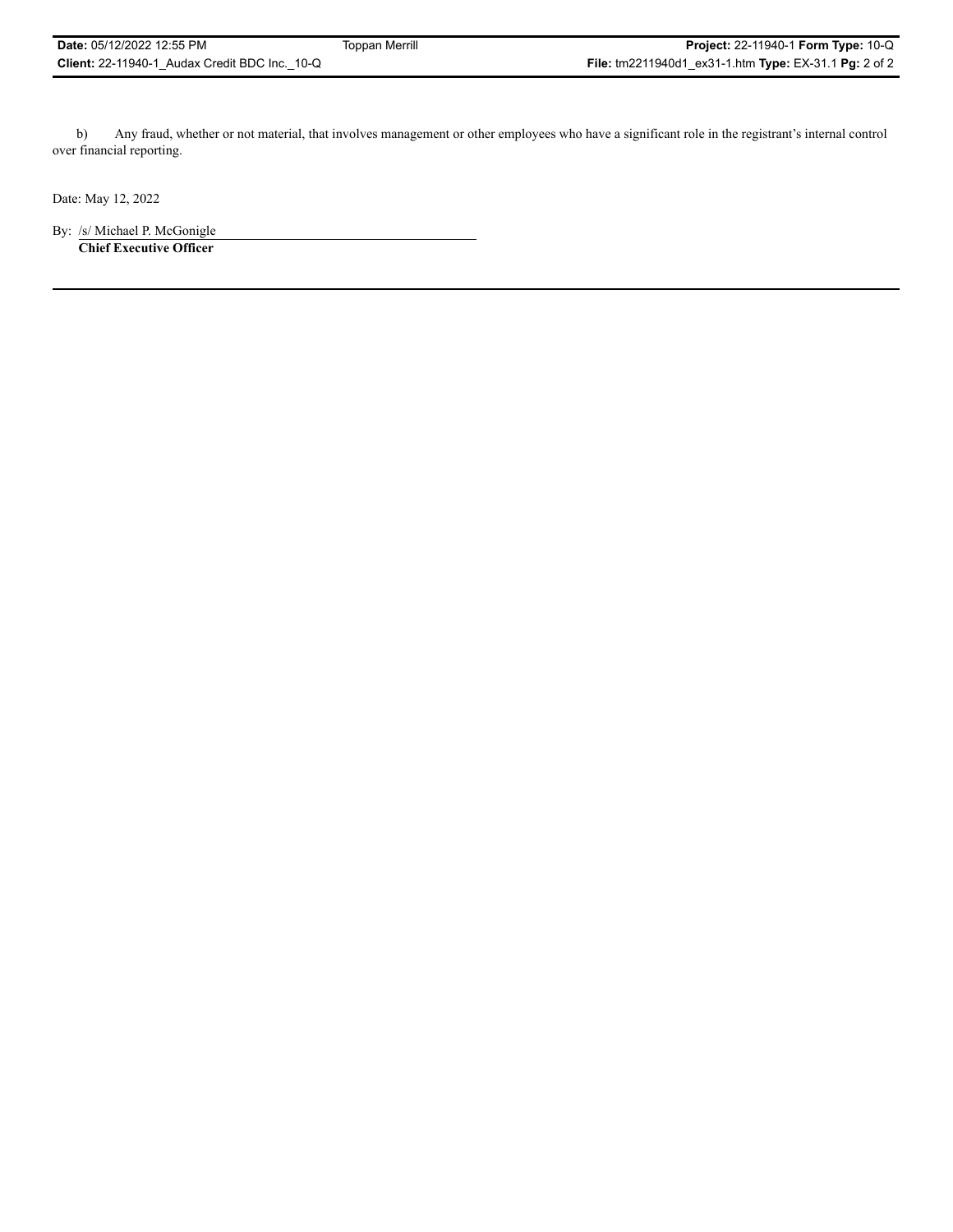b) Any fraud, whether or not material, that involves management or other employees who have a significant role in the registrant's internal control over financial reporting.

Date: May 12, 2022

By: /s/ Michael P. McGonigle
**Chief Executive Officer**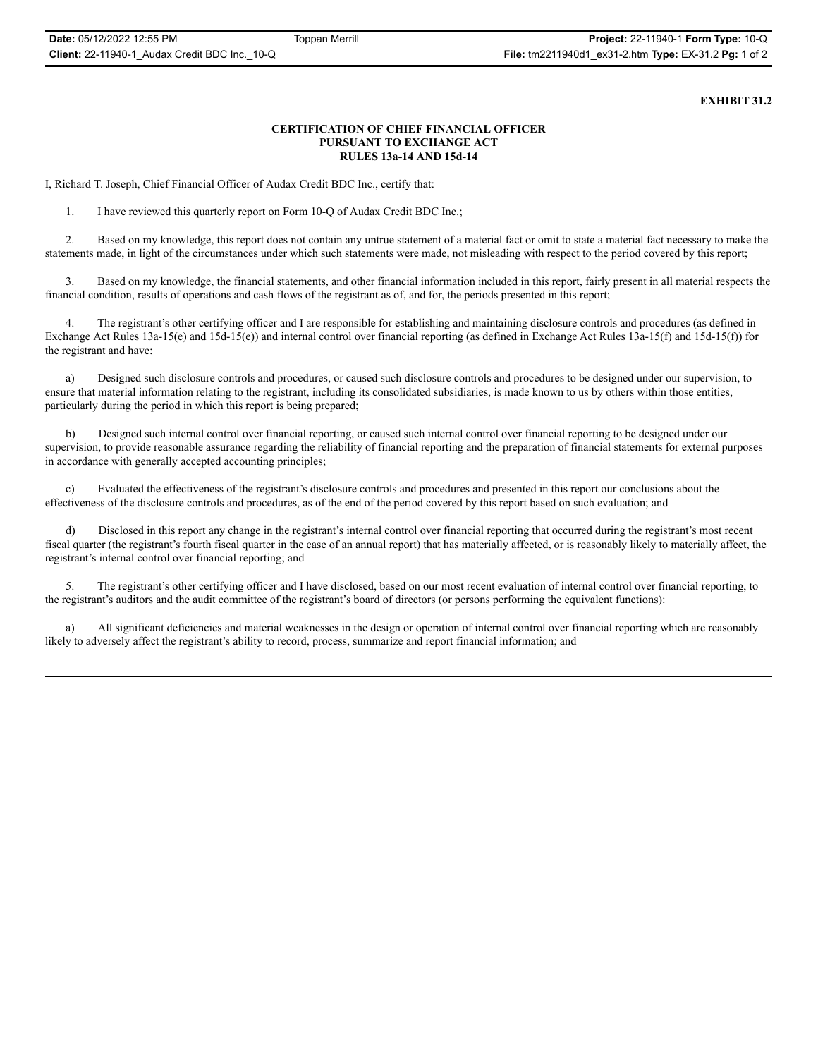**EXHIBIT 31.2**

**CERTIFICATION OF CHIEF FINANCIAL OFFICER**
**PURSUANT TO EXCHANGE ACT**
**RULES 13a-14 AND 15d-14**

I, Richard T. Joseph, Chief Financial Officer of Audax Credit BDC Inc., certify that:

1. I have reviewed this quarterly report on Form 10-Q of Audax Credit BDC Inc.;

2. Based on my knowledge, this report does not contain any untrue statement of a material fact or omit to state a material fact necessary to make the statements made, in light of the circumstances under which such statements were made, not misleading with respect to the period covered by this report;

3. Based on my knowledge, the financial statements, and other financial information included in this report, fairly present in all material respects the financial condition, results of operations and cash flows of the registrant as of, and for, the periods presented in this report;

4. The registrant's other certifying officer and I are responsible for establishing and maintaining disclosure controls and procedures (as defined in Exchange Act Rules 13a-15(e) and 15d-15(e)) and internal control over financial reporting (as defined in Exchange Act Rules 13a-15(f) and 15d-15(f)) for the registrant and have:

a) Designed such disclosure controls and procedures, or caused such disclosure controls and procedures to be designed under our supervision, to ensure that material information relating to the registrant, including its consolidated subsidiaries, is made known to us by others within those entities, particularly during the period in which this report is being prepared;

b) Designed such internal control over financial reporting, or caused such internal control over financial reporting to be designed under our supervision, to provide reasonable assurance regarding the reliability of financial reporting and the preparation of financial statements for external purposes in accordance with generally accepted accounting principles;

c) Evaluated the effectiveness of the registrant's disclosure controls and procedures and presented in this report our conclusions about the effectiveness of the disclosure controls and procedures, as of the end of the period covered by this report based on such evaluation; and

d) Disclosed in this report any change in the registrant's internal control over financial reporting that occurred during the registrant's most recent fiscal quarter (the registrant's fourth fiscal quarter in the case of an annual report) that has materially affected, or is reasonably likely to materially affect, the registrant's internal control over financial reporting; and

5. The registrant's other certifying officer and I have disclosed, based on our most recent evaluation of internal control over financial reporting, to the registrant's auditors and the audit committee of the registrant's board of directors (or persons performing the equivalent functions):

a) All significant deficiencies and material weaknesses in the design or operation of internal control over financial reporting which are reasonably likely to adversely affect the registrant's ability to record, process, summarize and report financial information; and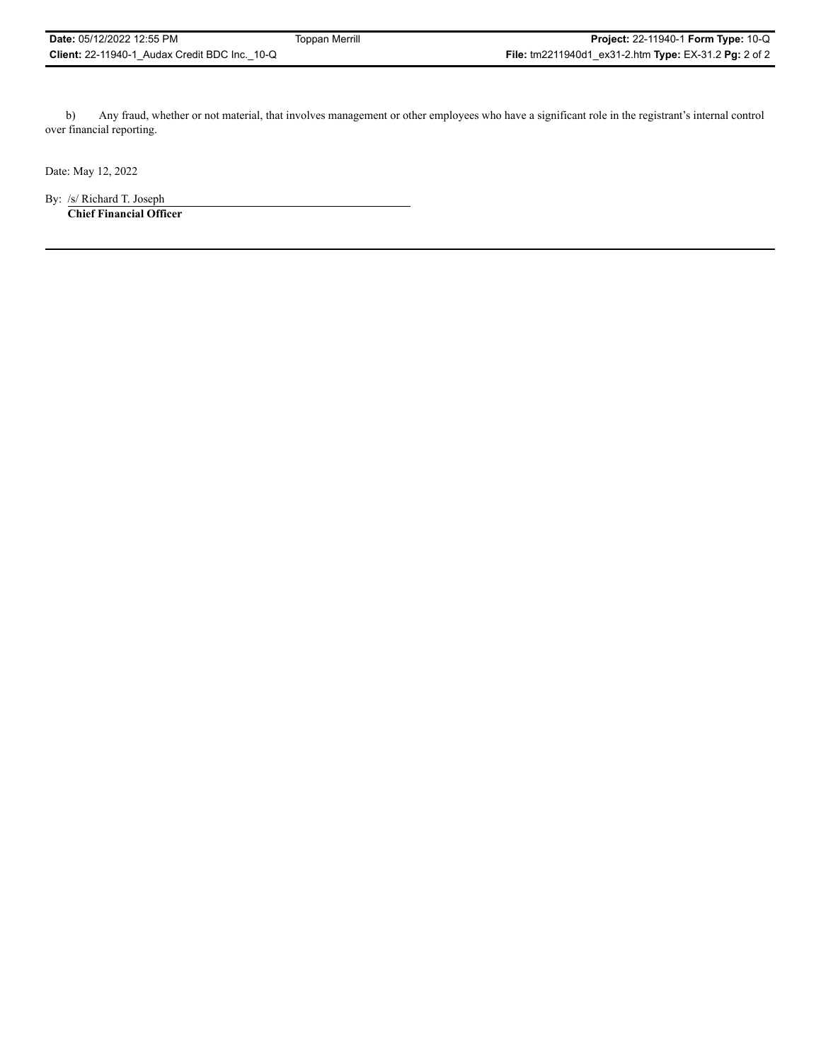b) Any fraud, whether or not material, that involves management or other employees who have a significant role in the registrant's internal control over financial reporting.

Date: May 12, 2022

By: /s/ Richard T. Joseph
**Chief Financial Officer**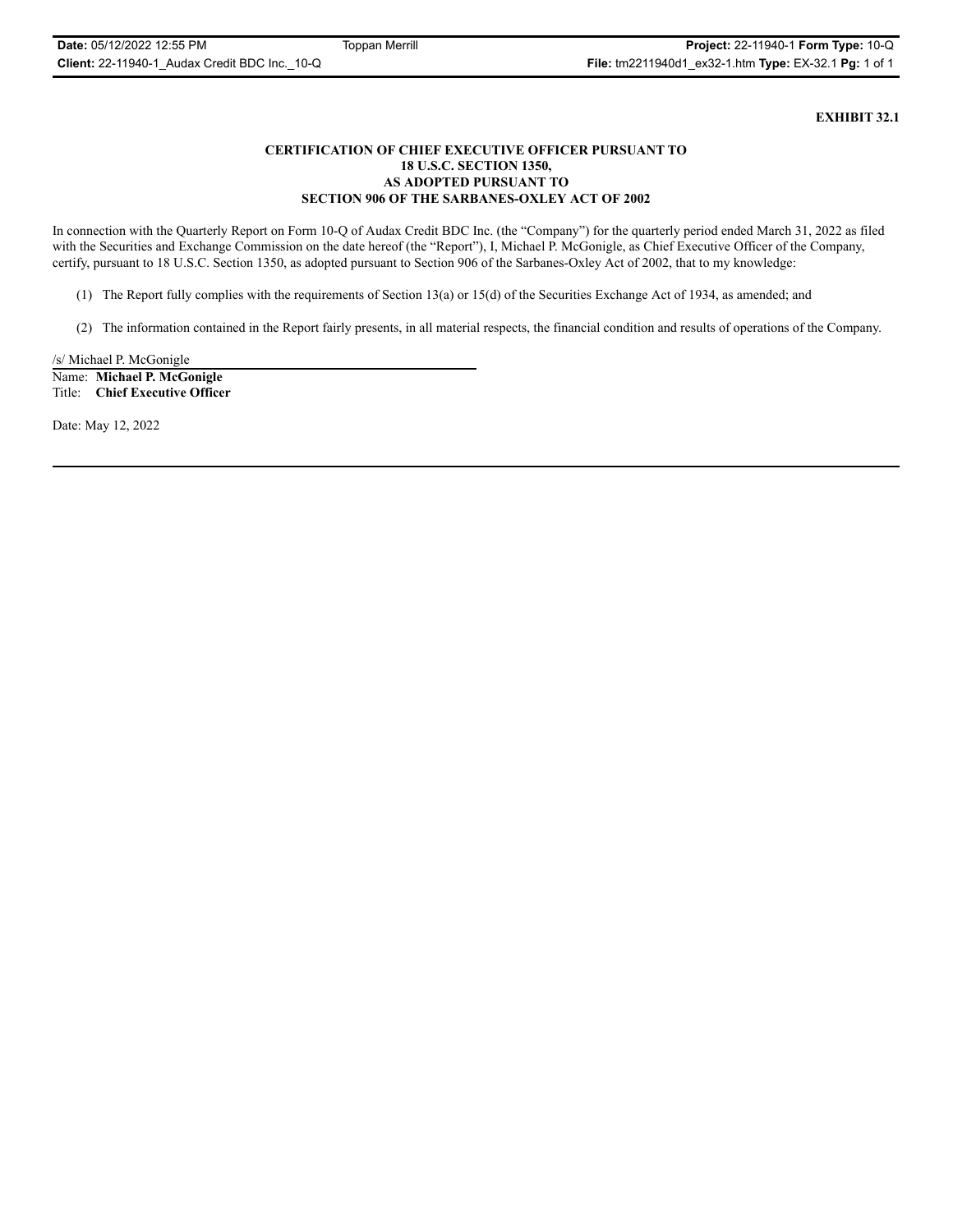**EXHIBIT 32.1**

**CERTIFICATION OF CHIEF EXECUTIVE OFFICER PURSUANT TO
18 U.S.C. SECTION 1350,
AS ADOPTED PURSUANT TO
SECTION 906 OF THE SARBANES-OXLEY ACT OF 2002**

In connection with the Quarterly Report on Form 10-Q of Audax Credit BDC Inc. (the "Company") for the quarterly period ended March 31, 2022 as filed with the Securities and Exchange Commission on the date hereof (the "Report"), I, Michael P. McGonigle, as Chief Executive Officer of the Company, certify, pursuant to 18 U.S.C. Section 1350, as adopted pursuant to Section 906 of the Sarbanes-Oxley Act of 2002, that to my knowledge:

(1) The Report fully complies with the requirements of Section 13(a) or 15(d) of the Securities Exchange Act of 1934, as amended; and

(2) The information contained in the Report fairly presents, in all material respects, the financial condition and results of operations of the Company.

/s/ Michael P. McGonigle

Name: **Michael P. McGonigle**
Title: **Chief Executive Officer**

Date: May 12, 2022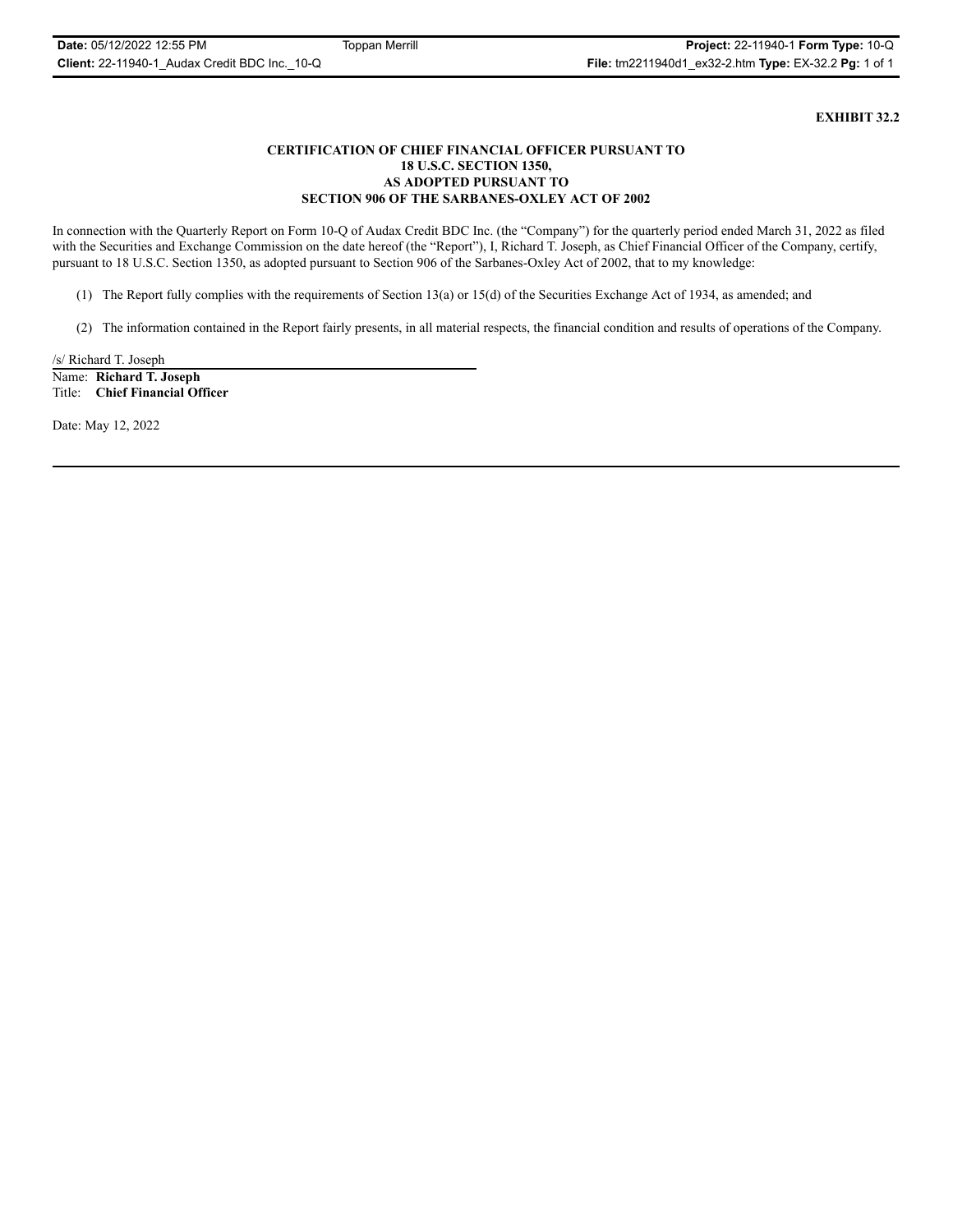**EXHIBIT 32.2**

**CERTIFICATION OF CHIEF FINANCIAL OFFICER PURSUANT TO 18 U.S.C. SECTION 1350, AS ADOPTED PURSUANT TO SECTION 906 OF THE SARBANES-OXLEY ACT OF 2002**

In connection with the Quarterly Report on Form 10-Q of Audax Credit BDC Inc. (the "Company") for the quarterly period ended March 31, 2022 as filed with the Securities and Exchange Commission on the date hereof (the "Report"), I, Richard T. Joseph, as Chief Financial Officer of the Company, certify, pursuant to 18 U.S.C. Section 1350, as adopted pursuant to Section 906 of the Sarbanes-Oxley Act of 2002, that to my knowledge:

(1) The Report fully complies with the requirements of Section 13(a) or 15(d) of the Securities Exchange Act of 1934, as amended; and

(2) The information contained in the Report fairly presents, in all material respects, the financial condition and results of operations of the Company.

/s/ Richard T. Joseph

Name: **Richard T. Joseph**
Title: **Chief Financial Officer**

Date: May 12, 2022